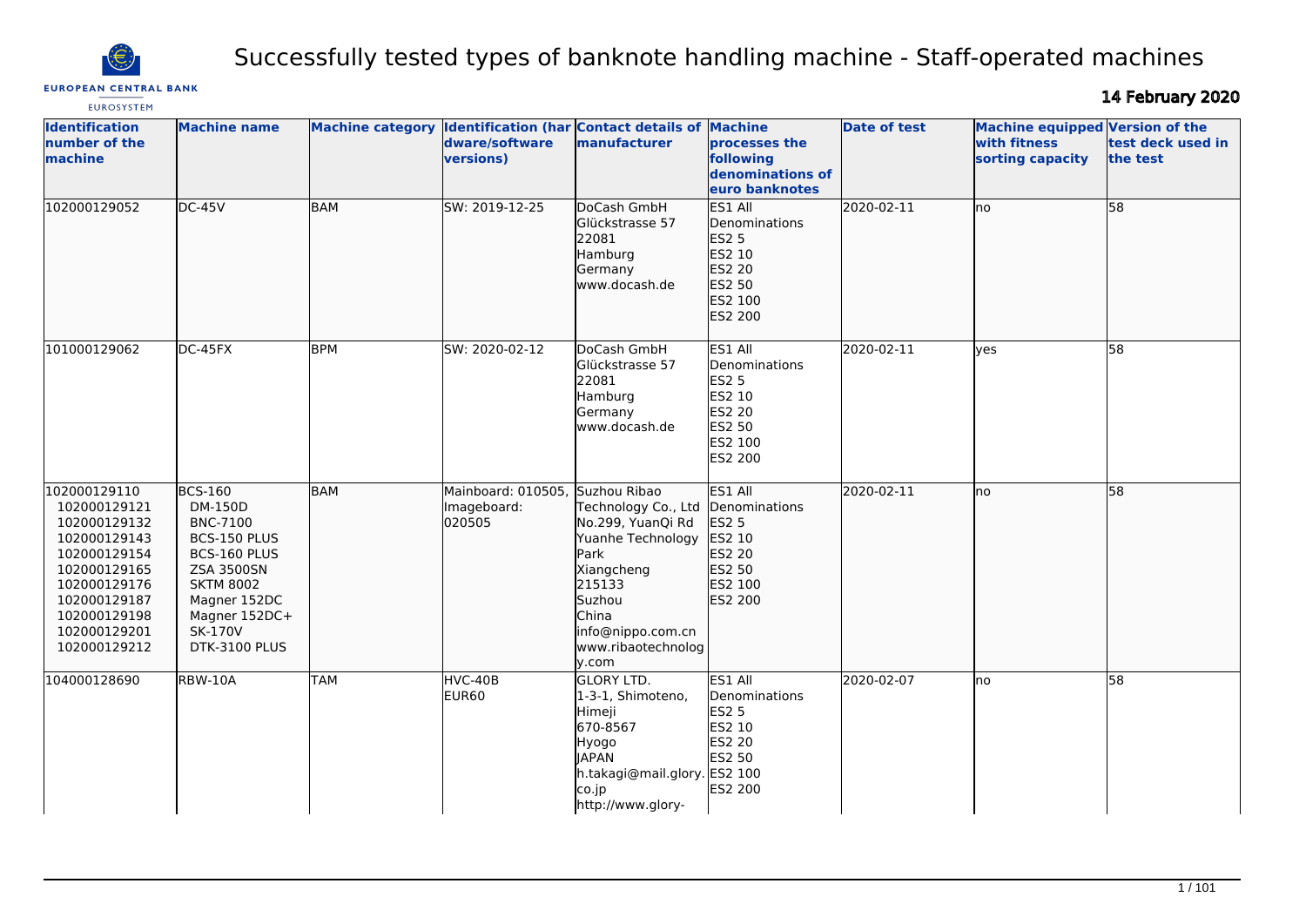# Successfully tested types of banknote handling machine - Staff-operated machines

**14 February 2020**

| Identification number of the machine | Machine name | Machine category | Identification (hardware/software versions) | Contact details of manufacturer | Machine processes the following denominations of euro banknotes | Date of test | Machine equipped with fitness sorting capacity | Version of the test deck used in the test |
|---|---|---|---|---|---|---|---|---|
| 102000129052 | DC-45V | BAM | SW: 2019-12-25 | DoCash GmbH<br>Glückstrasse 57<br>22081<br>Hamburg<br>Germany<br>www.docash.de | ES1 All Denominations<br>ES2 5<br>ES2 10<br>ES2 20<br>ES2 50<br>ES2 100<br>ES2 200 | 2020-02-11 | no | 58 |
| 101000129062 | DC-45FX | BPM | SW: 2020-02-12 | DoCash GmbH<br>Glückstrasse 57<br>22081<br>Hamburg<br>Germany<br>www.docash.de | ES1 All Denominations<br>ES2 5<br>ES2 10<br>ES2 20<br>ES2 50<br>ES2 100<br>ES2 200 | 2020-02-11 | yes | 58 |
| 102000129110<br>102000129121<br>102000129132<br>102000129143<br>102000129154<br>102000129165<br>102000129176<br>102000129187<br>102000129198<br>102000129201<br>102000129212 | BCS-160<br>DM-150D<br>BNC-7100<br>BCS-150 PLUS<br>BCS-160 PLUS<br>ZSA 3500SN<br>SKTM 8002<br>Magner 152DC<br>Magner 152DC+<br>SK-170V<br>DTK-3100 PLUS | BAM | Mainboard: 010505,<br>Imageboard:<br>020505 | Suzhou Ribao Technology Co., Ltd<br>No.299, YuanQi Rd<br>Yuanhe Technology Park<br>Xiangcheng<br>215133<br>Suzhou<br>China<br>info@nippo.com.cn<br>www.ribaotechnology.com | ES1 All Denominations<br>ES2 5<br>ES2 10<br>ES2 20<br>ES2 50<br>ES2 100<br>ES2 200 | 2020-02-11 | no | 58 |
| 104000128690 | RBW-10A | TAM | HVC-40B<br>EUR60 | GLORY LTD.<br>1-3-1, Shimoteno, Himeji<br>670-8567<br>Hyogo<br>JAPAN<br>h.takagi@mail.glory.co.jp<br>http://www.glory- | ES1 All Denominations<br>ES2 5<br>ES2 10<br>ES2 20<br>ES2 50<br>ES2 100<br>ES2 200 | 2020-02-07 | no | 58 |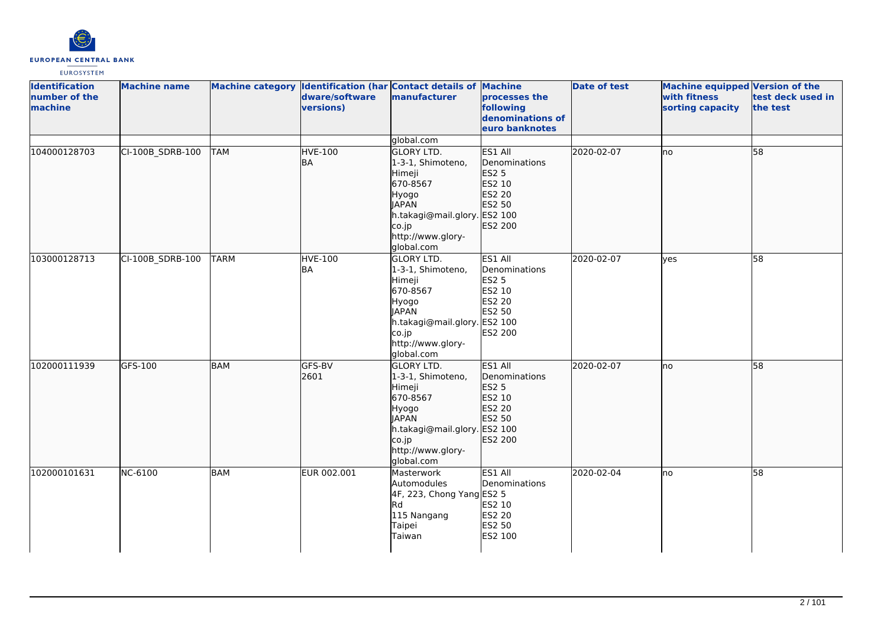| Identification number of the machine | Machine name | Machine category | Identification (hardware/software versions) | Contact details of manufacturer | Machine processes the following denominations of euro banknotes | Date of test | Machine equipped with fitness sorting capacity | Version of the test deck used in the test |
|---|---|---|---|---|---|---|---|---|
| | | | | global.com | | | | |
| 104000128703 | CI-100B_SDRB-100 | TAM | HVE-100<br>BA | GLORY LTD.<br>1-3-1, Shimoteno,<br>Himeji<br>670-8567<br>Hyogo<br>JAPAN<br>h.takagi@mail.glory.co.jp<br>http://www.glory-global.com | ES1 All Denominations<br>ES2 5<br>ES2 10<br>ES2 20<br>ES2 50<br>ES2 100<br>ES2 200 | 2020-02-07 | no | 58 |
| 103000128713 | CI-100B_SDRB-100 | TARM | HVE-100<br>BA | GLORY LTD.<br>1-3-1, Shimoteno,<br>Himeji<br>670-8567<br>Hyogo<br>JAPAN<br>h.takagi@mail.glory.co.jp<br>http://www.glory-global.com | ES1 All Denominations<br>ES2 5<br>ES2 10<br>ES2 20<br>ES2 50<br>ES2 100<br>ES2 200 | 2020-02-07 | yes | 58 |
| 102000111939 | GFS-100 | BAM | GFS-BV<br>2601 | GLORY LTD.<br>1-3-1, Shimoteno,<br>Himeji<br>670-8567<br>Hyogo<br>JAPAN<br>h.takagi@mail.glory.co.jp<br>http://www.glory-global.com | ES1 All Denominations<br>ES2 5<br>ES2 10<br>ES2 20<br>ES2 50<br>ES2 100<br>ES2 200 | 2020-02-07 | no | 58 |
| 102000101631 | NC-6100 | BAM | EUR 002.001 | Masterwork Automodules<br>4F, 223, Chong Yang Rd<br>115 Nangang<br>Taipei<br>Taiwan | ES1 All Denominations<br>ES2 5<br>ES2 10<br>ES2 20<br>ES2 50<br>ES2 100 | 2020-02-04 | no | 58 |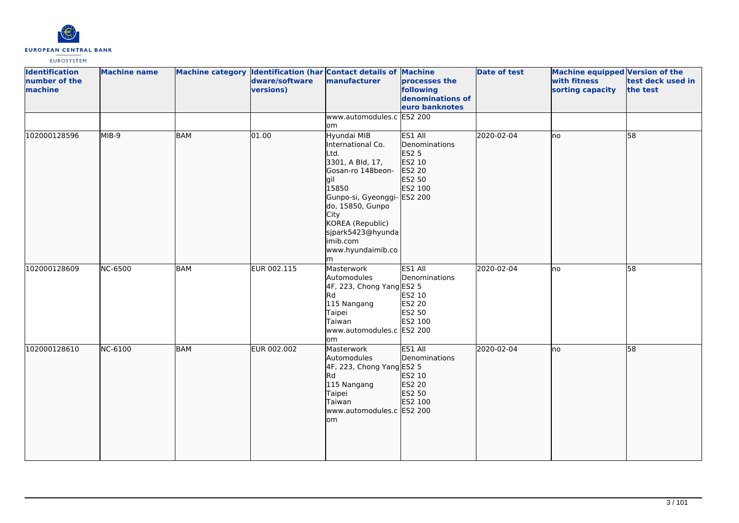| Identification number of the machine | Machine name | Machine category | Identification (hardware/software versions) | Contact details of manufacturer | Machine processes the following denominations of euro banknotes | Date of test | Machine equipped with fitness sorting capacity | Version of the test deck used in the test |
|---|---|---|---|---|---|---|---|---|
| | | | | www.automodules.com | ES2 200 | | | |
| 102000128596 | MIB-9 | BAM | 01.00 | Hyundai MIB International Co. Ltd.<br>3301, A Bld, 17, Gosan-ro 148beon-gil<br>15850<br>Gunpo-si, Gyeonggi-do, 15850, Gunpo City<br>KOREA (Republic)<br>sjpark5423@hyundaimib.com<br>www.hyundaimib.com | ES1 All Denominations<br>ES2 5<br>ES2 10<br>ES2 20<br>ES2 50<br>ES2 100<br>ES2 200 | 2020-02-04 | no | 58 |
| 102000128609 | NC-6500 | BAM | EUR 002.115 | Masterwork Automodules<br>4F, 223, Chong Yang Rd<br>115 Nangang<br>Taipei<br>Taiwan<br>www.automodules.com | ES1 All Denominations<br>ES2 5<br>ES2 10<br>ES2 20<br>ES2 50<br>ES2 100<br>ES2 200 | 2020-02-04 | no | 58 |
| 102000128610 | NC-6100 | BAM | EUR 002.002 | Masterwork Automodules<br>4F, 223, Chong Yang Rd<br>115 Nangang<br>Taipei<br>Taiwan<br>www.automodules.com | ES1 All Denominations<br>ES2 5<br>ES2 10<br>ES2 20<br>ES2 50<br>ES2 100<br>ES2 200 | 2020-02-04 | no | 58 |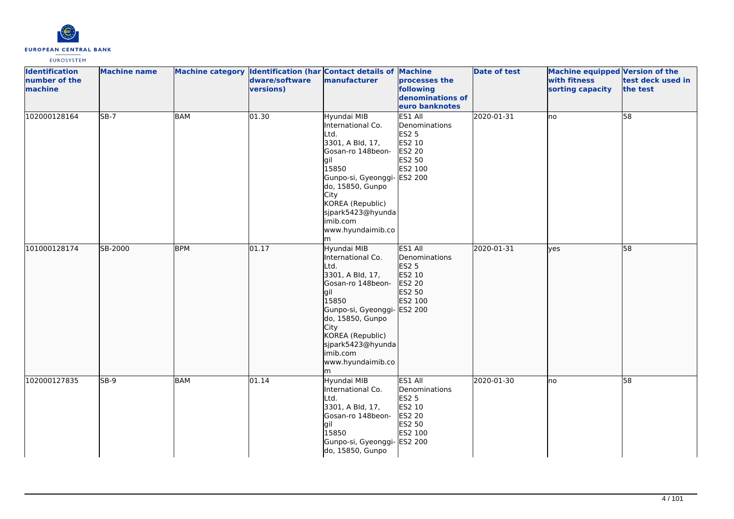| Identification number of the machine | Machine name | Machine category | Identification (hardware/software versions) | Contact details of manufacturer | Machine processes the following denominations of euro banknotes | Date of test | Machine equipped with fitness sorting capacity | Version of the test deck used in the test |
|---|---|---|---|---|---|---|---|---|
| 102000128164 | SB-7 | BAM | 01.30 | Hyundai MIB International Co. Ltd. 3301, A Bld, 17, Gosan-ro 148beon-gil 15850 Gunpo-si, Gyeonggi-do, 15850, Gunpo City KOREA (Republic) sjpark5423@hyundaimib.com www.hyundaimib.com | ES1 All Denominations ES2 5 ES2 10 ES2 20 ES2 50 ES2 100 ES2 200 | 2020-01-31 | no | 58 |
| 101000128174 | SB-2000 | BPM | 01.17 | Hyundai MIB International Co. Ltd. 3301, A Bld, 17, Gosan-ro 148beon-gil 15850 Gunpo-si, Gyeonggi-do, 15850, Gunpo City KOREA (Republic) sjpark5423@hyundaimib.com www.hyundaimib.com | ES1 All Denominations ES2 5 ES2 10 ES2 20 ES2 50 ES2 100 ES2 200 | 2020-01-31 | yes | 58 |
| 102000127835 | SB-9 | BAM | 01.14 | Hyundai MIB International Co. Ltd. 3301, A Bld, 17, Gosan-ro 148beon-gil 15850 Gunpo-si, Gyeonggi-do, 15850, Gunpo | ES1 All Denominations ES2 5 ES2 10 ES2 20 ES2 50 ES2 100 ES2 200 | 2020-01-30 | no | 58 |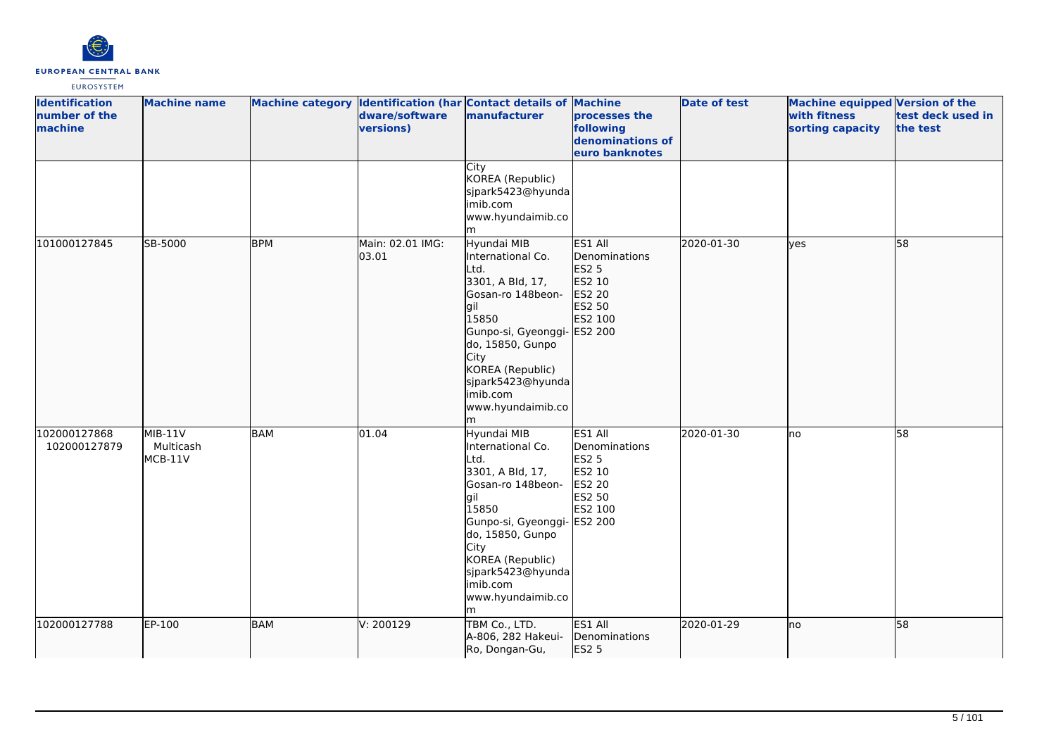| Identification number of the machine | Machine name | Machine category | Identification (hardware/software versions) | Contact details of manufacturer | Machine processes the following denominations of euro banknotes | Date of test | Machine equipped with fitness sorting capacity | Version of the test deck used in the test |
|---|---|---|---|---|---|---|---|---|
| | | | | City<br>KOREA (Republic)<br>sjpark5423@hyundaimib.com<br>www.hyundaimib.com | | | | |
| 101000127845 | SB-5000 | BPM | Main: 02.01 IMG: 03.01 | Hyundai MIB International Co. Ltd.<br>3301, A Bld, 17, Gosan-ro 148beon-gil<br>15850<br>Gunpo-si, Gyeonggi-do, 15850, Gunpo City<br>KOREA (Republic)<br>sjpark5423@hyundaimib.com<br>www.hyundaimib.com | ES1 All Denominations<br>ES2 5<br>ES2 10<br>ES2 20<br>ES2 50<br>ES2 100<br>ES2 200 | 2020-01-30 | yes | 58 |
| 102000127868<br>102000127879 | MIB-11V<br>Multicash<br>MCB-11V | BAM | 01.04 | Hyundai MIB International Co. Ltd.<br>3301, A Bld, 17, Gosan-ro 148beon-gil<br>15850<br>Gunpo-si, Gyeonggi-do, 15850, Gunpo City<br>KOREA (Republic)<br>sjpark5423@hyundaimib.com<br>www.hyundaimib.com | ES1 All Denominations<br>ES2 5<br>ES2 10<br>ES2 20<br>ES2 50<br>ES2 100<br>ES2 200 | 2020-01-30 | no | 58 |
| 102000127788 | EP-100 | BAM | V: 200129 | TBM Co., LTD.<br>A-806, 282 Hakeui-Ro, Dongan-Gu, | ES1 All Denominations<br>ES2 5 | 2020-01-29 | no | 58 |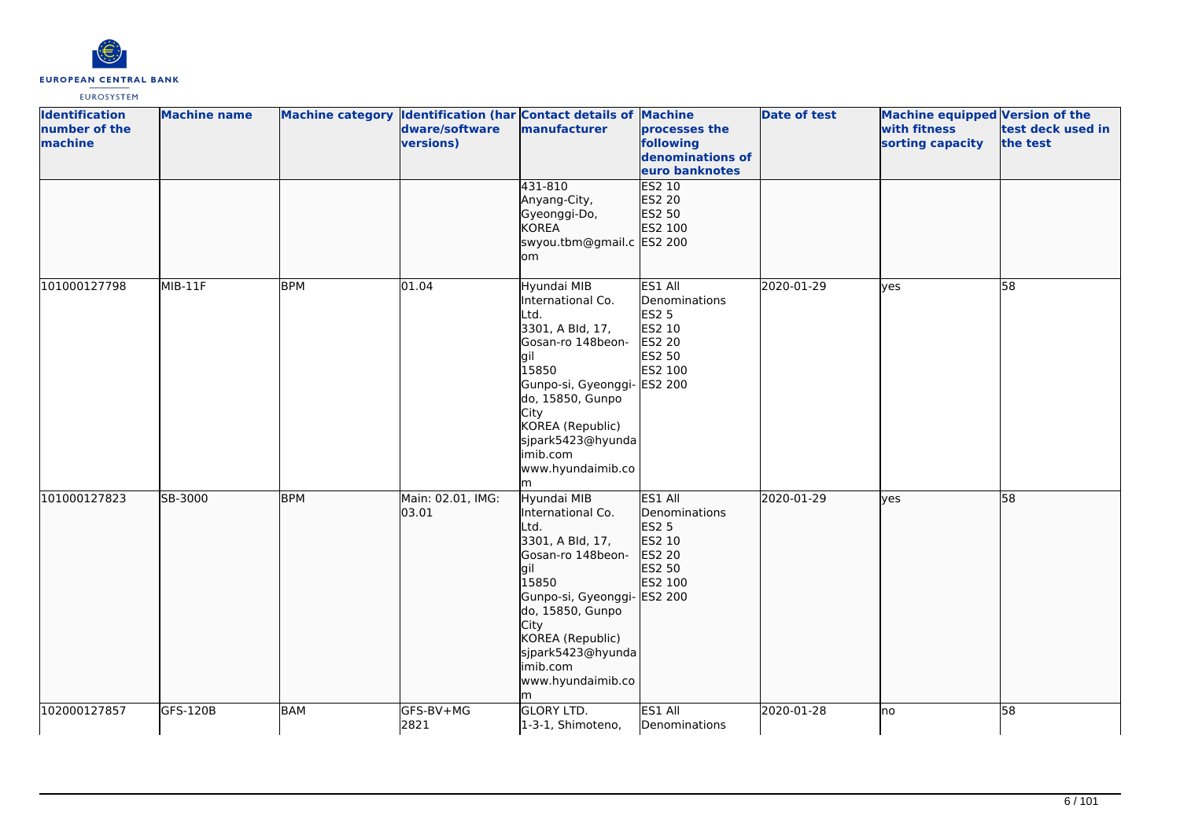| Identification number of the machine | Machine name | Machine category | Identification (hardware/software versions) | Contact details of manufacturer | Machine processes the following denominations of euro banknotes | Date of test | Machine equipped with fitness sorting capacity | Version of the test deck used in the test |
|---|---|---|---|---|---|---|---|---|
| | | | | 431-810 Anyang-City, Gyeonggi-Do, KOREA swyou.tbm@gmail.com | ES2 10 ES2 20 ES2 50 ES2 100 ES2 200 | | | |
| 101000127798 | MIB-11F | BPM | 01.04 | Hyundai MIB International Co. Ltd. 3301, A Bld, 17, Gosan-ro 148beon-gil 15850 Gunpo-si, Gyeonggi-do, 15850, Gunpo City KOREA (Republic) sjpark5423@hyundaimib.com www.hyundaimib.com | ES1 All Denominations ES2 5 ES2 10 ES2 20 ES2 50 ES2 100 ES2 200 | 2020-01-29 | yes | 58 |
| 101000127823 | SB-3000 | BPM | Main: 02.01, IMG: 03.01 | Hyundai MIB International Co. Ltd. 3301, A Bld, 17, Gosan-ro 148beon-gil 15850 Gunpo-si, Gyeonggi-do, 15850, Gunpo City KOREA (Republic) sjpark5423@hyundaimib.com www.hyundaimib.com | ES1 All Denominations ES2 5 ES2 10 ES2 20 ES2 50 ES2 100 ES2 200 | 2020-01-29 | yes | 58 |
| 102000127857 | GFS-120B | BAM | GFS-BV+MG 2821 | GLORY LTD. 1-3-1, Shimoteno, | ES1 All Denominations | 2020-01-28 | no | 58 |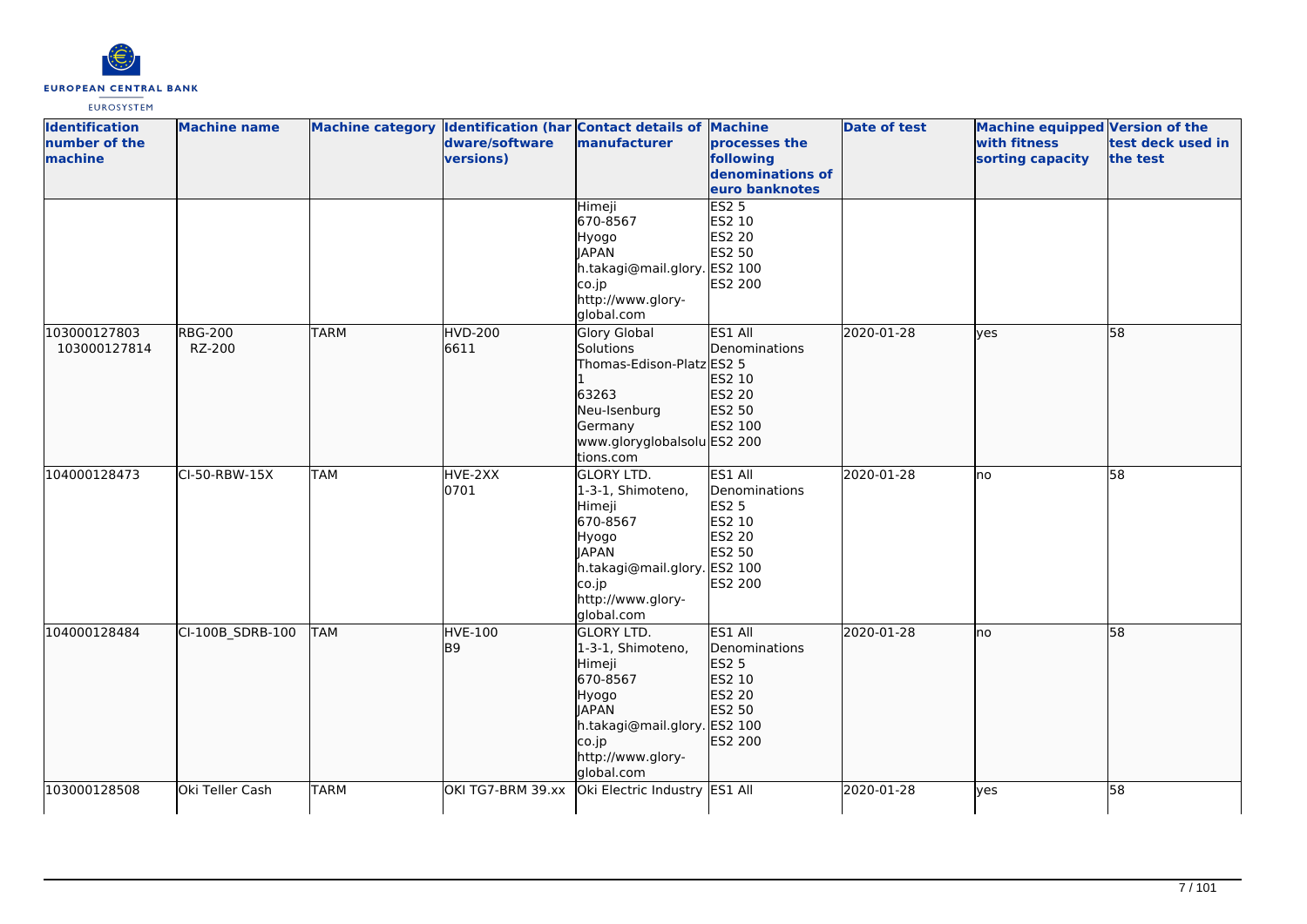| Identification number of the machine | Machine name | Machine category | Identification (hardware/software versions) | Contact details of manufacturer | Machine processes the following denominations of euro banknotes | Date of test | Machine equipped with fitness sorting capacity | Version of the test deck used in the test |
|---|---|---|---|---|---|---|---|---|
| | | | | Himeji 670-8567 Hyogo JAPAN h.takagi@mail.glory.co.jp http://www.glory-global.com | ES2 5 ES2 10 ES2 20 ES2 50 ES2 100 ES2 200 | | | |
| 103000127803 103000127814 | RBG-200 RZ-200 | TARM | HVD-200 6611 | Glory Global Solutions Thomas-Edison-Platz 1 63263 Neu-Isenburg Germany www.gloryglobalsolutions.com | ES1 All Denominations ES2 5 ES2 10 ES2 20 ES2 50 ES2 100 ES2 200 | 2020-01-28 | yes | 58 |
| 104000128473 | CI-50-RBW-15X | TAM | HVE-2XX 0701 | GLORY LTD. 1-3-1, Shimoteno, Himeji 670-8567 Hyogo JAPAN h.takagi@mail.glory.co.jp http://www.glory-global.com | ES1 All Denominations ES2 5 ES2 10 ES2 20 ES2 50 ES2 100 ES2 200 | 2020-01-28 | no | 58 |
| 104000128484 | CI-100B_SDRB-100 | TAM | HVE-100 B9 | GLORY LTD. 1-3-1, Shimoteno, Himeji 670-8567 Hyogo JAPAN h.takagi@mail.glory.co.jp http://www.glory-global.com | ES1 All Denominations ES2 5 ES2 10 ES2 20 ES2 50 ES2 100 ES2 200 | 2020-01-28 | no | 58 |
| 103000128508 | Oki Teller Cash | TARM | OKI TG7-BRM 39.xx | Oki Electric Industry | ES1 All | 2020-01-28 | yes | 58 |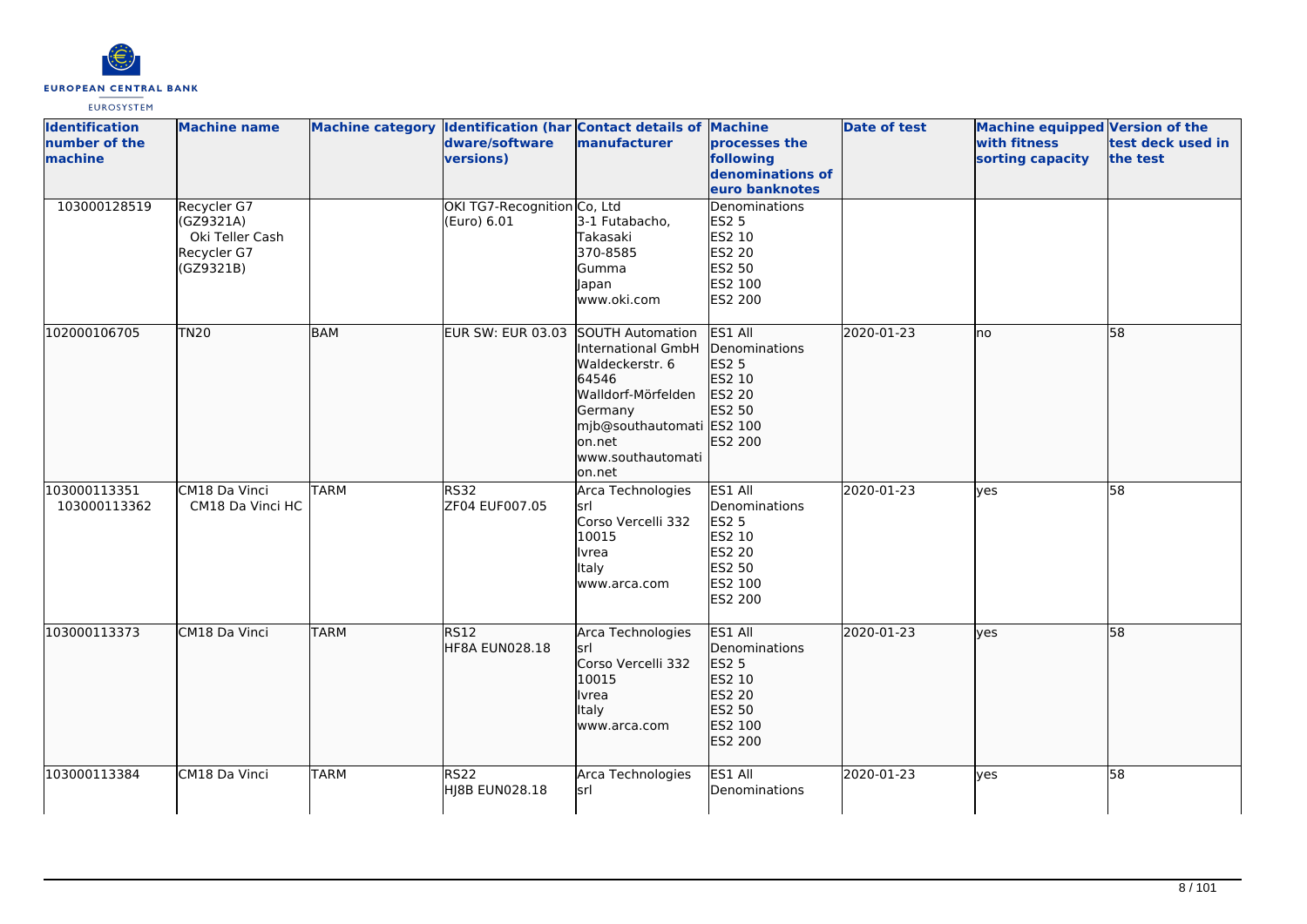| Identification number of the machine | Machine name | Machine category | Identification (hardware/software versions) | Contact details of manufacturer | Machine processes the following denominations of euro banknotes | Date of test | Machine equipped with fitness sorting capacity | Version of the test deck used in the test |
|---|---|---|---|---|---|---|---|---|
| 103000128519 | Recycler G7 (GZ9321A) Oki Teller Cash Recycler G7 (GZ9321B) | | OKI TG7-Recognition (Euro) 6.01 | Co, Ltd 3-1 Futabacho, Takasaki 370-8585 Gumma Japan www.oki.com | Denominations ES2 5 ES2 10 ES2 20 ES2 50 ES2 100 ES2 200 | | | |
| 102000106705 | TN20 | BAM | EUR SW: EUR 03.03 | SOUTH Automation International GmbH Waldeckerstr. 6 64546 Walldorf-Mörfelden Germany mjb@southautomation.net www.southautomation.net | ES1 All Denominations ES2 5 ES2 10 ES2 20 ES2 50 ES2 100 ES2 200 | 2020-01-23 | no | 58 |
| 103000113351 103000113362 | CM18 Da Vinci CM18 Da Vinci HC | TARM | RS32 ZF04 EUF007.05 | Arca Technologies srl Corso Vercelli 332 10015 Ivrea Italy www.arca.com | ES1 All Denominations ES2 5 ES2 10 ES2 20 ES2 50 ES2 100 ES2 200 | 2020-01-23 | yes | 58 |
| 103000113373 | CM18 Da Vinci | TARM | RS12 HF8A EUN028.18 | Arca Technologies srl Corso Vercelli 332 10015 Ivrea Italy www.arca.com | ES1 All Denominations ES2 5 ES2 10 ES2 20 ES2 50 ES2 100 ES2 200 | 2020-01-23 | yes | 58 |
| 103000113384 | CM18 Da Vinci | TARM | RS22 HJ8B EUN028.18 | Arca Technologies srl | ES1 All Denominations | 2020-01-23 | yes | 58 |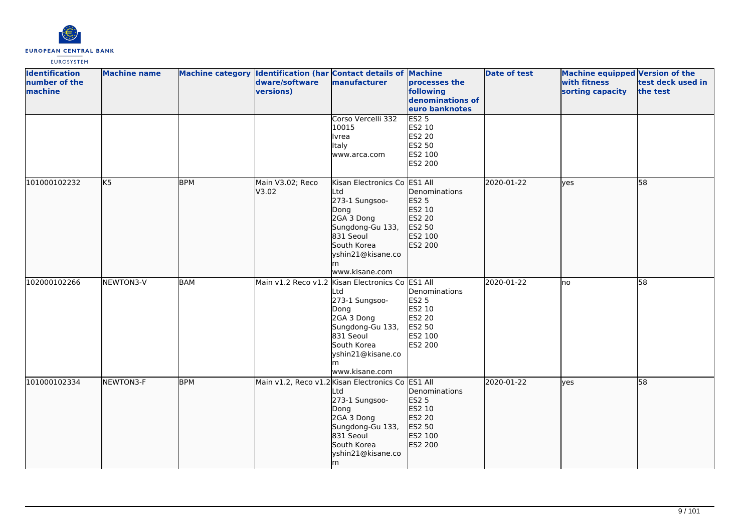| Identification number of the machine | Machine name | Machine category | Identification (hardware/software versions) | Contact details of manufacturer | Machine processes the following denominations of euro banknotes | Date of test | Machine equipped with fitness sorting capacity | Version of the test deck used in the test |
|---|---|---|---|---|---|---|---|---|
| | | | | Corso Vercelli 332 10015 Ivrea Italy www.arca.com | ES2 5 ES2 10 ES2 20 ES2 50 ES2 100 ES2 200 | | | |
| 101000102232 | K5 | BPM | Main V3.02; Reco V3.02 | Kisan Electronics Co Ltd 273-1 Sungsoo-Dong 2GA 3 Dong Sungdong-Gu 133, 831 Seoul South Korea yshin21@kisane.com www.kisane.com | ES1 All Denominations ES2 5 ES2 10 ES2 20 ES2 50 ES2 100 ES2 200 | 2020-01-22 | yes | 58 |
| 102000102266 | NEWTON3-V | BAM | Main v1.2 Reco v1.2 | Kisan Electronics Co Ltd 273-1 Sungsoo-Dong 2GA 3 Dong Sungdong-Gu 133, 831 Seoul South Korea yshin21@kisane.com www.kisane.com | ES1 All Denominations ES2 5 ES2 10 ES2 20 ES2 50 ES2 100 ES2 200 | 2020-01-22 | no | 58 |
| 101000102334 | NEWTON3-F | BPM | Main v1.2, Reco v1.2 | Kisan Electronics Co Ltd 273-1 Sungsoo-Dong 2GA 3 Dong Sungdong-Gu 133, 831 Seoul South Korea yshin21@kisane.com | ES1 All Denominations ES2 5 ES2 10 ES2 20 ES2 50 ES2 100 ES2 200 | 2020-01-22 | yes | 58 |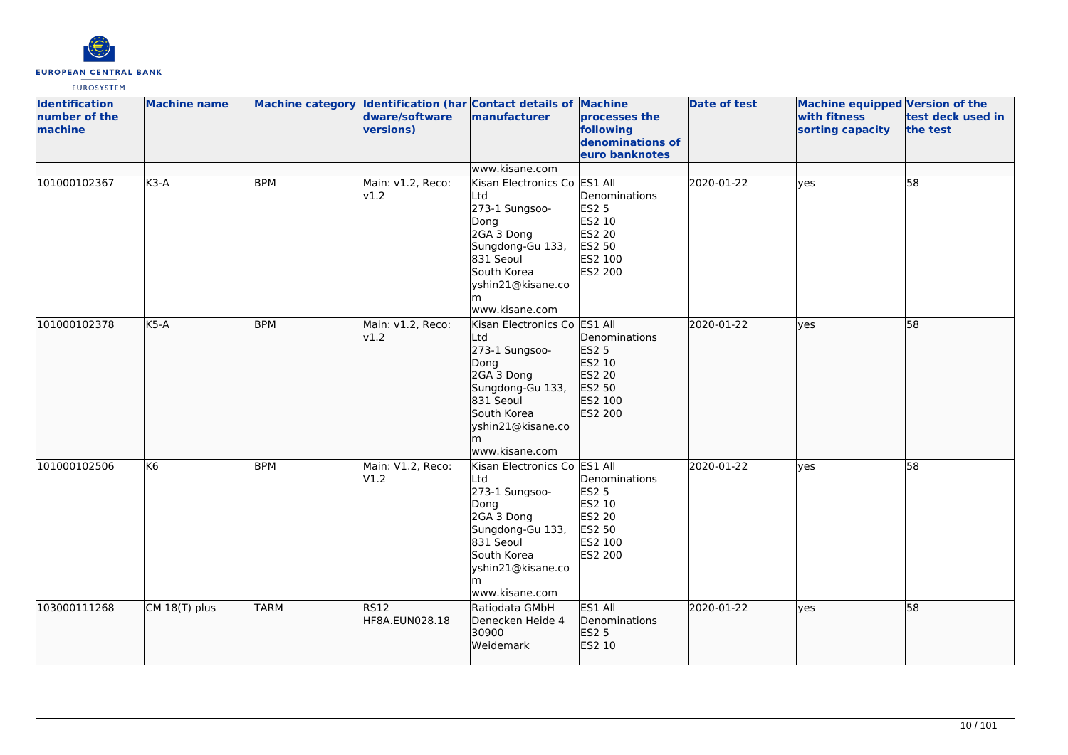| Identification number of the machine | Machine name | Machine category | Identification (hardware/software versions) | Contact details of manufacturer | Machine processes the following denominations of euro banknotes | Date of test | Machine equipped with fitness sorting capacity | Version of the test deck used in the test |
|---|---|---|---|---|---|---|---|---|
| | | | | www.kisane.com | | | | |
| 101000102367 | K3-A | BPM | Main: v1.2, Reco: v1.2 | Kisan Electronics Co Ltd 273-1 Sungsoo-Dong 2GA 3 Dong Sungdong-Gu 133, 831 Seoul South Korea yshin21@kisane.com www.kisane.com | ES1 All Denominations ES2 5 ES2 10 ES2 20 ES2 50 ES2 100 ES2 200 | 2020-01-22 | yes | 58 |
| 101000102378 | K5-A | BPM | Main: v1.2, Reco: v1.2 | Kisan Electronics Co Ltd 273-1 Sungsoo-Dong 2GA 3 Dong Sungdong-Gu 133, 831 Seoul South Korea yshin21@kisane.com www.kisane.com | ES1 All Denominations ES2 5 ES2 10 ES2 20 ES2 50 ES2 100 ES2 200 | 2020-01-22 | yes | 58 |
| 101000102506 | K6 | BPM | Main: V1.2, Reco: V1.2 | Kisan Electronics Co Ltd 273-1 Sungsoo-Dong 2GA 3 Dong Sungdong-Gu 133, 831 Seoul South Korea yshin21@kisane.com www.kisane.com | ES1 All Denominations ES2 5 ES2 10 ES2 20 ES2 50 ES2 100 ES2 200 | 2020-01-22 | yes | 58 |
| 103000111268 | CM 18(T) plus | TARM | RS12 HF8A.EUN028.18 | Ratiodata GmbH Denecken Heide 4 30900 Weidemark | ES1 All Denominations ES2 5 ES2 10 | 2020-01-22 | yes | 58 |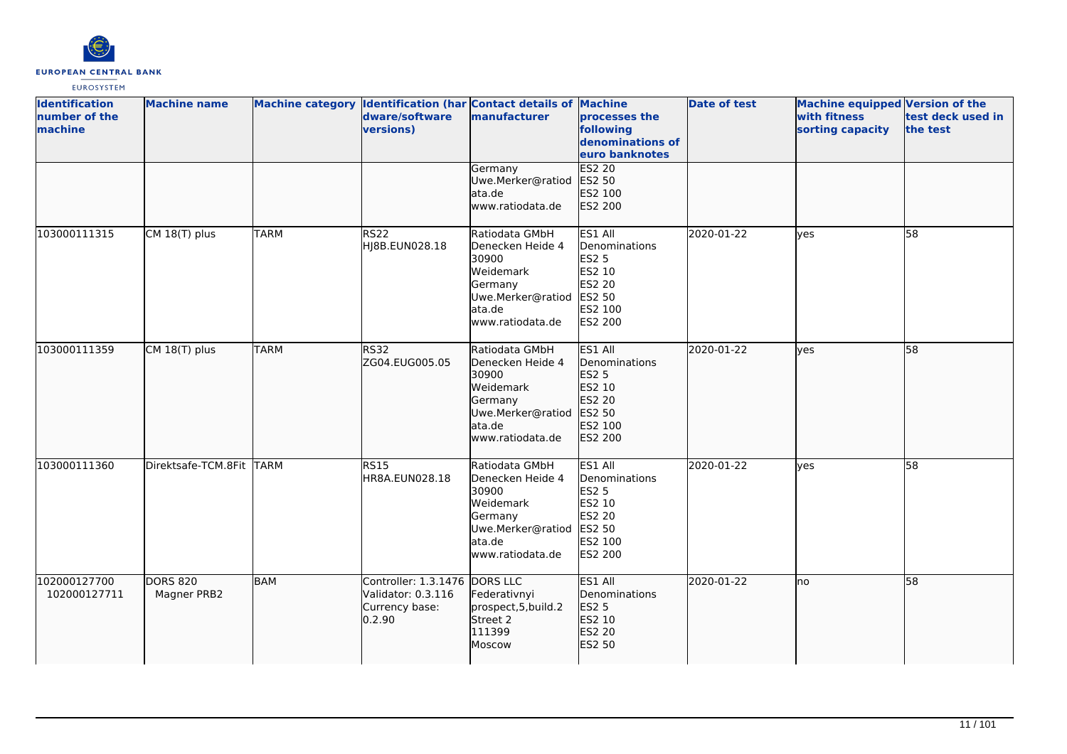| Identification number of the machine | Machine name | Machine category | Identification (hardware/software versions) | Contact details of manufacturer | Machine processes the following denominations of euro banknotes | Date of test | Machine equipped with fitness sorting capacity | Version of the test deck used in the test |
|---|---|---|---|---|---|---|---|---|
| | | | | Germany Uwe.Merker@ratiodata.de www.ratiodata.de | ES2 20 ES2 50 ES2 100 ES2 200 | | | |
| 103000111315 | CM 18(T) plus | TARM | RS22 HJ8B.EUN028.18 | Ratiodata GMbH Denecken Heide 4 30900 Weidemark Germany Uwe.Merker@ratiodata.de www.ratiodata.de | ES1 All Denominations ES2 5 ES2 10 ES2 20 ES2 50 ES2 100 ES2 200 | 2020-01-22 | yes | 58 |
| 103000111359 | CM 18(T) plus | TARM | RS32 ZG04.EUG005.05 | Ratiodata GMbH Denecken Heide 4 30900 Weidemark Germany Uwe.Merker@ratiodata.de www.ratiodata.de | ES1 All Denominations ES2 5 ES2 10 ES2 20 ES2 50 ES2 100 ES2 200 | 2020-01-22 | yes | 58 |
| 103000111360 | Direktsafe-TCM.8Fit | TARM | RS15 HR8A.EUN028.18 | Ratiodata GMbH Denecken Heide 4 30900 Weidemark Germany Uwe.Merker@ratiodata.de www.ratiodata.de | ES1 All Denominations ES2 5 ES2 10 ES2 20 ES2 50 ES2 100 ES2 200 | 2020-01-22 | yes | 58 |
| 102000127700 102000127711 | DORS 820 Magner PRB2 | BAM | Controller: 1.3.1476 Validator: 0.3.116 Currency base: 0.2.90 | DORS LLC Federativnyi prospect,5,build.2 Street 2 111399 Moscow | ES1 All Denominations ES2 5 ES2 10 ES2 20 ES2 50 | 2020-01-22 | no | 58 |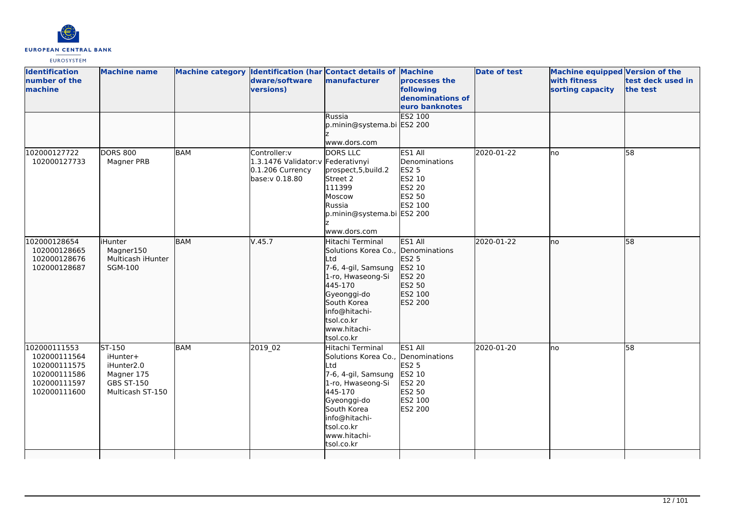| Identification number of the machine | Machine name | Machine category | Identification (hardware/software versions) | Contact details of manufacturer | Machine processes the following denominations of euro banknotes | Date of test | Machine equipped with fitness sorting capacity | Version of the test deck used in the test |
|---|---|---|---|---|---|---|---|---|
| | | | | Russia<br>p.minin@systema.biz<br>www.dors.com | ES2 100<br>ES2 200 | | | |
| 102000127722<br>102000127733 | DORS 800<br>Magner PRB | BAM | Controller:v 1.3.1476 Validator:v 0.1.206 Currency base:v 0.18.80 | DORS LLC<br>Federativnyi prospect,5,build.2 Street 2<br>111399<br>Moscow<br>Russia<br>p.minin@systema.biz<br>www.dors.com | ES1 All Denominations<br>ES2 5<br>ES2 10<br>ES2 20<br>ES2 50<br>ES2 100<br>ES2 200 | 2020-01-22 | no | 58 |
| 102000128654<br>102000128665<br>102000128676<br>102000128687 | iHunter<br>Magner150<br>Multicash iHunter<br>SGM-100 | BAM | V.45.7 | Hitachi Terminal Solutions Korea Co., Ltd<br>7-6, 4-gil, Samsung 1-ro, Hwaseong-Si<br>445-170<br>Gyeonggi-do<br>South Korea<br>info@hitachi-tsol.co.kr<br>www.hitachi-tsol.co.kr | ES1 All Denominations<br>ES2 5<br>ES2 10<br>ES2 20<br>ES2 50<br>ES2 100<br>ES2 200 | 2020-01-22 | no | 58 |
| 102000111553<br>102000111564<br>102000111575<br>102000111586<br>102000111597<br>102000111600 | ST-150<br>iHunter+<br>iHunter2.0<br>Magner 175<br>GBS ST-150<br>Multicash ST-150 | BAM | 2019_02 | Hitachi Terminal Solutions Korea Co., Ltd<br>7-6, 4-gil, Samsung 1-ro, Hwaseong-Si<br>445-170<br>Gyeonggi-do<br>South Korea<br>info@hitachi-tsol.co.kr<br>www.hitachi-tsol.co.kr | ES1 All Denominations<br>ES2 5<br>ES2 10<br>ES2 20<br>ES2 50<br>ES2 100<br>ES2 200 | 2020-01-20 | no | 58 |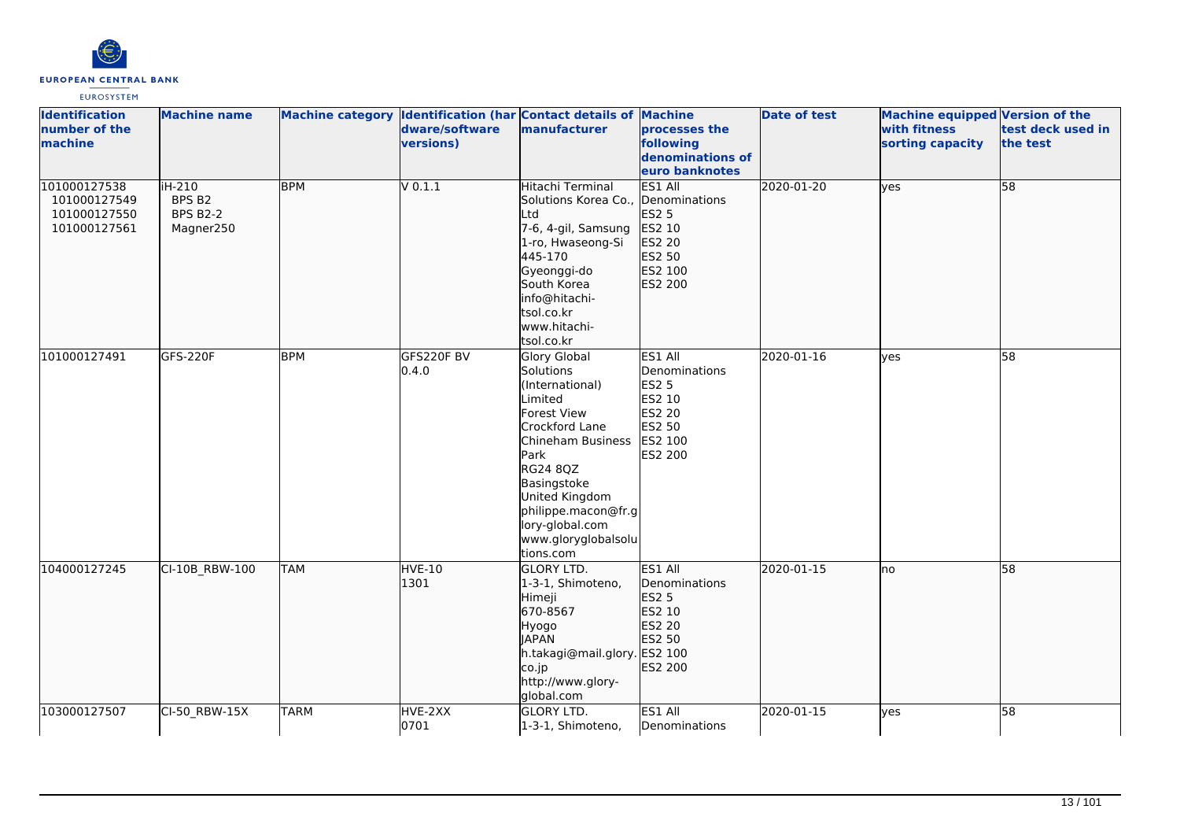| Identification number of the machine | Machine name | Machine category | Identification (hardware/software versions) | Contact details of manufacturer | Machine processes the following denominations of euro banknotes | Date of test | Machine equipped with fitness sorting capacity | Version of the test deck used in the test |
|---|---|---|---|---|---|---|---|---|
| 101000127538<br>101000127549<br>101000127550<br>101000127561 | iH-210<br>BPS B2<br>BPS B2-2<br>Magner250 | BPM | V 0.1.1 | Hitachi Terminal Solutions Korea Co., Ltd<br>7-6, 4-gil, Samsung 1-ro, Hwaseong-Si<br>445-170<br>Gyeonggi-do<br>South Korea<br>info@hitachi-tsol.co.kr<br>www.hitachi-tsol.co.kr | ES1 All Denominations<br>ES2 5<br>ES2 10<br>ES2 20<br>ES2 50<br>ES2 100<br>ES2 200 | 2020-01-20 | yes | 58 |
| 101000127491 | GFS-220F | BPM | GFS220F BV 0.4.0 | Glory Global Solutions (International) Limited<br>Forest View<br>Crockford Lane<br>Chineham Business Park<br>RG24 8QZ<br>Basingstoke<br>United Kingdom<br>philippe.macon@fr.glory-global.com<br>www.gloryglobalsolutions.com | ES1 All Denominations<br>ES2 5<br>ES2 10<br>ES2 20<br>ES2 50<br>ES2 100<br>ES2 200 | 2020-01-16 | yes | 58 |
| 104000127245 | CI-10B_RBW-100 | TAM | HVE-10<br>1301 | GLORY LTD.<br>1-3-1, Shimoteno, Himeji<br>670-8567<br>Hyogo<br>JAPAN<br>h.takagi@mail.glory.co.jp<br>http://www.glory-global.com | ES1 All Denominations<br>ES2 5<br>ES2 10<br>ES2 20<br>ES2 50<br>ES2 100<br>ES2 200 | 2020-01-15 | no | 58 |
| 103000127507 | CI-50_RBW-15X | TARM | HVE-2XX<br>0701 | GLORY LTD.<br>1-3-1, Shimoteno, | ES1 All Denominations | 2020-01-15 | yes | 58 |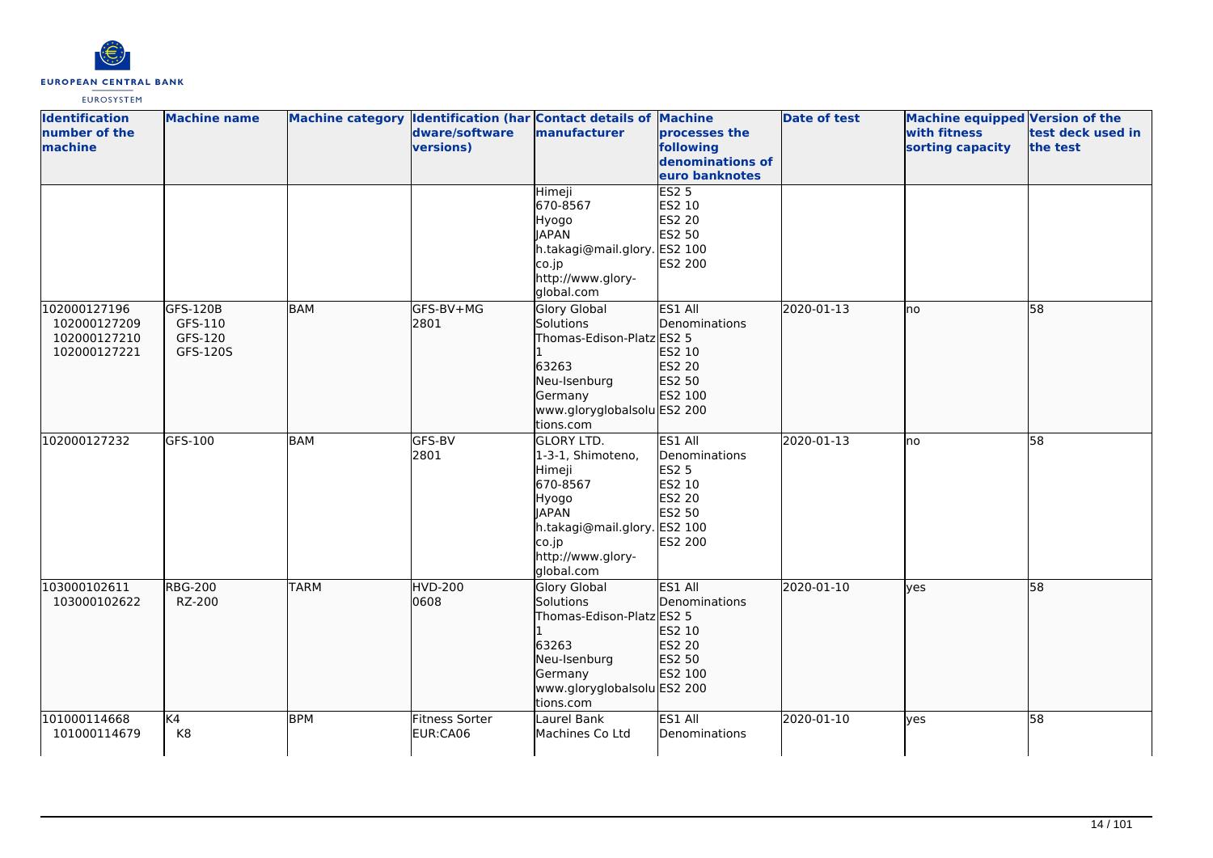| Identification number of the machine | Machine name | Machine category | Identification (hardware/software versions) | Contact details of manufacturer | Machine processes the following denominations of euro banknotes | Date of test | Machine equipped with fitness sorting capacity | Version of the test deck used in the test |
|---|---|---|---|---|---|---|---|---|
| | | | | Himeji 670-8567 Hyogo JAPAN h.takagi@mail.glory.co.jp http://www.glory-global.com | ES2 5 ES2 10 ES2 20 ES2 50 ES2 100 ES2 200 | | | |
| 102000127196 102000127209 102000127210 102000127221 | GFS-120B GFS-110 GFS-120 GFS-120S | BAM | GFS-BV+MG 2801 | Glory Global Solutions Thomas-Edison-Platz 1 63263 Neu-Isenburg Germany www.gloryglobalsolutions.com | ES1 All Denominations ES2 5 ES2 10 ES2 20 ES2 50 ES2 100 ES2 200 | 2020-01-13 | no | 58 |
| 102000127232 | GFS-100 | BAM | GFS-BV 2801 | GLORY LTD. 1-3-1, Shimoteno, Himeji 670-8567 Hyogo JAPAN h.takagi@mail.glory.co.jp http://www.glory-global.com | ES1 All Denominations ES2 5 ES2 10 ES2 20 ES2 50 ES2 100 ES2 200 | 2020-01-13 | no | 58 |
| 103000102611 103000102622 | RBG-200 RZ-200 | TARM | HVD-200 0608 | Glory Global Solutions Thomas-Edison-Platz 1 63263 Neu-Isenburg Germany www.gloryglobalsolutions.com | ES1 All Denominations ES2 5 ES2 10 ES2 20 ES2 50 ES2 100 ES2 200 | 2020-01-10 | yes | 58 |
| 101000114668 101000114679 | K4 K8 | BPM | Fitness Sorter EUR:CA06 | Laurel Bank Machines Co Ltd | ES1 All Denominations | 2020-01-10 | yes | 58 |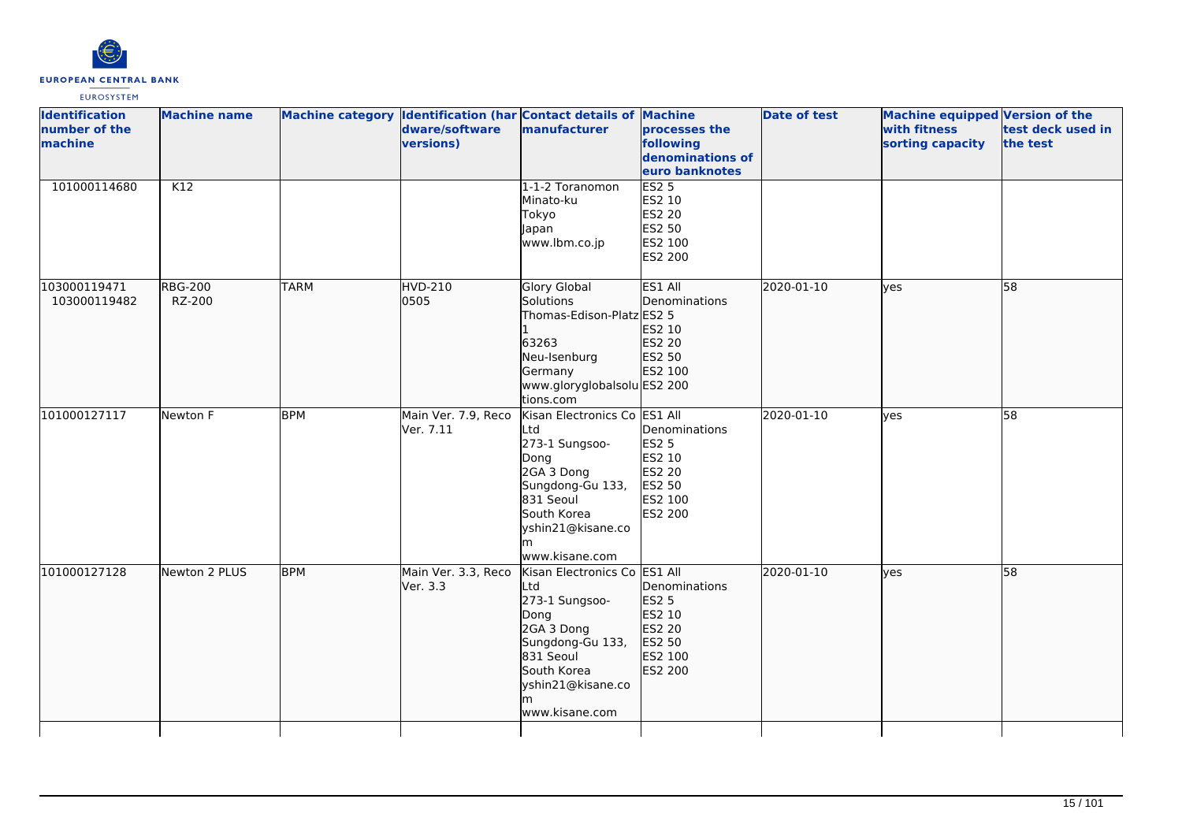| Identification number of the machine | Machine name | Machine category | Identification (hardware/software versions) | Contact details of manufacturer | Machine processes the following denominations of euro banknotes | Date of test | Machine equipped with fitness sorting capacity | Version of the test deck used in the test |
|---|---|---|---|---|---|---|---|---|
| 101000114680 | K12 | | | 1-1-2 Toranomon<br>Minato-ku<br>Tokyo<br>Japan<br>www.lbm.co.jp | ES2 5<br>ES2 10<br>ES2 20<br>ES2 50<br>ES2 100<br>ES2 200 | | | |
| 103000119471<br>103000119482 | RBG-200<br>RZ-200 | TARM | HVD-210<br>0505 | Glory Global Solutions<br>Thomas-Edison-Platz 1<br>63263<br>Neu-Isenburg<br>Germany<br>www.gloryglobalsolutions.com | ES1 All Denominations<br>ES2 5<br>ES2 10<br>ES2 20<br>ES2 50<br>ES2 100<br>ES2 200 | 2020-01-10 | yes | 58 |
| 101000127117 | Newton F | BPM | Main Ver. 7.9, Reco Ver. 7.11 | Kisan Electronics Co Ltd<br>273-1 Sungsoo-Dong<br>2GA 3 Dong<br>Sungdong-Gu 133, 831 Seoul<br>South Korea<br>yshin21@kisane.com<br>www.kisane.com | ES1 All Denominations<br>ES2 5<br>ES2 10<br>ES2 20<br>ES2 50<br>ES2 100<br>ES2 200 | 2020-01-10 | yes | 58 |
| 101000127128 | Newton 2 PLUS | BPM | Main Ver. 3.3, Reco Ver. 3.3 | Kisan Electronics Co Ltd<br>273-1 Sungsoo-Dong<br>2GA 3 Dong<br>Sungdong-Gu 133, 831 Seoul<br>South Korea<br>yshin21@kisane.com<br>www.kisane.com | ES1 All Denominations<br>ES2 5<br>ES2 10<br>ES2 20<br>ES2 50<br>ES2 100<br>ES2 200 | 2020-01-10 | yes | 58 |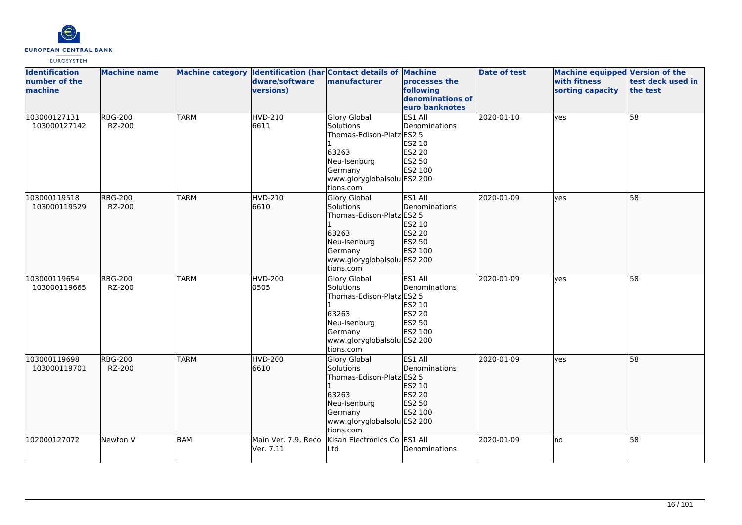| Identification number of the machine | Machine name | Machine category | Identification (hardware/software versions) | Contact details of manufacturer | Machine processes the following denominations of euro banknotes | Date of test | Machine equipped with fitness sorting capacity | Version of the test deck used in the test |
|---|---|---|---|---|---|---|---|---|
| 103000127131<br>103000127142 | RBG-200<br>RZ-200 | TARM | HVD-210<br>6611 | Glory Global Solutions<br>Thomas-Edison-Platz 1<br>63263<br>Neu-Isenburg<br>Germany<br>www.gloryglobalsolutions.com | ES1 All Denominations<br>ES2 5<br>ES2 10<br>ES2 20<br>ES2 50<br>ES2 100<br>ES2 200 | 2020-01-10 | yes | 58 |
| 103000119518<br>103000119529 | RBG-200<br>RZ-200 | TARM | HVD-210<br>6610 | Glory Global Solutions<br>Thomas-Edison-Platz 1<br>63263<br>Neu-Isenburg<br>Germany<br>www.gloryglobalsolutions.com | ES1 All Denominations<br>ES2 5<br>ES2 10<br>ES2 20<br>ES2 50<br>ES2 100<br>ES2 200 | 2020-01-09 | yes | 58 |
| 103000119654<br>103000119665 | RBG-200<br>RZ-200 | TARM | HVD-200<br>0505 | Glory Global Solutions<br>Thomas-Edison-Platz 1<br>63263<br>Neu-Isenburg<br>Germany<br>www.gloryglobalsolutions.com | ES1 All Denominations<br>ES2 5<br>ES2 10<br>ES2 20<br>ES2 50<br>ES2 100<br>ES2 200 | 2020-01-09 | yes | 58 |
| 103000119698<br>103000119701 | RBG-200<br>RZ-200 | TARM | HVD-200<br>6610 | Glory Global Solutions<br>Thomas-Edison-Platz 1<br>63263<br>Neu-Isenburg<br>Germany<br>www.gloryglobalsolutions.com | ES1 All Denominations<br>ES2 5<br>ES2 10<br>ES2 20<br>ES2 50<br>ES2 100<br>ES2 200 | 2020-01-09 | yes | 58 |
| 102000127072 | Newton V | BAM | Main Ver. 7.9, Reco Ver. 7.11 | Kisan Electronics Co Ltd | ES1 All Denominations | 2020-01-09 | no | 58 |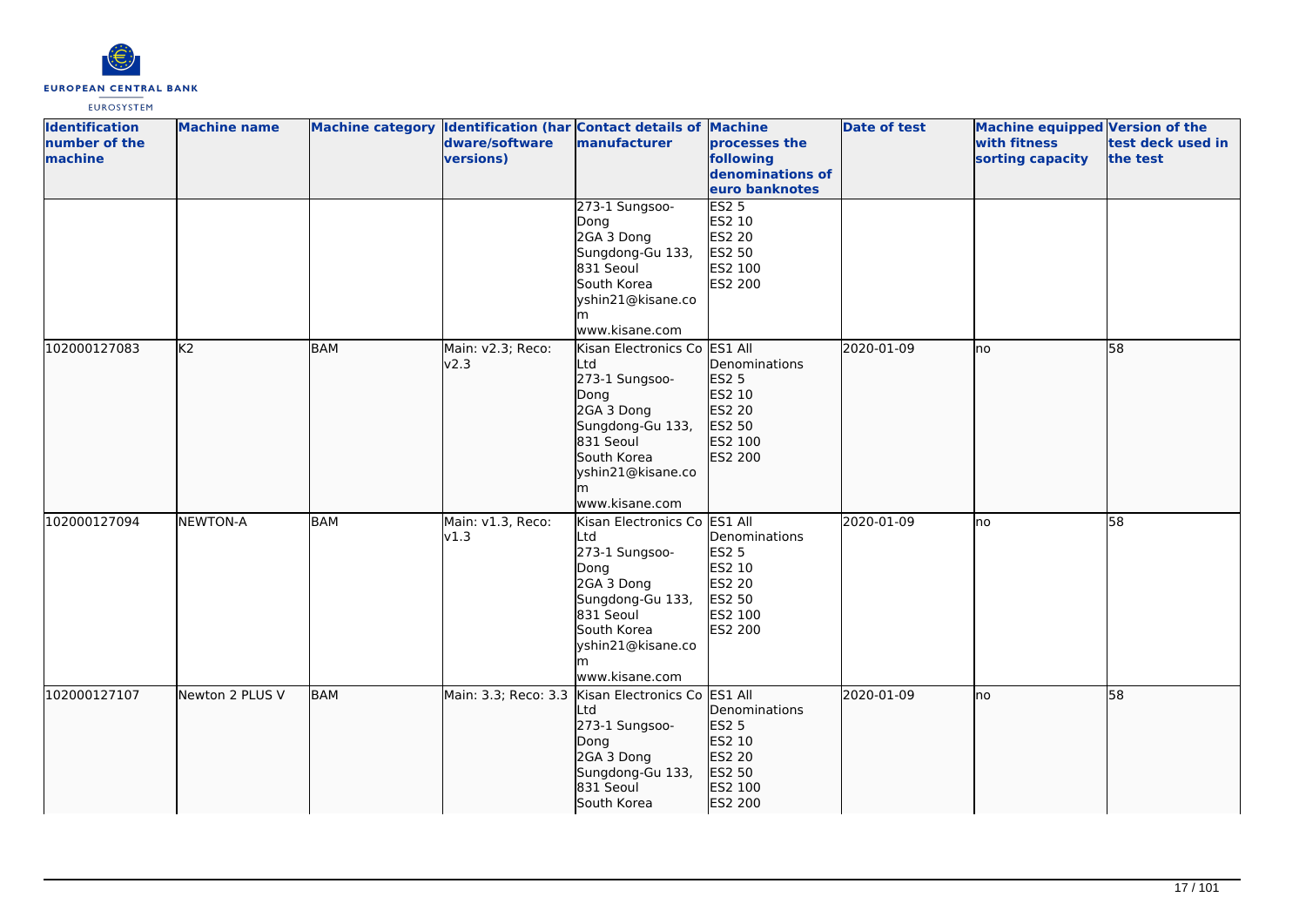| Identification number of the machine | Machine name | Machine category | Identification (hardware/software versions) | Contact details of manufacturer | Machine processes the following denominations of euro banknotes | Date of test | Machine equipped with fitness sorting capacity | Version of the test deck used in the test |
|---|---|---|---|---|---|---|---|---|
| | | | | 273-1 Sungsoo-Dong 2GA 3 Dong Sungdong-Gu 133, 831 Seoul South Korea yshin21@kisane.com www.kisane.com | ES2 5 ES2 10 ES2 20 ES2 50 ES2 100 ES2 200 | | | |
| 102000127083 | K2 | BAM | Main: v2.3; Reco: v2.3 | Kisan Electronics Co Ltd 273-1 Sungsoo-Dong 2GA 3 Dong Sungdong-Gu 133, 831 Seoul South Korea yshin21@kisane.com www.kisane.com | ES1 All Denominations ES2 5 ES2 10 ES2 20 ES2 50 ES2 100 ES2 200 | 2020-01-09 | no | 58 |
| 102000127094 | NEWTON-A | BAM | Main: v1.3, Reco: v1.3 | Kisan Electronics Co Ltd 273-1 Sungsoo-Dong 2GA 3 Dong Sungdong-Gu 133, 831 Seoul South Korea yshin21@kisane.com www.kisane.com | ES1 All Denominations ES2 5 ES2 10 ES2 20 ES2 50 ES2 100 ES2 200 | 2020-01-09 | no | 58 |
| 102000127107 | Newton 2 PLUS V | BAM | Main: 3.3; Reco: 3.3 | Kisan Electronics Co Ltd 273-1 Sungsoo-Dong 2GA 3 Dong Sungdong-Gu 133, 831 Seoul South Korea | ES1 All Denominations ES2 5 ES2 10 ES2 20 ES2 50 ES2 100 ES2 200 | 2020-01-09 | no | 58 |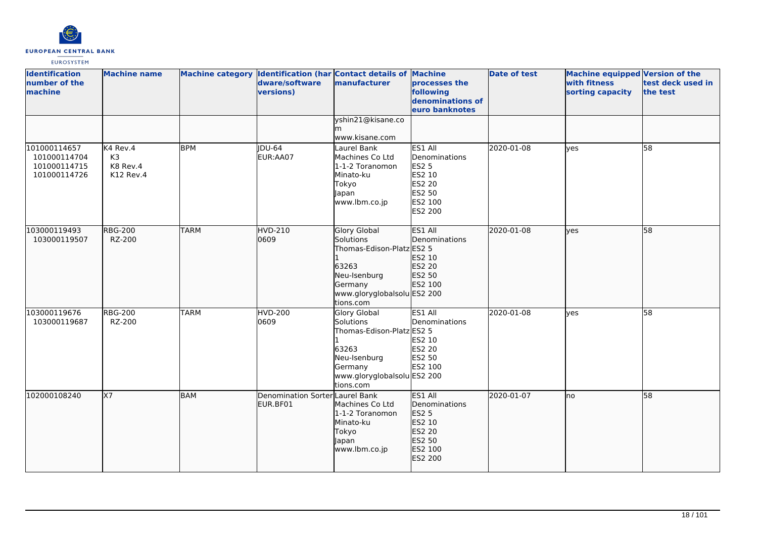| Identification number of the machine | Machine name | Machine category | Identification (hardware/software versions) | Contact details of manufacturer | Machine processes the following denominations of euro banknotes | Date of test | Machine equipped with fitness sorting capacity | Version of the test deck used in the test |
|---|---|---|---|---|---|---|---|---|
| | | | | yshin21@kisane.com<br>www.kisane.com | | | | |
| 101000114657<br>101000114704<br>101000114715<br>101000114726 | K4 Rev.4<br>K3<br>K8 Rev.4<br>K12 Rev.4 | BPM | JDU-64<br>EUR:AA07 | Laurel Bank Machines Co Ltd<br>1-1-2 Toranomon<br>Minato-ku<br>Tokyo<br>Japan<br>www.lbm.co.jp | ES1 All Denominations<br>ES2 5<br>ES2 10<br>ES2 20<br>ES2 50<br>ES2 100<br>ES2 200 | 2020-01-08 | yes | 58 |
| 103000119493<br>103000119507 | RBG-200<br>RZ-200 | TARM | HVD-210<br>0609 | Glory Global Solutions<br>Thomas-Edison-Platz 1<br>63263<br>Neu-Isenburg<br>Germany<br>www.gloryglobalsolutions.com | ES1 All Denominations<br>ES2 5<br>ES2 10<br>ES2 20<br>ES2 50<br>ES2 100<br>ES2 200 | 2020-01-08 | yes | 58 |
| 103000119676<br>103000119687 | RBG-200<br>RZ-200 | TARM | HVD-200<br>0609 | Glory Global Solutions<br>Thomas-Edison-Platz 1<br>63263<br>Neu-Isenburg<br>Germany<br>www.gloryglobalsolutions.com | ES1 All Denominations<br>ES2 5<br>ES2 10<br>ES2 20<br>ES2 50<br>ES2 100<br>ES2 200 | 2020-01-08 | yes | 58 |
| 102000108240 | X7 | BAM | Denomination Sorter<br>EUR.BF01 | Laurel Bank Machines Co Ltd<br>1-1-2 Toranomon<br>Minato-ku<br>Tokyo<br>Japan<br>www.lbm.co.jp | ES1 All Denominations<br>ES2 5<br>ES2 10<br>ES2 20<br>ES2 50<br>ES2 100<br>ES2 200 | 2020-01-07 | no | 58 |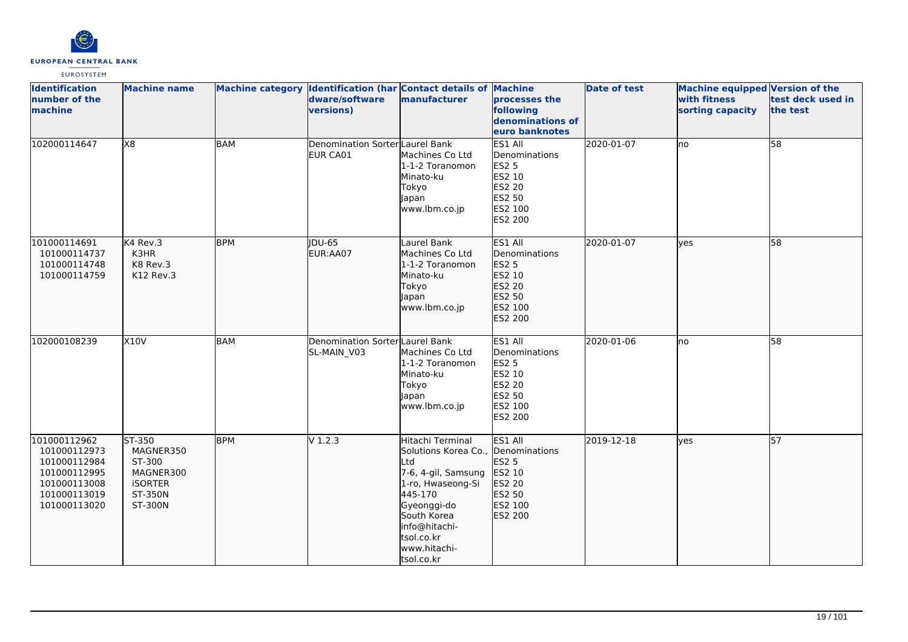| Identification number of the machine | Machine name | Machine category | Identification (hardware/software versions) | Contact details of manufacturer | Machine processes the following denominations of euro banknotes | Date of test | Machine equipped with fitness sorting capacity | Version of the test deck used in the test |
|---|---|---|---|---|---|---|---|---|
| 102000114647 | X8 | BAM | Denomination Sorter EUR CA01 | Laurel Bank Machines Co Ltd 1-1-2 Toranomon Minato-ku Tokyo Japan www.lbm.co.jp | ES1 All Denominations ES2 5 ES2 10 ES2 20 ES2 50 ES2 100 ES2 200 | 2020-01-07 | no | 58 |
| 101000114691 101000114737 101000114748 101000114759 | K4 Rev.3 K3HR K8 Rev.3 K12 Rev.3 | BPM | JDU-65 EUR:AA07 | Laurel Bank Machines Co Ltd 1-1-2 Toranomon Minato-ku Tokyo Japan www.lbm.co.jp | ES1 All Denominations ES2 5 ES2 10 ES2 20 ES2 50 ES2 100 ES2 200 | 2020-01-07 | yes | 58 |
| 102000108239 | X10V | BAM | Denomination Sorter SL-MAIN_V03 | Laurel Bank Machines Co Ltd 1-1-2 Toranomon Minato-ku Tokyo Japan www.lbm.co.jp | ES1 All Denominations ES2 5 ES2 10 ES2 20 ES2 50 ES2 100 ES2 200 | 2020-01-06 | no | 58 |
| 101000112962 101000112973 101000112984 101000112995 101000113008 101000113019 101000113020 | ST-350 MAGNER350 ST-300 MAGNER300 iSORTER ST-350N ST-300N | BPM | V 1.2.3 | Hitachi Terminal Solutions Korea Co., Ltd 7-6, 4-gil, Samsung 1-ro, Hwaseong-Si 445-170 Gyeonggi-do South Korea info@hitachi-tsol.co.kr www.hitachi-tsol.co.kr | ES1 All Denominations ES2 5 ES2 10 ES2 20 ES2 50 ES2 100 ES2 200 | 2019-12-18 | yes | 57 |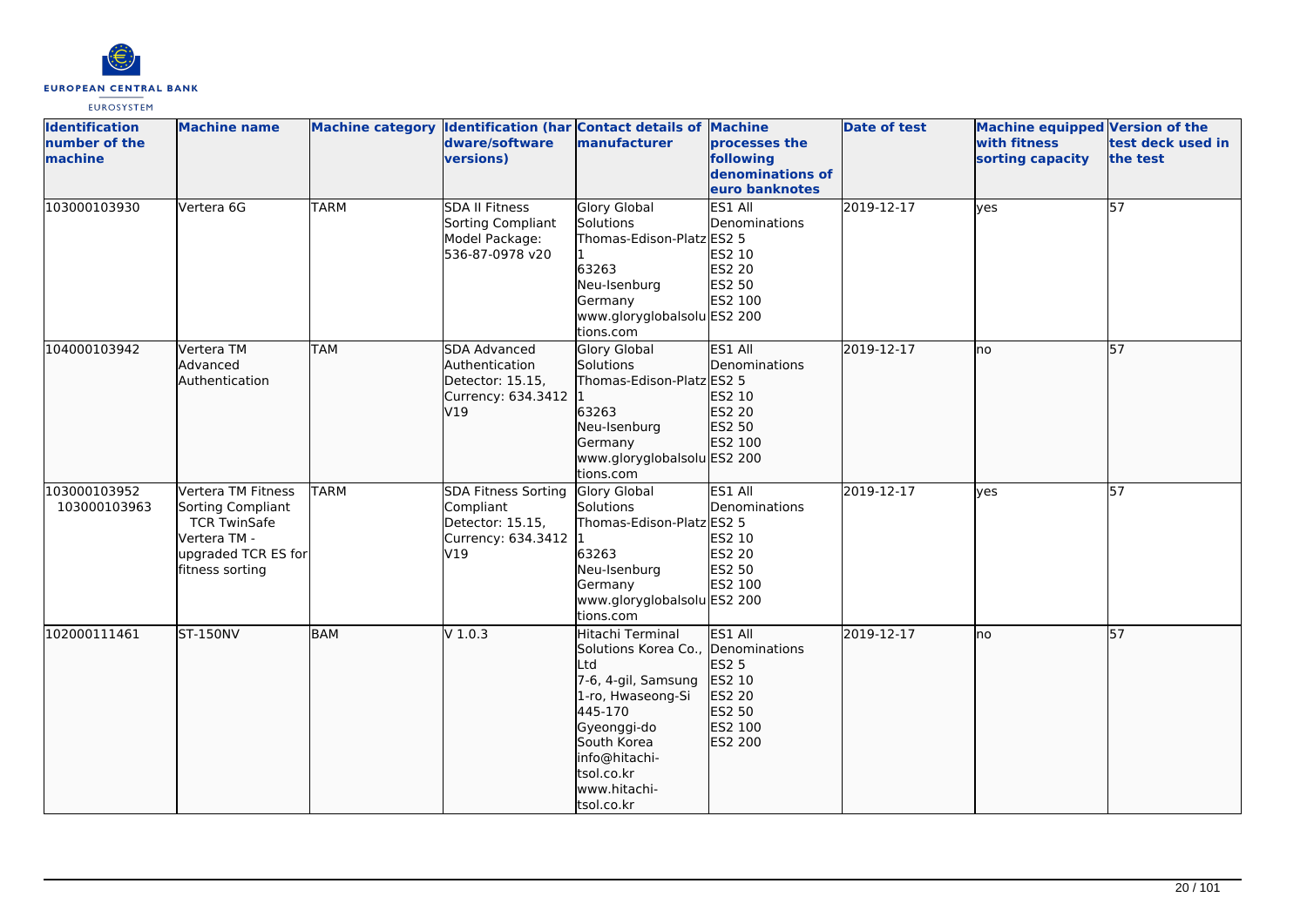| Identification number of the machine | Machine name | Machine category | Identification (hardware/software versions) | Contact details of manufacturer | Machine processes the following denominations of euro banknotes | Date of test | Machine equipped with fitness sorting capacity | Version of the test deck used in the test |
|---|---|---|---|---|---|---|---|---|
| 103000103930 | Vertera 6G | TARM | SDA II Fitness Sorting Compliant Model Package: 536-87-0978 v20 | Glory Global Solutions Thomas-Edison-Platz 1 63263 Neu-Isenburg Germany www.gloryglobalsolutions.com | ES1 All Denominations ES2 5 ES2 10 ES2 20 ES2 50 ES2 100 ES2 200 | 2019-12-17 | yes | 57 |
| 104000103942 | Vertera TM Advanced Authentication | TAM | SDA Advanced Authentication Detector: 15.15, Currency: 634.3412 V19 | Glory Global Solutions Thomas-Edison-Platz 1 63263 Neu-Isenburg Germany www.gloryglobalsolutions.com | ES1 All Denominations ES2 5 ES2 10 ES2 20 ES2 50 ES2 100 ES2 200 | 2019-12-17 | no | 57 |
| 103000103952 103000103963 | Vertera TM Fitness Sorting Compliant TCR TwinSafe Vertera TM - upgraded TCR ES for fitness sorting | TARM | SDA Fitness Sorting Compliant Detector: 15.15, Currency: 634.3412 V19 | Glory Global Solutions Thomas-Edison-Platz 1 63263 Neu-Isenburg Germany www.gloryglobalsolutions.com | ES1 All Denominations ES2 5 ES2 10 ES2 20 ES2 50 ES2 100 ES2 200 | 2019-12-17 | yes | 57 |
| 102000111461 | ST-150NV | BAM | V 1.0.3 | Hitachi Terminal Solutions Korea Co., Ltd 7-6, 4-gil, Samsung 1-ro, Hwaseong-Si 445-170 Gyeonggi-do South Korea info@hitachi-tsol.co.kr www.hitachi-tsol.co.kr | ES1 All Denominations ES2 5 ES2 10 ES2 20 ES2 50 ES2 100 ES2 200 | 2019-12-17 | no | 57 |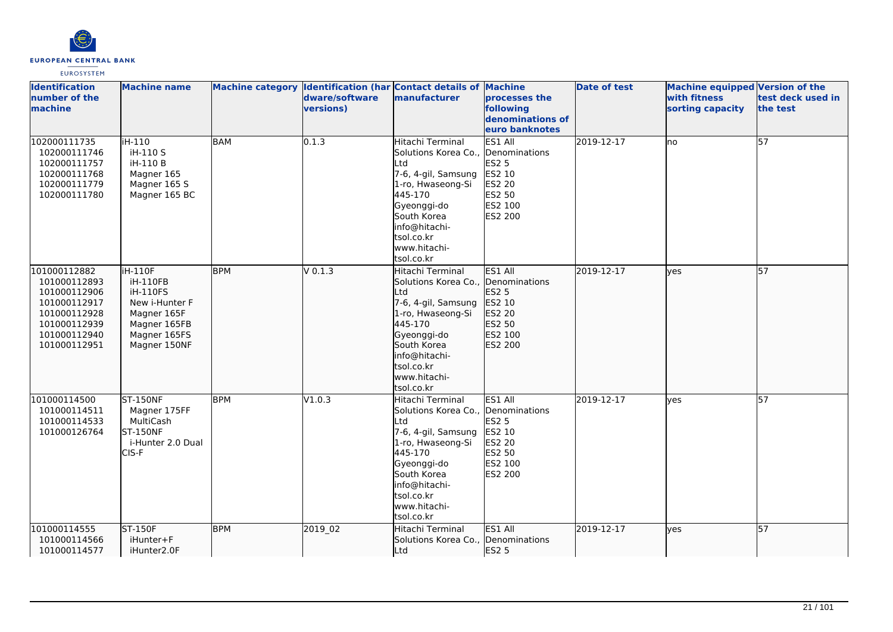| Identification number of the machine | Machine name | Machine category | Identification (hardware/software versions) | Contact details of manufacturer | Machine processes the following denominations of euro banknotes | Date of test | Machine equipped with fitness sorting capacity | Version of the test deck used in the test |
|---|---|---|---|---|---|---|---|---|
| 102000111735<br>102000111746<br>102000111757<br>102000111768<br>102000111779<br>102000111780 | iH-110<br>iH-110 S<br>iH-110 B<br>Magner 165<br>Magner 165 S<br>Magner 165 BC | BAM | 0.1.3 | Hitachi Terminal Solutions Korea Co., Ltd<br>7-6, 4-gil, Samsung 1-ro, Hwaseong-Si 445-170<br>Gyeonggi-do<br>South Korea<br>info@hitachi-tsol.co.kr<br>www.hitachi-tsol.co.kr | ES1 All Denominations<br>ES2 5<br>ES2 10<br>ES2 20<br>ES2 50<br>ES2 100<br>ES2 200 | 2019-12-17 | no | 57 |
| 101000112882<br>101000112893<br>101000112906<br>101000112917<br>101000112928<br>101000112939<br>101000112940<br>101000112951 | iH-110F<br>iH-110FB<br>iH-110FS<br>New i-Hunter F<br>Magner 165F<br>Magner 165FB<br>Magner 165FS<br>Magner 150NF | BPM | V 0.1.3 | Hitachi Terminal Solutions Korea Co., Ltd<br>7-6, 4-gil, Samsung 1-ro, Hwaseong-Si 445-170<br>Gyeonggi-do<br>South Korea<br>info@hitachi-tsol.co.kr<br>www.hitachi-tsol.co.kr | ES1 All Denominations<br>ES2 5<br>ES2 10<br>ES2 20<br>ES2 50<br>ES2 100<br>ES2 200 | 2019-12-17 | yes | 57 |
| 101000114500<br>101000114511<br>101000114533<br>101000126764 | ST-150NF<br>Magner 175FF<br>MultiCash<br>ST-150NF<br>i-Hunter 2.0 Dual CIS-F | BPM | V1.0.3 | Hitachi Terminal Solutions Korea Co., Ltd<br>7-6, 4-gil, Samsung 1-ro, Hwaseong-Si 445-170<br>Gyeonggi-do<br>South Korea<br>info@hitachi-tsol.co.kr<br>www.hitachi-tsol.co.kr | ES1 All Denominations<br>ES2 5<br>ES2 10<br>ES2 20<br>ES2 50<br>ES2 100<br>ES2 200 | 2019-12-17 | yes | 57 |
| 101000114555<br>101000114566<br>101000114577 | ST-150F<br>iHunter+F<br>iHunter2.0F | BPM | 2019_02 | Hitachi Terminal Solutions Korea Co., Ltd | ES1 All Denominations<br>ES2 5 | 2019-12-17 | yes | 57 |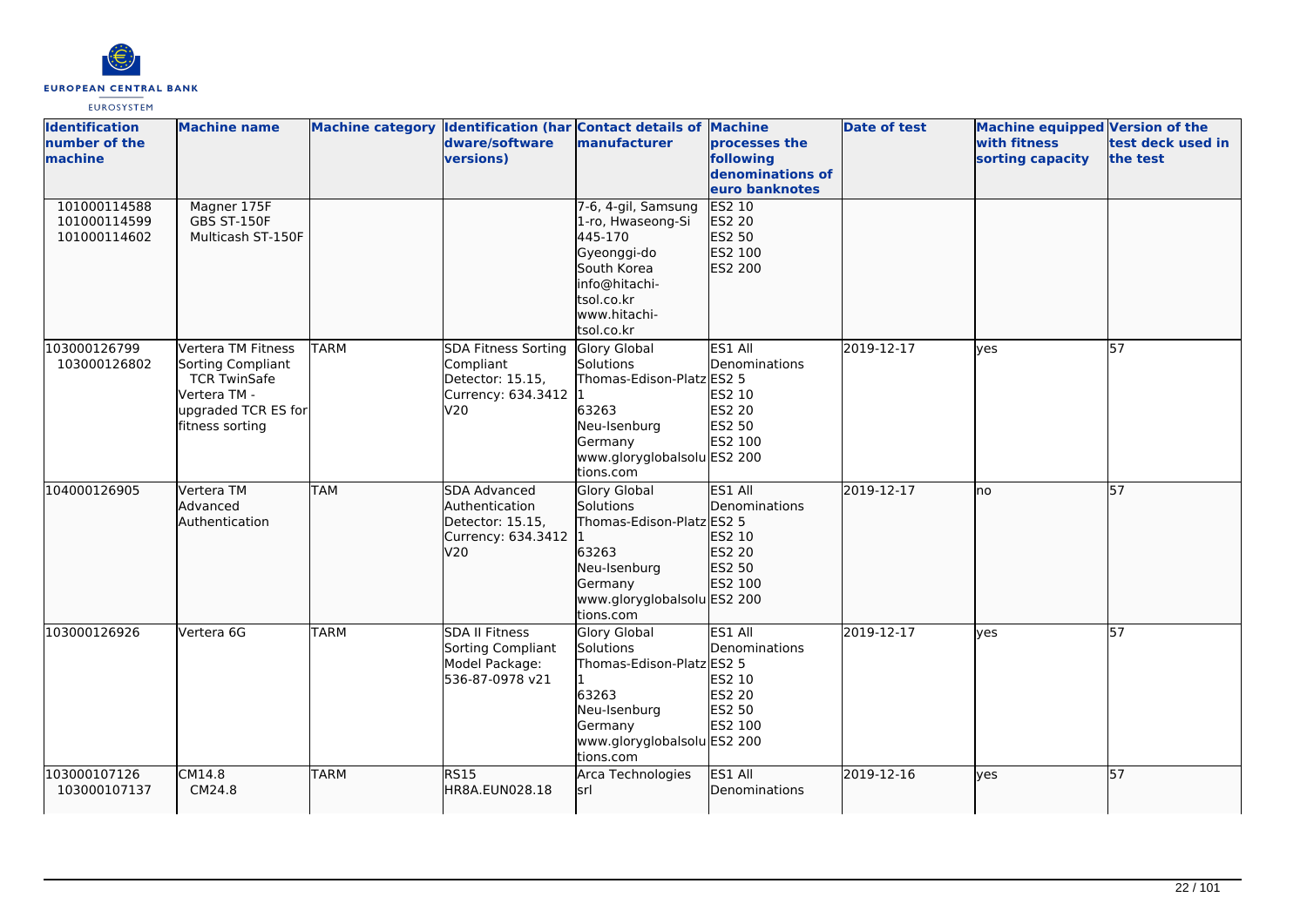| Identification number of the machine | Machine name | Machine category | Identification (hardware/software versions) | Contact details of manufacturer | Machine processes the following denominations of euro banknotes | Date of test | Machine equipped with fitness sorting capacity | Version of the test deck used in the test |
|---|---|---|---|---|---|---|---|---|
| 101000114588<br>101000114599<br>101000114602 | Magner 175F<br>GBS ST-150F<br>Multicash ST-150F | | | 7-6, 4-gil, Samsung 1-ro, Hwaseong-Si 445-170<br>Gyeonggi-do<br>South Korea<br>info@hitachi-tsol.co.kr<br>www.hitachi-tsol.co.kr | ES2 10<br>ES2 20<br>ES2 50<br>ES2 100<br>ES2 200 | | | |
| 103000126799<br>103000126802 | Vertera TM Fitness Sorting Compliant<br>TCR TwinSafe<br>Vertera TM - upgraded TCR ES for fitness sorting | TARM | SDA Fitness Sorting Compliant<br>Detector: 15.15,<br>Currency: 634.3412 V20 | Glory Global Solutions<br>Thomas-Edison-Platz 1<br>63263<br>Neu-Isenburg<br>Germany<br>www.gloryglobalsolutions.com | ES1 All Denominations<br>ES2 5<br>ES2 10<br>ES2 20<br>ES2 50<br>ES2 100<br>ES2 200 | 2019-12-17 | yes | 57 |
| 104000126905 | Vertera TM Advanced Authentication | TAM | SDA Advanced Authentication<br>Detector: 15.15,<br>Currency: 634.3412 V20 | Glory Global Solutions<br>Thomas-Edison-Platz 1<br>63263<br>Neu-Isenburg<br>Germany<br>www.gloryglobalsolutions.com | ES1 All Denominations<br>ES2 5<br>ES2 10<br>ES2 20<br>ES2 50<br>ES2 100<br>ES2 200 | 2019-12-17 | no | 57 |
| 103000126926 | Vertera 6G | TARM | SDA II Fitness Sorting Compliant<br>Model Package: 536-87-0978 v21 | Glory Global Solutions<br>Thomas-Edison-Platz 1<br>63263<br>Neu-Isenburg<br>Germany<br>www.gloryglobalsolutions.com | ES1 All Denominations<br>ES2 5<br>ES2 10<br>ES2 20<br>ES2 50<br>ES2 100<br>ES2 200 | 2019-12-17 | yes | 57 |
| 103000107126<br>103000107137 | CM14.8<br>CM24.8 | TARM | RS15<br>HR8A.EUN028.18 | Arca Technologies srl | ES1 All Denominations | 2019-12-16 | yes | 57 |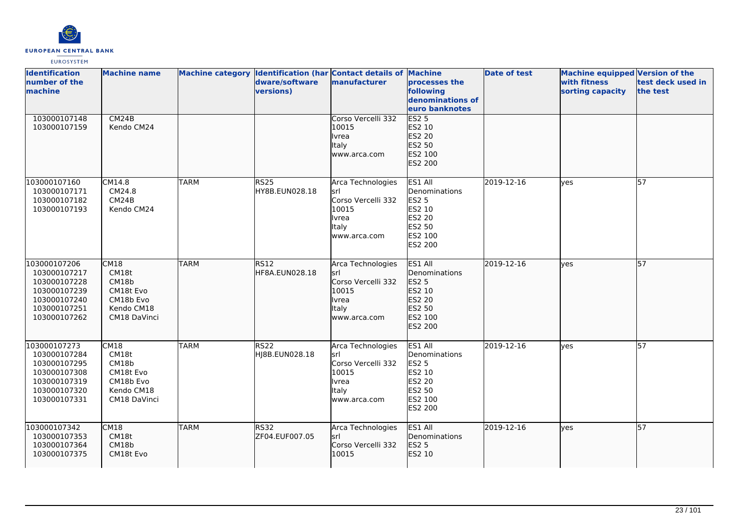| Identification number of the machine | Machine name | Machine category | Identification (hardware/software versions) | Contact details of manufacturer | Machine processes the following denominations of euro banknotes | Date of test | Machine equipped with fitness sorting capacity | Version of the test deck used in the test |
|---|---|---|---|---|---|---|---|---|
| 103000107148<br>103000107159 | CM24B<br>Kendo CM24 | | | Corso Vercelli 332<br>10015<br>Ivrea<br>Italy<br>www.arca.com | ES2 5<br>ES2 10<br>ES2 20<br>ES2 50<br>ES2 100<br>ES2 200 | | | |
| 103000107160<br>103000107171<br>103000107182<br>103000107193 | CM14.8<br>CM24.8<br>CM24B<br>Kendo CM24 | TARM | RS25<br>HY8B.EUN028.18 | Arca Technologies srl<br>Corso Vercelli 332<br>10015<br>Ivrea<br>Italy<br>www.arca.com | ES1 All Denominations<br>ES2 5<br>ES2 10<br>ES2 20<br>ES2 50<br>ES2 100<br>ES2 200 | 2019-12-16 | yes | 57 |
| 103000107206<br>103000107217<br>103000107228<br>103000107239<br>103000107240<br>103000107251<br>103000107262 | CM18<br>CM18t<br>CM18b<br>CM18t Evo<br>CM18b Evo<br>Kendo CM18<br>CM18 DaVinci | TARM | RS12<br>HF8A.EUN028.18 | Arca Technologies srl<br>Corso Vercelli 332<br>10015<br>Ivrea<br>Italy<br>www.arca.com | ES1 All Denominations<br>ES2 5<br>ES2 10<br>ES2 20<br>ES2 50<br>ES2 100<br>ES2 200 | 2019-12-16 | yes | 57 |
| 103000107273<br>103000107284<br>103000107295<br>103000107308<br>103000107319<br>103000107320<br>103000107331 | CM18<br>CM18t<br>CM18b<br>CM18t Evo<br>CM18b Evo<br>Kendo CM18<br>CM18 DaVinci | TARM | RS22<br>HJ8B.EUN028.18 | Arca Technologies srl<br>Corso Vercelli 332<br>10015<br>Ivrea<br>Italy<br>www.arca.com | ES1 All Denominations<br>ES2 5<br>ES2 10<br>ES2 20<br>ES2 50<br>ES2 100<br>ES2 200 | 2019-12-16 | yes | 57 |
| 103000107342<br>103000107353<br>103000107364<br>103000107375 | CM18<br>CM18t<br>CM18b<br>CM18t Evo | TARM | RS32<br>ZF04.EUF007.05 | Arca Technologies srl<br>Corso Vercelli 332<br>10015 | ES1 All Denominations<br>ES2 5<br>ES2 10 | 2019-12-16 | yes | 57 |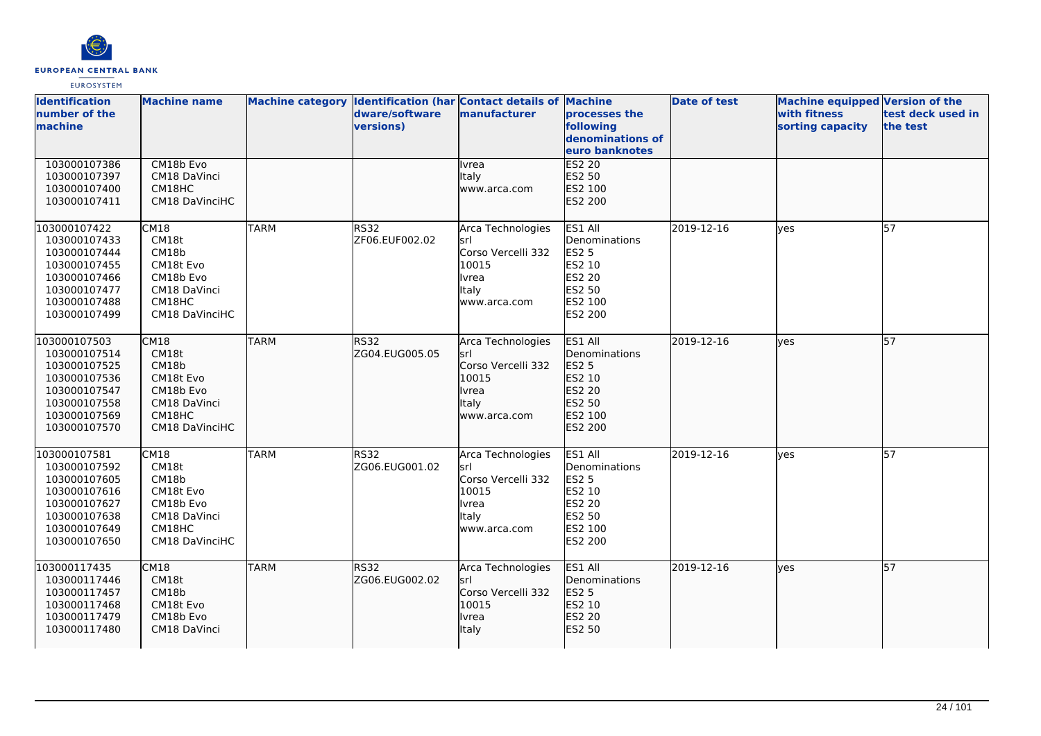| Identification number of the machine | Machine name | Machine category | Identification (hardware/software versions) | Contact details of manufacturer | Machine processes the following denominations of euro banknotes | Date of test | Machine equipped with fitness sorting capacity | Version of the test deck used in the test |
|---|---|---|---|---|---|---|---|---|
| 103000107386<br>103000107397<br>103000107400<br>103000107411 | CM18b Evo<br>CM18 DaVinci<br>CM18HC<br>CM18 DaVinciHC | | | Ivrea<br>Italy<br>www.arca.com | ES2 20<br>ES2 50<br>ES2 100<br>ES2 200 | | | |
| 103000107422<br>103000107433<br>103000107444<br>103000107455<br>103000107466<br>103000107477<br>103000107488<br>103000107499 | CM18<br>CM18t<br>CM18b<br>CM18t Evo<br>CM18b Evo<br>CM18 DaVinci<br>CM18HC<br>CM18 DaVinciHC | TARM | RS32<br>ZF06.EUF002.02 | Arca Technologies srl<br>Corso Vercelli 332<br>10015<br>Ivrea<br>Italy<br>www.arca.com | ES1 All Denominations<br>ES2 5<br>ES2 10<br>ES2 20<br>ES2 50<br>ES2 100<br>ES2 200 | 2019-12-16 | yes | 57 |
| 103000107503<br>103000107514<br>103000107525<br>103000107536<br>103000107547<br>103000107558<br>103000107569<br>103000107570 | CM18<br>CM18t<br>CM18b<br>CM18t Evo<br>CM18b Evo<br>CM18 DaVinci<br>CM18HC<br>CM18 DaVinciHC | TARM | RS32<br>ZG04.EUG005.05 | Arca Technologies srl<br>Corso Vercelli 332<br>10015<br>Ivrea<br>Italy<br>www.arca.com | ES1 All Denominations<br>ES2 5<br>ES2 10<br>ES2 20<br>ES2 50<br>ES2 100<br>ES2 200 | 2019-12-16 | yes | 57 |
| 103000107581<br>103000107592<br>103000107605<br>103000107616<br>103000107627<br>103000107638<br>103000107649<br>103000107650 | CM18<br>CM18t<br>CM18b<br>CM18t Evo<br>CM18b Evo<br>CM18 DaVinci<br>CM18HC<br>CM18 DaVinciHC | TARM | RS32<br>ZG06.EUG001.02 | Arca Technologies srl<br>Corso Vercelli 332<br>10015<br>Ivrea<br>Italy<br>www.arca.com | ES1 All Denominations<br>ES2 5<br>ES2 10<br>ES2 20<br>ES2 50<br>ES2 100<br>ES2 200 | 2019-12-16 | yes | 57 |
| 103000117435<br>103000117446<br>103000117457<br>103000117468<br>103000117479<br>103000117480 | CM18<br>CM18t<br>CM18b<br>CM18t Evo<br>CM18b Evo<br>CM18 DaVinci | TARM | RS32<br>ZG06.EUG002.02 | Arca Technologies srl<br>Corso Vercelli 332<br>10015<br>Ivrea<br>Italy | ES1 All Denominations<br>ES2 5<br>ES2 10<br>ES2 20<br>ES2 50 | 2019-12-16 | yes | 57 |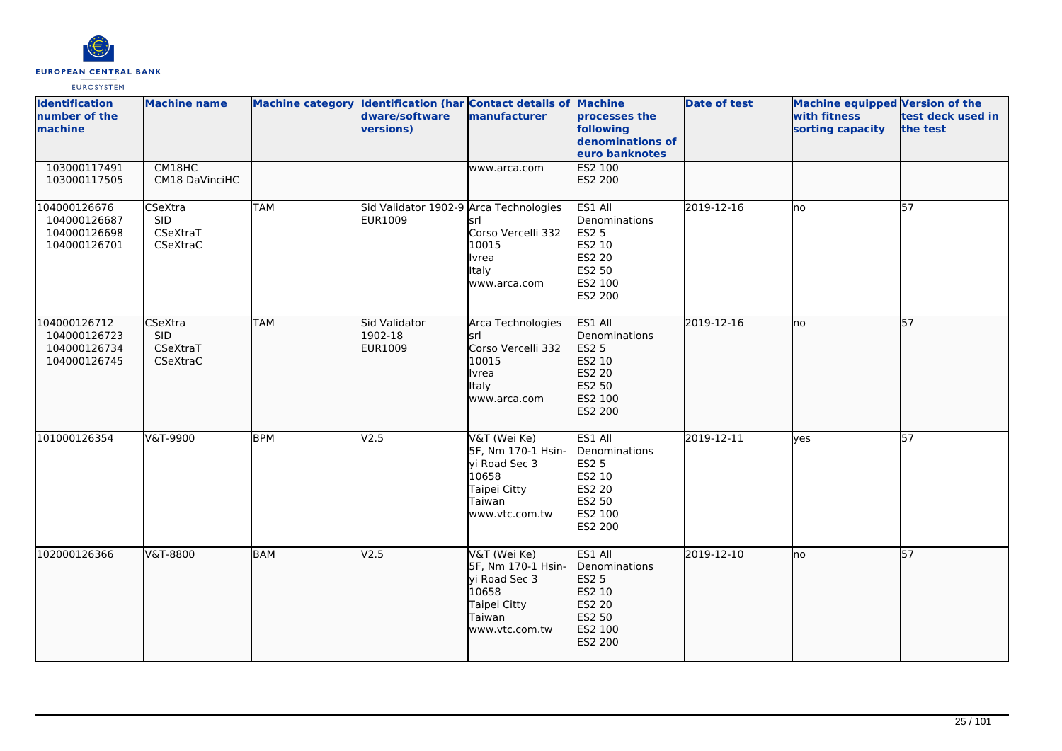| Identification number of the machine | Machine name | Machine category | Identification (hardware/software versions) | Contact details of manufacturer | Machine processes the following denominations of euro banknotes | Date of test | Machine equipped with fitness sorting capacity | Version of the test deck used in the test |
|---|---|---|---|---|---|---|---|---|
| 103000117491<br>103000117505 | CM18HC<br>CM18 DaVinciHC | | | www.arca.com | ES2 100<br>ES2 200 | | | |
| 104000126676<br>104000126687<br>104000126698<br>104000126701 | CSeXtra<br>SID<br>CSeXtraT<br>CSeXtraC | TAM | Sid Validator 1902-9<br>EUR1009 | Arca Technologies srl<br>Corso Vercelli 332<br>10015<br>Ivrea<br>Italy<br>www.arca.com | ES1 All Denominations<br>ES2 5<br>ES2 10<br>ES2 20<br>ES2 50<br>ES2 100<br>ES2 200 | 2019-12-16 | no | 57 |
| 104000126712<br>104000126723<br>104000126734<br>104000126745 | CSeXtra<br>SID<br>CSeXtraT<br>CSeXtraC | TAM | Sid Validator 1902-18<br>EUR1009 | Arca Technologies srl<br>Corso Vercelli 332<br>10015<br>Ivrea<br>Italy<br>www.arca.com | ES1 All Denominations<br>ES2 5<br>ES2 10<br>ES2 20<br>ES2 50<br>ES2 100<br>ES2 200 | 2019-12-16 | no | 57 |
| 101000126354 | V&T-9900 | BPM | V2.5 | V&T (Wei Ke)<br>5F, Nm 170-1 Hsin-yi Road Sec 3<br>10658<br>Taipei Citty<br>Taiwan<br>www.vtc.com.tw | ES1 All Denominations<br>ES2 5<br>ES2 10<br>ES2 20<br>ES2 50<br>ES2 100<br>ES2 200 | 2019-12-11 | yes | 57 |
| 102000126366 | V&T-8800 | BAM | V2.5 | V&T (Wei Ke)<br>5F, Nm 170-1 Hsin-yi Road Sec 3<br>10658<br>Taipei Citty<br>Taiwan<br>www.vtc.com.tw | ES1 All Denominations<br>ES2 5<br>ES2 10<br>ES2 20<br>ES2 50<br>ES2 100<br>ES2 200 | 2019-12-10 | no | 57 |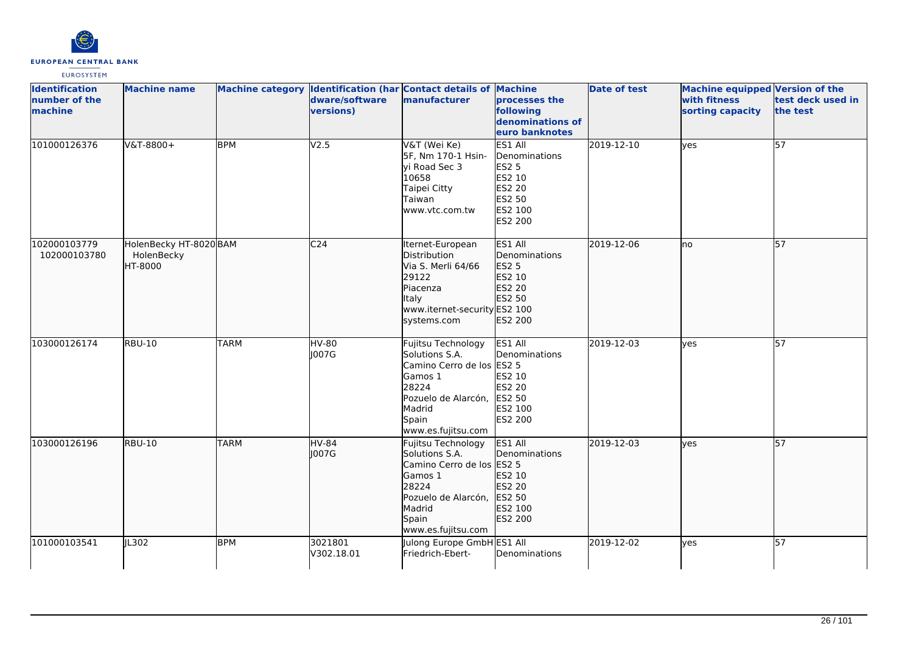| Identification number of the machine | Machine name | Machine category | Identification (hardware/software versions) | Contact details of manufacturer | Machine processes the following denominations of euro banknotes | Date of test | Machine equipped with fitness sorting capacity | Version of the test deck used in the test |
|---|---|---|---|---|---|---|---|---|
| 101000126376 | V&T-8800+ | BPM | V2.5 | V&T (Wei Ke)<br>5F, Nm 170-1 Hsin-yi Road Sec 3<br>10658<br>Taipei Citty<br>Taiwan<br>www.vtc.com.tw | ES1 All Denominations<br>ES2 5<br>ES2 10<br>ES2 20<br>ES2 50<br>ES2 100<br>ES2 200 | 2019-12-10 | yes | 57 |
| 102000103779<br>102000103780 | HolenBecky HT-8020<br>HolenBecky HT-8000 | BAM | C24 | Iternet-European Distribution<br>Via S. Merli 64/66<br>29122<br>Piacenza<br>Italy<br>www.iternet-security systems.com | ES1 All Denominations<br>ES2 5<br>ES2 10<br>ES2 20<br>ES2 50<br>ES2 100<br>ES2 200 | 2019-12-06 | no | 57 |
| 103000126174 | RBU-10 | TARM | HV-80<br>J007G | Fujitsu Technology Solutions S.A.<br>Camino Cerro de los Gamos 1<br>28224<br>Pozuelo de Alarcón, Madrid<br>Spain<br>www.es.fujitsu.com | ES1 All Denominations<br>ES2 5<br>ES2 10<br>ES2 20<br>ES2 50<br>ES2 100<br>ES2 200 | 2019-12-03 | yes | 57 |
| 103000126196 | RBU-10 | TARM | HV-84<br>J007G | Fujitsu Technology Solutions S.A.<br>Camino Cerro de los Gamos 1<br>28224<br>Pozuelo de Alarcón, Madrid<br>Spain<br>www.es.fujitsu.com | ES1 All Denominations<br>ES2 5<br>ES2 10<br>ES2 20<br>ES2 50<br>ES2 100<br>ES2 200 | 2019-12-03 | yes | 57 |
| 101000103541 | JL302 | BPM | 3021801<br>V302.18.01 | Julong Europe GmbH<br>Friedrich-Ebert- | ES1 All Denominations | 2019-12-02 | yes | 57 |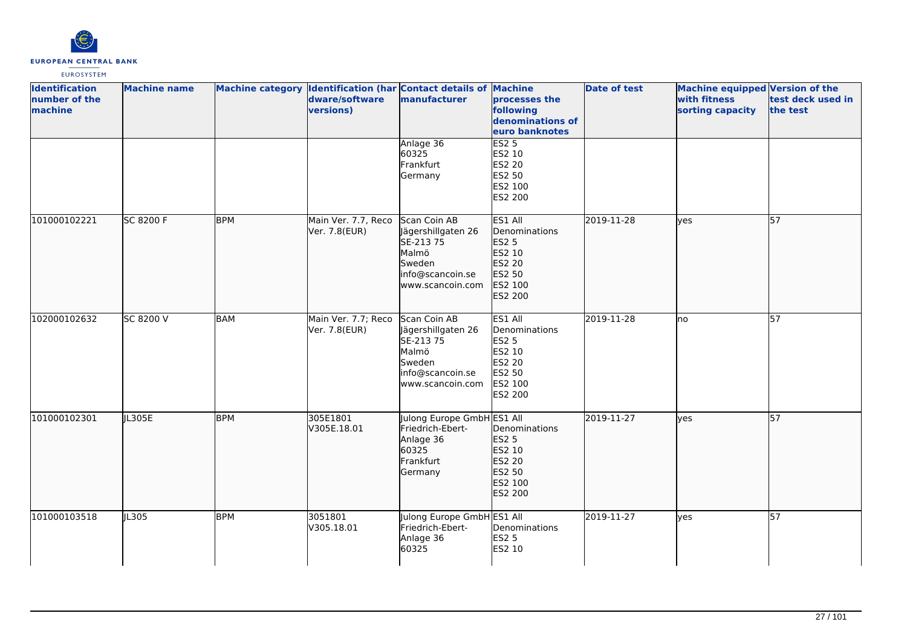| Identification number of the machine | Machine name | Machine category | Identification (hardware/software versions) | Contact details of manufacturer | Machine processes the following denominations of euro banknotes | Date of test | Machine equipped with fitness sorting capacity | Version of the test deck used in the test |
|---|---|---|---|---|---|---|---|---|
| | | | | Anlage 36<br>60325<br>Frankfurt<br>Germany | ES2 5<br>ES2 10<br>ES2 20<br>ES2 50<br>ES2 100<br>ES2 200 | | | |
| 101000102221 | SC 8200 F | BPM | Main Ver. 7.7, Reco Ver. 7.8(EUR) | Scan Coin AB<br>Jägershillgaten 26<br>SE-213 75<br>Malmö<br>Sweden<br>info@scancoin.se<br>www.scancoin.com | ES1 All Denominations<br>ES2 5<br>ES2 10<br>ES2 20<br>ES2 50<br>ES2 100<br>ES2 200 | 2019-11-28 | yes | 57 |
| 102000102632 | SC 8200 V | BAM | Main Ver. 7.7; Reco Ver. 7.8(EUR) | Scan Coin AB<br>Jägershillgaten 26<br>SE-213 75<br>Malmö<br>Sweden<br>info@scancoin.se<br>www.scancoin.com | ES1 All Denominations<br>ES2 5<br>ES2 10<br>ES2 20<br>ES2 50<br>ES2 100<br>ES2 200 | 2019-11-28 | no | 57 |
| 101000102301 | JL305E | BPM | 305E1801<br>V305E.18.01 | Julong Europe GmbH<br>Friedrich-Ebert-Anlage 36<br>60325<br>Frankfurt<br>Germany | ES1 All Denominations<br>ES2 5<br>ES2 10<br>ES2 20<br>ES2 50<br>ES2 100<br>ES2 200 | 2019-11-27 | yes | 57 |
| 101000103518 | JL305 | BPM | 3051801<br>V305.18.01 | Julong Europe GmbH<br>Friedrich-Ebert-Anlage 36<br>60325 | ES1 All Denominations<br>ES2 5<br>ES2 10 | 2019-11-27 | yes | 57 |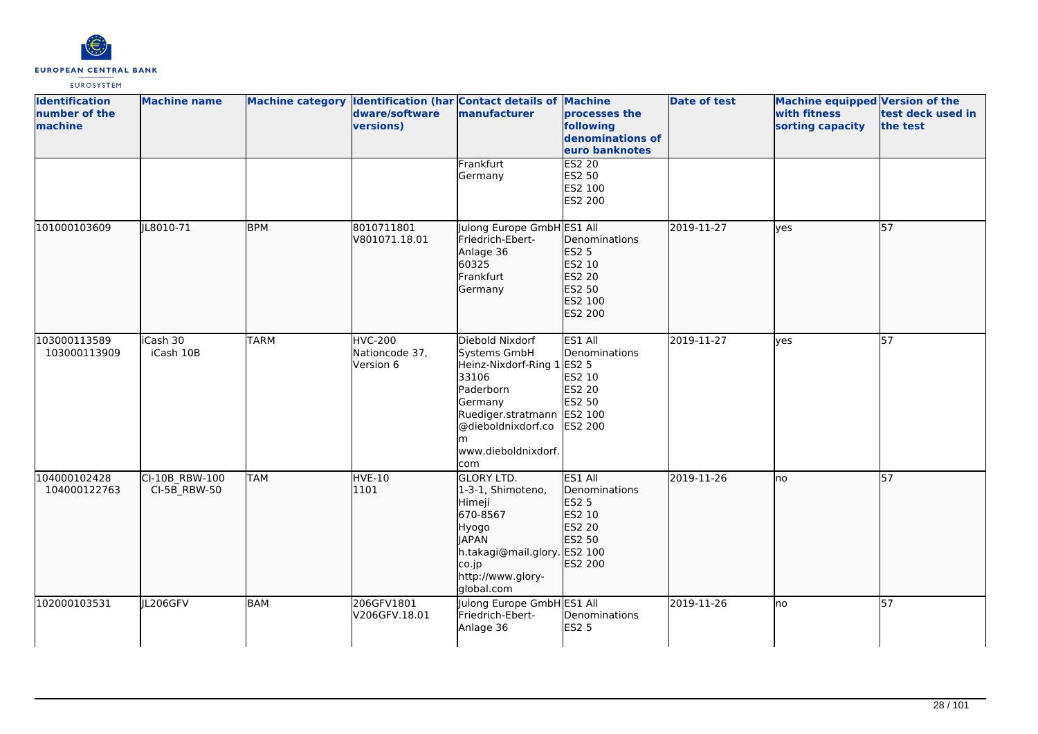| Identification number of the machine | Machine name | Machine category | Identification (hardware/software versions) | Contact details of manufacturer | Machine processes the following denominations of euro banknotes | Date of test | Machine equipped with fitness sorting capacity | Version of the test deck used in the test |
|---|---|---|---|---|---|---|---|---|
| | | | | Frankfurt<br>Germany | ES2 20<br>ES2 50<br>ES2 100<br>ES2 200 | | | |
| 101000103609 | JL8010-71 | BPM | 8010711801<br>V801071.18.01 | Julong Europe GmbH<br>Friedrich-Ebert-Anlage 36<br>60325<br>Frankfurt<br>Germany | ES1 All Denominations<br>ES2 5<br>ES2 10<br>ES2 20<br>ES2 50<br>ES2 100<br>ES2 200 | 2019-11-27 | yes | 57 |
| 103000113589<br>103000113909 | iCash 30<br>iCash 10B | TARM | HVC-200<br>Nationcode 37, Version 6 | Diebold Nixdorf Systems GmbH<br>Heinz-Nixdorf-Ring 1<br>33106<br>Paderborn<br>Germany<br>Ruediger.stratmann@dieboldnixdorf.com<br>www.dieboldnixdorf.com | ES1 All Denominations<br>ES2 5<br>ES2 10<br>ES2 20<br>ES2 50<br>ES2 100<br>ES2 200 | 2019-11-27 | yes | 57 |
| 104000102428<br>104000122763 | CI-10B_RBW-100<br>CI-5B_RBW-50 | TAM | HVE-10<br>1101 | GLORY LTD.<br>1-3-1, Shimoteno, Himeji<br>670-8567<br>Hyogo<br>JAPAN<br>h.takagi@mail.glory.co.jp<br>http://www.glory-global.com | ES1 All Denominations<br>ES2 5<br>ES2 10<br>ES2 20<br>ES2 50<br>ES2 100<br>ES2 200 | 2019-11-26 | no | 57 |
| 102000103531 | JL206GFV | BAM | 206GFV1801<br>V206GFV.18.01 | Julong Europe GmbH<br>Friedrich-Ebert-Anlage 36 | ES1 All Denominations<br>ES2 5 | 2019-11-26 | no | 57 |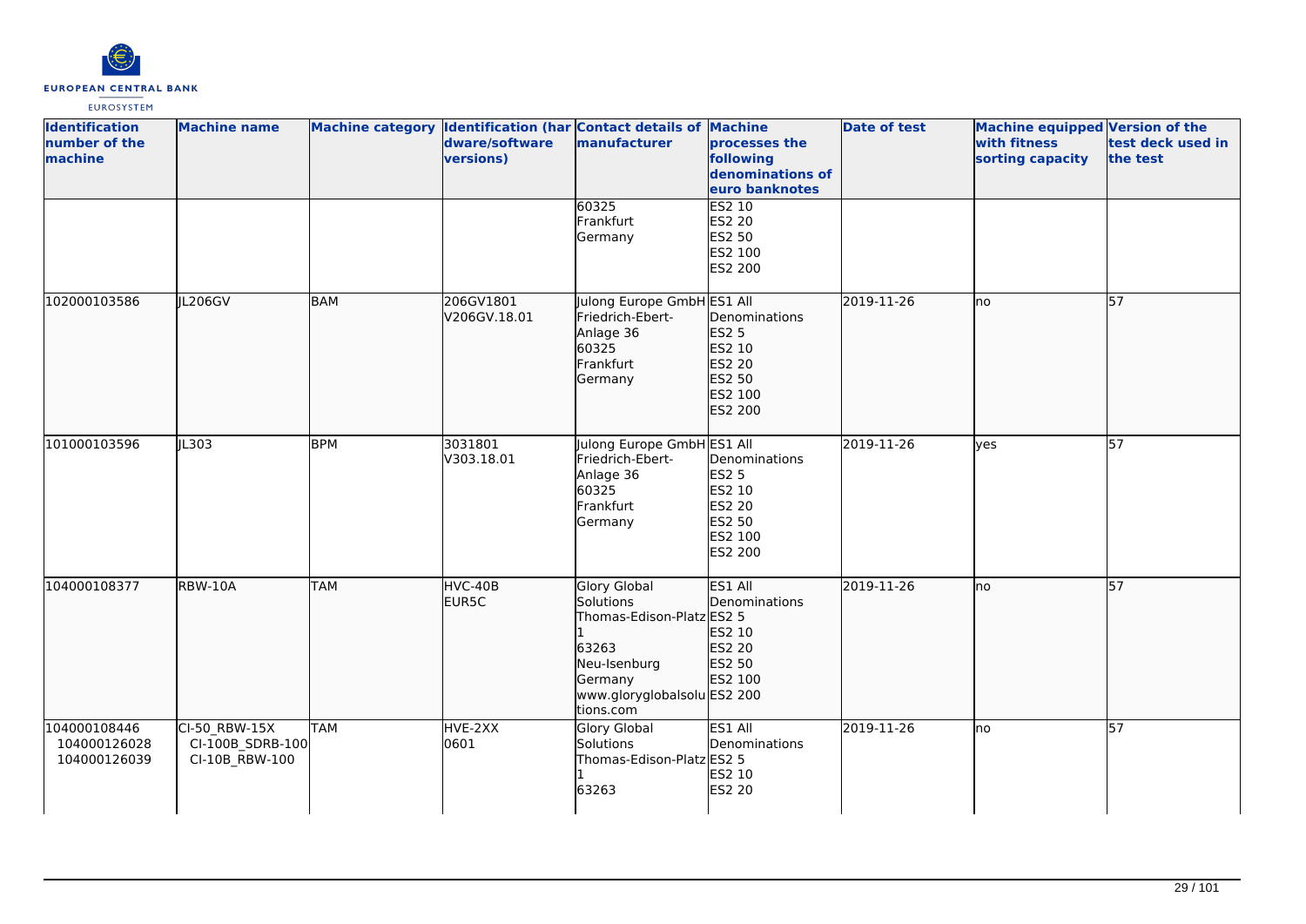| Identification number of the machine | Machine name | Machine category | Identification (hardware/software versions) | Contact details of manufacturer | Machine processes the following denominations of euro banknotes | Date of test | Machine equipped with fitness sorting capacity | Version of the test deck used in the test |
| --- | --- | --- | --- | --- | --- | --- | --- | --- |
| | | | | 60325<br>Frankfurt<br>Germany | ES2 10<br>ES2 20<br>ES2 50<br>ES2 100<br>ES2 200 | | | |
| 102000103586 | JL206GV | BAM | 206GV1801<br>V206GV.18.01 | Julong Europe GmbH<br>Friedrich-Ebert-Anlage 36<br>60325<br>Frankfurt<br>Germany | ES1 All Denominations<br>ES2 5<br>ES2 10<br>ES2 20<br>ES2 50<br>ES2 100<br>ES2 200 | 2019-11-26 | no | 57 |
| 101000103596 | JL303 | BPM | 3031801<br>V303.18.01 | Julong Europe GmbH<br>Friedrich-Ebert-Anlage 36<br>60325<br>Frankfurt<br>Germany | ES1 All Denominations<br>ES2 5<br>ES2 10<br>ES2 20<br>ES2 50<br>ES2 100<br>ES2 200 | 2019-11-26 | yes | 57 |
| 104000108377 | RBW-10A | TAM | HVC-40B<br>EUR5C | Glory Global Solutions<br>Thomas-Edison-Platz 1<br>63263<br>Neu-Isenburg<br>Germany<br>www.gloryglobalsolutions.com | ES1 All Denominations<br>ES2 5<br>ES2 10<br>ES2 20<br>ES2 50<br>ES2 100<br>ES2 200 | 2019-11-26 | no | 57 |
| 104000108446<br>104000126028<br>104000126039 | CI-50_RBW-15X<br>CI-100B_SDRB-100<br>CI-10B_RBW-100 | TAM | HVE-2XX<br>0601 | Glory Global Solutions<br>Thomas-Edison-Platz 1<br>63263 | ES1 All Denominations<br>ES2 5<br>ES2 10<br>ES2 20 | 2019-11-26 | no | 57 |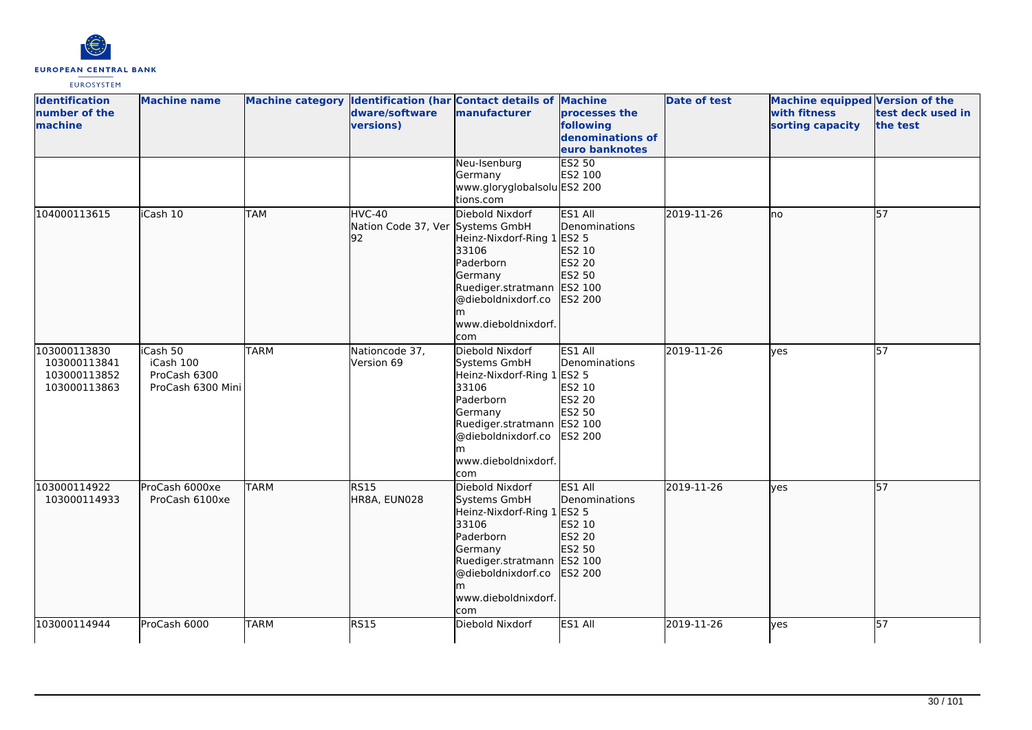| Identification number of the machine | Machine name | Machine category | Identification (hardware/software versions) | Contact details of manufacturer | Machine processes the following denominations of euro banknotes | Date of test | Machine equipped with fitness sorting capacity | Version of the test deck used in the test |
|---|---|---|---|---|---|---|---|---|
| | | | | Neu-Isenburg<br>Germany<br>www.gloryglobalsolutions.com | ES2 50<br>ES2 100<br>ES2 200 | | | |
| 104000113615 | iCash 10 | TAM | HVC-40<br>Nation Code 37, Ver 92 | Diebold Nixdorf Systems GmbH<br>Heinz-Nixdorf-Ring 1<br>33106<br>Paderborn<br>Germany<br>Ruediger.stratmann@dieboldnixdorf.com<br>www.dieboldnixdorf.com | ES1 All Denominations<br>ES2 5<br>ES2 10<br>ES2 20<br>ES2 50<br>ES2 100<br>ES2 200 | 2019-11-26 | no | 57 |
| 103000113830<br>103000113841<br>103000113852<br>103000113863 | iCash 50<br>iCash 100<br>ProCash 6300<br>ProCash 6300 Mini | TARM | Nationcode 37, Version 69 | Diebold Nixdorf Systems GmbH<br>Heinz-Nixdorf-Ring 1<br>33106<br>Paderborn<br>Germany<br>Ruediger.stratmann@dieboldnixdorf.com<br>www.dieboldnixdorf.com | ES1 All Denominations<br>ES2 5<br>ES2 10<br>ES2 20<br>ES2 50<br>ES2 100<br>ES2 200 | 2019-11-26 | yes | 57 |
| 103000114922<br>103000114933 | ProCash 6000xe<br>ProCash 6100xe | TARM | RS15<br>HR8A, EUN028 | Diebold Nixdorf Systems GmbH<br>Heinz-Nixdorf-Ring 1<br>33106<br>Paderborn<br>Germany<br>Ruediger.stratmann@dieboldnixdorf.com<br>www.dieboldnixdorf.com | ES1 All Denominations<br>ES2 5<br>ES2 10<br>ES2 20<br>ES2 50<br>ES2 100<br>ES2 200 | 2019-11-26 | yes | 57 |
| 103000114944 | ProCash 6000 | TARM | RS15 | Diebold Nixdorf | ES1 All | 2019-11-26 | yes | 57 |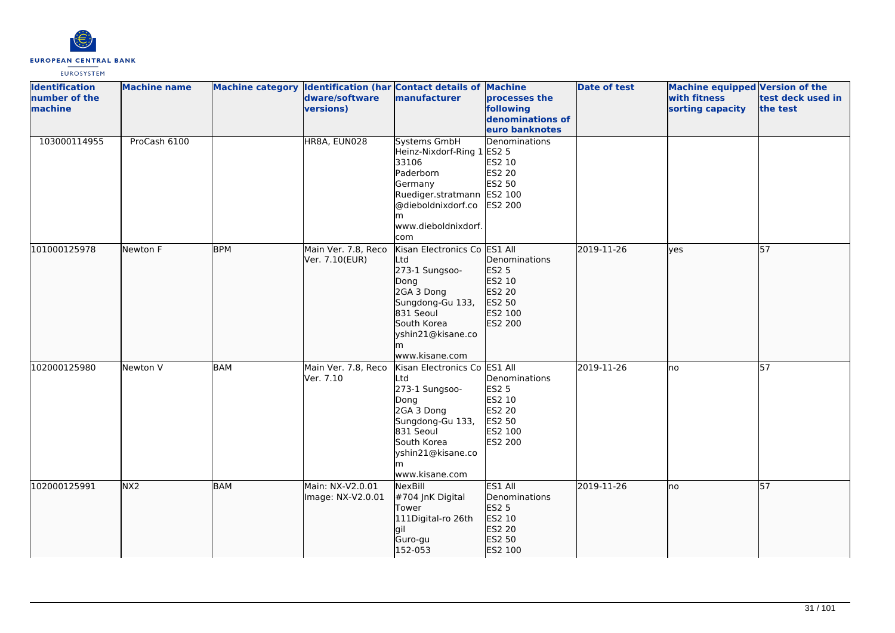| Identification number of the machine | Machine name | Machine category | Identification (hardware/software versions) | Contact details of manufacturer | Machine processes the following denominations of euro banknotes | Date of test | Machine equipped with fitness sorting capacity | Version of the test deck used in the test |
|---|---|---|---|---|---|---|---|---|
| 103000114955 | ProCash 6100 | | HR8A, EUN028 | Systems GmbH<br>Heinz-Nixdorf-Ring 1<br>33106<br>Paderborn<br>Germany<br>Ruediger.stratmann@dieboldnixdorf.com<br>www.dieboldnixdorf.com | Denominations<br>ES2 5<br>ES2 10<br>ES2 20<br>ES2 50<br>ES2 100<br>ES2 200 | | | |
| 101000125978 | Newton F | BPM | Main Ver. 7.8, Reco Ver. 7.10(EUR) | Kisan Electronics Co Ltd<br>273-1 Sungsoo-Dong<br>2GA 3 Dong<br>Sungdong-Gu 133, 831 Seoul<br>South Korea<br>yshin21@kisane.com<br>www.kisane.com | ES1 All Denominations<br>ES2 5<br>ES2 10<br>ES2 20<br>ES2 50<br>ES2 100<br>ES2 200 | 2019-11-26 | yes | 57 |
| 102000125980 | Newton V | BAM | Main Ver. 7.8, Reco Ver. 7.10 | Kisan Electronics Co Ltd<br>273-1 Sungsoo-Dong<br>2GA 3 Dong<br>Sungdong-Gu 133, 831 Seoul<br>South Korea<br>yshin21@kisane.com<br>www.kisane.com | ES1 All Denominations<br>ES2 5<br>ES2 10<br>ES2 20<br>ES2 50<br>ES2 100<br>ES2 200 | 2019-11-26 | no | 57 |
| 102000125991 | NX2 | BAM | Main: NX-V2.0.01<br>Image: NX-V2.0.01 | NexBill<br>#704 JnK Digital Tower<br>111Digital-ro 26th gil<br>Guro-gu<br>152-053 | ES1 All Denominations<br>ES2 5<br>ES2 10<br>ES2 20<br>ES2 50<br>ES2 100 | 2019-11-26 | no | 57 |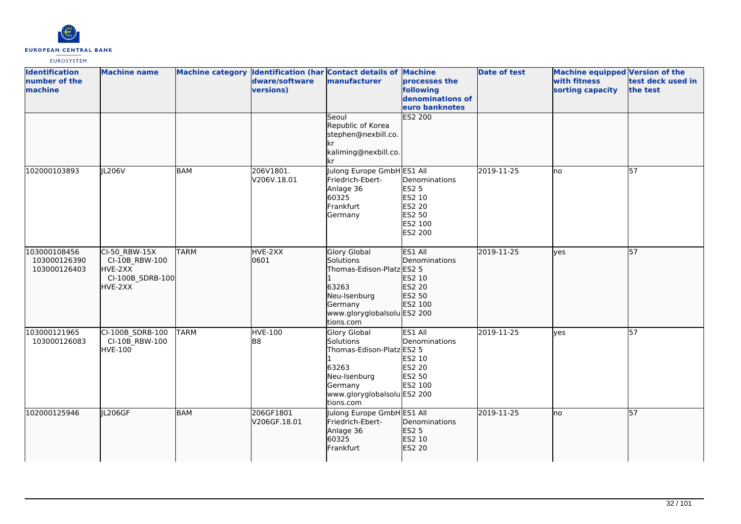| Identification number of the machine | Machine name | Machine category | Identification (hardware/software versions) | Contact details of manufacturer | Machine processes the following denominations of euro banknotes | Date of test | Machine equipped with fitness sorting capacity | Version of the test deck used in the test |
|---|---|---|---|---|---|---|---|---|
| | | | | Seoul<br>Republic of Korea<br>stephen@nexbill.co.kr<br>kaliming@nexbill.co.kr | ES2 200 | | | |
| 102000103893 | JL206V | BAM | 206V1801.<br>V206V.18.01 | Julong Europe GmbH<br>Friedrich-Ebert-Anlage 36<br>60325<br>Frankfurt<br>Germany | ES1 All Denominations<br>ES2 5<br>ES2 10<br>ES2 20<br>ES2 50<br>ES2 100<br>ES2 200 | 2019-11-25 | no | 57 |
| 103000108456<br>103000126390<br>103000126403 | CI-50_RBW-15X<br>CI-10B_RBW-100<br>HVE-2XX<br>CI-100B_SDRB-100<br>HVE-2XX | TARM | HVE-2XX<br>0601 | Glory Global Solutions<br>Thomas-Edison-Platz 1<br>63263<br>Neu-Isenburg<br>Germany<br>www.gloryglobalsolutions.com | ES1 All Denominations<br>ES2 5<br>ES2 10<br>ES2 20<br>ES2 50<br>ES2 100<br>ES2 200 | 2019-11-25 | yes | 57 |
| 103000121965<br>103000126083 | CI-100B_SDRB-100<br>CI-10B_RBW-100<br>HVE-100 | TARM | HVE-100<br>B8 | Glory Global Solutions<br>Thomas-Edison-Platz 1<br>63263<br>Neu-Isenburg<br>Germany<br>www.gloryglobalsolutions.com | ES1 All Denominations<br>ES2 5<br>ES2 10<br>ES2 20<br>ES2 50<br>ES2 100<br>ES2 200 | 2019-11-25 | yes | 57 |
| 102000125946 | JL206GF | BAM | 206GF1801<br>V206GF.18.01 | Julong Europe GmbH<br>Friedrich-Ebert-Anlage 36<br>60325<br>Frankfurt | ES1 All Denominations<br>ES2 5<br>ES2 10<br>ES2 20 | 2019-11-25 | no | 57 |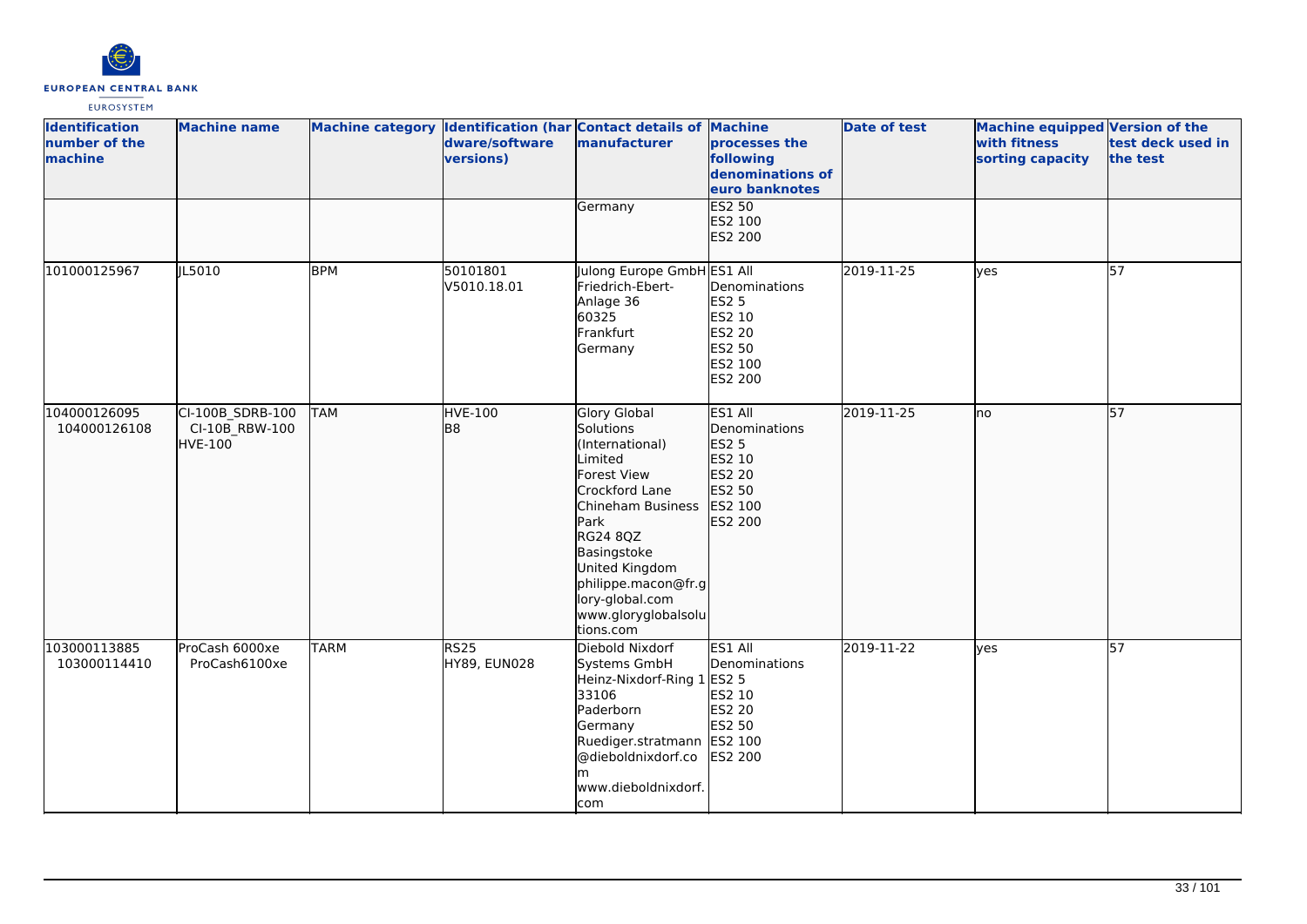| Identification number of the machine | Machine name | Machine category | Identification (hardware/software versions) | Contact details of manufacturer | Machine processes the following denominations of euro banknotes | Date of test | Machine equipped with fitness sorting capacity | Version of the test deck used in the test |
|---|---|---|---|---|---|---|---|---|
| | | | | Germany | ES2 50<br>ES2 100<br>ES2 200 | | | |
| 101000125967 | JL5010 | BPM | 50101801<br>V5010.18.01 | Julong Europe GmbH<br>Friedrich-Ebert-Anlage 36<br>60325<br>Frankfurt<br>Germany | ES1 All Denominations<br>ES2 5<br>ES2 10<br>ES2 20<br>ES2 50<br>ES2 100<br>ES2 200 | 2019-11-25 | yes | 57 |
| 104000126095<br>104000126108 | CI-100B_SDRB-100<br>CI-10B_RBW-100<br>HVE-100 | TAM | HVE-100<br>B8 | Glory Global Solutions (International) Limited<br>Forest View<br>Crockford Lane<br>Chineham Business Park<br>RG24 8QZ<br>Basingstoke<br>United Kingdom<br>philippe.macon@fr.glory-global.com<br>www.gloryglobalsolutions.com | ES1 All Denominations<br>ES2 5<br>ES2 10<br>ES2 20<br>ES2 50<br>ES2 100<br>ES2 200 | 2019-11-25 | no | 57 |
| 103000113885<br>103000114410 | ProCash 6000xe<br>ProCash6100xe | TARM | RS25<br>HY89, EUN028 | Diebold Nixdorf Systems GmbH<br>Heinz-Nixdorf-Ring 1<br>33106<br>Paderborn<br>Germany<br>Ruediger.stratmann@dieboldnixdorf.com<br>www.dieboldnixdorf.com | ES1 All Denominations<br>ES2 5<br>ES2 10<br>ES2 20<br>ES2 50<br>ES2 100<br>ES2 200 | 2019-11-22 | yes | 57 |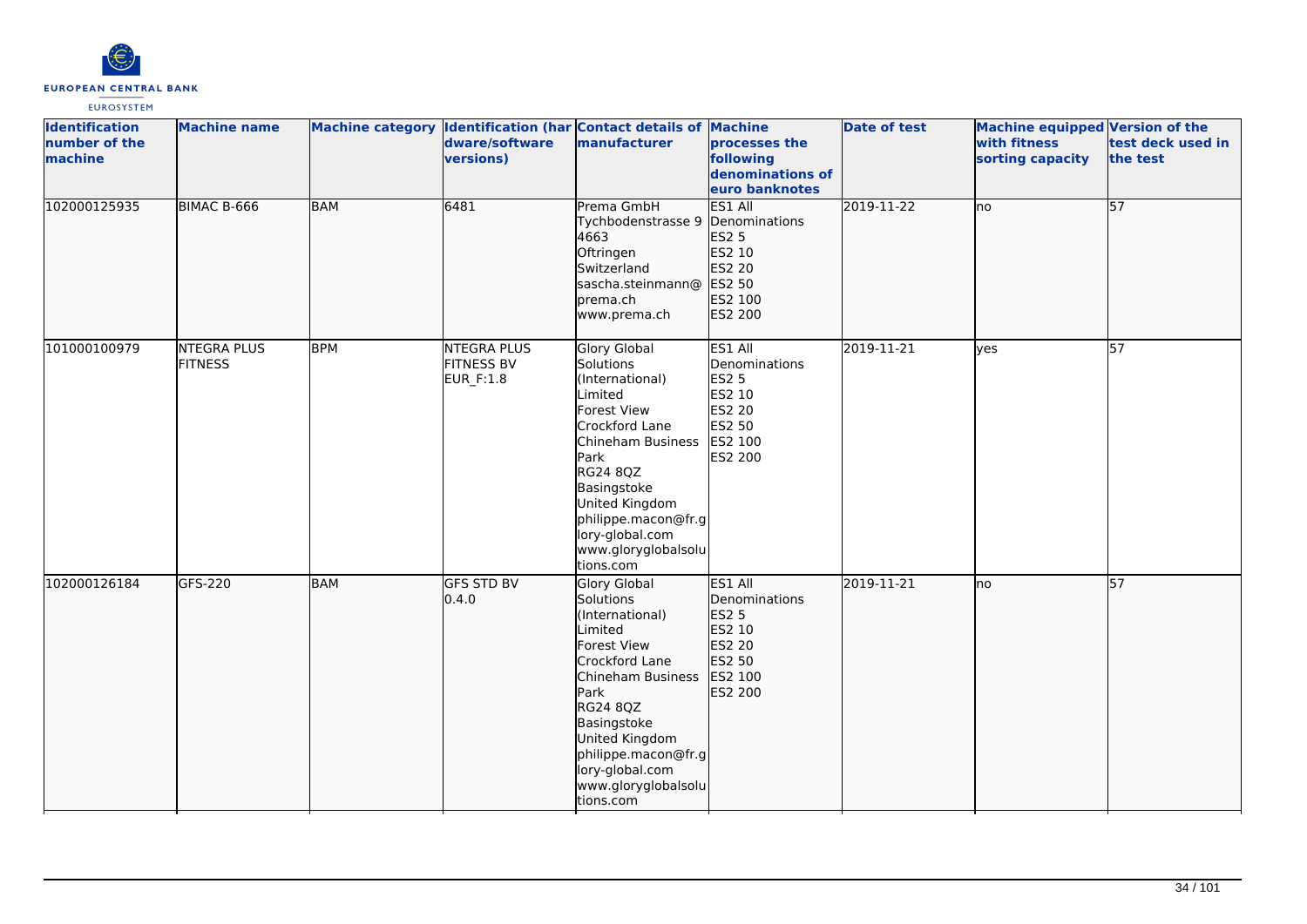| Identification number of the machine | Machine name | Machine category | Identification (hardware/software versions) | Contact details of manufacturer | Machine processes the following denominations of euro banknotes | Date of test | Machine equipped with fitness sorting capacity | Version of the test deck used in the test |
|---|---|---|---|---|---|---|---|---|
| 102000125935 | BIMAC B-666 | BAM | 6481 | Prema GmbH Tychbodenstrasse 9 4663 Oftringen Switzerland sascha.steinmann@prema.ch www.prema.ch | ES1 All Denominations ES2 5 ES2 10 ES2 20 ES2 50 ES2 100 ES2 200 | 2019-11-22 | no | 57 |
| 101000100979 | NTEGRA PLUS FITNESS | BPM | NTEGRA PLUS FITNESS BV EUR_F:1.8 | Glory Global Solutions (International) Limited Forest View Crockford Lane Chineham Business Park RG24 8QZ Basingstoke United Kingdom philippe.macon@fr.glory-global.com www.gloryglobalsolutions.com | ES1 All Denominations ES2 5 ES2 10 ES2 20 ES2 50 ES2 100 ES2 200 | 2019-11-21 | yes | 57 |
| 102000126184 | GFS-220 | BAM | GFS STD BV 0.4.0 | Glory Global Solutions (International) Limited Forest View Crockford Lane Chineham Business Park RG24 8QZ Basingstoke United Kingdom philippe.macon@fr.glory-global.com www.gloryglobalsolutions.com | ES1 All Denominations ES2 5 ES2 10 ES2 20 ES2 50 ES2 100 ES2 200 | 2019-11-21 | no | 57 |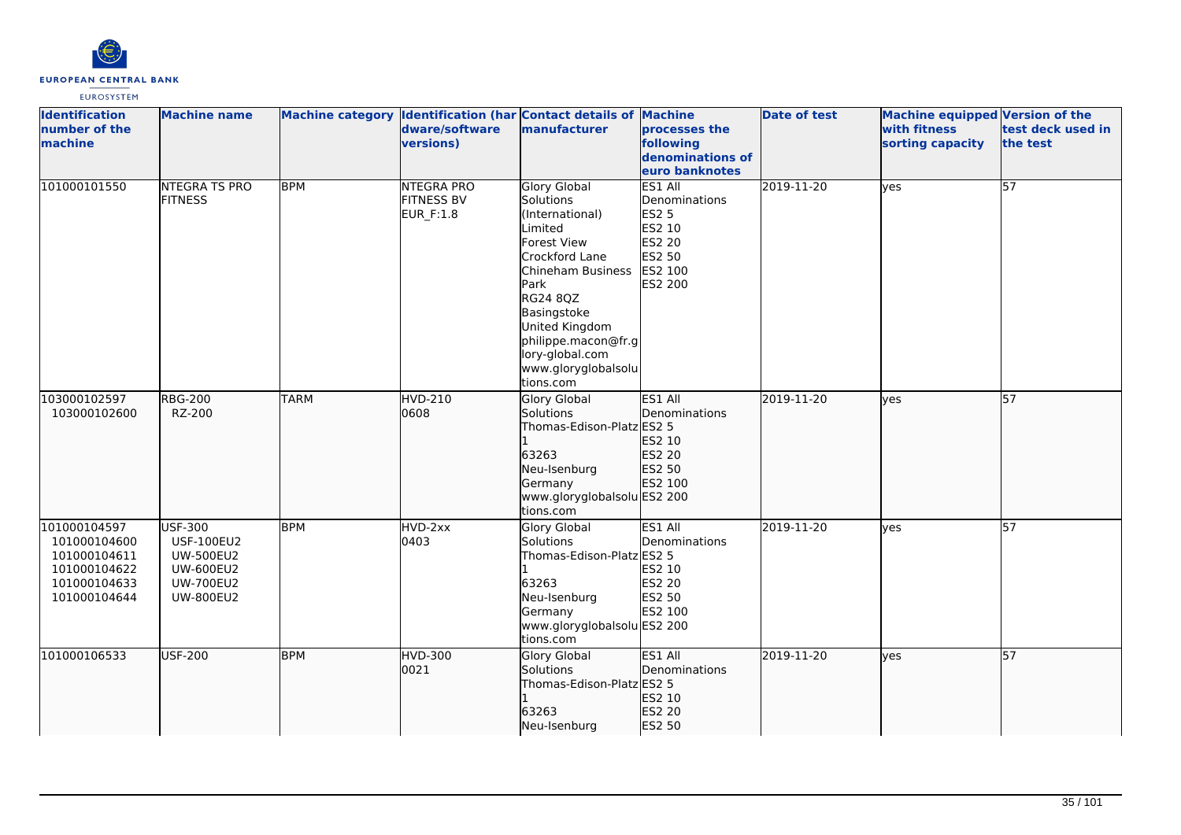| Identification number of the machine | Machine name | Machine category | Identification (hardware/software versions) | Contact details of manufacturer | Machine processes the following denominations of euro banknotes | Date of test | Machine equipped with fitness sorting capacity | Version of the test deck used in the test |
|---|---|---|---|---|---|---|---|---|
| 101000101550 | NTEGRA TS PRO FITNESS | BPM | NTEGRA PRO FITNESS BV EUR_F:1.8 | Glory Global Solutions (International) Limited Forest View Crockford Lane Chineham Business Park RG24 8QZ Basingstoke United Kingdom philippe.macon@fr.glory-global.com www.gloryglobalsolutions.com | ES1 All Denominations ES2 5 ES2 10 ES2 20 ES2 50 ES2 100 ES2 200 | 2019-11-20 | yes | 57 |
| 103000102597 103000102600 | RBG-200 RZ-200 | TARM | HVD-210 0608 | Glory Global Solutions Thomas-Edison-Platz 1 63263 Neu-Isenburg Germany www.gloryglobalsolutions.com | ES1 All Denominations ES2 5 ES2 10 ES2 20 ES2 50 ES2 100 ES2 200 | 2019-11-20 | yes | 57 |
| 101000104597 101000104600 101000104611 101000104622 101000104633 101000104644 | USF-300 USF-100EU2 UW-500EU2 UW-600EU2 UW-700EU2 UW-800EU2 | BPM | HVD-2xx 0403 | Glory Global Solutions Thomas-Edison-Platz 1 63263 Neu-Isenburg Germany www.gloryglobalsolutions.com | ES1 All Denominations ES2 5 ES2 10 ES2 20 ES2 50 ES2 100 ES2 200 | 2019-11-20 | yes | 57 |
| 101000106533 | USF-200 | BPM | HVD-300 0021 | Glory Global Solutions Thomas-Edison-Platz 1 63263 Neu-Isenburg | ES1 All Denominations ES2 5 ES2 10 ES2 20 ES2 50 | 2019-11-20 | yes | 57 |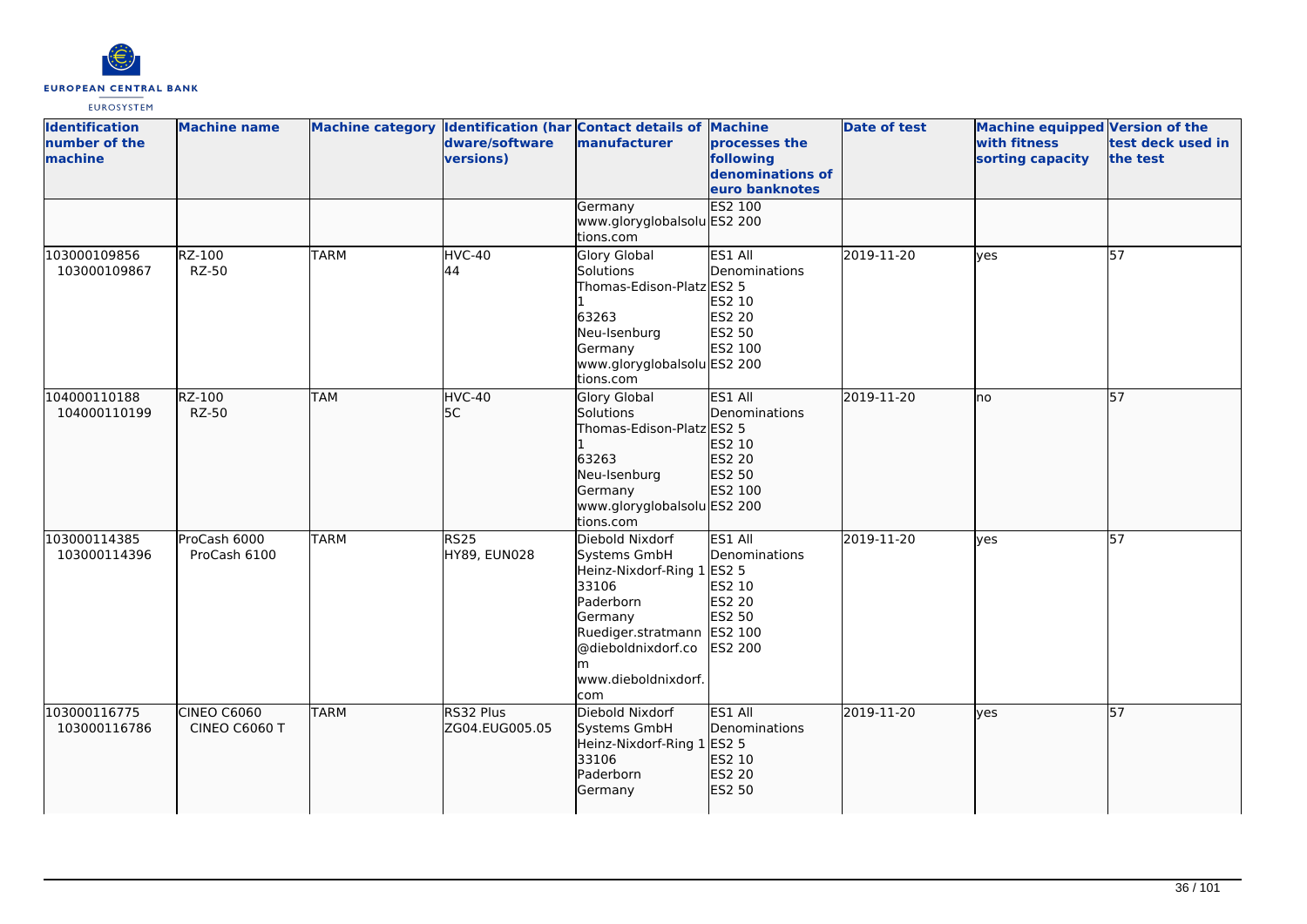| Identification number of the machine | Machine name | Machine category | Identification (hardware/software versions) | Contact details of manufacturer | Machine processes the following denominations of euro banknotes | Date of test | Machine equipped with fitness sorting capacity | Version of the test deck used in the test |
|---|---|---|---|---|---|---|---|---|
| | | | | Germany<br>www.gloryglobalsolutions.com | ES2 100<br>ES2 200 | | | |
| 103000109856<br>103000109867 | RZ-100<br>RZ-50 | TARM | HVC-40<br>44 | Glory Global Solutions<br>Thomas-Edison-Platz 1<br>63263<br>Neu-Isenburg<br>Germany<br>www.gloryglobalsolutions.com | ES1 All Denominations<br>ES2 5<br>ES2 10<br>ES2 20<br>ES2 50<br>ES2 100<br>ES2 200 | 2019-11-20 | yes | 57 |
| 104000110188<br>104000110199 | RZ-100<br>RZ-50 | TAM | HVC-40<br>5C | Glory Global Solutions<br>Thomas-Edison-Platz 1<br>63263<br>Neu-Isenburg<br>Germany<br>www.gloryglobalsolutions.com | ES1 All Denominations<br>ES2 5<br>ES2 10<br>ES2 20<br>ES2 50<br>ES2 100<br>ES2 200 | 2019-11-20 | no | 57 |
| 103000114385<br>103000114396 | ProCash 6000<br>ProCash 6100 | TARM | RS25<br>HY89, EUN028 | Diebold Nixdorf Systems GmbH<br>Heinz-Nixdorf-Ring 1<br>33106<br>Paderborn<br>Germany<br>Ruediger.stratmann@dieboldnixdorf.com<br>www.dieboldnixdorf.com | ES1 All Denominations<br>ES2 5<br>ES2 10<br>ES2 20<br>ES2 50<br>ES2 100<br>ES2 200 | 2019-11-20 | yes | 57 |
| 103000116775<br>103000116786 | CINEO C6060<br>CINEO C6060 T | TARM | RS32 Plus<br>ZG04.EUG005.05 | Diebold Nixdorf Systems GmbH<br>Heinz-Nixdorf-Ring 1<br>33106<br>Paderborn<br>Germany | ES1 All Denominations<br>ES2 5<br>ES2 10<br>ES2 20<br>ES2 50 | 2019-11-20 | yes | 57 |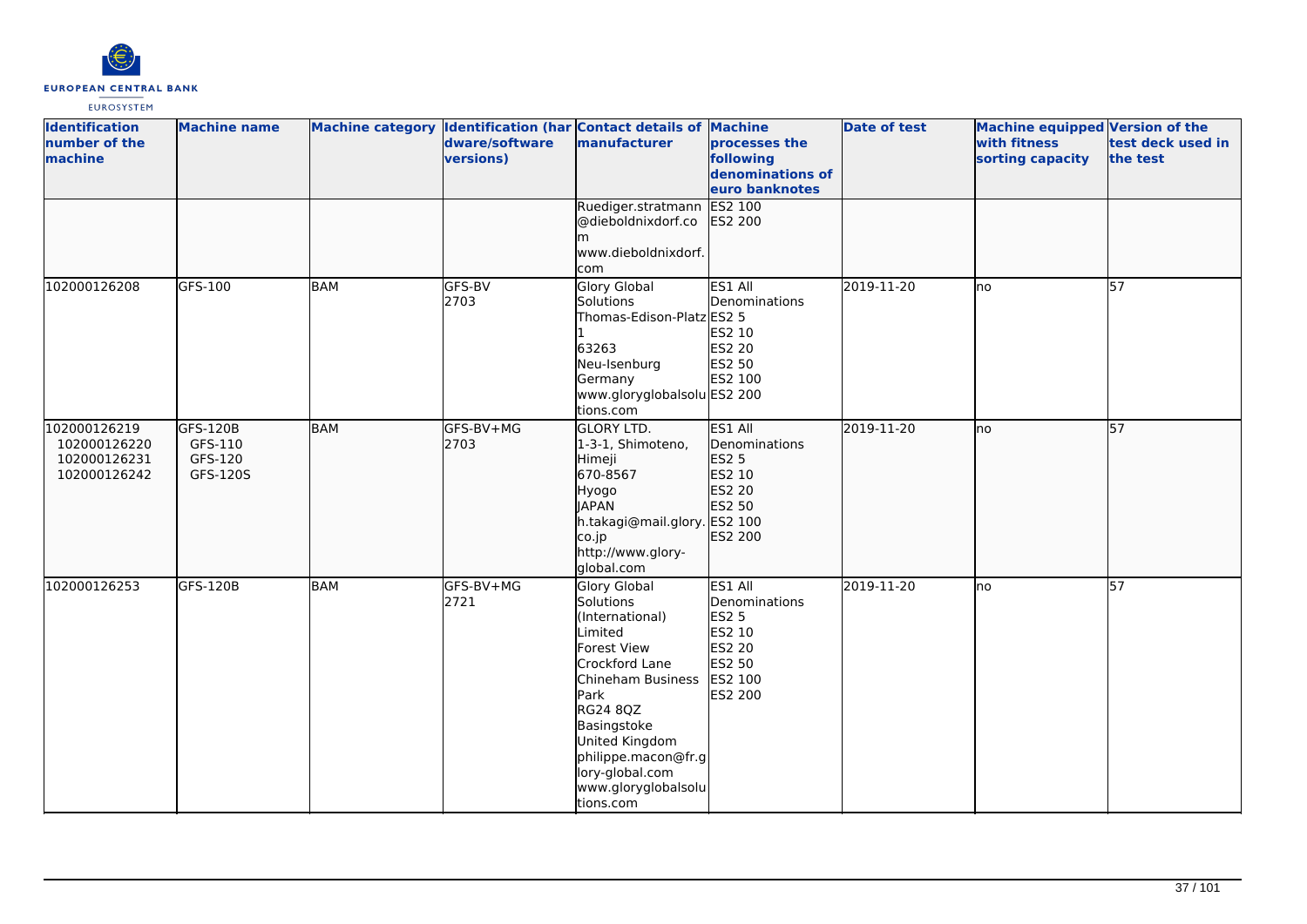| Identification number of the machine | Machine name | Machine category | Identification (hardware/software versions) | Contact details of manufacturer | Machine processes the following denominations of euro banknotes | Date of test | Machine equipped with fitness sorting capacity | Version of the test deck used in the test |
|---|---|---|---|---|---|---|---|---|
| | | | | Ruediger.stratmann@dieboldnixdorf.com www.dieboldnixdorf.com | ES2 100 ES2 200 | | | |
| 102000126208 | GFS-100 | BAM | GFS-BV 2703 | Glory Global Solutions Thomas-Edison-Platz 1 63263 Neu-Isenburg Germany www.gloryglobalsolutions.com | ES1 All Denominations ES2 5 ES2 10 ES2 20 ES2 50 ES2 100 ES2 200 | 2019-11-20 | no | 57 |
| 102000126219 102000126220 102000126231 102000126242 | GFS-120B GFS-110 GFS-120 GFS-120S | BAM | GFS-BV+MG 2703 | GLORY LTD. 1-3-1, Shimoteno, Himeji 670-8567 Hyogo JAPAN h.takagi@mail.glory.co.jp http://www.glory-global.com | ES1 All Denominations ES2 5 ES2 10 ES2 20 ES2 50 ES2 100 ES2 200 | 2019-11-20 | no | 57 |
| 102000126253 | GFS-120B | BAM | GFS-BV+MG 2721 | Glory Global Solutions (International) Limited Forest View Crockford Lane Chineham Business Park RG24 8QZ Basingstoke United Kingdom philippe.macon@fr.glory-global.com www.gloryglobalsolutions.com | ES1 All Denominations ES2 5 ES2 10 ES2 20 ES2 50 ES2 100 ES2 200 | 2019-11-20 | no | 57 |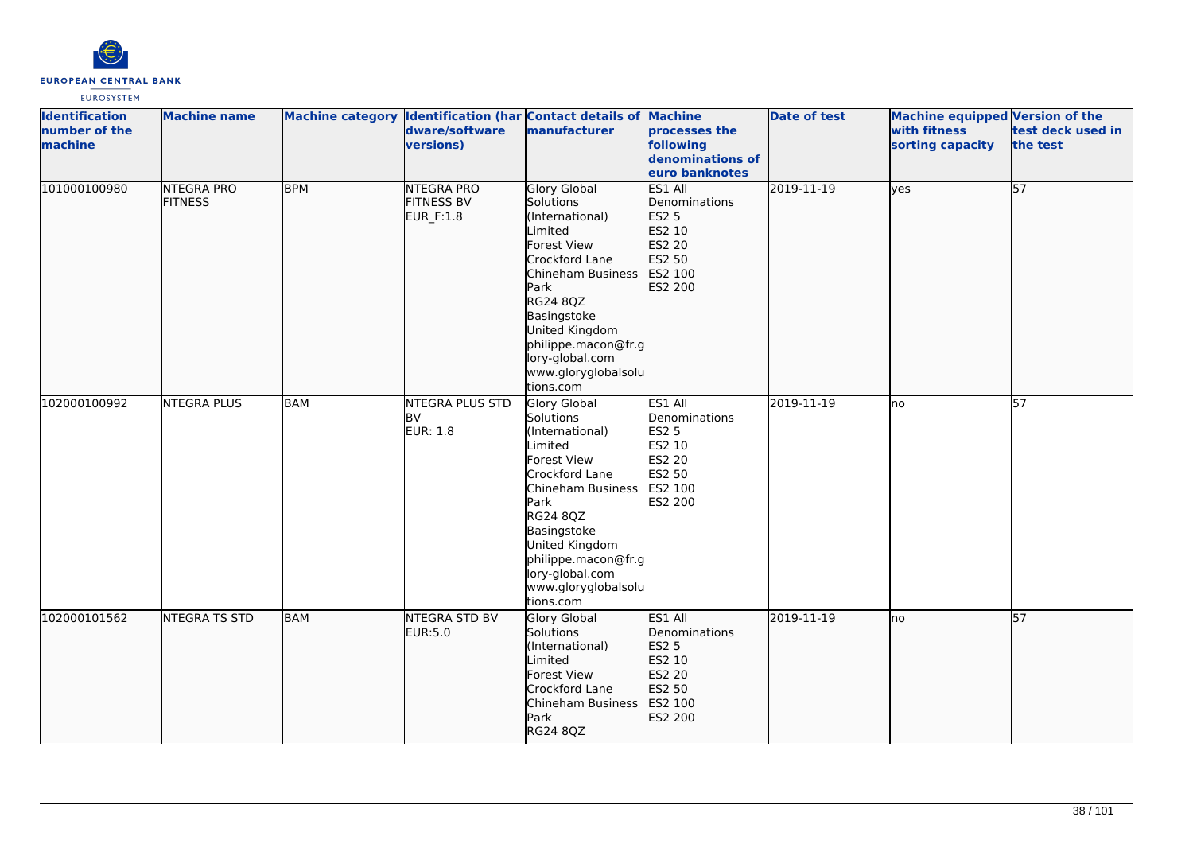| Identification number of the machine | Machine name | Machine category | Identification (hardware/software versions) | Contact details of manufacturer | Machine processes the following denominations of euro banknotes | Date of test | Machine equipped with fitness sorting capacity | Version of the test deck used in the test |
|---|---|---|---|---|---|---|---|---|
| 101000100980 | NTEGRA PRO FITNESS | BPM | NTEGRA PRO FITNESS BV EUR_F:1.8 | Glory Global Solutions (International) Limited Forest View Crockford Lane Chineham Business Park RG24 8QZ Basingstoke United Kingdom philippe.macon@fr.glory-global.com www.gloryglobalsolutions.com | ES1 All Denominations ES2 5 ES2 10 ES2 20 ES2 50 ES2 100 ES2 200 | 2019-11-19 | yes | 57 |
| 102000100992 | NTEGRA PLUS | BAM | NTEGRA PLUS STD BV EUR: 1.8 | Glory Global Solutions (International) Limited Forest View Crockford Lane Chineham Business Park RG24 8QZ Basingstoke United Kingdom philippe.macon@fr.glory-global.com www.gloryglobalsolutions.com | ES1 All Denominations ES2 5 ES2 10 ES2 20 ES2 50 ES2 100 ES2 200 | 2019-11-19 | no | 57 |
| 102000101562 | NTEGRA TS STD | BAM | NTEGRA STD BV EUR:5.0 | Glory Global Solutions (International) Limited Forest View Crockford Lane Chineham Business Park RG24 8QZ | ES1 All Denominations ES2 5 ES2 10 ES2 20 ES2 50 ES2 100 ES2 200 | 2019-11-19 | no | 57 |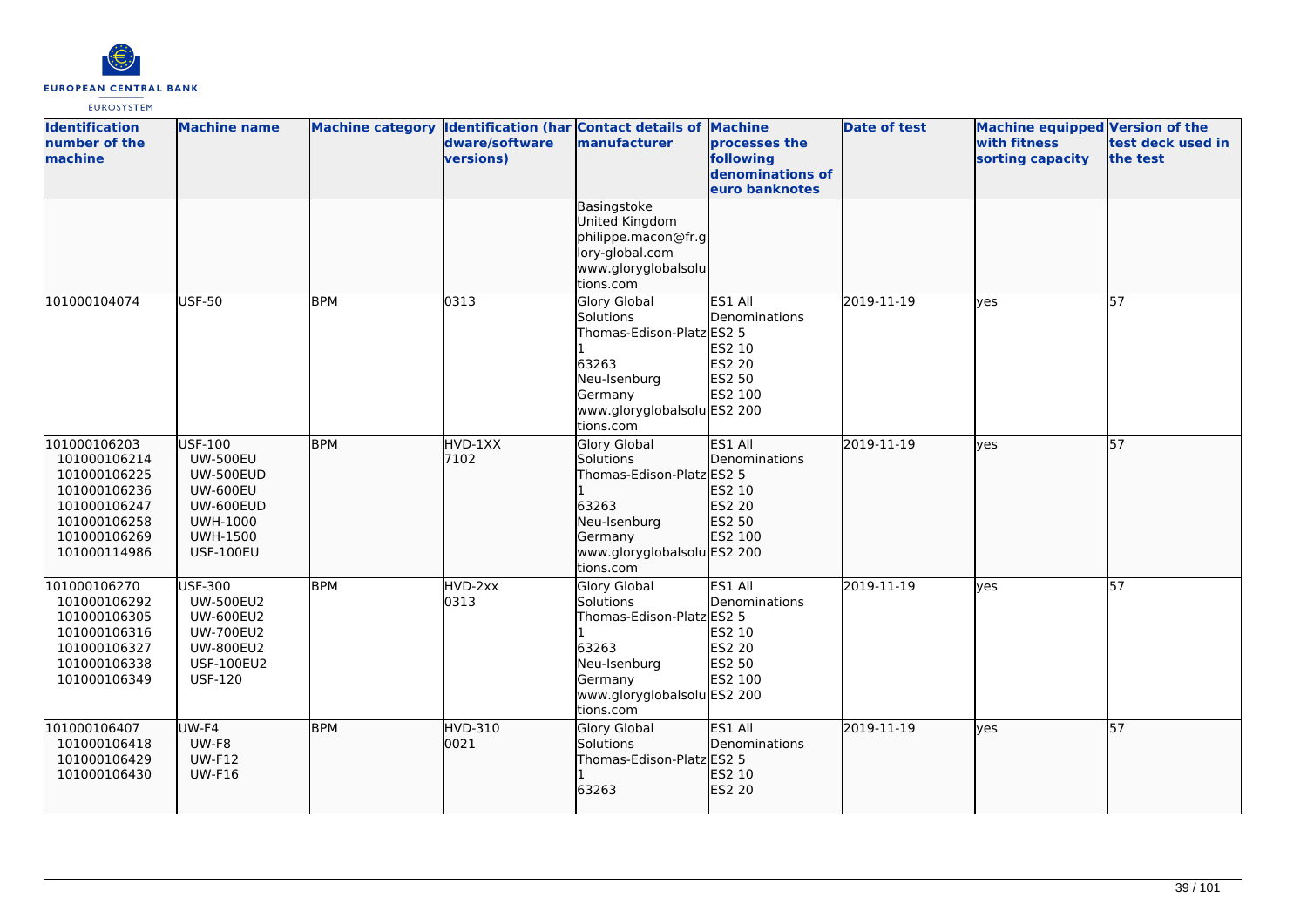| Identification number of the machine | Machine name | Machine category | Identification (hardware/software versions) | Contact details of manufacturer | Machine processes the following denominations of euro banknotes | Date of test | Machine equipped with fitness sorting capacity | Version of the test deck used in the test |
|---|---|---|---|---|---|---|---|---|
| | | | | Basingstoke<br>United Kingdom<br>philippe.macon@fr.glory-global.com<br>www.gloryglobalsolutions.com | | | | |
| 101000104074 | USF-50 | BPM | 0313 | Glory Global Solutions<br>Thomas-Edison-Platz 1<br>63263<br>Neu-Isenburg<br>Germany<br>www.gloryglobalsolutions.com | ES1 All Denominations<br>ES2 5<br>ES2 10<br>ES2 20<br>ES2 50<br>ES2 100<br>ES2 200 | 2019-11-19 | yes | 57 |
| 101000106203<br>101000106214<br>101000106225<br>101000106236<br>101000106247<br>101000106258<br>101000106269<br>101000114986 | USF-100<br>UW-500EU<br>UW-500EUD<br>UW-600EU<br>UW-600EUD<br>UWH-1000<br>UWH-1500<br>USF-100EU | BPM | HVD-1XX<br>7102 | Glory Global Solutions<br>Thomas-Edison-Platz 1<br>63263<br>Neu-Isenburg<br>Germany<br>www.gloryglobalsolutions.com | ES1 All Denominations<br>ES2 5<br>ES2 10<br>ES2 20<br>ES2 50<br>ES2 100<br>ES2 200 | 2019-11-19 | yes | 57 |
| 101000106270<br>101000106292<br>101000106305<br>101000106316<br>101000106327<br>101000106338<br>101000106349 | USF-300<br>UW-500EU2<br>UW-600EU2<br>UW-700EU2<br>UW-800EU2<br>USF-100EU2<br>USF-120 | BPM | HVD-2xx<br>0313 | Glory Global Solutions<br>Thomas-Edison-Platz 1<br>63263<br>Neu-Isenburg<br>Germany<br>www.gloryglobalsolutions.com | ES1 All Denominations<br>ES2 5<br>ES2 10<br>ES2 20<br>ES2 50<br>ES2 100<br>ES2 200 | 2019-11-19 | yes | 57 |
| 101000106407<br>101000106418<br>101000106429<br>101000106430 | UW-F4<br>UW-F8<br>UW-F12<br>UW-F16 | BPM | HVD-310<br>0021 | Glory Global Solutions<br>Thomas-Edison-Platz 1<br>63263 | ES1 All Denominations<br>ES2 5<br>ES2 10<br>ES2 20 | 2019-11-19 | yes | 57 |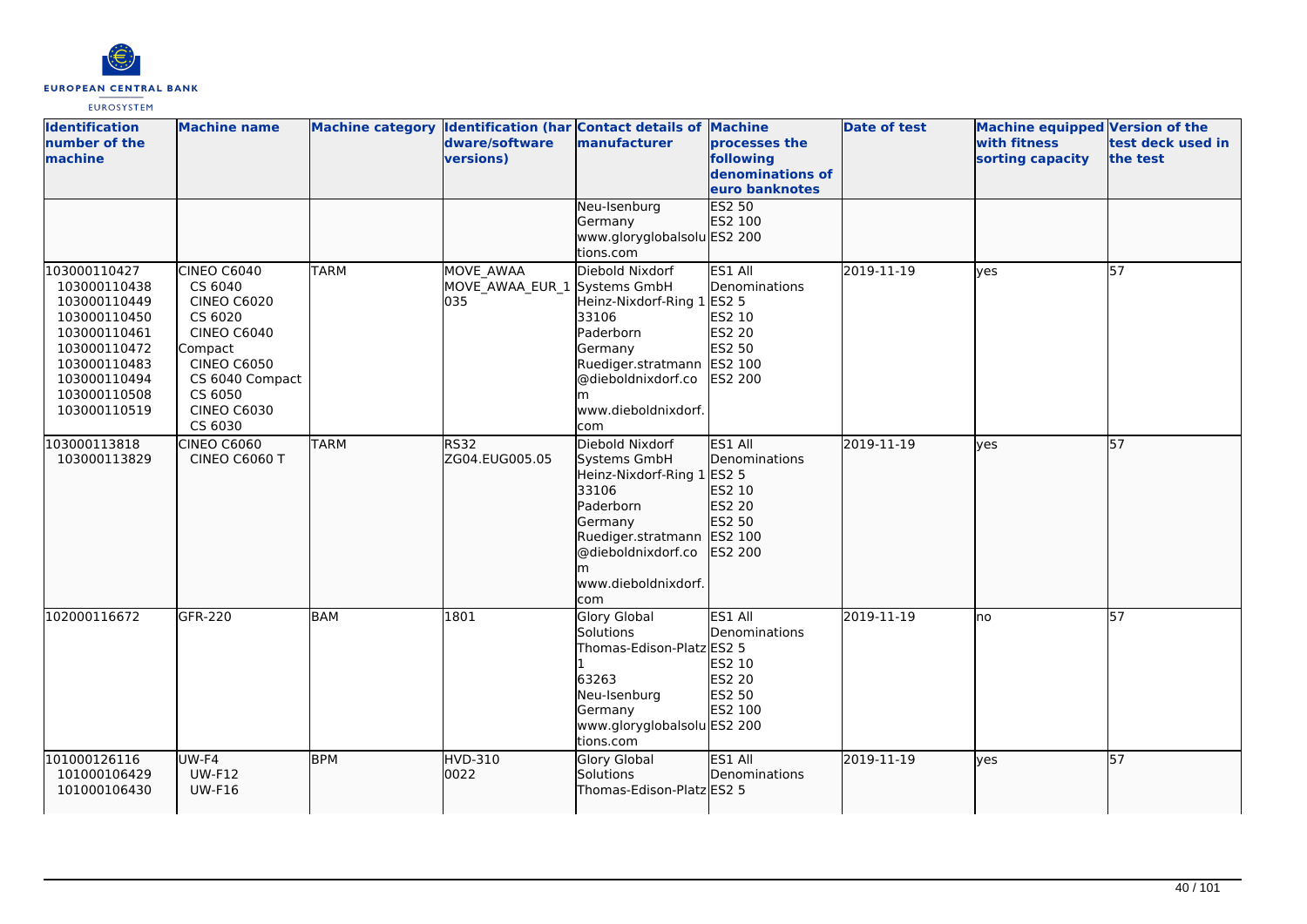| Identification number of the machine | Machine name | Machine category | Identification (hardware/software versions) | Contact details of manufacturer | Machine processes the following denominations of euro banknotes | Date of test | Machine equipped with fitness sorting capacity | Version of the test deck used in the test |
|---|---|---|---|---|---|---|---|---|
| | | | | Neu-Isenburg Germany www.gloryglobalsolutions.com | ES2 50 ES2 100 ES2 200 | | | |
| 103000110427 103000110438 103000110449 103000110450 103000110461 103000110472 103000110483 103000110494 103000110508 103000110519 | CINEO C6040 CS 6040 CINEO C6020 CS 6020 CINEO C6040 Compact CINEO C6050 CS 6040 Compact CS 6050 CINEO C6030 CS 6030 | TARM | MOVE_AWAA MOVE_AWAA_EUR_1 035 | Diebold Nixdorf Systems GmbH Heinz-Nixdorf-Ring 1 33106 Paderborn Germany Ruediger.stratmann@dieboldnixdorf.com www.dieboldnixdorf.com | ES1 All Denominations ES2 5 ES2 10 ES2 20 ES2 50 ES2 100 ES2 200 | 2019-11-19 | yes | 57 |
| 103000113818 103000113829 | CINEO C6060 CINEO C6060 T | TARM | RS32 ZG04.EUG005.05 | Diebold Nixdorf Systems GmbH Heinz-Nixdorf-Ring 1 33106 Paderborn Germany Ruediger.stratmann@dieboldnixdorf.com www.dieboldnixdorf.com | ES1 All Denominations ES2 5 ES2 10 ES2 20 ES2 50 ES2 100 ES2 200 | 2019-11-19 | yes | 57 |
| 102000116672 | GFR-220 | BAM | 1801 | Glory Global Solutions Thomas-Edison-Platz 1 63263 Neu-Isenburg Germany www.gloryglobalsolutions.com | ES1 All Denominations ES2 5 ES2 10 ES2 20 ES2 50 ES2 100 ES2 200 | 2019-11-19 | no | 57 |
| 101000126116 101000106429 101000106430 | UW-F4 UW-F12 UW-F16 | BPM | HVD-310 0022 | Glory Global Solutions Thomas-Edison-Platz | ES1 All Denominations ES2 5 | 2019-11-19 | yes | 57 |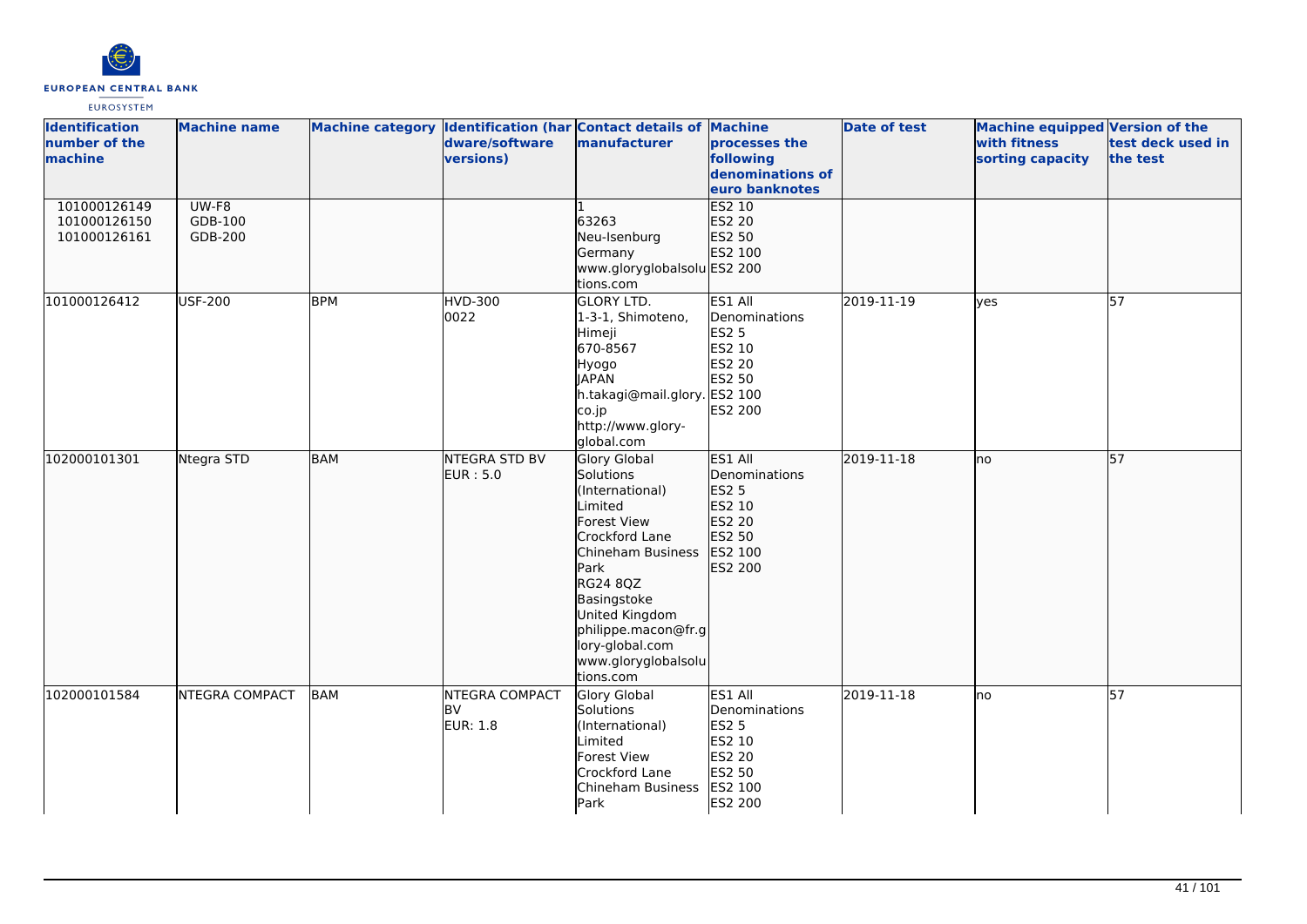| Identification number of the machine | Machine name | Machine category | Identification (hardware/software versions) | Contact details of manufacturer | Machine processes the following denominations of euro banknotes | Date of test | Machine equipped with fitness sorting capacity | Version of the test deck used in the test |
|---|---|---|---|---|---|---|---|---|
| 101000126149<br>101000126150<br>101000126161 | UW-F8<br>GDB-100<br>GDB-200 | | | 1<br>63263<br>Neu-Isenburg<br>Germany<br>www.gloryglobalsolutions.com | ES2 10<br>ES2 20<br>ES2 50<br>ES2 100<br>ES2 200 | | | |
| 101000126412 | USF-200 | BPM | HVD-300<br>0022 | GLORY LTD.<br>1-3-1, Shimoteno,<br>Himeji<br>670-8567<br>Hyogo<br>JAPAN<br>h.takagi@mail.glory.co.jp<br>http://www.glory-global.com | ES1 All Denominations<br>ES2 5<br>ES2 10<br>ES2 20<br>ES2 50<br>ES2 100<br>ES2 200 | 2019-11-19 | yes | 57 |
| 102000101301 | Ntegra STD | BAM | NTEGRA STD BV<br>EUR : 5.0 | Glory Global Solutions (International) Limited<br>Forest View<br>Crockford Lane<br>Chineham Business Park<br>RG24 8QZ<br>Basingstoke<br>United Kingdom<br>philippe.macon@fr.glory-global.com<br>www.gloryglobalsolutions.com | ES1 All Denominations<br>ES2 5<br>ES2 10<br>ES2 20<br>ES2 50<br>ES2 100<br>ES2 200 | 2019-11-18 | no | 57 |
| 102000101584 | NTEGRA COMPACT | BAM | NTEGRA COMPACT BV<br>EUR: 1.8 | Glory Global Solutions (International) Limited<br>Forest View<br>Crockford Lane<br>Chineham Business Park | ES1 All Denominations<br>ES2 5<br>ES2 10<br>ES2 20<br>ES2 50<br>ES2 100<br>ES2 200 | 2019-11-18 | no | 57 |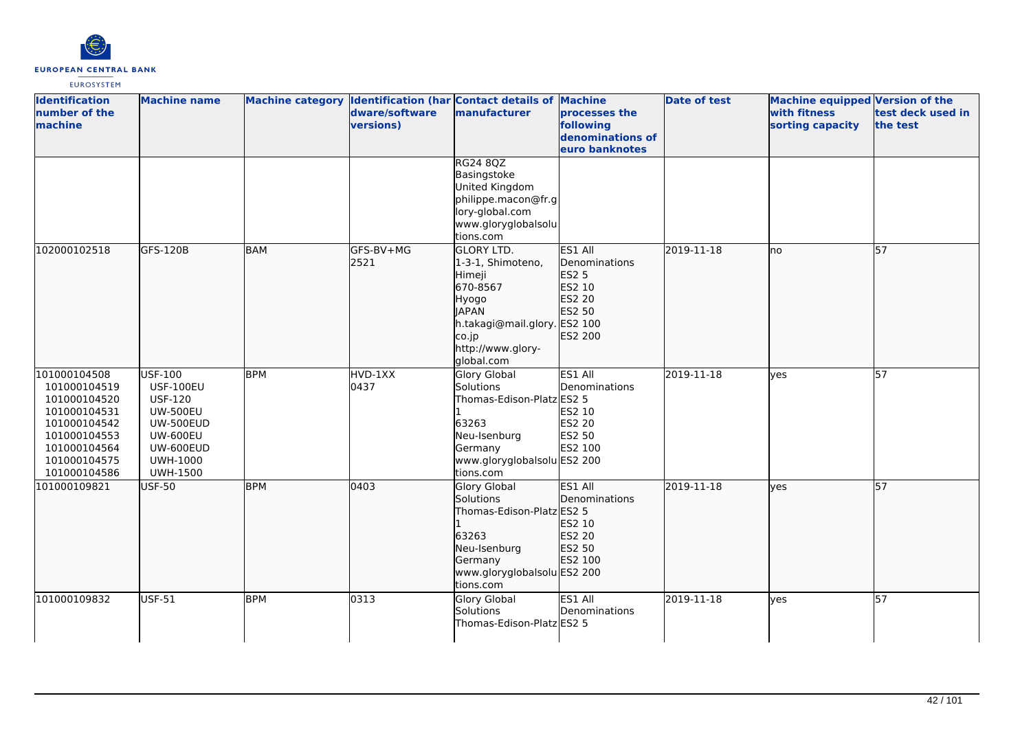| Identification number of the machine | Machine name | Machine category | Identification (hardware/software versions) | Contact details of manufacturer | Machine processes the following denominations of euro banknotes | Date of test | Machine equipped with fitness sorting capacity | Version of the test deck used in the test |
|---|---|---|---|---|---|---|---|---|
| | | | | RG24 8QZ<br>Basingstoke<br>United Kingdom<br>philippe.macon@fr.glory-global.com<br>www.gloryglobalsolutions.com | | | | |
| 102000102518 | GFS-120B | BAM | GFS-BV+MG<br>2521 | GLORY LTD.<br>1-3-1, Shimoteno, Himeji<br>670-8567<br>Hyogo<br>JAPAN<br>h.takagi@mail.glory.co.jp<br>http://www.glory-global.com | ES1 All Denominations<br>ES2 5<br>ES2 10<br>ES2 20<br>ES2 50<br>ES2 100<br>ES2 200 | 2019-11-18 | no | 57 |
| 101000104508<br>101000104519<br>101000104520<br>101000104531<br>101000104542<br>101000104553<br>101000104564<br>101000104575<br>101000104586 | USF-100<br>USF-100EU<br>USF-120<br>UW-500EU<br>UW-500EUD<br>UW-600EU<br>UW-600EUD<br>UWH-1000<br>UWH-1500 | BPM | HVD-1XX<br>0437 | Glory Global Solutions<br>Thomas-Edison-Platz 1<br>63263<br>Neu-Isenburg<br>Germany<br>www.gloryglobalsolutions.com | ES1 All Denominations<br>ES2 5<br>ES2 10<br>ES2 20<br>ES2 50<br>ES2 100<br>ES2 200 | 2019-11-18 | yes | 57 |
| 101000109821 | USF-50 | BPM | 0403 | Glory Global Solutions<br>Thomas-Edison-Platz 1<br>63263<br>Neu-Isenburg<br>Germany<br>www.gloryglobalsolutions.com | ES1 All Denominations<br>ES2 5<br>ES2 10<br>ES2 20<br>ES2 50<br>ES2 100<br>ES2 200 | 2019-11-18 | yes | 57 |
| 101000109832 | USF-51 | BPM | 0313 | Glory Global Solutions<br>Thomas-Edison-Platz | ES1 All Denominations<br>ES2 5 | 2019-11-18 | yes | 57 |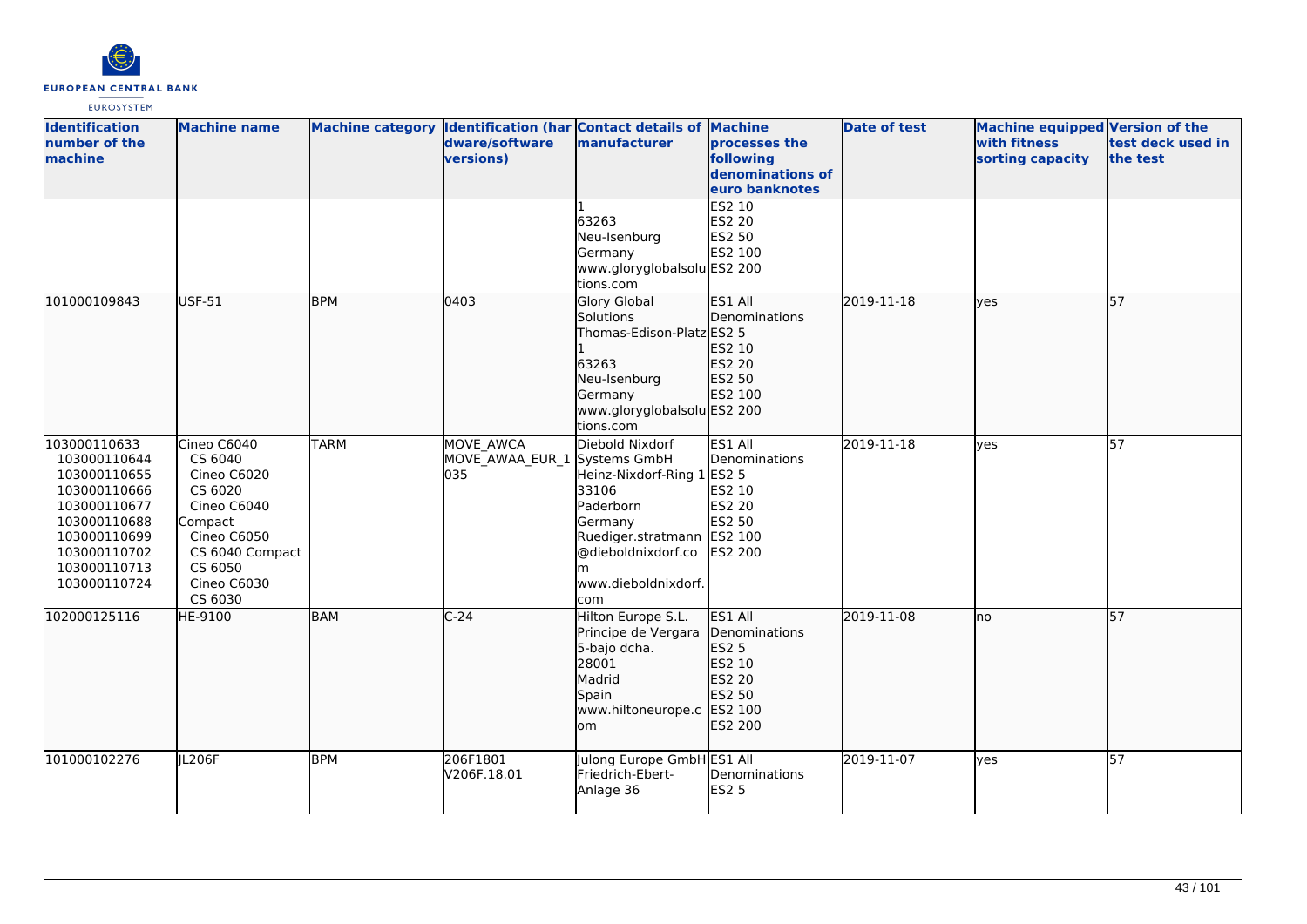| Identification number of the machine | Machine name | Machine category | Identification (hardware/software versions) | Contact details of manufacturer | Machine processes the following denominations of euro banknotes | Date of test | Machine equipped with fitness sorting capacity | Version of the test deck used in the test |
|---|---|---|---|---|---|---|---|---|
| | | | | 1<br>63263<br>Neu-Isenburg<br>Germany<br>www.gloryglobalsolutions.com | ES2 10<br>ES2 20<br>ES2 50<br>ES2 100<br>ES2 200 | | | |
| 101000109843 | USF-51 | BPM | 0403 | Glory Global Solutions<br>Thomas-Edison-Platz 1<br>63263<br>Neu-Isenburg<br>Germany<br>www.gloryglobalsolutions.com | ES1 All Denominations<br>ES2 5<br>ES2 10<br>ES2 20<br>ES2 50<br>ES2 100<br>ES2 200 | 2019-11-18 | yes | 57 |
| 103000110633<br>103000110644<br>103000110655<br>103000110666<br>103000110677<br>103000110688<br>103000110699<br>103000110702<br>103000110713<br>103000110724 | Cineo C6040<br>CS 6040<br>Cineo C6020<br>CS 6020<br>Cineo C6040 Compact<br>Cineo C6050<br>CS 6040 Compact<br>CS 6050<br>Cineo C6030<br>CS 6030 | TARM | MOVE_AWCA<br>MOVE_AWAA_EUR_1035 | Diebold Nixdorf Systems GmbH<br>Heinz-Nixdorf-Ring 1<br>33106<br>Paderborn<br>Germany<br>Ruediger.stratmann@dieboldnixdorf.com<br>www.dieboldnixdorf.com | ES1 All Denominations<br>ES2 5<br>ES2 10<br>ES2 20<br>ES2 50<br>ES2 100<br>ES2 200 | 2019-11-18 | yes | 57 |
| 102000125116 | HE-9100 | BAM | C-24 | Hilton Europe S.L.<br>Principe de Vergara 5-bajo dcha.<br>28001<br>Madrid<br>Spain<br>www.hiltoneurope.com | ES1 All Denominations<br>ES2 5<br>ES2 10<br>ES2 20<br>ES2 50<br>ES2 100<br>ES2 200 | 2019-11-08 | no | 57 |
| 101000102276 | JL206F | BPM | 206F1801<br>V206F.18.01 | Julong Europe GmbH<br>Friedrich-Ebert-Anlage 36 | ES1 All Denominations<br>ES2 5 | 2019-11-07 | yes | 57 |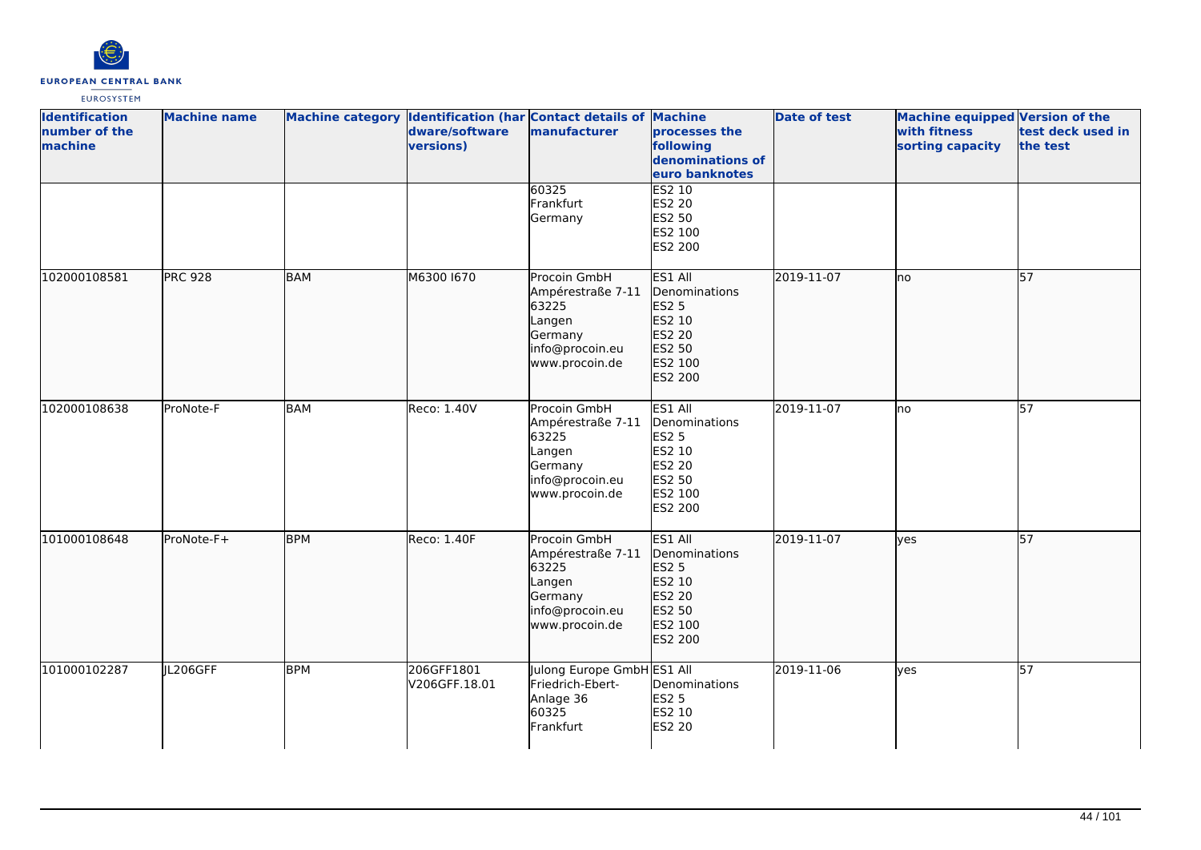| Identification number of the machine | Machine name | Machine category | Identification (hardware/software versions) | Contact details of manufacturer | Machine processes the following denominations of euro banknotes | Date of test | Machine equipped with fitness sorting capacity | Version of the test deck used in the test |
|---|---|---|---|---|---|---|---|---|
| | | | | 60325<br>Frankfurt<br>Germany | ES2 10<br>ES2 20<br>ES2 50<br>ES2 100<br>ES2 200 | | | |
| 102000108581 | PRC 928 | BAM | M6300 I670 | Procoin GmbH<br>Ampérestraße 7-11<br>63225<br>Langen<br>Germany<br>info@procoin.eu<br>www.procoin.de | ES1 All Denominations<br>ES2 5<br>ES2 10<br>ES2 20<br>ES2 50<br>ES2 100<br>ES2 200 | 2019-11-07 | no | 57 |
| 102000108638 | ProNote-F | BAM | Reco: 1.40V | Procoin GmbH<br>Ampérestraße 7-11<br>63225<br>Langen<br>Germany<br>info@procoin.eu<br>www.procoin.de | ES1 All Denominations<br>ES2 5<br>ES2 10<br>ES2 20<br>ES2 50<br>ES2 100<br>ES2 200 | 2019-11-07 | no | 57 |
| 101000108648 | ProNote-F+ | BPM | Reco: 1.40F | Procoin GmbH<br>Ampérestraße 7-11<br>63225<br>Langen<br>Germany<br>info@procoin.eu<br>www.procoin.de | ES1 All Denominations<br>ES2 5<br>ES2 10<br>ES2 20<br>ES2 50<br>ES2 100<br>ES2 200 | 2019-11-07 | yes | 57 |
| 101000102287 | JL206GFF | BPM | 206GFF1801<br>V206GFF.18.01 | Julong Europe GmbH<br>Friedrich-Ebert-Anlage 36<br>60325<br>Frankfurt | ES1 All Denominations<br>ES2 5<br>ES2 10<br>ES2 20 | 2019-11-06 | yes | 57 |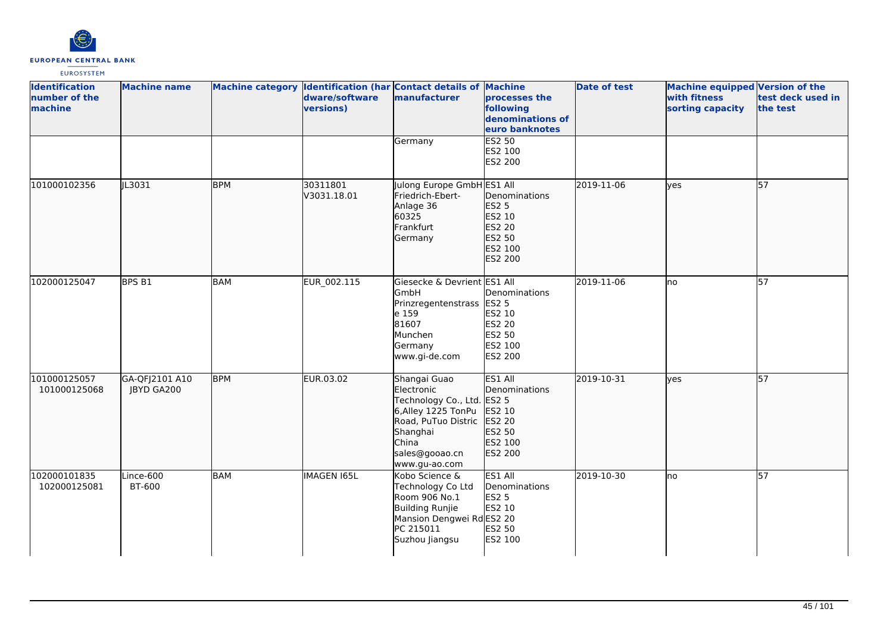| Identification number of the machine | Machine name | Machine category | Identification (hardware/software versions) | Contact details of manufacturer | Machine processes the following denominations of euro banknotes | Date of test | Machine equipped with fitness sorting capacity | Version of the test deck used in the test |
|---|---|---|---|---|---|---|---|---|
| | | | | Germany | ES2 50<br>ES2 100<br>ES2 200 | | | |
| 101000102356 | JL3031 | BPM | 30311801<br>V3031.18.01 | Julong Europe GmbH<br>Friedrich-Ebert-Anlage 36<br>60325<br>Frankfurt<br>Germany | ES1 All Denominations<br>ES2 5<br>ES2 10<br>ES2 20<br>ES2 50<br>ES2 100<br>ES2 200 | 2019-11-06 | yes | 57 |
| 102000125047 | BPS B1 | BAM | EUR_002.115 | Giesecke & Devrient GmbH<br>Prinzregentenstrasse 159<br>81607<br>Munchen<br>Germany<br>www.gi-de.com | ES1 All Denominations<br>ES2 5<br>ES2 10<br>ES2 20<br>ES2 50<br>ES2 100<br>ES2 200 | 2019-11-06 | no | 57 |
| 101000125057<br>101000125068 | GA-QFJ2101 A10<br>JBYD GA200 | BPM | EUR.03.02 | Shangai Guao Electronic Technology Co., Ltd.<br>6,Alley 1225 TonPu Road, PuTuo Distric<br>Shanghai<br>China<br>sales@gooao.cn<br>www.gu-ao.com | ES1 All Denominations<br>ES2 5<br>ES2 10<br>ES2 20<br>ES2 50<br>ES2 100<br>ES2 200 | 2019-10-31 | yes | 57 |
| 102000101835<br>102000125081 | Lince-600<br>BT-600 | BAM | IMAGEN I65L | Kobo Science & Technology Co Ltd<br>Room 906 No.1 Building Runjie Mansion Dengwei Rd<br>PC 215011<br>Suzhou Jiangsu | ES1 All Denominations<br>ES2 5<br>ES2 10<br>ES2 20<br>ES2 50<br>ES2 100 | 2019-10-30 | no | 57 |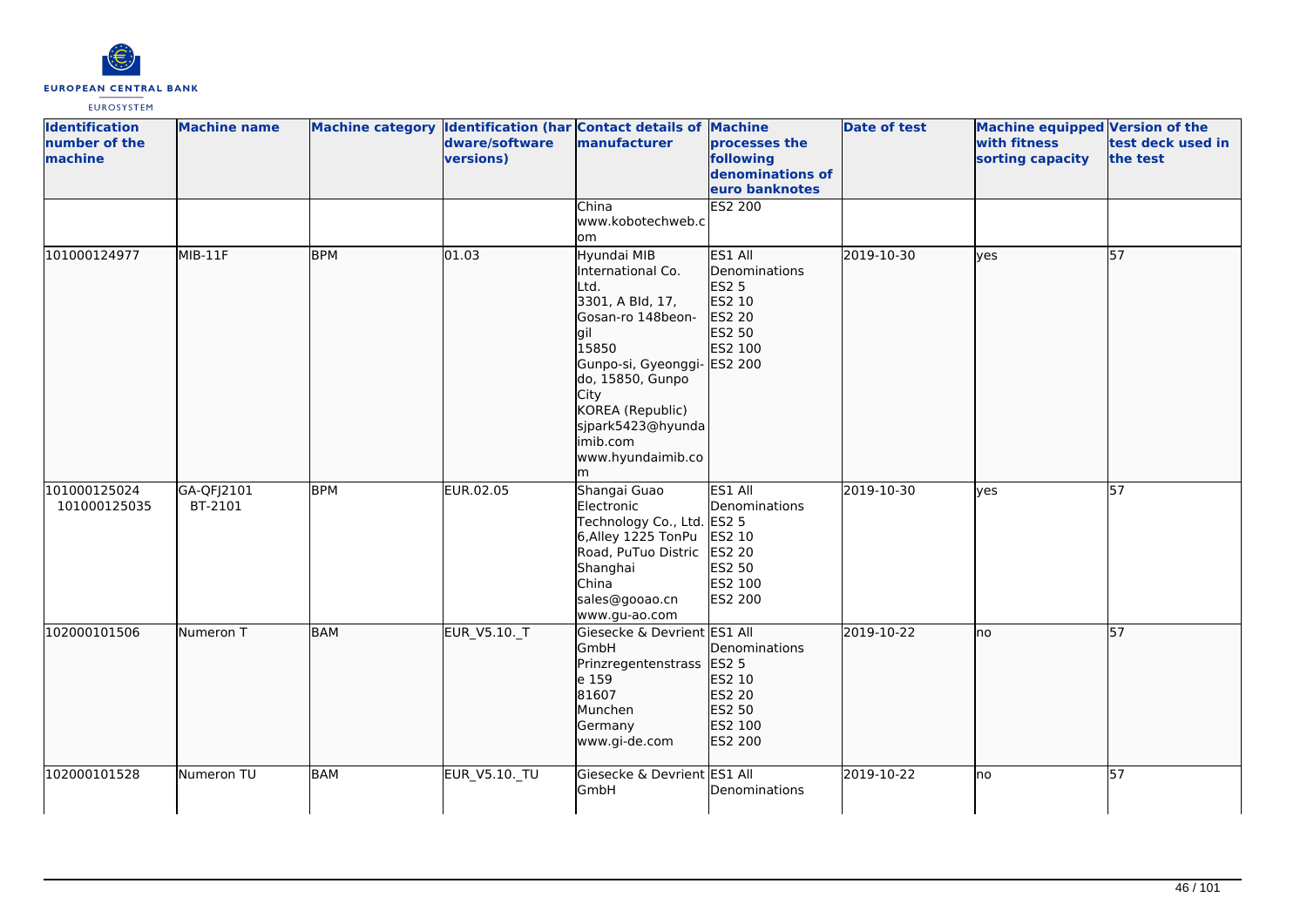| Identification number of the machine | Machine name | Machine category | Identification (hardware/software versions) | Contact details of manufacturer | Machine processes the following denominations of euro banknotes | Date of test | Machine equipped with fitness sorting capacity | Version of the test deck used in the test |
|---|---|---|---|---|---|---|---|---|
| | | | | China<br>www.kobotechweb.com | ES2 200 | | | |
| 101000124977 | MIB-11F | BPM | 01.03 | Hyundai MIB International Co. Ltd.<br>3301, A Bld, 17, Gosan-ro 148beon-gil<br>15850<br>Gunpo-si, Gyeonggi-do, 15850, Gunpo City<br>KOREA (Republic)<br>sjpark5423@hyundaimib.com<br>www.hyundaimib.com | ES1 All Denominations<br>ES2 5<br>ES2 10<br>ES2 20<br>ES2 50<br>ES2 100<br>ES2 200 | 2019-10-30 | yes | 57 |
| 101000125024<br>101000125035 | GA-QFJ2101<br>BT-2101 | BPM | EUR.02.05 | Shangai Guao Electronic Technology Co., Ltd.<br>6,Alley 1225 TonPu Road, PuTuo Distric<br>Shanghai<br>China<br>sales@gooao.cn<br>www.gu-ao.com | ES1 All Denominations<br>ES2 5<br>ES2 10<br>ES2 20<br>ES2 50<br>ES2 100<br>ES2 200 | 2019-10-30 | yes | 57 |
| 102000101506 | Numeron T | BAM | EUR_V5.10._T | Giesecke & Devrient GmbH<br>Prinzregentenstrasse 159<br>81607<br>Munchen<br>Germany<br>www.gi-de.com | ES1 All Denominations<br>ES2 5<br>ES2 10<br>ES2 20<br>ES2 50<br>ES2 100<br>ES2 200 | 2019-10-22 | no | 57 |
| 102000101528 | Numeron TU | BAM | EUR_V5.10._TU | Giesecke & Devrient GmbH | ES1 All Denominations | 2019-10-22 | no | 57 |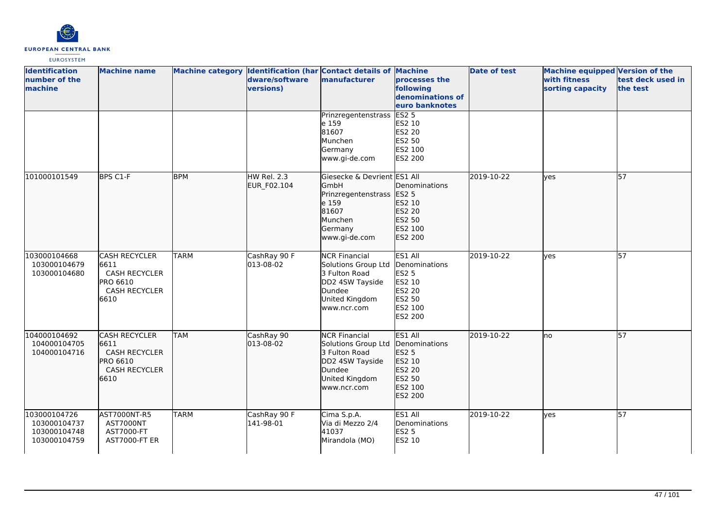| Identification number of the machine | Machine name | Machine category | Identification (hardware/software versions) | Contact details of manufacturer | Machine processes the following denominations of euro banknotes | Date of test | Machine equipped with fitness sorting capacity | Version of the test deck used in the test |
|---|---|---|---|---|---|---|---|---|
| | | | | Prinzregentenstrasse 159<br>81607<br>Munchen<br>Germany<br>www.gi-de.com | ES2 5<br>ES2 10<br>ES2 20<br>ES2 50<br>ES2 100<br>ES2 200 | | | |
| 101000101549 | BPS C1-F | BPM | HW Rel. 2.3<br>EUR_F02.104 | Giesecke & Devrient GmbH<br>Prinzregentenstrasse 159<br>81607<br>Munchen<br>Germany<br>www.gi-de.com | ES1 All Denominations<br>ES2 5<br>ES2 10<br>ES2 20<br>ES2 50<br>ES2 100<br>ES2 200 | 2019-10-22 | yes | 57 |
| 103000104668<br>103000104679<br>103000104680 | CASH RECYCLER 6611<br>CASH RECYCLER PRO 6610<br>CASH RECYCLER 6610 | TARM | CashRay 90 F<br>013-08-02 | NCR Financial Solutions Group Ltd<br>3 Fulton Road<br>DD2 4SW Tayside<br>Dundee<br>United Kingdom<br>www.ncr.com | ES1 All Denominations<br>ES2 5<br>ES2 10<br>ES2 20<br>ES2 50<br>ES2 100<br>ES2 200 | 2019-10-22 | yes | 57 |
| 104000104692<br>104000104705<br>104000104716 | CASH RECYCLER 6611<br>CASH RECYCLER PRO 6610<br>CASH RECYCLER 6610 | TAM | CashRay 90<br>013-08-02 | NCR Financial Solutions Group Ltd<br>3 Fulton Road<br>DD2 4SW Tayside<br>Dundee<br>United Kingdom<br>www.ncr.com | ES1 All Denominations<br>ES2 5<br>ES2 10<br>ES2 20<br>ES2 50<br>ES2 100<br>ES2 200 | 2019-10-22 | no | 57 |
| 103000104726<br>103000104737<br>103000104748<br>103000104759 | AST7000NT-R5<br>AST7000NT<br>AST7000-FT<br>AST7000-FT ER | TARM | CashRay 90 F<br>141-98-01 | Cima S.p.A.<br>Via di Mezzo 2/4<br>41037<br>Mirandola (MO) | ES1 All Denominations<br>ES2 5<br>ES2 10 | 2019-10-22 | yes | 57 |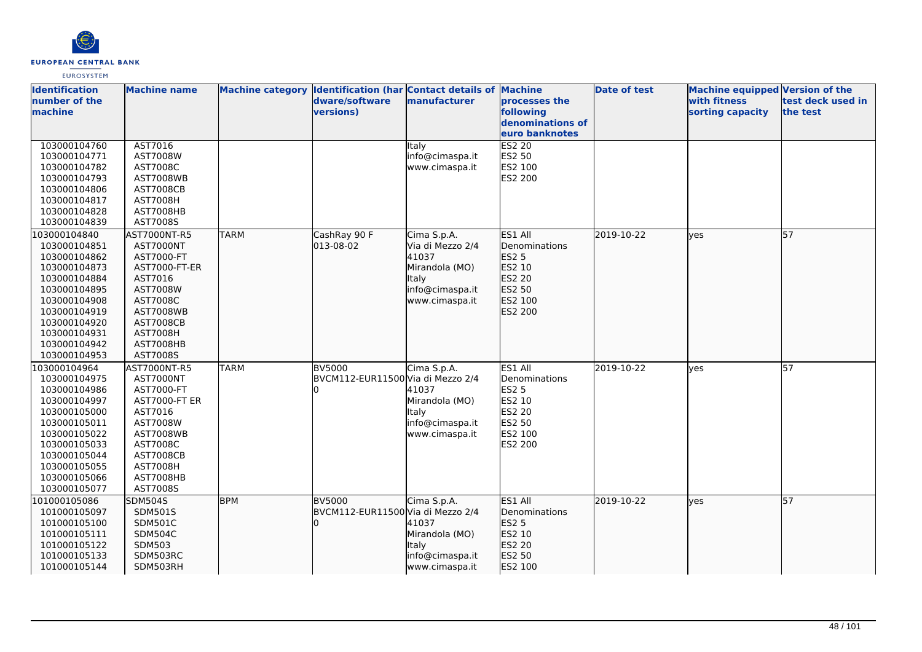| Identification number of the machine | Machine name | Machine category | Identification (hardware/software versions) | Contact details of manufacturer | Machine processes the following denominations of euro banknotes | Date of test | Machine equipped with fitness sorting capacity | Version of the test deck used in the test |
|---|---|---|---|---|---|---|---|---|
| 103000104760<br>103000104771<br>103000104782<br>103000104793<br>103000104806<br>103000104817<br>103000104828<br>103000104839 | AST7016<br>AST7008W<br>AST7008C<br>AST7008WB<br>AST7008CB<br>AST7008H<br>AST7008HB<br>AST7008S | | | Italy<br>info@cimaspa.it<br>www.cimaspa.it | ES2 20<br>ES2 50<br>ES2 100<br>ES2 200 | | | |
| 103000104840<br>103000104851<br>103000104862<br>103000104873<br>103000104884<br>103000104895<br>103000104908<br>103000104919<br>103000104920<br>103000104931<br>103000104942<br>103000104953 | AST7000NT-R5<br>AST7000NT<br>AST7000-FT<br>AST7000-FT-ER<br>AST7016<br>AST7008W<br>AST7008C<br>AST7008WB<br>AST7008CB<br>AST7008H<br>AST7008HB<br>AST7008S | TARM | CashRay 90 F<br>013-08-02 | Cima S.p.A.<br>Via di Mezzo 2/4<br>41037<br>Mirandola (MO)<br>Italy<br>info@cimaspa.it<br>www.cimaspa.it | ES1 All Denominations<br>ES2 5<br>ES2 10<br>ES2 20<br>ES2 50<br>ES2 100<br>ES2 200 | 2019-10-22 | yes | 57 |
| 103000104964<br>103000104975<br>103000104986<br>103000104997<br>103000105000<br>103000105011<br>103000105022<br>103000105033<br>103000105044<br>103000105055<br>103000105066<br>103000105077 | AST7000NT-R5<br>AST7000NT<br>AST7000-FT<br>AST7000-FT ER<br>AST7016<br>AST7008W<br>AST7008WB<br>AST7008C<br>AST7008CB<br>AST7008H<br>AST7008HB<br>AST7008S | TARM | BV5000<br>BVCM112-EUR11500 | Cima S.p.A.<br>Via di Mezzo 2/4<br>41037<br>Mirandola (MO)<br>Italy<br>info@cimaspa.it<br>www.cimaspa.it | ES1 All Denominations<br>ES2 5<br>ES2 10<br>ES2 20<br>ES2 50<br>ES2 100<br>ES2 200 | 2019-10-22 | yes | 57 |
| 101000105086<br>101000105097<br>101000105100<br>101000105111<br>101000105122<br>101000105133<br>101000105144 | SDM504S<br>SDM501S<br>SDM501C<br>SDM504C<br>SDM503<br>SDM503RC<br>SDM503RH | BPM | BV5000<br>BVCM112-EUR11500 | Cima S.p.A.<br>Via di Mezzo 2/4<br>41037<br>Mirandola (MO)<br>Italy<br>info@cimaspa.it<br>www.cimaspa.it | ES1 All Denominations<br>ES2 5<br>ES2 10<br>ES2 20<br>ES2 50<br>ES2 100 | 2019-10-22 | yes | 57 |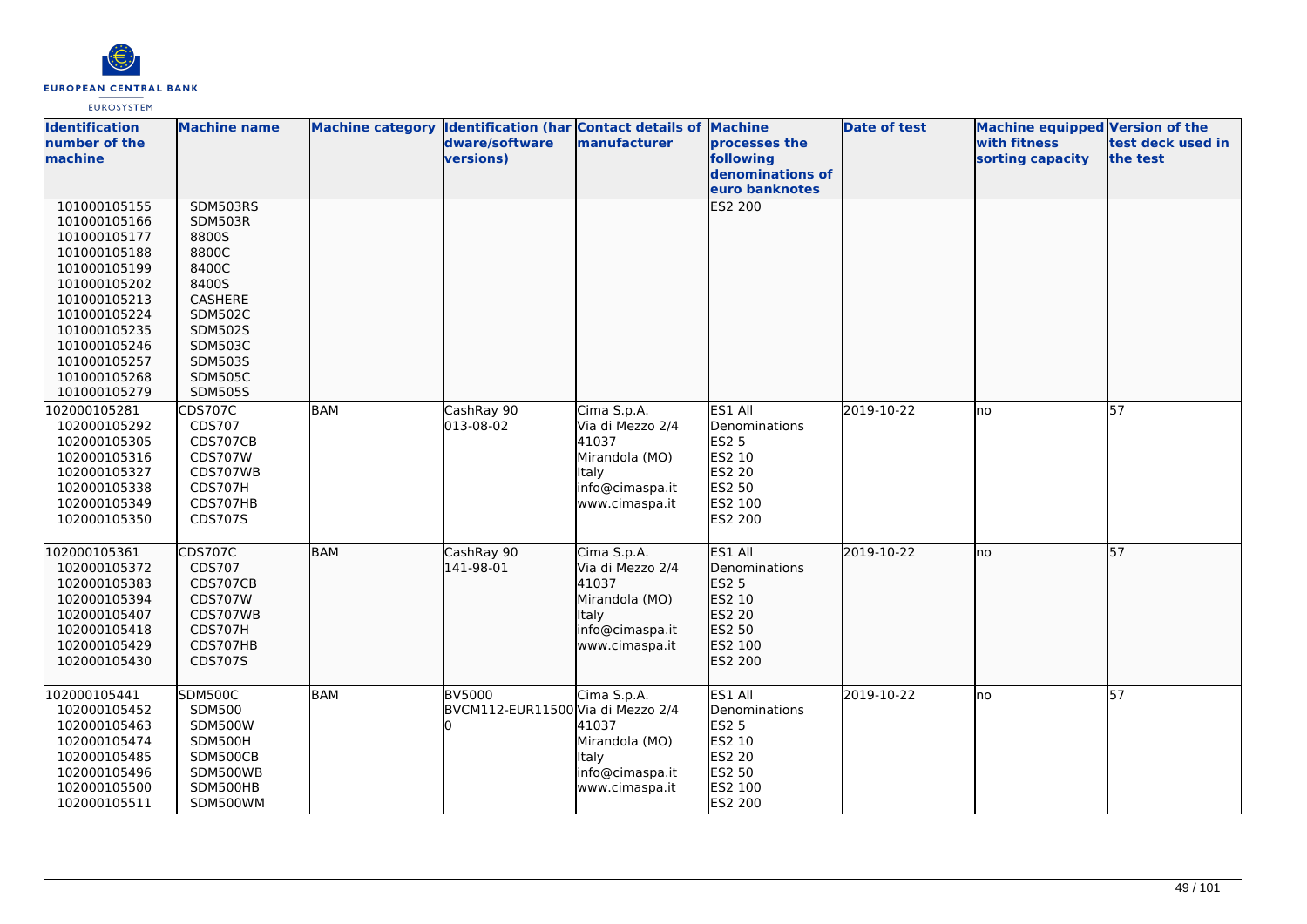| Identification number of the machine | Machine name | Machine category | Identification (hardware/software versions) | Contact details of manufacturer | Machine processes the following denominations of euro banknotes | Date of test | Machine equipped with fitness sorting capacity | Version of the test deck used in the test |
|---|---|---|---|---|---|---|---|---|
| 101000105155<br>101000105166<br>101000105177<br>101000105188<br>101000105199<br>101000105202<br>101000105213<br>101000105224<br>101000105235<br>101000105246<br>101000105257<br>101000105268<br>101000105279 | SDM503RS<br>SDM503R<br>8800S<br>8800C<br>8400C<br>8400S<br>CASHERE<br>SDM502C<br>SDM502S<br>SDM503C<br>SDM503S<br>SDM505C<br>SDM505S | | | | ES2 200 | | | |
| 102000105281<br>102000105292<br>102000105305<br>102000105316<br>102000105327<br>102000105338<br>102000105349<br>102000105350 | CDS707C<br>CDS707<br>CDS707CB<br>CDS707W<br>CDS707WB<br>CDS707H<br>CDS707HB<br>CDS707S | BAM | CashRay 90<br>013-08-02 | Cima S.p.A.<br>Via di Mezzo 2/4<br>41037<br>Mirandola (MO)<br>Italy<br>info@cimaspa.it<br>www.cimaspa.it | ES1 All Denominations<br>ES2 5<br>ES2 10<br>ES2 20<br>ES2 50<br>ES2 100<br>ES2 200 | 2019-10-22 | no | 57 |
| 102000105361<br>102000105372<br>102000105383<br>102000105394<br>102000105407<br>102000105418<br>102000105429<br>102000105430 | CDS707C<br>CDS707<br>CDS707CB<br>CDS707W<br>CDS707WB<br>CDS707H<br>CDS707HB<br>CDS707S | BAM | CashRay 90<br>141-98-01 | Cima S.p.A.<br>Via di Mezzo 2/4<br>41037<br>Mirandola (MO)<br>Italy<br>info@cimaspa.it<br>www.cimaspa.it | ES1 All Denominations<br>ES2 5<br>ES2 10<br>ES2 20<br>ES2 50<br>ES2 100<br>ES2 200 | 2019-10-22 | no | 57 |
| 102000105441<br>102000105452<br>102000105463<br>102000105474<br>102000105485<br>102000105496<br>102000105500<br>102000105511 | SDM500C<br>SDM500<br>SDM500W<br>SDM500H<br>SDM500CB<br>SDM500WB<br>SDM500HB<br>SDM500WM | BAM | BV5000<br>BVCM112-EUR11500<br>0 | Cima S.p.A.<br>Via di Mezzo 2/4<br>41037<br>Mirandola (MO)<br>Italy<br>info@cimaspa.it<br>www.cimaspa.it | ES1 All Denominations<br>ES2 5<br>ES2 10<br>ES2 20<br>ES2 50<br>ES2 100<br>ES2 200 | 2019-10-22 | no | 57 |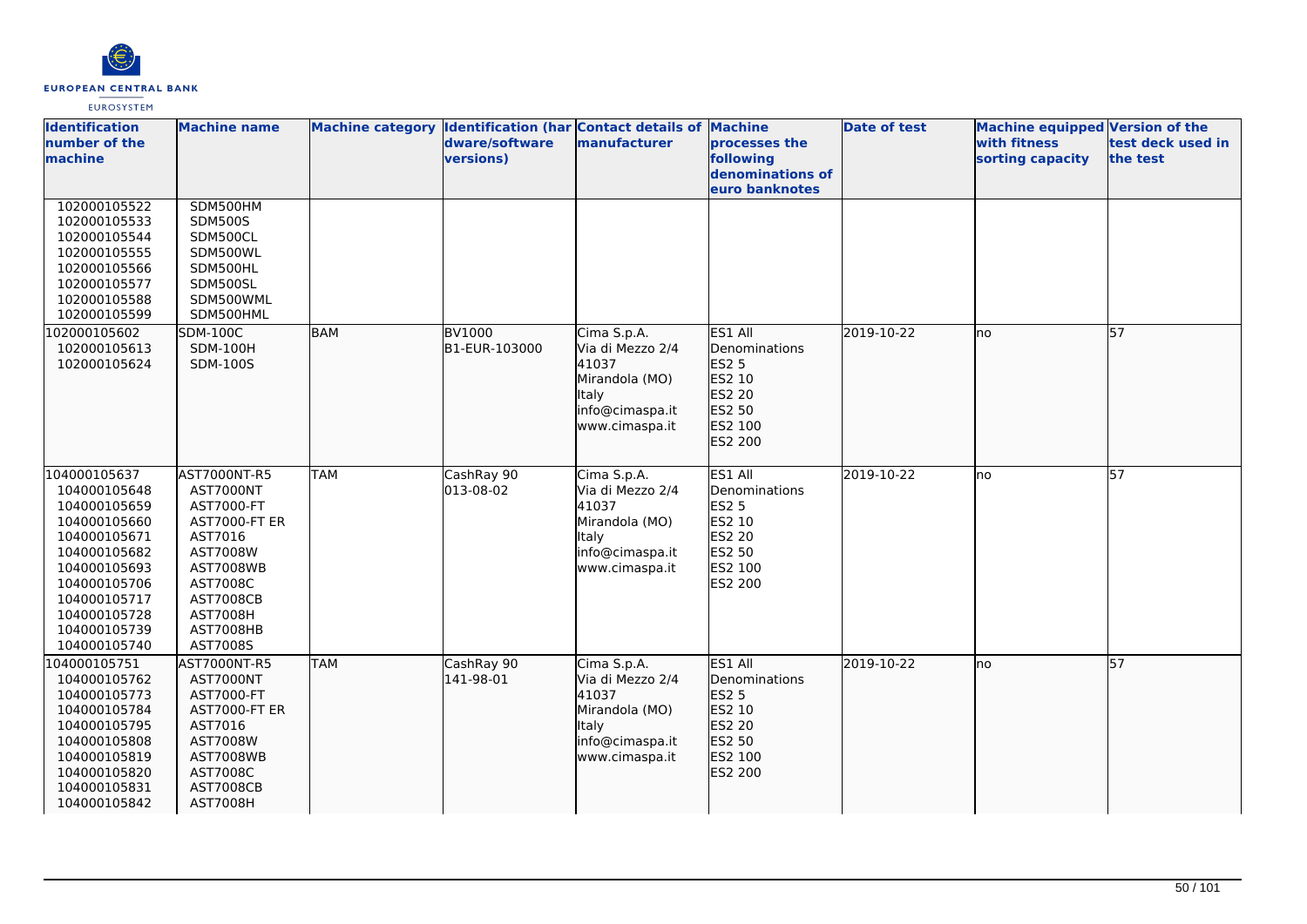| Identification number of the machine | Machine name | Machine category | Identification (hardware/software versions) | Contact details of manufacturer | Machine processes the following denominations of euro banknotes | Date of test | Machine equipped with fitness sorting capacity | Version of the test deck used in the test |
|---|---|---|---|---|---|---|---|---|
| 102000105522<br>102000105533<br>102000105544<br>102000105555<br>102000105566<br>102000105577<br>102000105588<br>102000105599 | SDM500HM<br>SDM500S<br>SDM500CL<br>SDM500WL<br>SDM500HL<br>SDM500SL<br>SDM500WML<br>SDM500HML | | | | | | | |
| 102000105602<br>102000105613<br>102000105624 | SDM-100C<br>SDM-100H<br>SDM-100S | BAM | BV1000<br>B1-EUR-103000 | Cima S.p.A.<br>Via di Mezzo 2/4<br>41037<br>Mirandola (MO)<br>Italy<br>info@cimaspa.it<br>www.cimaspa.it | ES1 All Denominations<br>ES2 5<br>ES2 10<br>ES2 20<br>ES2 50<br>ES2 100<br>ES2 200 | 2019-10-22 | no | 57 |
| 104000105637<br>104000105648<br>104000105659<br>104000105660<br>104000105671<br>104000105682<br>104000105693<br>104000105706<br>104000105717<br>104000105728<br>104000105739<br>104000105740 | AST7000NT-R5<br>AST7000NT<br>AST7000-FT<br>AST7000-FT ER<br>AST7016<br>AST7008W<br>AST7008WB<br>AST7008C<br>AST7008CB<br>AST7008H<br>AST7008HB<br>AST7008S | TAM | CashRay 90<br>013-08-02 | Cima S.p.A.<br>Via di Mezzo 2/4<br>41037<br>Mirandola (MO)<br>Italy<br>info@cimaspa.it<br>www.cimaspa.it | ES1 All Denominations<br>ES2 5<br>ES2 10<br>ES2 20<br>ES2 50<br>ES2 100<br>ES2 200 | 2019-10-22 | no | 57 |
| 104000105751<br>104000105762<br>104000105773<br>104000105784<br>104000105795<br>104000105808<br>104000105819<br>104000105820<br>104000105831<br>104000105842 | AST7000NT-R5<br>AST7000NT<br>AST7000-FT<br>AST7000-FT ER<br>AST7016<br>AST7008W<br>AST7008WB<br>AST7008C<br>AST7008CB<br>AST7008H | TAM | CashRay 90<br>141-98-01 | Cima S.p.A.<br>Via di Mezzo 2/4<br>41037<br>Mirandola (MO)<br>Italy<br>info@cimaspa.it<br>www.cimaspa.it | ES1 All Denominations<br>ES2 5<br>ES2 10<br>ES2 20<br>ES2 50<br>ES2 100<br>ES2 200 | 2019-10-22 | no | 57 |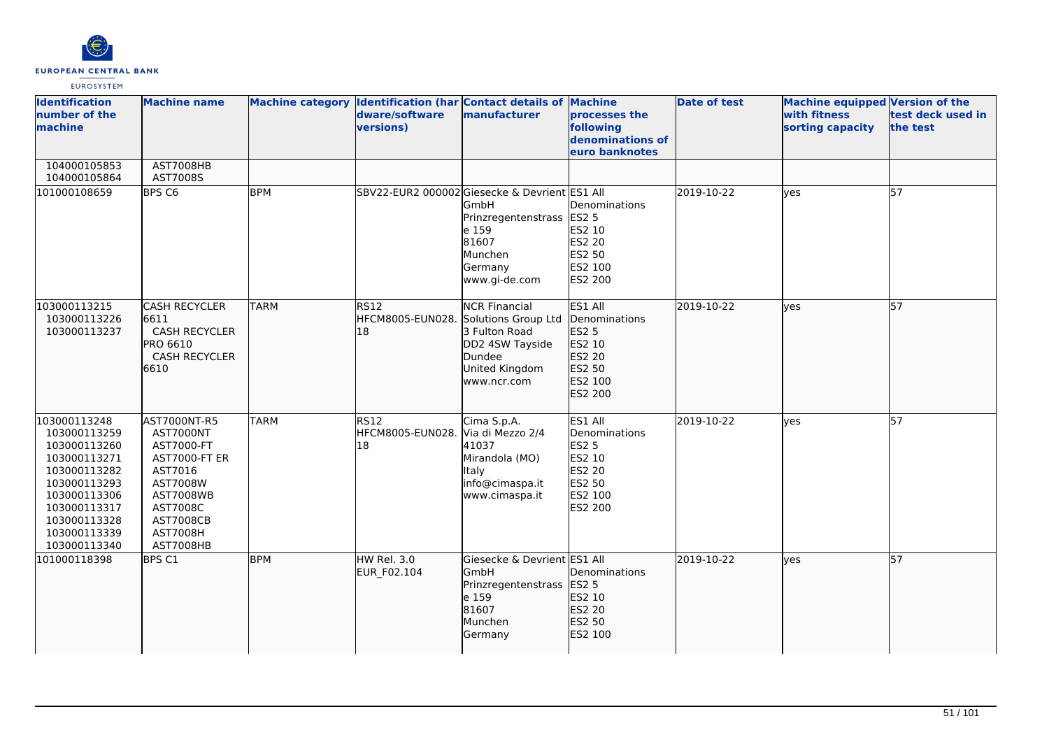| Identification number of the machine | Machine name | Machine category | Identification (hardware/software versions) | Contact details of manufacturer | Machine processes the following denominations of euro banknotes | Date of test | Machine equipped with fitness sorting capacity | Version of the test deck used in the test |
|---|---|---|---|---|---|---|---|---|
| 104000105853<br>104000105864 | AST7008HB<br>AST7008S | | | | | | | |
| 101000108659 | BPS C6 | BPM | SBV22-EUR2 000002 | Giesecke & Devrient GmbH<br>Prinzregentenstrasse 159<br>81607<br>Munchen<br>Germany<br>www.gi-de.com | ES1 All Denominations<br>ES2 5<br>ES2 10<br>ES2 20<br>ES2 50<br>ES2 100<br>ES2 200 | 2019-10-22 | yes | 57 |
| 103000113215<br>103000113226<br>103000113237 | CASH RECYCLER 6611<br>CASH RECYCLER PRO 6610<br>CASH RECYCLER 6610 | TARM | RS12<br>HFCM8005-EUN028.18 | NCR Financial Solutions Group Ltd<br>3 Fulton Road<br>DD2 4SW Tayside<br>Dundee<br>United Kingdom<br>www.ncr.com | ES1 All Denominations<br>ES2 5<br>ES2 10<br>ES2 20<br>ES2 50<br>ES2 100<br>ES2 200 | 2019-10-22 | yes | 57 |
| 103000113248<br>103000113259<br>103000113260<br>103000113271<br>103000113282<br>103000113293<br>103000113306<br>103000113317<br>103000113328<br>103000113339<br>103000113340 | AST7000NT-R5<br>AST7000NT<br>AST7000-FT<br>AST7000-FT ER<br>AST7016<br>AST7008W<br>AST7008WB<br>AST7008C<br>AST7008CB<br>AST7008H<br>AST7008HB | TARM | RS12<br>HFCM8005-EUN028.18 | Cima S.p.A.<br>Via di Mezzo 2/4<br>41037<br>Mirandola (MO)<br>Italy<br>info@cimaspa.it<br>www.cimaspa.it | ES1 All Denominations<br>ES2 5<br>ES2 10<br>ES2 20<br>ES2 50<br>ES2 100<br>ES2 200 | 2019-10-22 | yes | 57 |
| 101000118398 | BPS C1 | BPM | HW Rel. 3.0<br>EUR_F02.104 | Giesecke & Devrient GmbH<br>Prinzregentenstrasse 159<br>81607<br>Munchen<br>Germany | ES1 All Denominations<br>ES2 5<br>ES2 10<br>ES2 20<br>ES2 50<br>ES2 100 | 2019-10-22 | yes | 57 |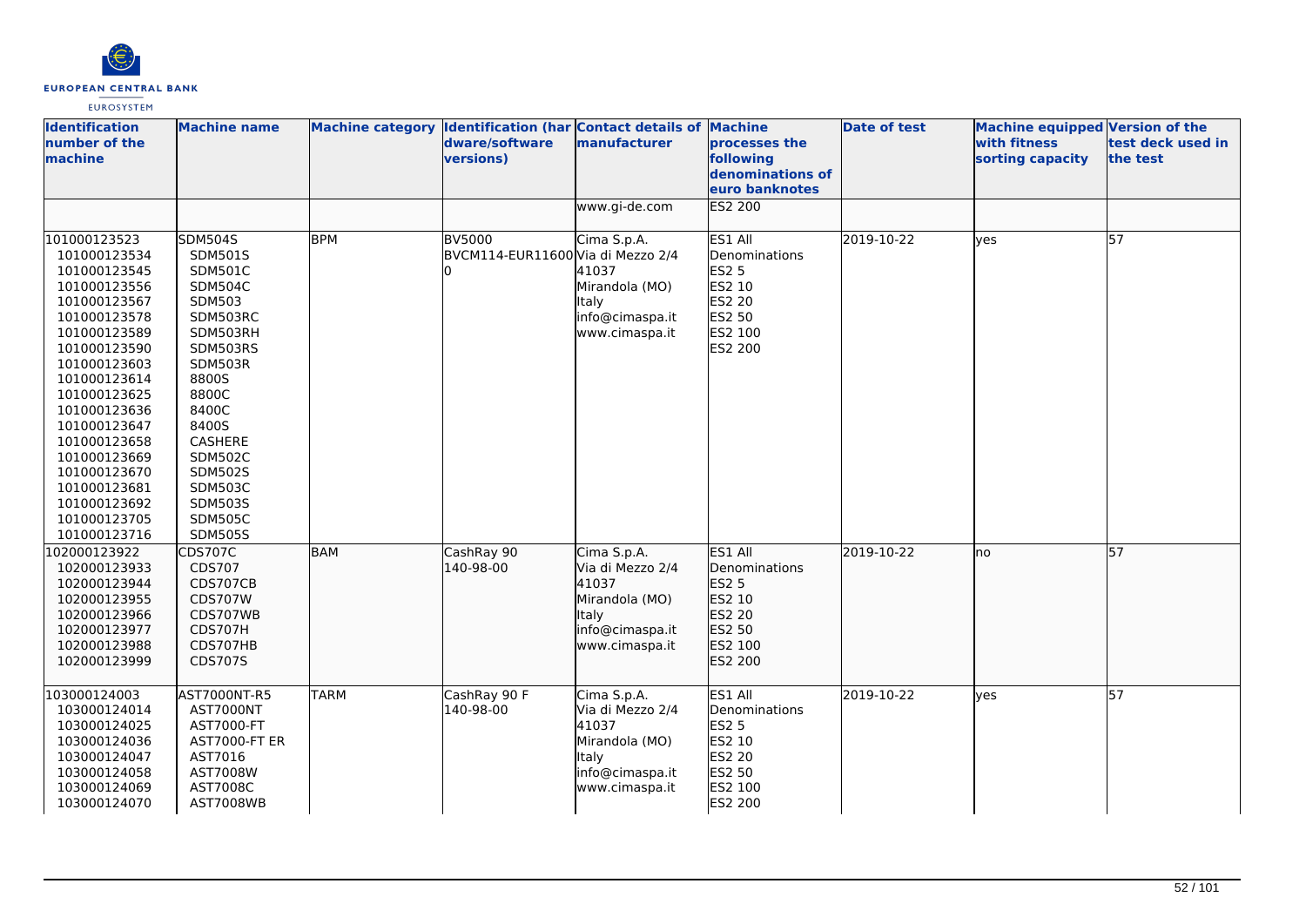| Identification number of the machine | Machine name | Machine category | Identification (hardware/software versions) | Contact details of manufacturer | Machine processes the following denominations of euro banknotes | Date of test | Machine equipped with fitness sorting capacity | Version of the test deck used in the test |
|---|---|---|---|---|---|---|---|---|
| | | | | www.gi-de.com | ES2 200 | | | |
| 101000123523<br>101000123534<br>101000123545<br>101000123556<br>101000123567<br>101000123578<br>101000123589<br>101000123590<br>101000123603<br>101000123614<br>101000123625<br>101000123636<br>101000123647<br>101000123658<br>101000123669<br>101000123670<br>101000123681<br>101000123692<br>101000123705<br>101000123716 | SDM504S<br>SDM501S<br>SDM501C<br>SDM504C<br>SDM503<br>SDM503RC<br>SDM503RH<br>SDM503RS<br>SDM503R<br>8800S<br>8800C<br>8400C<br>8400S<br>CASHERE<br>SDM502C<br>SDM502S<br>SDM503C<br>SDM503S<br>SDM505C<br>SDM505S | BPM | BV5000<br>BVCM114-EUR116000 | Cima S.p.A.<br>Via di Mezzo 2/4<br>41037<br>Mirandola (MO)<br>Italy<br>info@cimaspa.it<br>www.cimaspa.it | ES1 All Denominations<br>ES2 5<br>ES2 10<br>ES2 20<br>ES2 50<br>ES2 100<br>ES2 200 | 2019-10-22 | yes | 57 |
| 102000123922<br>102000123933<br>102000123944<br>102000123955<br>102000123966<br>102000123977<br>102000123988<br>102000123999 | CDS707C<br>CDS707<br>CDS707CB<br>CDS707W<br>CDS707WB<br>CDS707H<br>CDS707HB<br>CDS707S | BAM | CashRay 90<br>140-98-00 | Cima S.p.A.<br>Via di Mezzo 2/4<br>41037<br>Mirandola (MO)<br>Italy<br>info@cimaspa.it<br>www.cimaspa.it | ES1 All Denominations<br>ES2 5<br>ES2 10<br>ES2 20<br>ES2 50<br>ES2 100<br>ES2 200 | 2019-10-22 | no | 57 |
| 103000124003<br>103000124014<br>103000124025<br>103000124036<br>103000124047<br>103000124058<br>103000124069<br>103000124070 | AST7000NT-R5<br>AST7000NT<br>AST7000-FT<br>AST7000-FT ER<br>AST7016<br>AST7008W<br>AST7008C<br>AST7008WB | TARM | CashRay 90 F<br>140-98-00 | Cima S.p.A.<br>Via di Mezzo 2/4<br>41037<br>Mirandola (MO)<br>Italy<br>info@cimaspa.it<br>www.cimaspa.it | ES1 All Denominations<br>ES2 5<br>ES2 10<br>ES2 20<br>ES2 50<br>ES2 100<br>ES2 200 | 2019-10-22 | yes | 57 |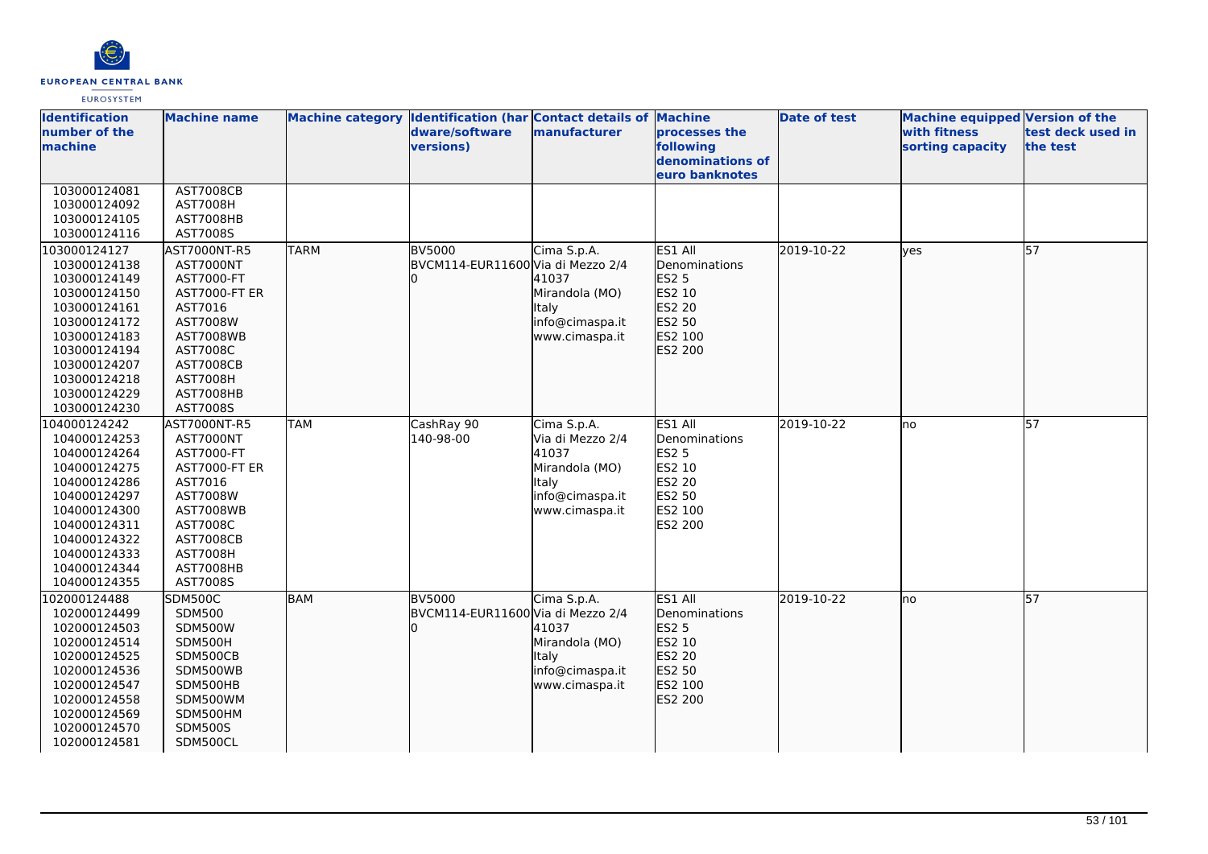| Identification number of the machine | Machine name | Machine category | Identification (hardware/software versions) | Contact details of manufacturer | Machine processes the following denominations of euro banknotes | Date of test | Machine equipped with fitness sorting capacity | Version of the test deck used in the test |
|---|---|---|---|---|---|---|---|---|
| 103000124081<br>103000124092<br>103000124105<br>103000124116 | AST7008CB<br>AST7008H<br>AST7008HB<br>AST7008S | | | | | | | |
| 103000124127<br>103000124138<br>103000124149<br>103000124150<br>103000124161<br>103000124172<br>103000124183<br>103000124194<br>103000124207<br>103000124218<br>103000124229<br>103000124230 | AST7000NT-R5<br>AST7000NT<br>AST7000-FT<br>AST7000-FT ER<br>AST7016<br>AST7008W<br>AST7008WB<br>AST7008C<br>AST7008CB<br>AST7008H<br>AST7008HB<br>AST7008S | TARM | BV5000<br>BVCM114-EUR11600 | Cima S.p.A.<br>Via di Mezzo 2/4<br>41037<br>Mirandola (MO)<br>Italy<br>info@cimaspa.it<br>www.cimaspa.it | ES1 All Denominations<br>ES2 5<br>ES2 10<br>ES2 20<br>ES2 50<br>ES2 100<br>ES2 200 | 2019-10-22 | yes | 57 |
| 104000124242<br>104000124253<br>104000124264<br>104000124275<br>104000124286<br>104000124297<br>104000124300<br>104000124311<br>104000124322<br>104000124333<br>104000124344<br>104000124355 | AST7000NT-R5<br>AST7000NT<br>AST7000-FT<br>AST7000-FT ER<br>AST7016<br>AST7008W<br>AST7008WB<br>AST7008C<br>AST7008CB<br>AST7008H<br>AST7008HB<br>AST7008S | TAM | CashRay 90<br>140-98-00 | Cima S.p.A.<br>Via di Mezzo 2/4<br>41037<br>Mirandola (MO)<br>Italy<br>info@cimaspa.it<br>www.cimaspa.it | ES1 All Denominations<br>ES2 5<br>ES2 10<br>ES2 20<br>ES2 50<br>ES2 100<br>ES2 200 | 2019-10-22 | no | 57 |
| 102000124488<br>102000124499<br>102000124503<br>102000124514<br>102000124525<br>102000124536<br>102000124547<br>102000124558<br>102000124569<br>102000124570<br>102000124581 | SDM500C<br>SDM500<br>SDM500W<br>SDM500H<br>SDM500CB<br>SDM500WB<br>SDM500HB<br>SDM500WM<br>SDM500HM<br>SDM500S<br>SDM500CL | BAM | BV5000<br>BVCM114-EUR11600 | Cima S.p.A.<br>Via di Mezzo 2/4<br>41037<br>Mirandola (MO)<br>Italy<br>info@cimaspa.it<br>www.cimaspa.it | ES1 All Denominations<br>ES2 5<br>ES2 10<br>ES2 20<br>ES2 50<br>ES2 100<br>ES2 200 | 2019-10-22 | no | 57 |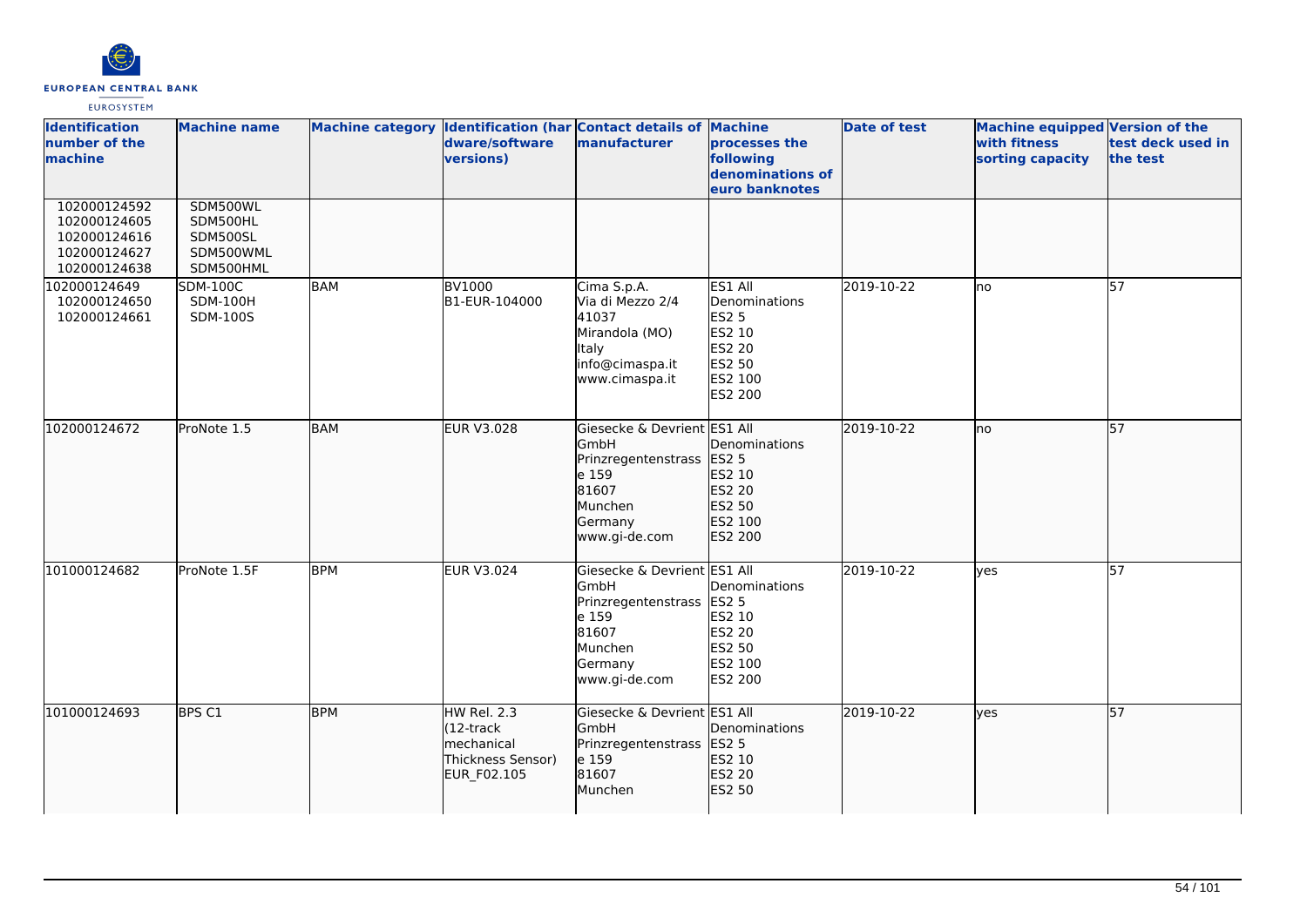| Identification number of the machine | Machine name | Machine category | Identification (hardware/software versions) | Contact details of manufacturer | Machine processes the following denominations of euro banknotes | Date of test | Machine equipped with fitness sorting capacity | Version of the test deck used in the test |
|---|---|---|---|---|---|---|---|---|
| 102000124592<br>102000124605<br>102000124616<br>102000124627<br>102000124638 | SDM500WL<br>SDM500HL<br>SDM500SL<br>SDM500WML<br>SDM500HML | | | | | | | |
| 102000124649<br>102000124650<br>102000124661 | SDM-100C<br>SDM-100H<br>SDM-100S | BAM | BV1000<br>B1-EUR-104000 | Cima S.p.A.<br>Via di Mezzo 2/4<br>41037<br>Mirandola (MO)<br>Italy<br>info@cimaspa.it<br>www.cimaspa.it | ES1 All Denominations<br>ES2 5<br>ES2 10<br>ES2 20<br>ES2 50<br>ES2 100<br>ES2 200 | 2019-10-22 | no | 57 |
| 102000124672 | ProNote 1.5 | BAM | EUR V3.028 | Giesecke & Devrient GmbH<br>Prinzregentenstrasse 159<br>81607<br>Munchen<br>Germany<br>www.gi-de.com | ES1 All Denominations<br>ES2 5<br>ES2 10<br>ES2 20<br>ES2 50<br>ES2 100<br>ES2 200 | 2019-10-22 | no | 57 |
| 101000124682 | ProNote 1.5F | BPM | EUR V3.024 | Giesecke & Devrient GmbH<br>Prinzregentenstrasse 159<br>81607<br>Munchen<br>Germany<br>www.gi-de.com | ES1 All Denominations<br>ES2 5<br>ES2 10<br>ES2 20<br>ES2 50<br>ES2 100<br>ES2 200 | 2019-10-22 | yes | 57 |
| 101000124693 | BPS C1 | BPM | HW Rel. 2.3<br>(12-track mechanical Thickness Sensor)<br>EUR_F02.105 | Giesecke & Devrient GmbH<br>Prinzregentenstrasse 159<br>81607<br>Munchen | ES1 All Denominations<br>ES2 5<br>ES2 10<br>ES2 20<br>ES2 50 | 2019-10-22 | yes | 57 |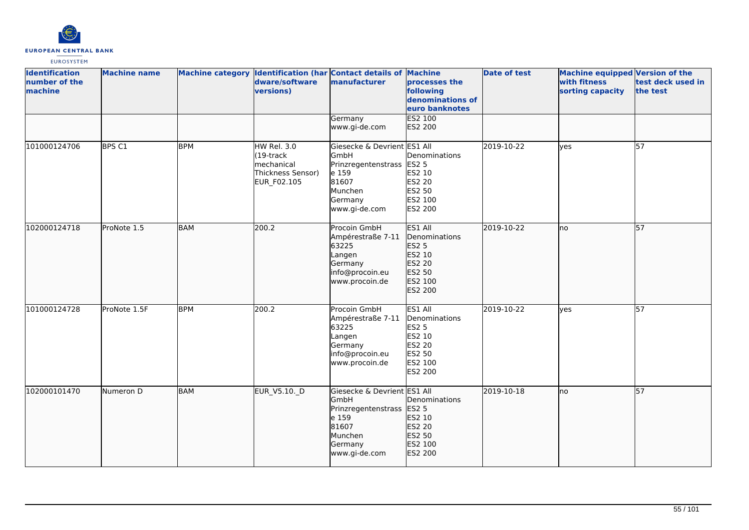| Identification number of the machine | Machine name | Machine category | Identification (hardware/software versions) | Contact details of manufacturer | Machine processes the following denominations of euro banknotes | Date of test | Machine equipped with fitness sorting capacity | Version of the test deck used in the test |
|---|---|---|---|---|---|---|---|---|
| | | | | Germany<br>www.gi-de.com | ES2 100<br>ES2 200 | | | |
| 101000124706 | BPS C1 | BPM | HW Rel. 3.0 (19-track mechanical Thickness Sensor)<br>EUR_F02.105 | Giesecke & Devrient GmbH<br>Prinzregentenstrasse 159<br>81607<br>Munchen<br>Germany<br>www.gi-de.com | ES1 All Denominations<br>ES2 5<br>ES2 10<br>ES2 20<br>ES2 50<br>ES2 100<br>ES2 200 | 2019-10-22 | yes | 57 |
| 102000124718 | ProNote 1.5 | BAM | 200.2 | Procoin GmbH<br>Ampérestraße 7-11<br>63225<br>Langen<br>Germany<br>info@procoin.eu<br>www.procoin.de | ES1 All Denominations<br>ES2 5<br>ES2 10<br>ES2 20<br>ES2 50<br>ES2 100<br>ES2 200 | 2019-10-22 | no | 57 |
| 101000124728 | ProNote 1.5F | BPM | 200.2 | Procoin GmbH<br>Ampérestraße 7-11<br>63225<br>Langen<br>Germany<br>info@procoin.eu<br>www.procoin.de | ES1 All Denominations<br>ES2 5<br>ES2 10<br>ES2 20<br>ES2 50<br>ES2 100<br>ES2 200 | 2019-10-22 | yes | 57 |
| 102000101470 | Numeron D | BAM | EUR_V5.10._D | Giesecke & Devrient GmbH<br>Prinzregentenstrasse 159<br>81607<br>Munchen<br>Germany<br>www.gi-de.com | ES1 All Denominations<br>ES2 5<br>ES2 10<br>ES2 20<br>ES2 50<br>ES2 100<br>ES2 200 | 2019-10-18 | no | 57 |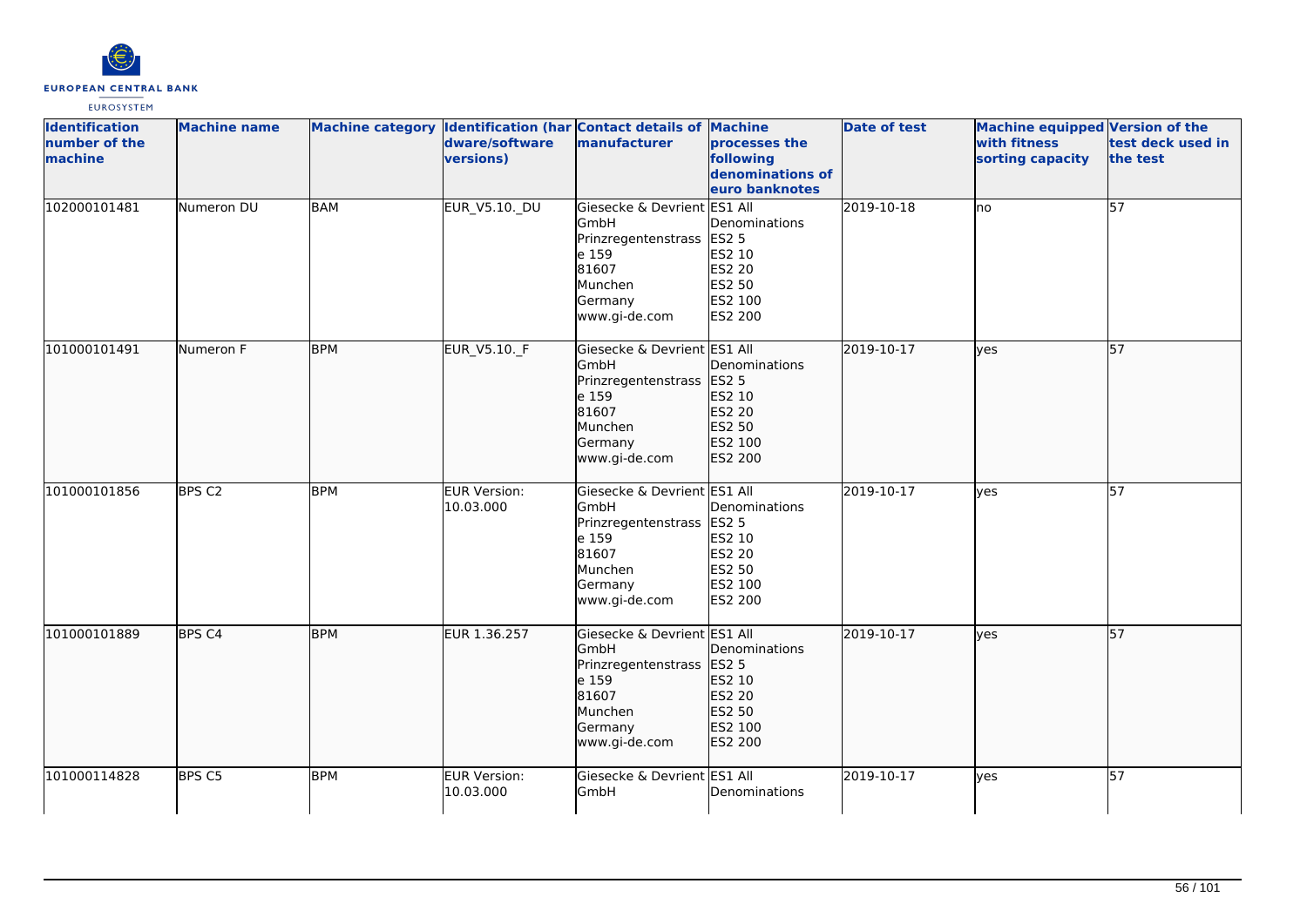| Identification number of the machine | Machine name | Machine category | Identification (hardware/software versions) | Contact details of manufacturer | Machine processes the following denominations of euro banknotes | Date of test | Machine equipped with fitness sorting capacity | Version of the test deck used in the test |
|---|---|---|---|---|---|---|---|---|
| 102000101481 | Numeron DU | BAM | EUR_V5.10._DU | Giesecke & Devrient GmbH Prinzregentenstrasse 159 81607 Munchen Germany www.gi-de.com | ES1 All Denominations ES2 5 ES2 10 ES2 20 ES2 50 ES2 100 ES2 200 | 2019-10-18 | no | 57 |
| 101000101491 | Numeron F | BPM | EUR_V5.10._F | Giesecke & Devrient GmbH Prinzregentenstrasse 159 81607 Munchen Germany www.gi-de.com | ES1 All Denominations ES2 5 ES2 10 ES2 20 ES2 50 ES2 100 ES2 200 | 2019-10-17 | yes | 57 |
| 101000101856 | BPS C2 | BPM | EUR Version: 10.03.000 | Giesecke & Devrient GmbH Prinzregentenstrasse 159 81607 Munchen Germany www.gi-de.com | ES1 All Denominations ES2 5 ES2 10 ES2 20 ES2 50 ES2 100 ES2 200 | 2019-10-17 | yes | 57 |
| 101000101889 | BPS C4 | BPM | EUR 1.36.257 | Giesecke & Devrient GmbH Prinzregentenstrasse 159 81607 Munchen Germany www.gi-de.com | ES1 All Denominations ES2 5 ES2 10 ES2 20 ES2 50 ES2 100 ES2 200 | 2019-10-17 | yes | 57 |
| 101000114828 | BPS C5 | BPM | EUR Version: 10.03.000 | Giesecke & Devrient GmbH | ES1 All Denominations | 2019-10-17 | yes | 57 |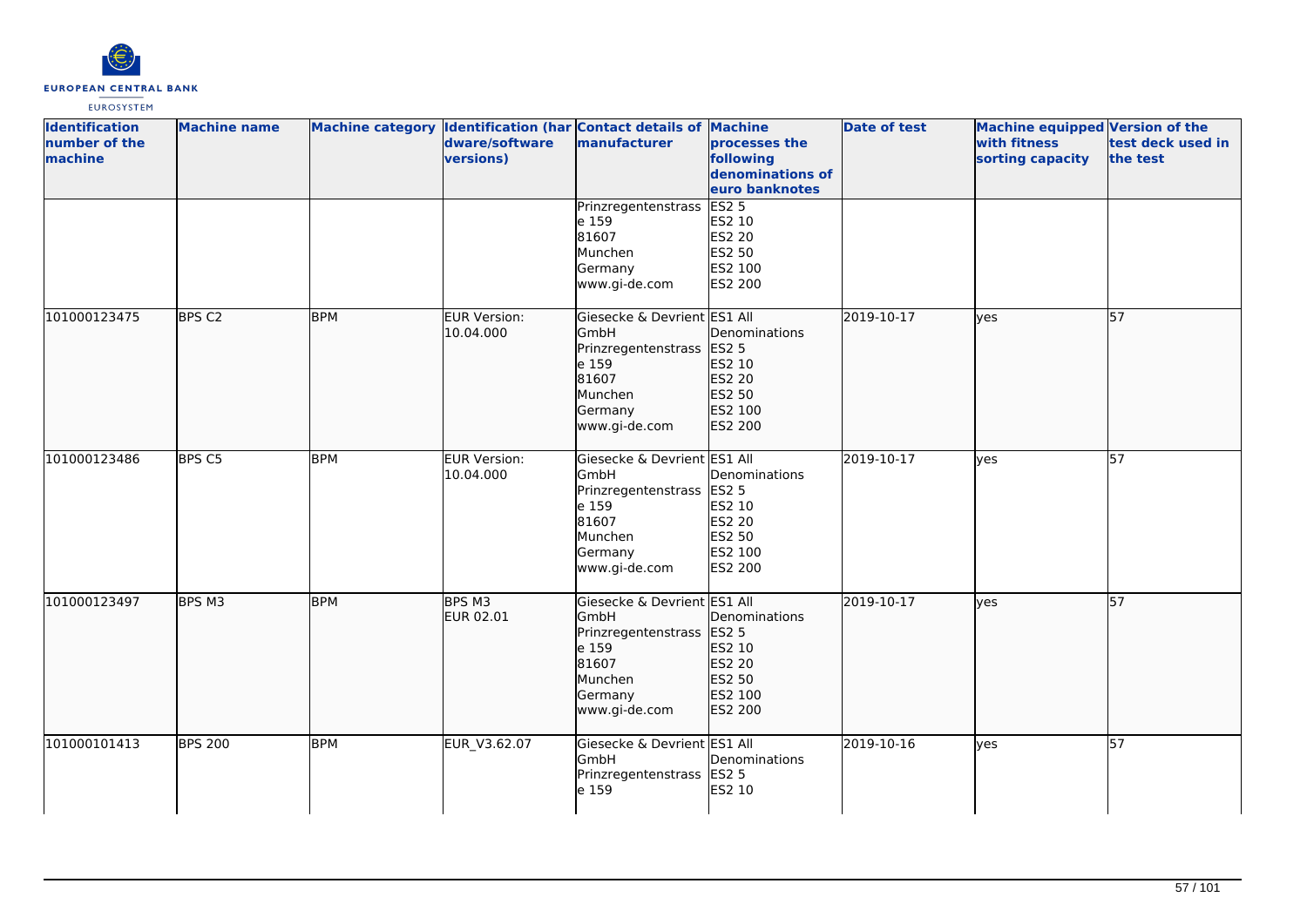| Identification number of the machine | Machine name | Machine category | Identification (hardware/software versions) | Contact details of manufacturer | Machine processes the following denominations of euro banknotes | Date of test | Machine equipped with fitness sorting capacity | Version of the test deck used in the test |
|---|---|---|---|---|---|---|---|---|
| | | | | Prinzregentenstrasse 159<br>81607<br>Munchen<br>Germany<br>www.gi-de.com | ES2 5<br>ES2 10<br>ES2 20<br>ES2 50<br>ES2 100<br>ES2 200 | | | |
| 101000123475 | BPS C2 | BPM | EUR Version: 10.04.000 | Giesecke & Devrient GmbH<br>Prinzregentenstrasse 159<br>81607<br>Munchen<br>Germany<br>www.gi-de.com | ES1 All Denominations<br>ES2 5<br>ES2 10<br>ES2 20<br>ES2 50<br>ES2 100<br>ES2 200 | 2019-10-17 | yes | 57 |
| 101000123486 | BPS C5 | BPM | EUR Version: 10.04.000 | Giesecke & Devrient GmbH<br>Prinzregentenstrasse 159<br>81607<br>Munchen<br>Germany<br>www.gi-de.com | ES1 All Denominations<br>ES2 5<br>ES2 10<br>ES2 20<br>ES2 50<br>ES2 100<br>ES2 200 | 2019-10-17 | yes | 57 |
| 101000123497 | BPS M3 | BPM | BPS M3<br>EUR 02.01 | Giesecke & Devrient GmbH<br>Prinzregentenstrasse 159<br>81607<br>Munchen<br>Germany<br>www.gi-de.com | ES1 All Denominations<br>ES2 5<br>ES2 10<br>ES2 20<br>ES2 50<br>ES2 100<br>ES2 200 | 2019-10-17 | yes | 57 |
| 101000101413 | BPS 200 | BPM | EUR_V3.62.07 | Giesecke & Devrient GmbH<br>Prinzregentenstrasse 159 | ES1 All Denominations<br>ES2 5<br>ES2 10 | 2019-10-16 | yes | 57 |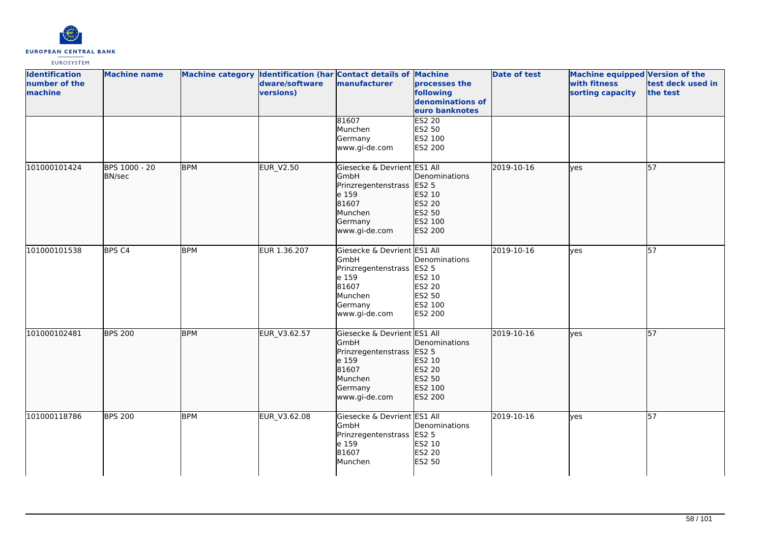| Identification number of the machine | Machine name | Machine category | Identification (hardware/software versions) | Contact details of manufacturer | Machine processes the following denominations of euro banknotes | Date of test | Machine equipped with fitness sorting capacity | Version of the test deck used in the test |
|---|---|---|---|---|---|---|---|---|
| | | | | 81607 Munchen Germany www.gi-de.com | ES2 20 ES2 50 ES2 100 ES2 200 | | | |
| 101000101424 | BPS 1000 - 20 BN/sec | BPM | EUR_V2.50 | Giesecke & Devrient GmbH Prinzregentenstrasse 159 81607 Munchen Germany www.gi-de.com | ES1 All Denominations ES2 5 ES2 10 ES2 20 ES2 50 ES2 100 ES2 200 | 2019-10-16 | yes | 57 |
| 101000101538 | BPS C4 | BPM | EUR 1.36.207 | Giesecke & Devrient GmbH Prinzregentenstrasse 159 81607 Munchen Germany www.gi-de.com | ES1 All Denominations ES2 5 ES2 10 ES2 20 ES2 50 ES2 100 ES2 200 | 2019-10-16 | yes | 57 |
| 101000102481 | BPS 200 | BPM | EUR_V3.62.57 | Giesecke & Devrient GmbH Prinzregentenstrasse 159 81607 Munchen Germany www.gi-de.com | ES1 All Denominations ES2 5 ES2 10 ES2 20 ES2 50 ES2 100 ES2 200 | 2019-10-16 | yes | 57 |
| 101000118786 | BPS 200 | BPM | EUR_V3.62.08 | Giesecke & Devrient GmbH Prinzregentenstrasse 159 81607 Munchen | ES1 All Denominations ES2 5 ES2 10 ES2 20 ES2 50 | 2019-10-16 | yes | 57 |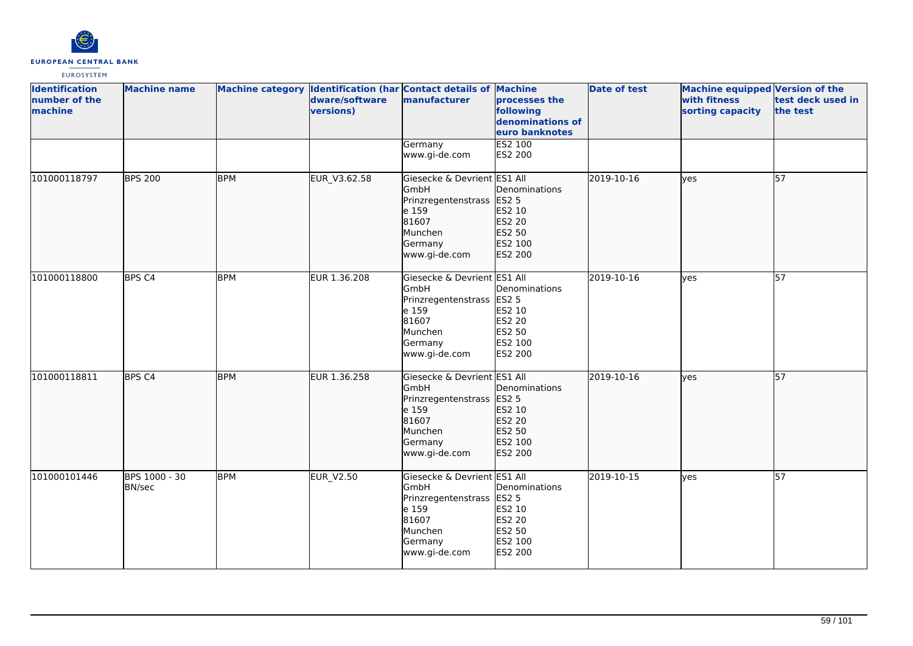| Identification number of the machine | Machine name | Machine category | Identification (hardware/software versions) | Contact details of manufacturer | Machine processes the following denominations of euro banknotes | Date of test | Machine equipped with fitness sorting capacity | Version of the test deck used in the test |
|---|---|---|---|---|---|---|---|---|
| | | | | Germany<br>www.gi-de.com | ES2 100<br>ES2 200 | | | |
| 101000118797 | BPS 200 | BPM | EUR_V3.62.58 | Giesecke & Devrient GmbH<br>Prinzregentenstrasse 159<br>81607<br>Munchen<br>Germany<br>www.gi-de.com | ES1 All Denominations<br>ES2 5<br>ES2 10<br>ES2 20<br>ES2 50<br>ES2 100<br>ES2 200 | 2019-10-16 | yes | 57 |
| 101000118800 | BPS C4 | BPM | EUR 1.36.208 | Giesecke & Devrient GmbH<br>Prinzregentenstrasse 159<br>81607<br>Munchen<br>Germany<br>www.gi-de.com | ES1 All Denominations<br>ES2 5<br>ES2 10<br>ES2 20<br>ES2 50<br>ES2 100<br>ES2 200 | 2019-10-16 | yes | 57 |
| 101000118811 | BPS C4 | BPM | EUR 1.36.258 | Giesecke & Devrient GmbH<br>Prinzregentenstrasse 159<br>81607<br>Munchen<br>Germany<br>www.gi-de.com | ES1 All Denominations<br>ES2 5<br>ES2 10<br>ES2 20<br>ES2 50<br>ES2 100<br>ES2 200 | 2019-10-16 | yes | 57 |
| 101000101446 | BPS 1000 - 30 BN/sec | BPM | EUR_V2.50 | Giesecke & Devrient GmbH<br>Prinzregentenstrasse 159<br>81607<br>Munchen<br>Germany<br>www.gi-de.com | ES1 All Denominations<br>ES2 5<br>ES2 10<br>ES2 20<br>ES2 50<br>ES2 100<br>ES2 200 | 2019-10-15 | yes | 57 |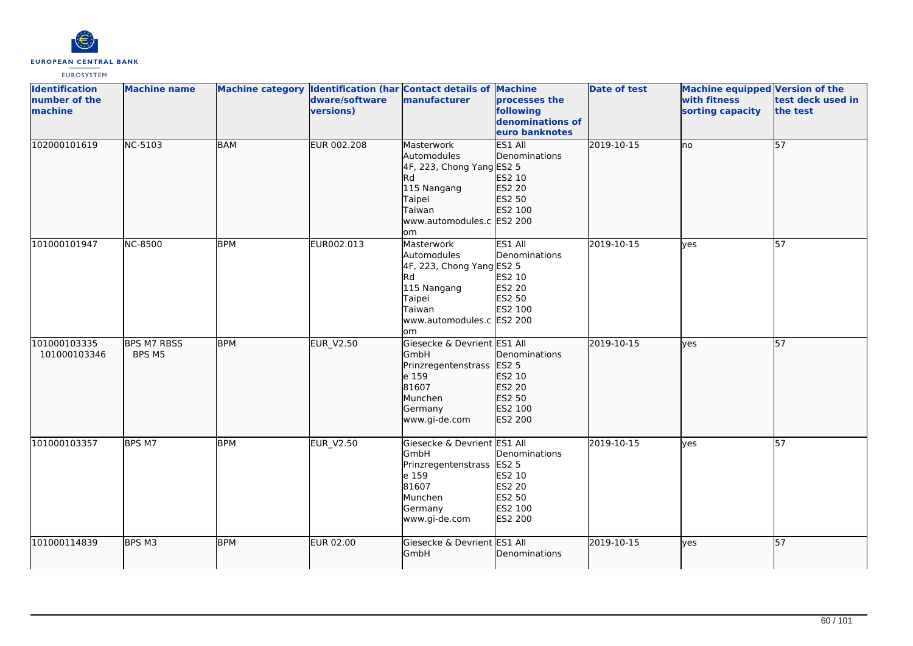| Identification number of the machine | Machine name | Machine category | Identification (hardware/software versions) | Contact details of manufacturer | Machine processes the following denominations of euro banknotes | Date of test | Machine equipped with fitness sorting capacity | Version of the test deck used in the test |
|---|---|---|---|---|---|---|---|---|
| 102000101619 | NC-5103 | BAM | EUR 002.208 | Masterwork Automodules 4F, 223, Chong Yang Rd 115 Nangang Taipei Taiwan www.automodules.com | ES1 All Denominations ES2 5 ES2 10 ES2 20 ES2 50 ES2 100 ES2 200 | 2019-10-15 | no | 57 |
| 101000101947 | NC-8500 | BPM | EUR002.013 | Masterwork Automodules 4F, 223, Chong Yang Rd 115 Nangang Taipei Taiwan www.automodules.com | ES1 All Denominations ES2 5 ES2 10 ES2 20 ES2 50 ES2 100 ES2 200 | 2019-10-15 | yes | 57 |
| 101000103335 101000103346 | BPS M7 RBSS BPS M5 | BPM | EUR_V2.50 | Giesecke & Devrient GmbH Prinzregentenstrasse 159 81607 Munchen Germany www.gi-de.com | ES1 All Denominations ES2 5 ES2 10 ES2 20 ES2 50 ES2 100 ES2 200 | 2019-10-15 | yes | 57 |
| 101000103357 | BPS M7 | BPM | EUR_V2.50 | Giesecke & Devrient GmbH Prinzregentenstrasse 159 81607 Munchen Germany www.gi-de.com | ES1 All Denominations ES2 5 ES2 10 ES2 20 ES2 50 ES2 100 ES2 200 | 2019-10-15 | yes | 57 |
| 101000114839 | BPS M3 | BPM | EUR 02.00 | Giesecke & Devrient GmbH | ES1 All Denominations | 2019-10-15 | yes | 57 |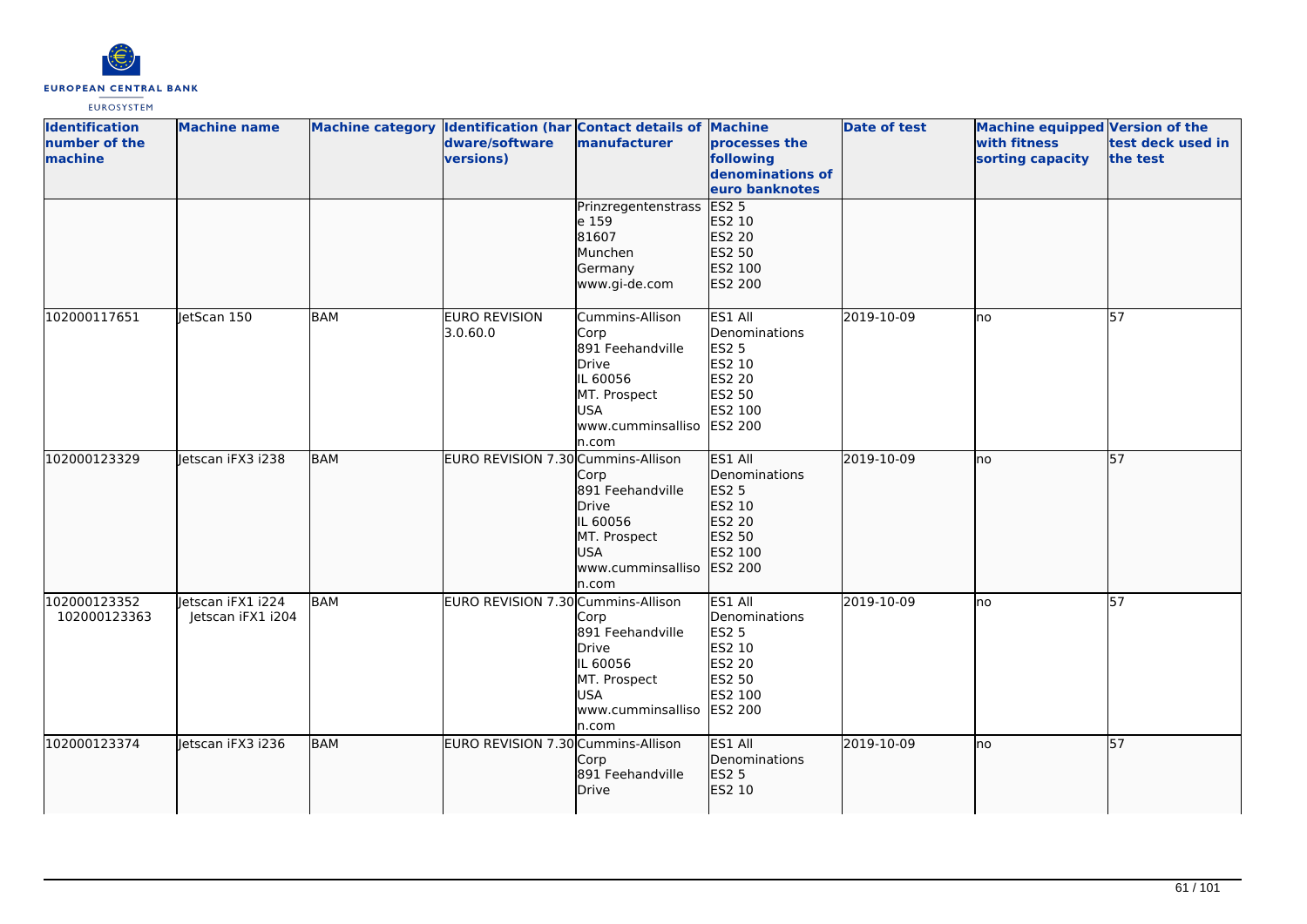| Identification number of the machine | Machine name | Machine category | Identification (hardware/software versions) | Contact details of manufacturer | Machine processes the following denominations of euro banknotes | Date of test | Machine equipped with fitness sorting capacity | Version of the test deck used in the test |
|---|---|---|---|---|---|---|---|---|
| | | | | Prinzregentenstrasse 159<br>81607<br>Munchen<br>Germany<br>www.gi-de.com | ES2 5<br>ES2 10<br>ES2 20<br>ES2 50<br>ES2 100<br>ES2 200 | | | |
| 102000117651 | JetScan 150 | BAM | EURO REVISION 3.0.60.0 | Cummins-Allison Corp<br>891 Feehandville Drive<br>IL 60056<br>MT. Prospect<br>USA<br>www.cumminsallison.com | ES1 All Denominations<br>ES2 5<br>ES2 10<br>ES2 20<br>ES2 50<br>ES2 100<br>ES2 200 | 2019-10-09 | no | 57 |
| 102000123329 | Jetscan iFX3 i238 | BAM | EURO REVISION 7.30 | Cummins-Allison Corp<br>891 Feehandville Drive<br>IL 60056<br>MT. Prospect<br>USA<br>www.cumminsallison.com | ES1 All Denominations<br>ES2 5<br>ES2 10<br>ES2 20<br>ES2 50<br>ES2 100<br>ES2 200 | 2019-10-09 | no | 57 |
| 102000123352<br>102000123363 | Jetscan iFX1 i224<br>Jetscan iFX1 i204 | BAM | EURO REVISION 7.30 | Cummins-Allison Corp<br>891 Feehandville Drive<br>IL 60056<br>MT. Prospect<br>USA<br>www.cumminsallison.com | ES1 All Denominations<br>ES2 5<br>ES2 10<br>ES2 20<br>ES2 50<br>ES2 100<br>ES2 200 | 2019-10-09 | no | 57 |
| 102000123374 | Jetscan iFX3 i236 | BAM | EURO REVISION 7.30 | Cummins-Allison Corp<br>891 Feehandville Drive | ES1 All Denominations<br>ES2 5<br>ES2 10 | 2019-10-09 | no | 57 |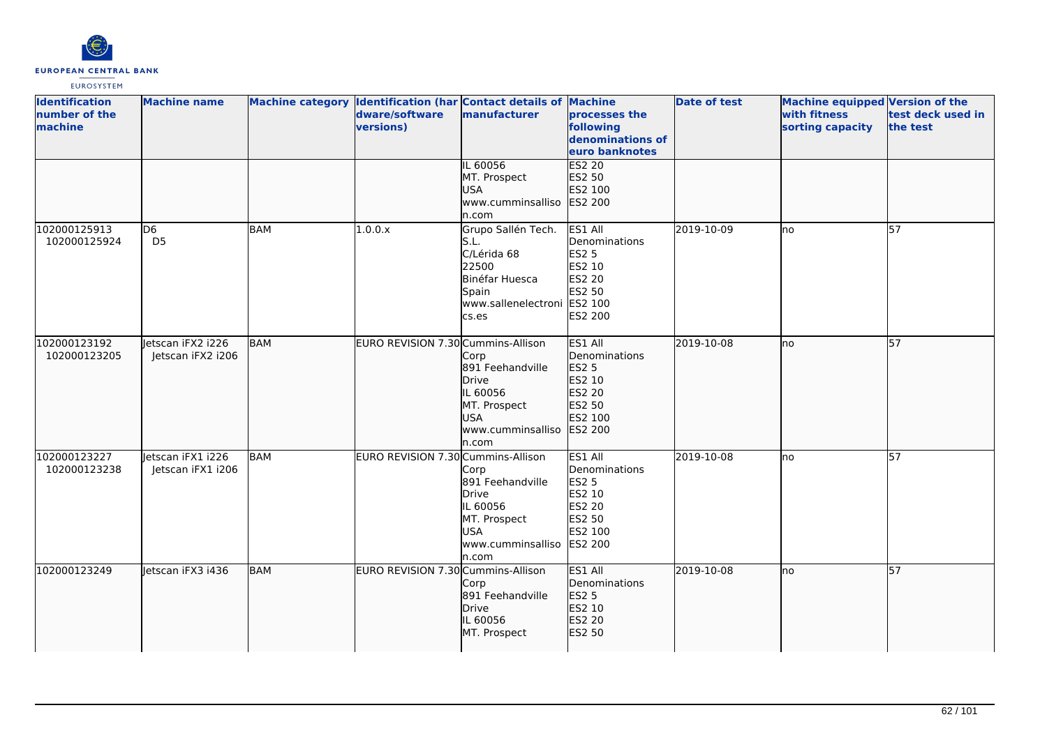| Identification number of the machine | Machine name | Machine category | Identification (hardware/software versions) | Contact details of manufacturer | Machine processes the following denominations of euro banknotes | Date of test | Machine equipped with fitness sorting capacity | Version of the test deck used in the test |
|---|---|---|---|---|---|---|---|---|
| | | | | IL 60056<br>MT. Prospect<br>USA<br>www.cumminsallison.com | ES2 20<br>ES2 50<br>ES2 100<br>ES2 200 | | | |
| 102000125913<br>102000125924 | D6<br>D5 | BAM | 1.0.0.x | Grupo Sallén Tech. S.L.<br>C/Lérida 68<br>22500<br>Binéfar Huesca<br>Spain<br>www.sallenelectronics.es | ES1 All Denominations<br>ES2 5<br>ES2 10<br>ES2 20<br>ES2 50<br>ES2 100<br>ES2 200 | 2019-10-09 | no | 57 |
| 102000123192<br>102000123205 | Jetscan iFX2 i226<br>Jetscan iFX2 i206 | BAM | EURO REVISION 7.30 | Cummins-Allison Corp<br>891 Feehandville Drive<br>IL 60056<br>MT. Prospect<br>USA<br>www.cumminsallison.com | ES1 All Denominations<br>ES2 5<br>ES2 10<br>ES2 20<br>ES2 50<br>ES2 100<br>ES2 200 | 2019-10-08 | no | 57 |
| 102000123227<br>102000123238 | Jetscan iFX1 i226<br>Jetscan iFX1 i206 | BAM | EURO REVISION 7.30 | Cummins-Allison Corp<br>891 Feehandville Drive<br>IL 60056<br>MT. Prospect<br>USA<br>www.cumminsallison.com | ES1 All Denominations<br>ES2 5<br>ES2 10<br>ES2 20<br>ES2 50<br>ES2 100<br>ES2 200 | 2019-10-08 | no | 57 |
| 102000123249 | Jetscan iFX3 i436 | BAM | EURO REVISION 7.30 | Cummins-Allison Corp<br>891 Feehandville Drive<br>IL 60056<br>MT. Prospect | ES1 All Denominations<br>ES2 5<br>ES2 10<br>ES2 20<br>ES2 50 | 2019-10-08 | no | 57 |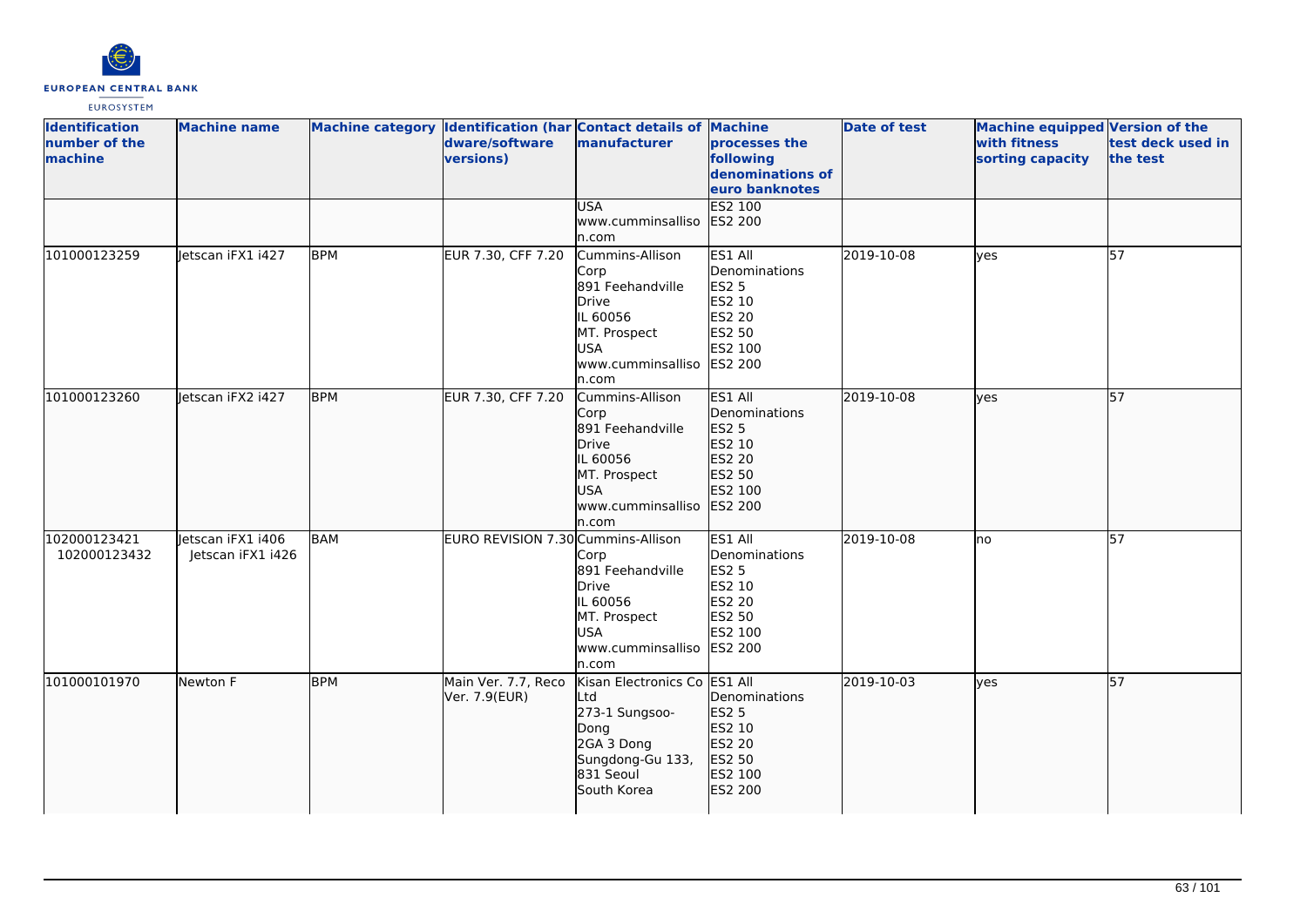| Identification number of the machine | Machine name | Machine category | Identification (hardware/software versions) | Contact details of manufacturer | Machine processes the following denominations of euro banknotes | Date of test | Machine equipped with fitness sorting capacity | Version of the test deck used in the test |
|---|---|---|---|---|---|---|---|---|
| | | | | USA www.cumminsallison.com | ES2 100 ES2 200 | | | |
| 101000123259 | Jetscan iFX1 i427 | BPM | EUR 7.30, CFF 7.20 | Cummins-Allison Corp 891 Feehandville Drive IL 60056 MT. Prospect USA www.cumminsallison.com | ES1 All Denominations ES2 5 ES2 10 ES2 20 ES2 50 ES2 100 ES2 200 | 2019-10-08 | yes | 57 |
| 101000123260 | Jetscan iFX2 i427 | BPM | EUR 7.30, CFF 7.20 | Cummins-Allison Corp 891 Feehandville Drive IL 60056 MT. Prospect USA www.cumminsallison.com | ES1 All Denominations ES2 5 ES2 10 ES2 20 ES2 50 ES2 100 ES2 200 | 2019-10-08 | yes | 57 |
| 102000123421 102000123432 | Jetscan iFX1 i406 Jetscan iFX1 i426 | BAM | EURO REVISION 7.30 | Cummins-Allison Corp 891 Feehandville Drive IL 60056 MT. Prospect USA www.cumminsallison.com | ES1 All Denominations ES2 5 ES2 10 ES2 20 ES2 50 ES2 100 ES2 200 | 2019-10-08 | no | 57 |
| 101000101970 | Newton F | BPM | Main Ver. 7.7, Reco Ver. 7.9(EUR) | Kisan Electronics Co Ltd 273-1 Sungsoo-Dong 2GA 3 Dong Sungdong-Gu 133, 831 Seoul South Korea | ES1 All Denominations ES2 5 ES2 10 ES2 20 ES2 50 ES2 100 ES2 200 | 2019-10-03 | yes | 57 |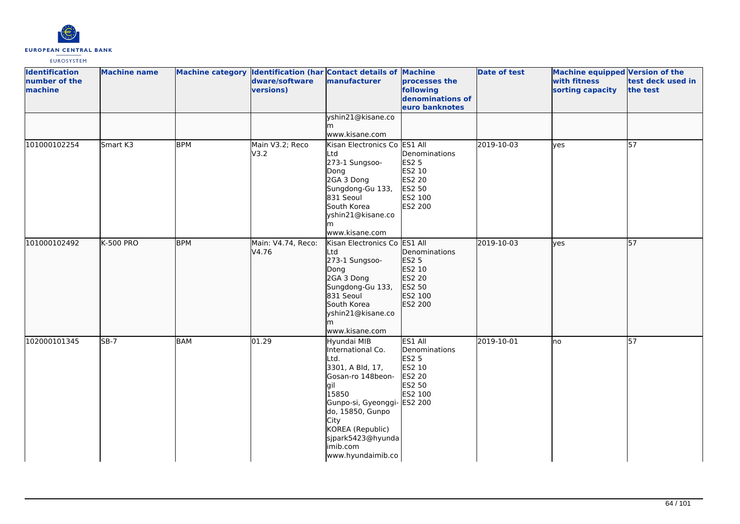| Identification number of the machine | Machine name | Machine category | Identification (hardware/software versions) | Contact details of manufacturer | Machine processes the following denominations of euro banknotes | Date of test | Machine equipped with fitness sorting capacity | Version of the test deck used in the test |
|---|---|---|---|---|---|---|---|---|
| | | | | yshin21@kisane.com<br>www.kisane.com | | | | |
| 101000102254 | Smart K3 | BPM | Main V3.2; Reco V3.2 | Kisan Electronics Co Ltd<br>273-1 Sungsoo-Dong<br>2GA 3 Dong<br>Sungdong-Gu 133, 831 Seoul<br>South Korea<br>yshin21@kisane.com<br>www.kisane.com | ES1 All Denominations<br>ES2 5<br>ES2 10<br>ES2 20<br>ES2 50<br>ES2 100<br>ES2 200 | 2019-10-03 | yes | 57 |
| 101000102492 | K-500 PRO | BPM | Main: V4.74, Reco: V4.76 | Kisan Electronics Co Ltd<br>273-1 Sungsoo-Dong<br>2GA 3 Dong<br>Sungdong-Gu 133, 831 Seoul<br>South Korea<br>yshin21@kisane.com<br>www.kisane.com | ES1 All Denominations<br>ES2 5<br>ES2 10<br>ES2 20<br>ES2 50<br>ES2 100<br>ES2 200 | 2019-10-03 | yes | 57 |
| 102000101345 | SB-7 | BAM | 01.29 | Hyundai MIB International Co. Ltd.<br>3301, A Bld, 17, Gosan-ro 148beon-gil<br>15850<br>Gunpo-si, Gyeonggi-do, 15850, Gunpo City<br>KOREA (Republic)<br>sjpark5423@hyundaimib.com<br>www.hyundaimib.co | ES1 All Denominations<br>ES2 5<br>ES2 10<br>ES2 20<br>ES2 50<br>ES2 100<br>ES2 200 | 2019-10-01 | no | 57 |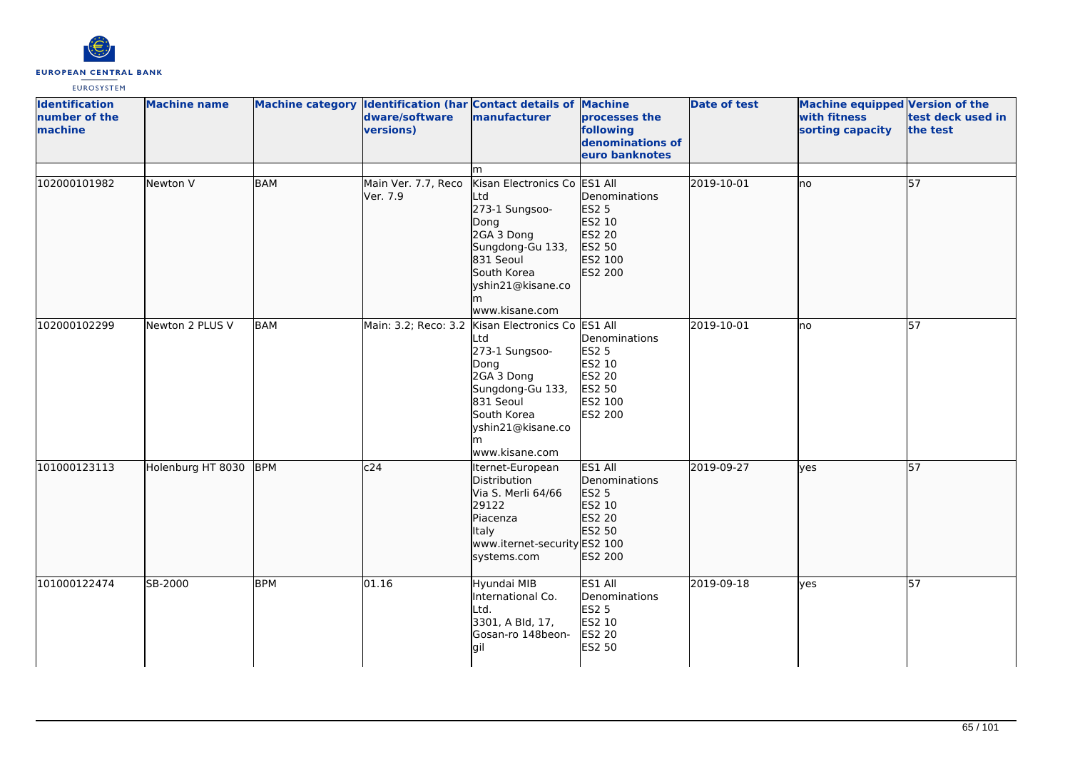| Identification number of the machine | Machine name | Machine category | Identification (hardware/software versions) | Contact details of manufacturer | Machine processes the following denominations of euro banknotes | Date of test | Machine equipped with fitness sorting capacity | Version of the test deck used in the test |
|---|---|---|---|---|---|---|---|---|
| | | | | m | | | | |
| 102000101982 | Newton V | BAM | Main Ver. 7.7, Reco Ver. 7.9 | Kisan Electronics Co Ltd 273-1 Sungsoo-Dong 2GA 3 Dong Sungdong-Gu 133, 831 Seoul South Korea yshin21@kisane.com www.kisane.com | ES1 All Denominations ES2 5 ES2 10 ES2 20 ES2 50 ES2 100 ES2 200 | 2019-10-01 | no | 57 |
| 102000102299 | Newton 2 PLUS V | BAM | Main: 3.2; Reco: 3.2 | Kisan Electronics Co Ltd 273-1 Sungsoo-Dong 2GA 3 Dong Sungdong-Gu 133, 831 Seoul South Korea yshin21@kisane.com www.kisane.com | ES1 All Denominations ES2 5 ES2 10 ES2 20 ES2 50 ES2 100 ES2 200 | 2019-10-01 | no | 57 |
| 101000123113 | Holenburg HT 8030 | BPM | c24 | Iternet-European Distribution Via S. Merli 64/66 29122 Piacenza Italy www.iternet-securitysystems.com | ES1 All Denominations ES2 5 ES2 10 ES2 20 ES2 50 ES2 100 ES2 200 | 2019-09-27 | yes | 57 |
| 101000122474 | SB-2000 | BPM | 01.16 | Hyundai MIB International Co. Ltd. 3301, A Bld, 17, Gosan-ro 148beon-gil | ES1 All Denominations ES2 5 ES2 10 ES2 20 ES2 50 | 2019-09-18 | yes | 57 |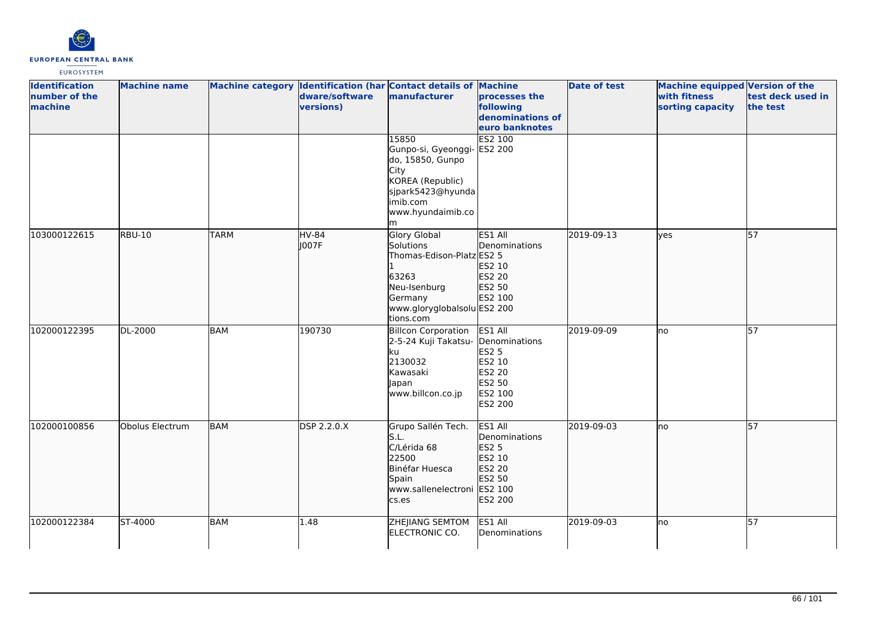| Identification number of the machine | Machine name | Machine category | Identification (hardware/software versions) | Contact details of manufacturer | Machine processes the following denominations of euro banknotes | Date of test | Machine equipped with fitness sorting capacity | Version of the test deck used in the test |
|---|---|---|---|---|---|---|---|---|
| | | | | 15850<br>Gunpo-si, Gyeonggi-do, 15850, Gunpo City<br>KOREA (Republic)<br>sjpark5423@hyundaimib.com<br>www.hyundaimib.com | ES2 100<br>ES2 200 | | | |
| 103000122615 | RBU-10 | TARM | HV-84<br>J007F | Glory Global Solutions<br>Thomas-Edison-Platz 1<br>63263<br>Neu-Isenburg<br>Germany<br>www.gloryglobalsolutions.com | ES1 All Denominations<br>ES2 5<br>ES2 10<br>ES2 20<br>ES2 50<br>ES2 100<br>ES2 200 | 2019-09-13 | yes | 57 |
| 102000122395 | DL-2000 | BAM | 190730 | Billcon Corporation<br>2-5-24 Kuji Takatsu-ku<br>2130032<br>Kawasaki<br>Japan<br>www.billcon.co.jp | ES1 All Denominations<br>ES2 5<br>ES2 10<br>ES2 20<br>ES2 50<br>ES2 100<br>ES2 200 | 2019-09-09 | no | 57 |
| 102000100856 | Obolus Electrum | BAM | DSP 2.2.0.X | Grupo Sallén Tech. S.L.<br>C/Lérida 68<br>22500<br>Binéfar Huesca<br>Spain<br>www.sallenelectronics.es | ES1 All Denominations<br>ES2 5<br>ES2 10<br>ES2 20<br>ES2 50<br>ES2 100<br>ES2 200 | 2019-09-03 | no | 57 |
| 102000122384 | ST-4000 | BAM | 1.48 | ZHEJIANG SEMTOM ELECTRONIC CO. | ES1 All Denominations | 2019-09-03 | no | 57 |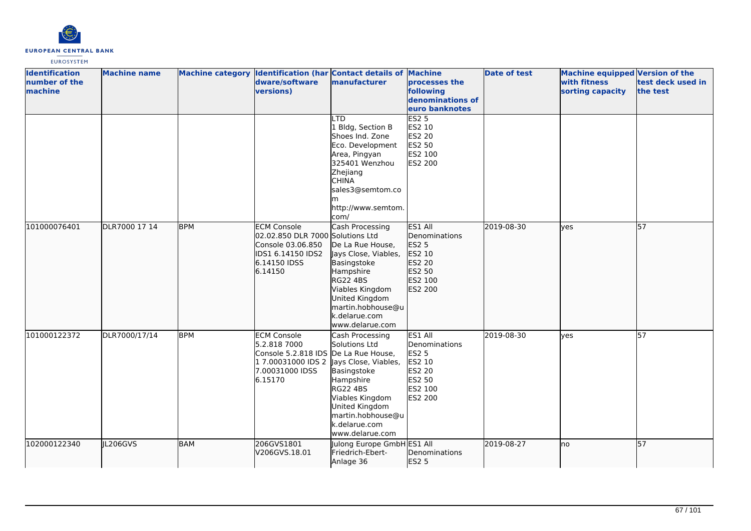| Identification number of the machine | Machine name | Machine category | Identification (hardware/software versions) | Contact details of manufacturer | Machine processes the following denominations of euro banknotes | Date of test | Machine equipped with fitness sorting capacity | Version of the test deck used in the test |
|---|---|---|---|---|---|---|---|---|
| | | | | LTD 1 Bldg, Section B Shoes Ind. Zone Eco. Development Area, Pingyan 325401 Wenzhou Zhejiang CHINA sales3@semtom.com http://www.semtom.com/ | ES2 5 ES2 10 ES2 20 ES2 50 ES2 100 ES2 200 | | | |
| 101000076401 | DLR7000 17 14 | BPM | ECM Console 02.02.850 DLR 7000 Console 03.06.850 IDS1 6.14150 IDS2 6.14150 IDSS 6.14150 | Cash Processing Solutions Ltd De La Rue House, Jays Close, Viables, Basingstoke Hampshire RG22 4BS Viables Kingdom United Kingdom martin.hobhouse@uk.delarue.com www.delarue.com | ES1 All Denominations ES2 5 ES2 10 ES2 20 ES2 50 ES2 100 ES2 200 | 2019-08-30 | yes | 57 |
| 101000122372 | DLR7000/17/14 | BPM | ECM Console 5.2.818 7000 Console 5.2.818 IDS 1 7.00031000 IDS 2 7.00031000 IDSS 6.15170 | Cash Processing Solutions Ltd De La Rue House, Jays Close, Viables, Basingstoke Hampshire RG22 4BS Viables Kingdom United Kingdom martin.hobhouse@uk.delarue.com www.delarue.com | ES1 All Denominations ES2 5 ES2 10 ES2 20 ES2 50 ES2 100 ES2 200 | 2019-08-30 | yes | 57 |
| 102000122340 | JL206GVS | BAM | 206GVS1801 V206GVS.18.01 | Julong Europe GmbH Friedrich-Ebert-Anlage 36 | ES1 All Denominations ES2 5 | 2019-08-27 | no | 57 |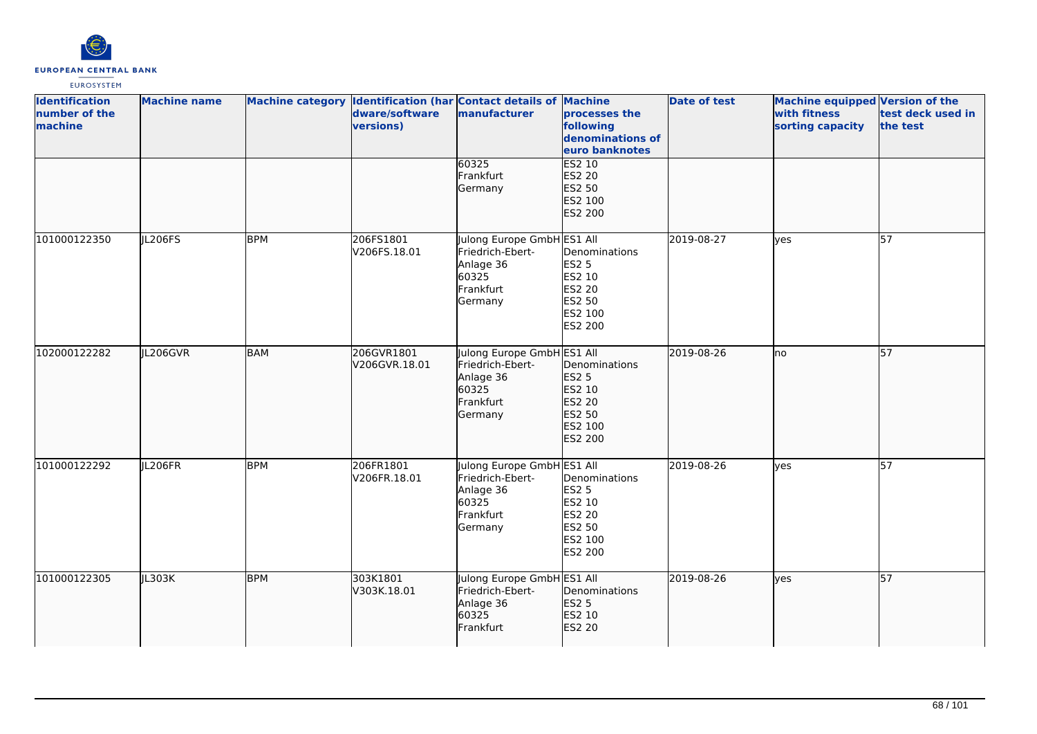| Identification number of the machine | Machine name | Machine category | Identification (hardware/software versions) | Contact details of manufacturer | Machine processes the following denominations of euro banknotes | Date of test | Machine equipped with fitness sorting capacity | Version of the test deck used in the test |
|---|---|---|---|---|---|---|---|---|
| | | | | 60325 Frankfurt Germany | ES2 10 ES2 20 ES2 50 ES2 100 ES2 200 | | | |
| 101000122350 | JL206FS | BPM | 206FS1801 V206FS.18.01 | Julong Europe GmbH Friedrich-Ebert-Anlage 36 60325 Frankfurt Germany | ES1 All Denominations ES2 5 ES2 10 ES2 20 ES2 50 ES2 100 ES2 200 | 2019-08-27 | yes | 57 |
| 102000122282 | JL206GVR | BAM | 206GVR1801 V206GVR.18.01 | Julong Europe GmbH Friedrich-Ebert-Anlage 36 60325 Frankfurt Germany | ES1 All Denominations ES2 5 ES2 10 ES2 20 ES2 50 ES2 100 ES2 200 | 2019-08-26 | no | 57 |
| 101000122292 | JL206FR | BPM | 206FR1801 V206FR.18.01 | Julong Europe GmbH Friedrich-Ebert-Anlage 36 60325 Frankfurt Germany | ES1 All Denominations ES2 5 ES2 10 ES2 20 ES2 50 ES2 100 ES2 200 | 2019-08-26 | yes | 57 |
| 101000122305 | JL303K | BPM | 303K1801 V303K.18.01 | Julong Europe GmbH Friedrich-Ebert-Anlage 36 60325 Frankfurt | ES1 All Denominations ES2 5 ES2 10 ES2 20 | 2019-08-26 | yes | 57 |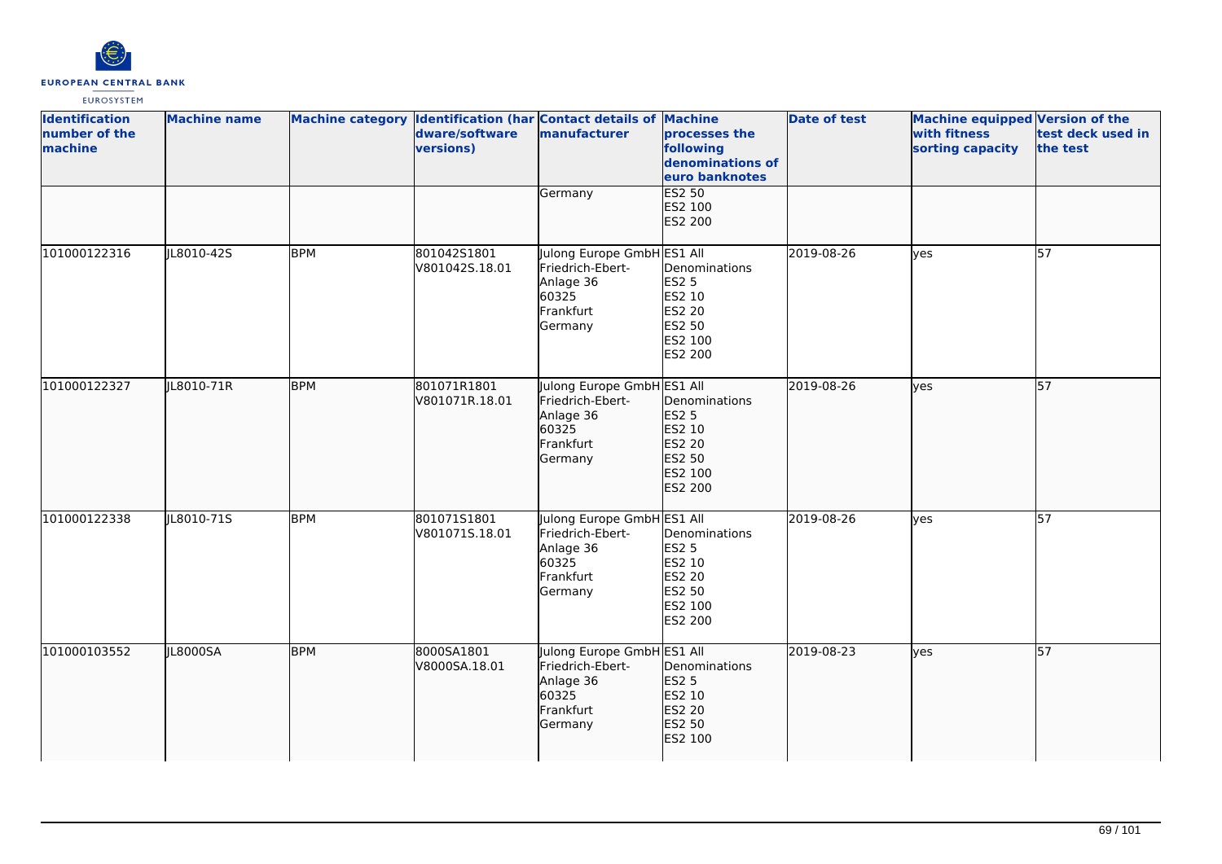| Identification number of the machine | Machine name | Machine category | Identification (hardware/software versions) | Contact details of manufacturer | Machine processes the following denominations of euro banknotes | Date of test | Machine equipped with fitness sorting capacity | Version of the test deck used in the test |
|---|---|---|---|---|---|---|---|---|
| | | | | Germany | ES2 50<br>ES2 100<br>ES2 200 | | | |
| 101000122316 | JL8010-42S | BPM | 801042S1801<br>V801042S.18.01 | Julong Europe GmbH<br>Friedrich-Ebert-Anlage 36<br>60325<br>Frankfurt<br>Germany | ES1 All Denominations<br>ES2 5<br>ES2 10<br>ES2 20<br>ES2 50<br>ES2 100<br>ES2 200 | 2019-08-26 | yes | 57 |
| 101000122327 | JL8010-71R | BPM | 801071R1801<br>V801071R.18.01 | Julong Europe GmbH<br>Friedrich-Ebert-Anlage 36<br>60325<br>Frankfurt<br>Germany | ES1 All Denominations<br>ES2 5<br>ES2 10<br>ES2 20<br>ES2 50<br>ES2 100<br>ES2 200 | 2019-08-26 | yes | 57 |
| 101000122338 | JL8010-71S | BPM | 801071S1801<br>V801071S.18.01 | Julong Europe GmbH<br>Friedrich-Ebert-Anlage 36<br>60325<br>Frankfurt<br>Germany | ES1 All Denominations<br>ES2 5<br>ES2 10<br>ES2 20<br>ES2 50<br>ES2 100<br>ES2 200 | 2019-08-26 | yes | 57 |
| 101000103552 | JL8000SA | BPM | 8000SA1801<br>V8000SA.18.01 | Julong Europe GmbH<br>Friedrich-Ebert-Anlage 36<br>60325<br>Frankfurt<br>Germany | ES1 All Denominations<br>ES2 5<br>ES2 10<br>ES2 20<br>ES2 50<br>ES2 100 | 2019-08-23 | yes | 57 |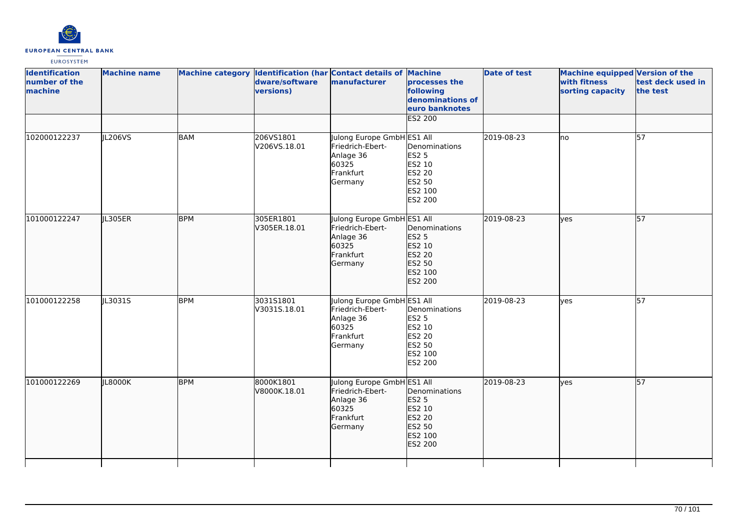| Identification number of the machine | Machine name | Machine category | Identification (hardware/software versions) | Contact details of manufacturer | Machine processes the following denominations of euro banknotes | Date of test | Machine equipped with fitness sorting capacity | Version of the test deck used in the test |
|---|---|---|---|---|---|---|---|---|
| | | | | | ES2 200 | | | |
| 102000122237 | JL206VS | BAM | 206VS1801 V206VS.18.01 | Julong Europe GmbH Friedrich-Ebert-Anlage 36 60325 Frankfurt Germany | ES1 All Denominations ES2 5 ES2 10 ES2 20 ES2 50 ES2 100 ES2 200 | 2019-08-23 | no | 57 |
| 101000122247 | JL305ER | BPM | 305ER1801 V305ER.18.01 | Julong Europe GmbH Friedrich-Ebert-Anlage 36 60325 Frankfurt Germany | ES1 All Denominations ES2 5 ES2 10 ES2 20 ES2 50 ES2 100 ES2 200 | 2019-08-23 | yes | 57 |
| 101000122258 | JL3031S | BPM | 3031S1801 V3031S.18.01 | Julong Europe GmbH Friedrich-Ebert-Anlage 36 60325 Frankfurt Germany | ES1 All Denominations ES2 5 ES2 10 ES2 20 ES2 50 ES2 100 ES2 200 | 2019-08-23 | yes | 57 |
| 101000122269 | JL8000K | BPM | 8000K1801 V8000K.18.01 | Julong Europe GmbH Friedrich-Ebert-Anlage 36 60325 Frankfurt Germany | ES1 All Denominations ES2 5 ES2 10 ES2 20 ES2 50 ES2 100 ES2 200 | 2019-08-23 | yes | 57 |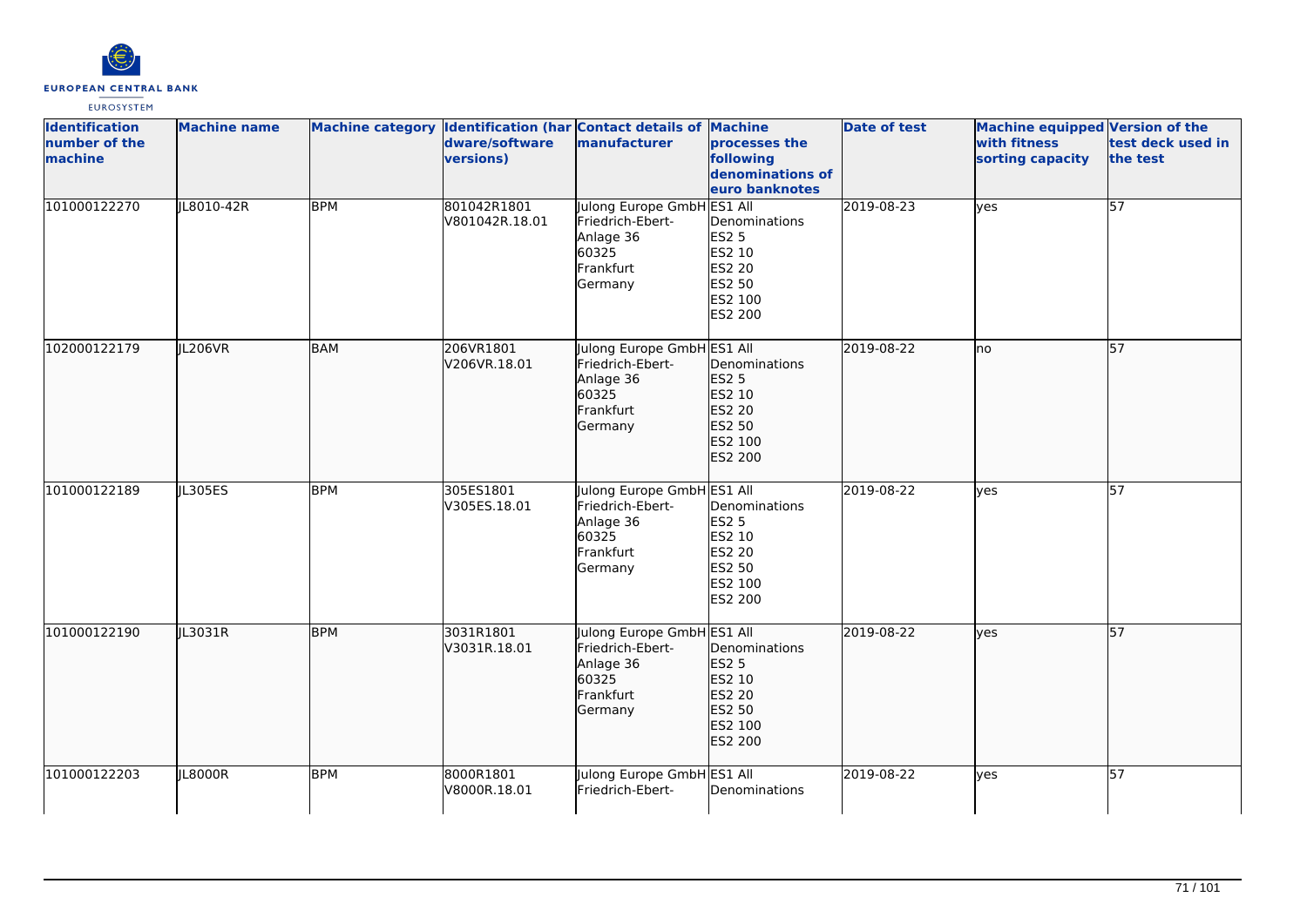| Identification number of the machine | Machine name | Machine category | Identification (hardware/software versions) | Contact details of manufacturer | Machine processes the following denominations of euro banknotes | Date of test | Machine equipped with fitness sorting capacity | Version of the test deck used in the test |
|---|---|---|---|---|---|---|---|---|
| 101000122270 | JL8010-42R | BPM | 801042R1801 V801042R.18.01 | Julong Europe GmbH Friedrich-Ebert-Anlage 36 60325 Frankfurt Germany | ES1 All Denominations ES2 5 ES2 10 ES2 20 ES2 50 ES2 100 ES2 200 | 2019-08-23 | yes | 57 |
| 102000122179 | JL206VR | BAM | 206VR1801 V206VR.18.01 | Julong Europe GmbH Friedrich-Ebert-Anlage 36 60325 Frankfurt Germany | ES1 All Denominations ES2 5 ES2 10 ES2 20 ES2 50 ES2 100 ES2 200 | 2019-08-22 | no | 57 |
| 101000122189 | JL305ES | BPM | 305ES1801 V305ES.18.01 | Julong Europe GmbH Friedrich-Ebert-Anlage 36 60325 Frankfurt Germany | ES1 All Denominations ES2 5 ES2 10 ES2 20 ES2 50 ES2 100 ES2 200 | 2019-08-22 | yes | 57 |
| 101000122190 | JL3031R | BPM | 3031R1801 V3031R.18.01 | Julong Europe GmbH Friedrich-Ebert-Anlage 36 60325 Frankfurt Germany | ES1 All Denominations ES2 5 ES2 10 ES2 20 ES2 50 ES2 100 ES2 200 | 2019-08-22 | yes | 57 |
| 101000122203 | JL8000R | BPM | 8000R1801 V8000R.18.01 | Julong Europe GmbH Friedrich-Ebert- | ES1 All Denominations | 2019-08-22 | yes | 57 |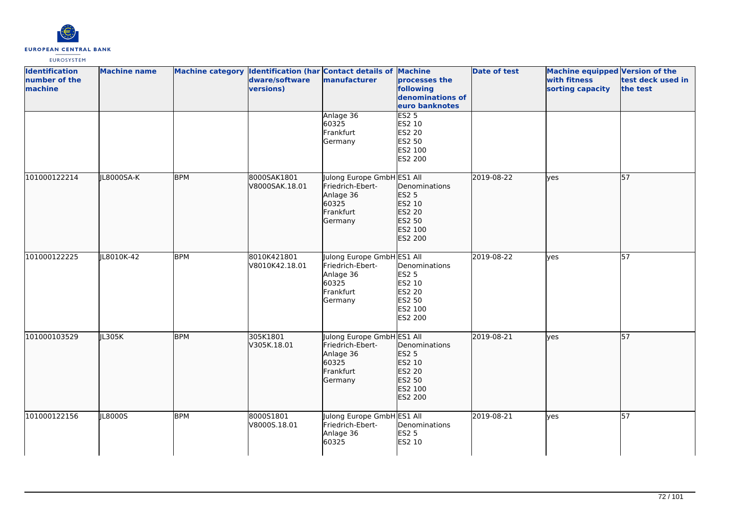| Identification number of the machine | Machine name | Machine category | Identification (hardware/software versions) | Contact details of manufacturer | Machine processes the following denominations of euro banknotes | Date of test | Machine equipped with fitness sorting capacity | Version of the test deck used in the test |
| --- | --- | --- | --- | --- | --- | --- | --- | --- |
| | | | | Anlage 36<br>60325<br>Frankfurt<br>Germany | ES2 5<br>ES2 10<br>ES2 20<br>ES2 50<br>ES2 100<br>ES2 200 | | | |
| 101000122214 | JL8000SA-K | BPM | 8000SAK1801<br>V8000SAK.18.01 | Julong Europe GmbH<br>Friedrich-Ebert-Anlage 36<br>60325<br>Frankfurt<br>Germany | ES1 All Denominations<br>ES2 5<br>ES2 10<br>ES2 20<br>ES2 50<br>ES2 100<br>ES2 200 | 2019-08-22 | yes | 57 |
| 101000122225 | JL8010K-42 | BPM | 8010K421801<br>V8010K42.18.01 | Julong Europe GmbH<br>Friedrich-Ebert-Anlage 36<br>60325<br>Frankfurt<br>Germany | ES1 All Denominations<br>ES2 5<br>ES2 10<br>ES2 20<br>ES2 50<br>ES2 100<br>ES2 200 | 2019-08-22 | yes | 57 |
| 101000103529 | JL305K | BPM | 305K1801<br>V305K.18.01 | Julong Europe GmbH<br>Friedrich-Ebert-Anlage 36<br>60325<br>Frankfurt<br>Germany | ES1 All Denominations<br>ES2 5<br>ES2 10<br>ES2 20<br>ES2 50<br>ES2 100<br>ES2 200 | 2019-08-21 | yes | 57 |
| 101000122156 | JL8000S | BPM | 8000S1801<br>V8000S.18.01 | Julong Europe GmbH<br>Friedrich-Ebert-Anlage 36<br>60325 | ES1 All Denominations<br>ES2 5<br>ES2 10 | 2019-08-21 | yes | 57 |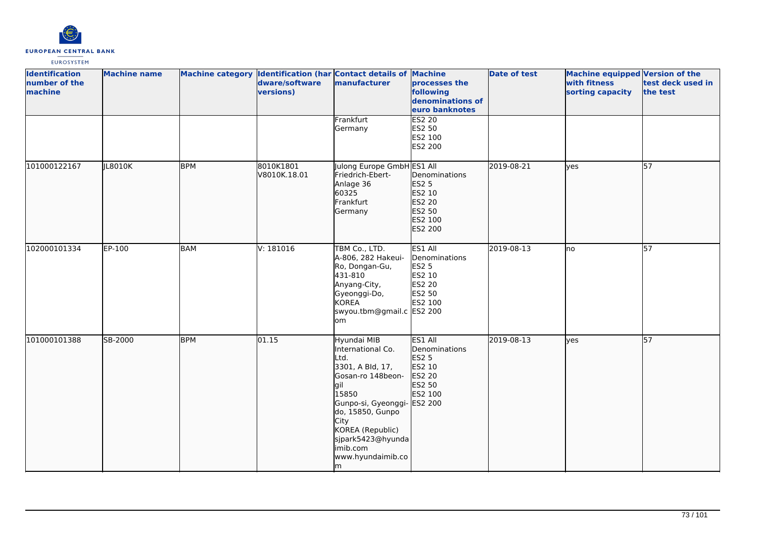| Identification number of the machine | Machine name | Machine category | Identification (hardware/software versions) | Contact details of manufacturer | Machine processes the following denominations of euro banknotes | Date of test | Machine equipped with fitness sorting capacity | Version of the test deck used in the test |
|---|---|---|---|---|---|---|---|---|
| | | | | Frankfurt<br>Germany | ES2 20<br>ES2 50<br>ES2 100<br>ES2 200 | | | |
| 101000122167 | JL8010K | BPM | 8010K1801<br>V8010K.18.01 | Julong Europe GmbH<br>Friedrich-Ebert-Anlage 36<br>60325<br>Frankfurt<br>Germany | ES1 All Denominations<br>ES2 5<br>ES2 10<br>ES2 20<br>ES2 50<br>ES2 100<br>ES2 200 | 2019-08-21 | yes | 57 |
| 102000101334 | EP-100 | BAM | V: 181016 | TBM Co., LTD.<br>A-806, 282 Hakeui-Ro, Dongan-Gu,<br>431-810<br>Anyang-City,<br>Gyeonggi-Do,<br>KOREA<br>swyou.tbm@gmail.com | ES1 All Denominations<br>ES2 5<br>ES2 10<br>ES2 20<br>ES2 50<br>ES2 100<br>ES2 200 | 2019-08-13 | no | 57 |
| 101000101388 | SB-2000 | BPM | 01.15 | Hyundai MIB International Co. Ltd.<br>3301, A Bld, 17, Gosan-ro 148beon-gil<br>15850<br>Gunpo-si, Gyeonggi-do, 15850, Gunpo City<br>KOREA (Republic)<br>sjpark5423@hyundaimib.com<br>www.hyundaimib.com | ES1 All Denominations<br>ES2 5<br>ES2 10<br>ES2 20<br>ES2 50<br>ES2 100<br>ES2 200 | 2019-08-13 | yes | 57 |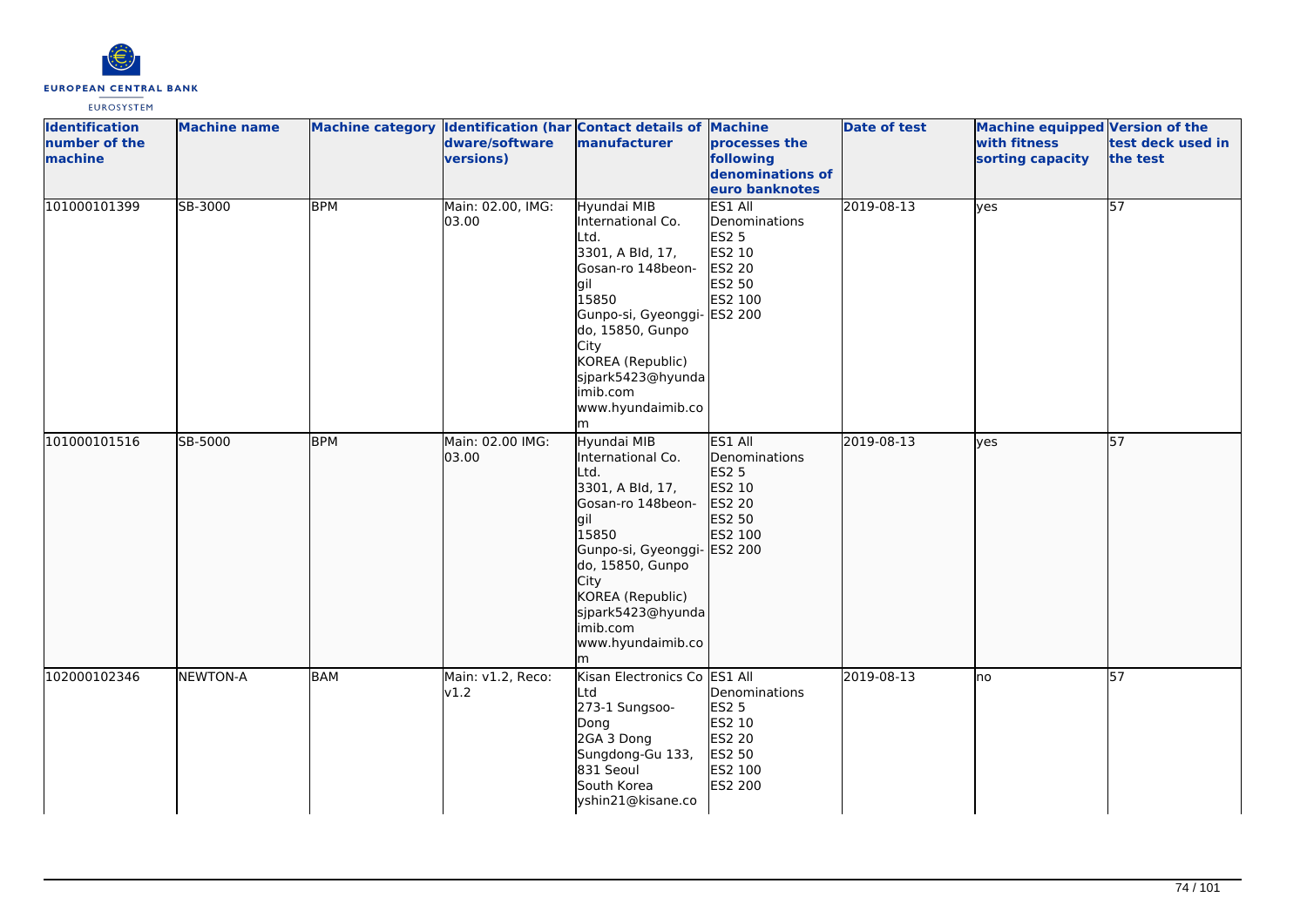| Identification number of the machine | Machine name | Machine category | Identification (hardware/software versions) | Contact details of manufacturer | Machine processes the following denominations of euro banknotes | Date of test | Machine equipped with fitness sorting capacity | Version of the test deck used in the test |
|---|---|---|---|---|---|---|---|---|
| 101000101399 | SB-3000 | BPM | Main: 02.00, IMG: 03.00 | Hyundai MIB International Co. Ltd. 3301, A Bld, 17, Gosan-ro 148beon-gil 15850 Gunpo-si, Gyeonggi-do, 15850, Gunpo City KOREA (Republic) sjpark5423@hyundaimib.com www.hyundaimib.com | ES1 All Denominations ES2 5 ES2 10 ES2 20 ES2 50 ES2 100 ES2 200 | 2019-08-13 | yes | 57 |
| 101000101516 | SB-5000 | BPM | Main: 02.00 IMG: 03.00 | Hyundai MIB International Co. Ltd. 3301, A Bld, 17, Gosan-ro 148beon-gil 15850 Gunpo-si, Gyeonggi-do, 15850, Gunpo City KOREA (Republic) sjpark5423@hyundaimib.com www.hyundaimib.com | ES1 All Denominations ES2 5 ES2 10 ES2 20 ES2 50 ES2 100 ES2 200 | 2019-08-13 | yes | 57 |
| 102000102346 | NEWTON-A | BAM | Main: v1.2, Reco: v1.2 | Kisan Electronics Co Ltd 273-1 Sungsoo-Dong 2GA 3 Dong Sungdong-Gu 133, 831 Seoul South Korea yshin21@kisane.co | ES1 All Denominations ES2 5 ES2 10 ES2 20 ES2 50 ES2 100 ES2 200 | 2019-08-13 | no | 57 |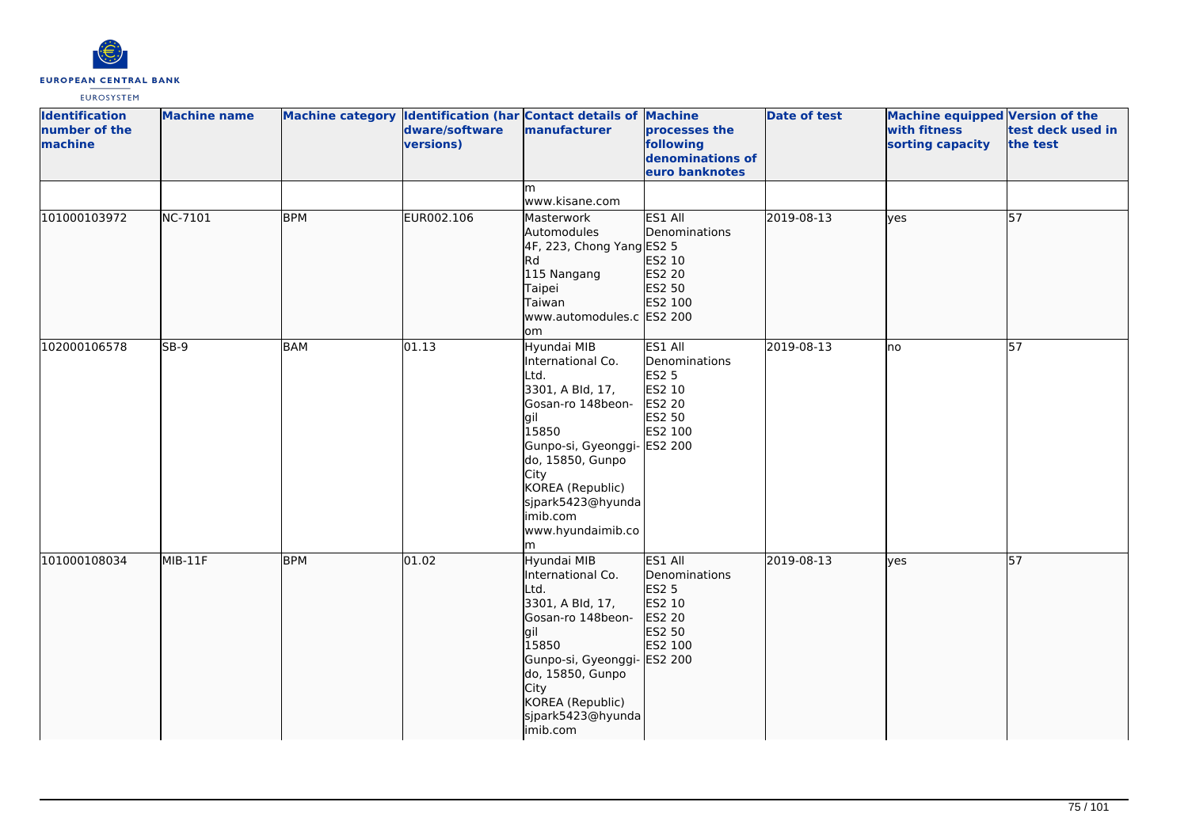| Identification number of the machine | Machine name | Machine category | Identification (hardware/software versions) | Contact details of manufacturer | Machine processes the following denominations of euro banknotes | Date of test | Machine equipped with fitness sorting capacity | Version of the test deck used in the test |
|---|---|---|---|---|---|---|---|---|
| | | | | m<br>www.kisane.com | | | | |
| 101000103972 | NC-7101 | BPM | EUR002.106 | Masterwork Automodules<br>4F, 223, Chong Yang Rd<br>115 Nangang<br>Taipei<br>Taiwan<br>www.automodules.com | ES1 All Denominations<br>ES2 5<br>ES2 10<br>ES2 20<br>ES2 50<br>ES2 100<br>ES2 200 | 2019-08-13 | yes | 57 |
| 102000106578 | SB-9 | BAM | 01.13 | Hyundai MIB International Co. Ltd.<br>3301, A Bld, 17, Gosan-ro 148beon-gil<br>15850<br>Gunpo-si, Gyeonggi-do, 15850, Gunpo City<br>KOREA (Republic)<br>sjpark5423@hyundaimib.com<br>www.hyundaimib.com | ES1 All Denominations<br>ES2 5<br>ES2 10<br>ES2 20<br>ES2 50<br>ES2 100<br>ES2 200 | 2019-08-13 | no | 57 |
| 101000108034 | MIB-11F | BPM | 01.02 | Hyundai MIB International Co. Ltd.<br>3301, A Bld, 17, Gosan-ro 148beon-gil<br>15850<br>Gunpo-si, Gyeonggi-do, 15850, Gunpo City<br>KOREA (Republic)<br>sjpark5423@hyundaimib.com | ES1 All Denominations<br>ES2 5<br>ES2 10<br>ES2 20<br>ES2 50<br>ES2 100<br>ES2 200 | 2019-08-13 | yes | 57 |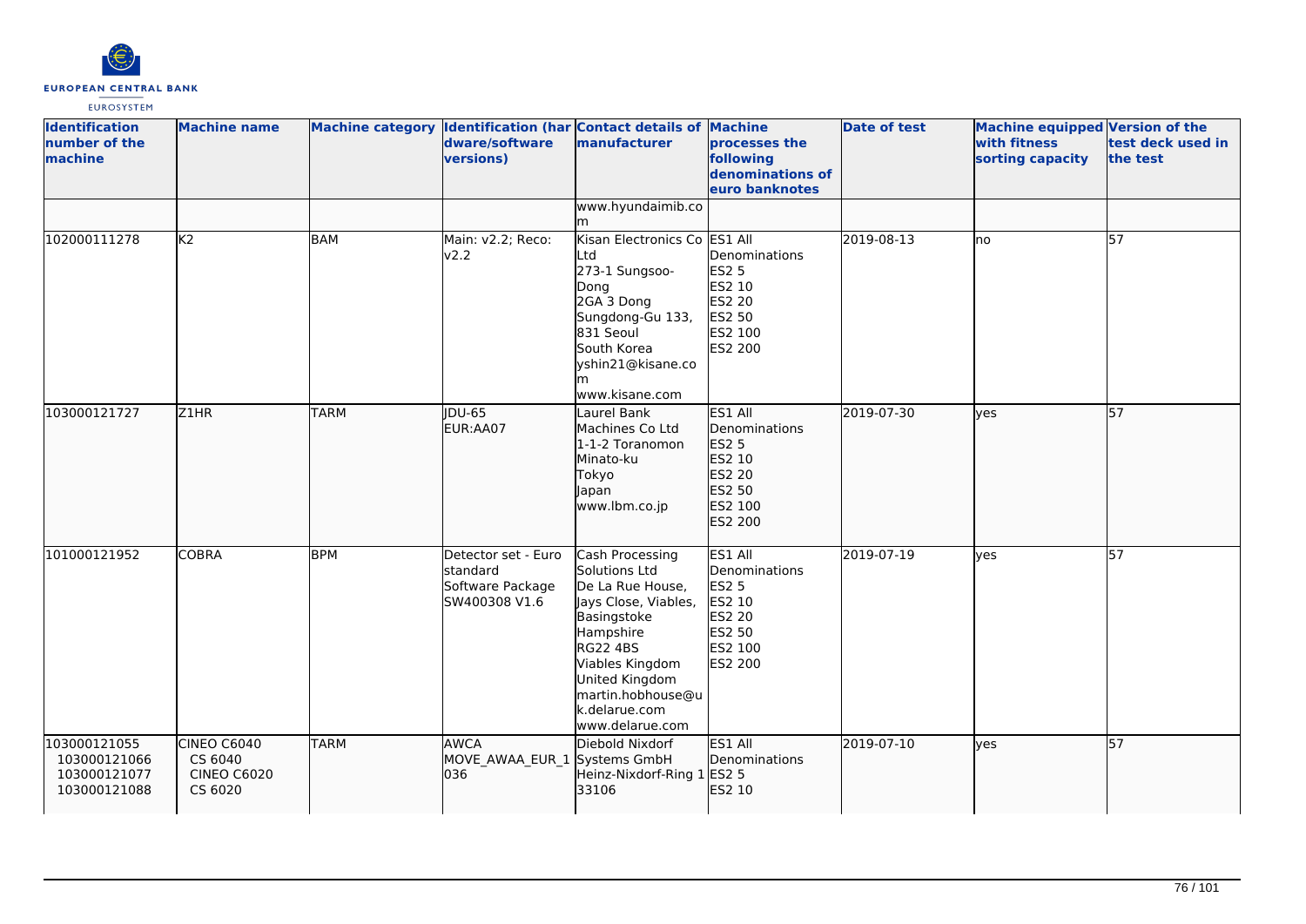| Identification number of the machine | Machine name | Machine category | Identification (hardware/software versions) | Contact details of manufacturer | Machine processes the following denominations of euro banknotes | Date of test | Machine equipped with fitness sorting capacity | Version of the test deck used in the test |
|---|---|---|---|---|---|---|---|---|
| | | | | www.hyundaimib.com | | | | |
| 102000111278 | K2 | BAM | Main: v2.2; Reco: v2.2 | Kisan Electronics Co Ltd<br>273-1 Sungsoo-Dong<br>2GA 3 Dong<br>Sungdong-Gu 133, 831 Seoul<br>South Korea<br>yshin21@kisane.com<br>www.kisane.com | ES1 All Denominations<br>ES2 5<br>ES2 10<br>ES2 20<br>ES2 50<br>ES2 100<br>ES2 200 | 2019-08-13 | no | 57 |
| 103000121727 | Z1HR | TARM | JDU-65<br>EUR:AA07 | Laurel Bank Machines Co Ltd<br>1-1-2 Toranomon<br>Minato-ku<br>Tokyo<br>Japan<br>www.lbm.co.jp | ES1 All Denominations<br>ES2 5<br>ES2 10<br>ES2 20<br>ES2 50<br>ES2 100<br>ES2 200 | 2019-07-30 | yes | 57 |
| 101000121952 | COBRA | BPM | Detector set - Euro standard<br>Software Package SW400308 V1.6 | Cash Processing Solutions Ltd<br>De La Rue House, Jays Close, Viables, Basingstoke<br>Hampshire<br>RG22 4BS<br>Viables Kingdom<br>United Kingdom<br>martin.hobhouse@uk.delarue.com<br>www.delarue.com | ES1 All Denominations<br>ES2 5<br>ES2 10<br>ES2 20<br>ES2 50<br>ES2 100<br>ES2 200 | 2019-07-19 | yes | 57 |
| 103000121055<br>103000121066<br>103000121077<br>103000121088 | CINEO C6040<br>CS 6040<br>CINEO C6020<br>CS 6020 | TARM | AWCA<br>MOVE_AWAA_EUR_1036 | Diebold Nixdorf Systems GmbH<br>Heinz-Nixdorf-Ring 1<br>33106 | ES1 All Denominations<br>ES2 5<br>ES2 10 | 2019-07-10 | yes | 57 |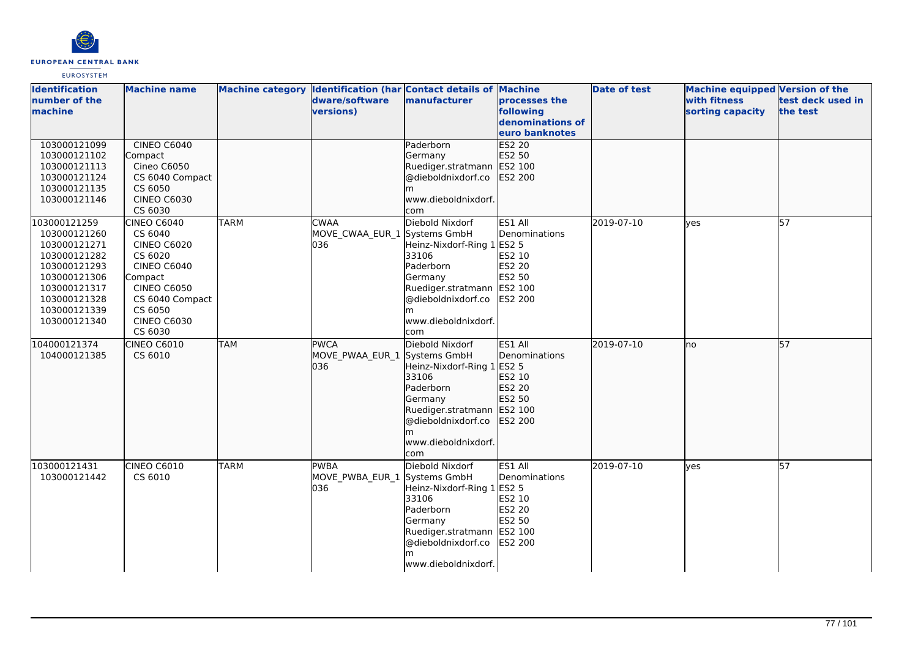| Identification number of the machine | Machine name | Machine category | Identification (hardware/software versions) | Contact details of manufacturer | Machine processes the following denominations of euro banknotes | Date of test | Machine equipped with fitness sorting capacity | Version of the test deck used in the test |
|---|---|---|---|---|---|---|---|---|
| 103000121099<br>103000121102<br>103000121113<br>103000121124<br>103000121135<br>103000121146 | CINEO C6040 Compact<br>Cineo C6050<br>CS 6040 Compact<br>CS 6050<br>CINEO C6030<br>CS 6030 | | | Paderborn<br>Germany<br>Ruediger.stratmann@dieboldnixdorf.com<br>www.dieboldnixdorf.com | ES2 20<br>ES2 50<br>ES2 100<br>ES2 200 | | | |
| 103000121259<br>103000121260<br>103000121271<br>103000121282<br>103000121293<br>103000121306<br>103000121317<br>103000121328<br>103000121339<br>103000121340 | CINEO C6040<br>CS 6040<br>CINEO C6020<br>CS 6020<br>CINEO C6040 Compact<br>CINEO C6050<br>CS 6040 Compact<br>CS 6050<br>CINEO C6030<br>CS 6030 | TARM | CWAA<br>MOVE_CWAA_EUR_1036 | Diebold Nixdorf Systems GmbH<br>Heinz-Nixdorf-Ring 1<br>33106<br>Paderborn<br>Germany<br>Ruediger.stratmann@dieboldnixdorf.com<br>www.dieboldnixdorf.com | ES1 All Denominations<br>ES2 5<br>ES2 10<br>ES2 20<br>ES2 50<br>ES2 100<br>ES2 200 | 2019-07-10 | yes | 57 |
| 104000121374<br>104000121385 | CINEO C6010<br>CS 6010 | TAM | PWCA<br>MOVE_PWAA_EUR_1036 | Diebold Nixdorf Systems GmbH<br>Heinz-Nixdorf-Ring 1<br>33106<br>Paderborn<br>Germany<br>Ruediger.stratmann@dieboldnixdorf.com<br>www.dieboldnixdorf.com | ES1 All Denominations<br>ES2 5<br>ES2 10<br>ES2 20<br>ES2 50<br>ES2 100<br>ES2 200 | 2019-07-10 | no | 57 |
| 103000121431<br>103000121442 | CINEO C6010<br>CS 6010 | TARM | PWBA<br>MOVE_PWBA_EUR_1036 | Diebold Nixdorf Systems GmbH<br>Heinz-Nixdorf-Ring 1<br>33106<br>Paderborn<br>Germany<br>Ruediger.stratmann@dieboldnixdorf.com<br>www.dieboldnixdorf. | ES1 All Denominations<br>ES2 5<br>ES2 10<br>ES2 20<br>ES2 50<br>ES2 100<br>ES2 200 | 2019-07-10 | yes | 57 |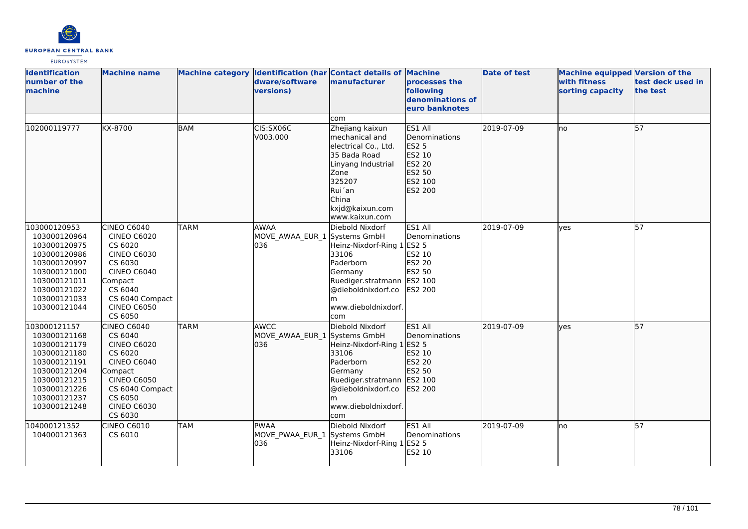| Identification number of the machine | Machine name | Machine category | Identification (hardware/software versions) | Contact details of manufacturer | Machine processes the following denominations of euro banknotes | Date of test | Machine equipped with fitness sorting capacity | Version of the test deck used in the test |
|---|---|---|---|---|---|---|---|---|
| | | | | com | | | | |
| 102000119777 | KX-8700 | BAM | CIS:SX06C V003.000 | Zhejiang kaixun mechanical and electrical Co., Ltd. 35 Bada Road Linyang Industrial Zone 325207 Rui´an China kxjd@kaixun.com www.kaixun.com | ES1 All Denominations ES2 5 ES2 10 ES2 20 ES2 50 ES2 100 ES2 200 | 2019-07-09 | no | 57 |
| 103000120953 103000120964 103000120975 103000120986 103000120997 103000121000 103000121011 103000121022 103000121033 103000121044 | CINEO C6040 CINEO C6020 CS 6020 CINEO C6030 CS 6030 CINEO C6040 Compact CS 6040 CS 6040 Compact CINEO C6050 CS 6050 | TARM | AWAA MOVE_AWAA_EUR_1 036 | Diebold Nixdorf Systems GmbH Heinz-Nixdorf-Ring 1 33106 Paderborn Germany Ruediger.stratmann @dieboldnixdorf.com www.dieboldnixdorf.com | ES1 All Denominations ES2 5 ES2 10 ES2 20 ES2 50 ES2 100 ES2 200 | 2019-07-09 | yes | 57 |
| 103000121157 103000121168 103000121179 103000121180 103000121191 103000121204 103000121215 103000121226 103000121237 103000121248 | CINEO C6040 CS 6040 CINEO C6020 CS 6020 CINEO C6040 Compact CINEO C6050 CS 6040 Compact CS 6050 CINEO C6030 CS 6030 | TARM | AWCC MOVE_AWAA_EUR_1 036 | Diebold Nixdorf Systems GmbH Heinz-Nixdorf-Ring 1 33106 Paderborn Germany Ruediger.stratmann @dieboldnixdorf.com www.dieboldnixdorf.com | ES1 All Denominations ES2 5 ES2 10 ES2 20 ES2 50 ES2 100 ES2 200 | 2019-07-09 | yes | 57 |
| 104000121352 104000121363 | CINEO C6010 CS 6010 | TAM | PWAA MOVE_PWAA_EUR_1 036 | Diebold Nixdorf Systems GmbH Heinz-Nixdorf-Ring 1 33106 | ES1 All Denominations ES2 5 ES2 10 | 2019-07-09 | no | 57 |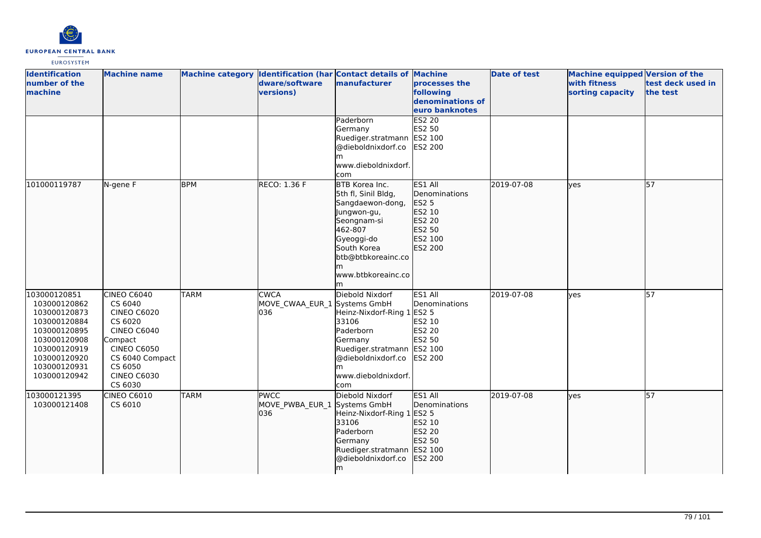| Identification number of the machine | Machine name | Machine category | Identification (hardware/software versions) | Contact details of manufacturer | Machine processes the following denominations of euro banknotes | Date of test | Machine equipped with fitness sorting capacity | Version of the test deck used in the test |
|---|---|---|---|---|---|---|---|---|
| | | | | Paderborn Germany Ruediger.stratmann@dieboldnixdorf.com www.dieboldnixdorf.com | ES2 20 ES2 50 ES2 100 ES2 200 | | | |
| 101000119787 | N-gene F | BPM | RECO: 1.36 F | BTB Korea Inc. 5th fl, Sinil Bldg, Sangdaewon-dong, Jungwon-gu, Seongnam-si 462-807 Gyeoggi-do South Korea btb@btbkoreainc.com www.btbkoreainc.com | ES1 All Denominations ES2 5 ES2 10 ES2 20 ES2 50 ES2 100 ES2 200 | 2019-07-08 | yes | 57 |
| 103000120851 103000120862 103000120873 103000120884 103000120895 103000120908 103000120919 103000120920 103000120931 103000120942 | CINEO C6040 CS 6040 CINEO C6020 CS 6020 CINEO C6040 Compact CINEO C6050 CS 6040 Compact CS 6050 CINEO C6030 CS 6030 | TARM | CWCA MOVE_CWAA_EUR_1036 | Diebold Nixdorf Systems GmbH Heinz-Nixdorf-Ring 1 33106 Paderborn Germany Ruediger.stratmann@dieboldnixdorf.com www.dieboldnixdorf.com | ES1 All Denominations ES2 5 ES2 10 ES2 20 ES2 50 ES2 100 ES2 200 | 2019-07-08 | yes | 57 |
| 103000121395 103000121408 | CINEO C6010 CS 6010 | TARM | PWCC MOVE_PWBA_EUR_1036 | Diebold Nixdorf Systems GmbH Heinz-Nixdorf-Ring 1 33106 Paderborn Germany Ruediger.stratmann@dieboldnixdorf.com | ES1 All Denominations ES2 5 ES2 10 ES2 20 ES2 50 ES2 100 ES2 200 | 2019-07-08 | yes | 57 |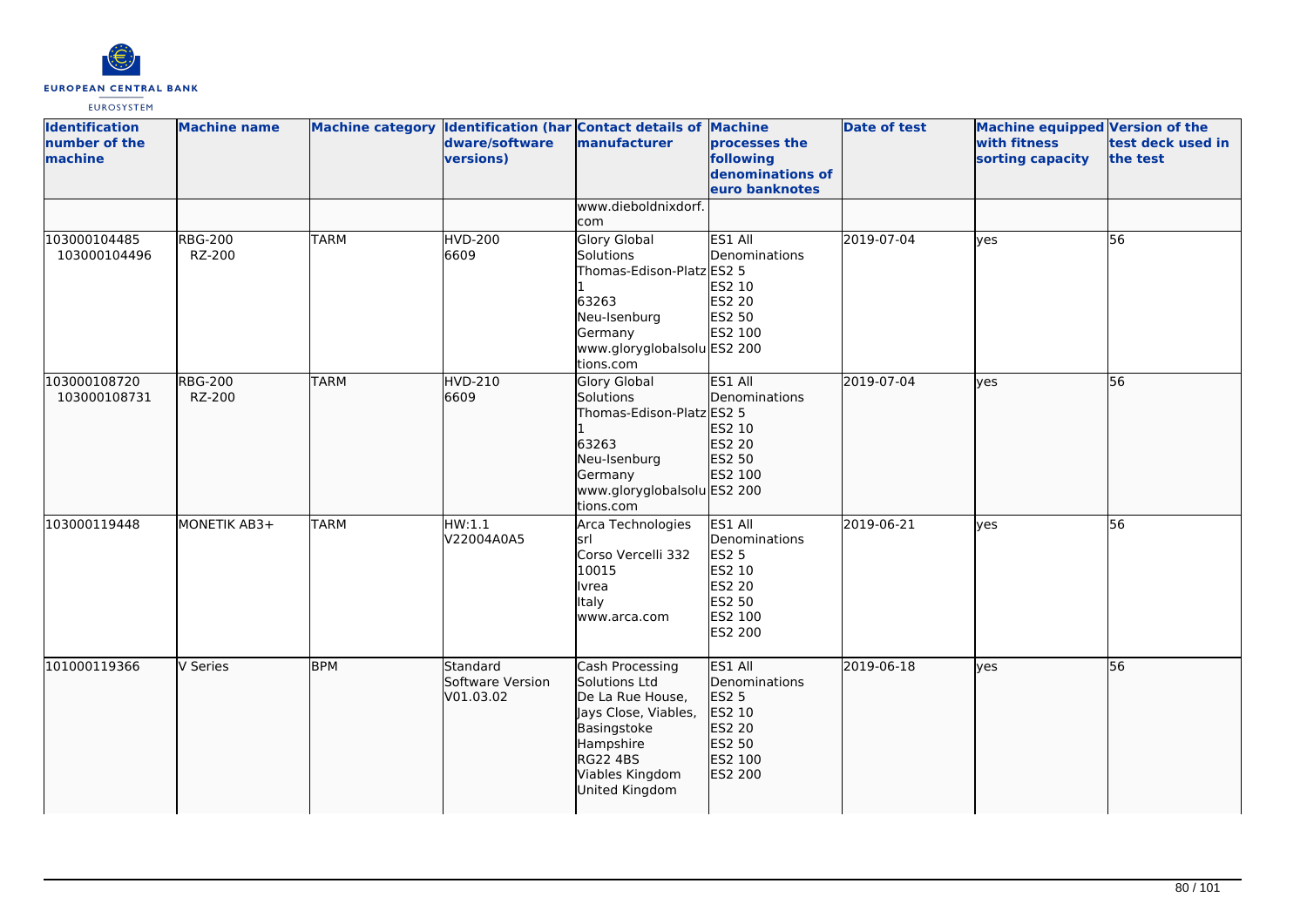| Identification number of the machine | Machine name | Machine category | Identification (hardware/software versions) | Contact details of manufacturer | Machine processes the following denominations of euro banknotes | Date of test | Machine equipped with fitness sorting capacity | Version of the test deck used in the test |
|---|---|---|---|---|---|---|---|---|
| | | | | www.dieboldnixdorf.com | | | | |
| 103000104485<br>103000104496 | RBG-200<br>RZ-200 | TARM | HVD-200<br>6609 | Glory Global Solutions<br>Thomas-Edison-Platz 1<br>63263<br>Neu-Isenburg<br>Germany<br>www.gloryglobalsolutions.com | ES1 All Denominations<br>ES2 5<br>ES2 10<br>ES2 20<br>ES2 50<br>ES2 100<br>ES2 200 | 2019-07-04 | yes | 56 |
| 103000108720<br>103000108731 | RBG-200<br>RZ-200 | TARM | HVD-210<br>6609 | Glory Global Solutions<br>Thomas-Edison-Platz 1<br>63263<br>Neu-Isenburg<br>Germany<br>www.gloryglobalsolutions.com | ES1 All Denominations<br>ES2 5<br>ES2 10<br>ES2 20<br>ES2 50<br>ES2 100<br>ES2 200 | 2019-07-04 | yes | 56 |
| 103000119448 | MONETIK AB3+ | TARM | HW:1.1<br>V22004A0A5 | Arca Technologies srl<br>Corso Vercelli 332<br>10015<br>Ivrea<br>Italy<br>www.arca.com | ES1 All Denominations<br>ES2 5<br>ES2 10<br>ES2 20<br>ES2 50<br>ES2 100<br>ES2 200 | 2019-06-21 | yes | 56 |
| 101000119366 | V Series | BPM | Standard Software Version V01.03.02 | Cash Processing Solutions Ltd<br>De La Rue House, Jays Close, Viables, Basingstoke<br>Hampshire<br>RG22 4BS<br>Viables Kingdom<br>United Kingdom | ES1 All Denominations<br>ES2 5<br>ES2 10<br>ES2 20<br>ES2 50<br>ES2 100<br>ES2 200 | 2019-06-18 | yes | 56 |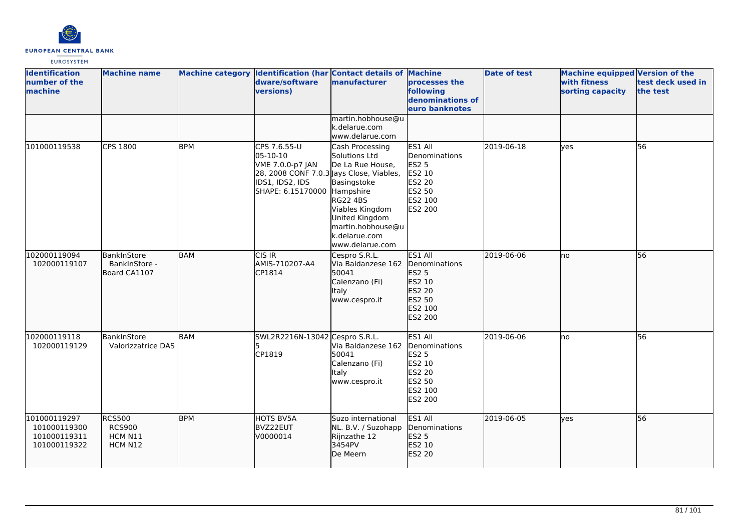| Identification number of the machine | Machine name | Machine category | Identification (hardware/software versions) | Contact details of manufacturer | Machine processes the following denominations of euro banknotes | Date of test | Machine equipped with fitness sorting capacity | Version of the test deck used in the test |
|---|---|---|---|---|---|---|---|---|
| | | | | martin.hobhouse@uk.delarue.com www.delarue.com | | | | |
| 101000119538 | CPS 1800 | BPM | CPS 7.6.55-U 05-10-10 VME 7.0.0-p7 JAN 28, 2008 CONF 7.0.3 IDS1, IDS2, IDS SHAPE: 6.15170000 | Cash Processing Solutions Ltd De La Rue House, Jays Close, Viables, Basingstoke Hampshire RG22 4BS Viables Kingdom United Kingdom martin.hobhouse@uk.delarue.com www.delarue.com | ES1 All Denominations ES2 5 ES2 10 ES2 20 ES2 50 ES2 100 ES2 200 | 2019-06-18 | yes | 56 |
| 102000119094 102000119107 | BankInStore BankInStore - Board CA1107 | BAM | CIS IR AMIS-710207-A4 CP1814 | Cespro S.R.L. Via Baldanzese 162 50041 Calenzano (Fi) Italy www.cespro.it | ES1 All Denominations ES2 5 ES2 10 ES2 20 ES2 50 ES2 100 ES2 200 | 2019-06-06 | no | 56 |
| 102000119118 102000119129 | BankInStore Valorizzatrice DAS | BAM | SWL2R2216N-130425 CP1819 | Cespro S.R.L. Via Baldanzese 162 50041 Calenzano (Fi) Italy www.cespro.it | ES1 All Denominations ES2 5 ES2 10 ES2 20 ES2 50 ES2 100 ES2 200 | 2019-06-06 | no | 56 |
| 101000119297 101000119300 101000119311 101000119322 | RCS500 RCS900 HCM N11 HCM N12 | BPM | HOTS BV5A BVZ22EUT V0000014 | Suzo international NL. B.V. / Suzohapp Rijnzathe 12 3454PV De Meern | ES1 All Denominations ES2 5 ES2 10 ES2 20 | 2019-06-05 | yes | 56 |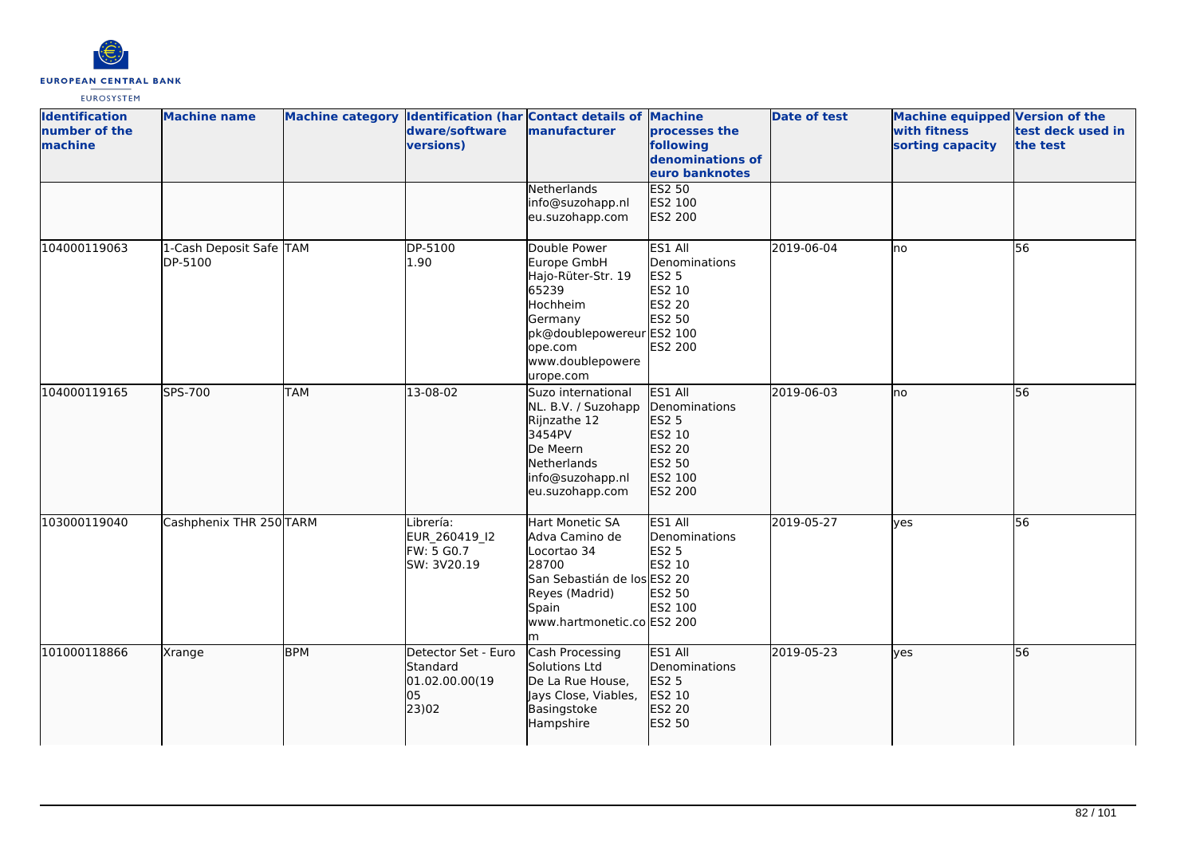| Identification number of the machine | Machine name | Machine category | Identification (hardware/software versions) | Contact details of manufacturer | Machine processes the following denominations of euro banknotes | Date of test | Machine equipped with fitness sorting capacity | Version of the test deck used in the test |
|---|---|---|---|---|---|---|---|---|
| | | | | Netherlands<br>info@suzohapp.nl<br>eu.suzohapp.com | ES2 50<br>ES2 100<br>ES2 200 | | | |
| 104000119063 | 1-Cash Deposit Safe DP-5100 | TAM | DP-5100<br>1.90 | Double Power Europe GmbH<br>Hajo-Rüter-Str. 19<br>65239<br>Hochheim<br>Germany<br>pk@doublepowereurope.com<br>www.doublepowereurope.com | ES1 All Denominations<br>ES2 5<br>ES2 10<br>ES2 20<br>ES2 50<br>ES2 100<br>ES2 200 | 2019-06-04 | no | 56 |
| 104000119165 | SPS-700 | TAM | 13-08-02 | Suzo international NL. B.V. / Suzohapp<br>Rijnzathe 12<br>3454PV<br>De Meern<br>Netherlands<br>info@suzohapp.nl<br>eu.suzohapp.com | ES1 All Denominations<br>ES2 5<br>ES2 10<br>ES2 20<br>ES2 50<br>ES2 100<br>ES2 200 | 2019-06-03 | no | 56 |
| 103000119040 | Cashphenix THR 250 | TARM | Librería: EUR_260419_I2<br>FW: 5 G0.7<br>SW: 3V20.19 | Hart Monetic SA<br>Adva Camino de Locortao 34<br>28700<br>San Sebastián de los Reyes (Madrid)<br>Spain<br>www.hartmonetic.com | ES1 All Denominations<br>ES2 5<br>ES2 10<br>ES2 20<br>ES2 50<br>ES2 100<br>ES2 200 | 2019-05-27 | yes | 56 |
| 101000118866 | Xrange | BPM | Detector Set - Euro Standard<br>01.02.00.00(19 05 23)02 | Cash Processing Solutions Ltd<br>De La Rue House, Jays Close, Viables, Basingstoke<br>Hampshire | ES1 All Denominations<br>ES2 5<br>ES2 10<br>ES2 20<br>ES2 50 | 2019-05-23 | yes | 56 |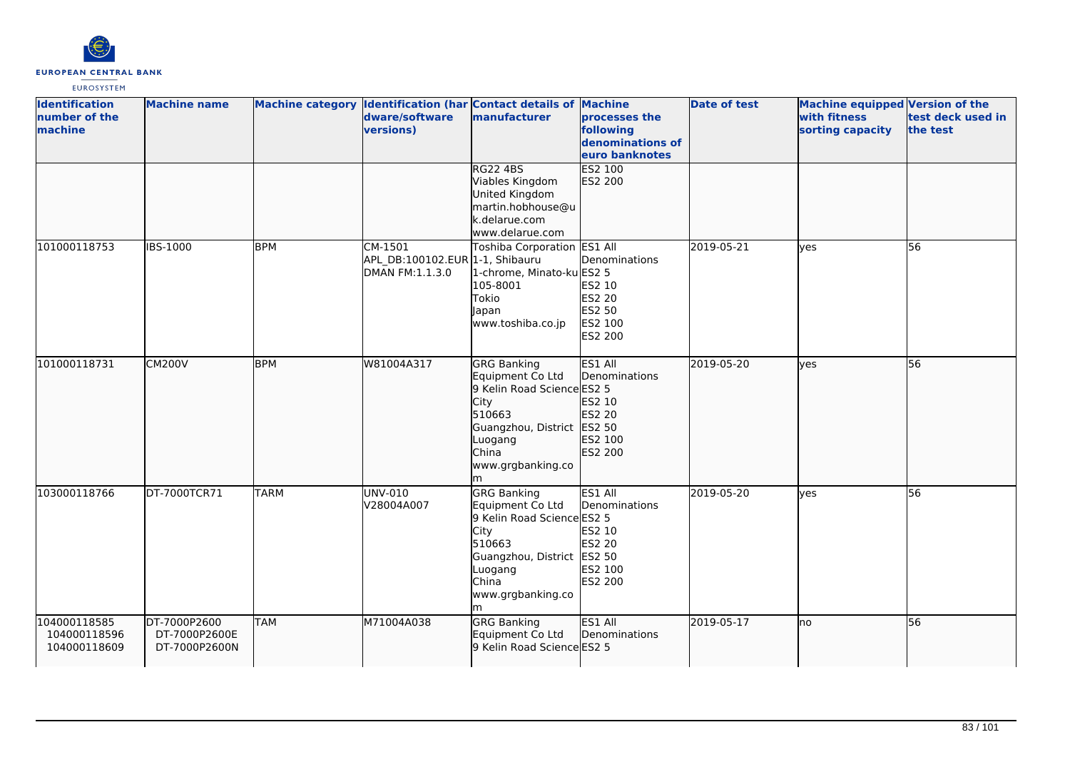| Identification number of the machine | Machine name | Machine category | Identification (hardware/software versions) | Contact details of manufacturer | Machine processes the following denominations of euro banknotes | Date of test | Machine equipped with fitness sorting capacity | Version of the test deck used in the test |
|---|---|---|---|---|---|---|---|---|
| | | | | RG22 4BS<br>Viables Kingdom<br>United Kingdom<br>martin.hobhouse@uk.delarue.com<br>www.delarue.com | ES2 100<br>ES2 200 | | | |
| 101000118753 | IBS-1000 | BPM | CM-1501<br>APL_DB:100102.EUR<br>DMAN FM:1.1.3.0 | Toshiba Corporation<br>1-1, Shibauru<br>1-chrome, Minato-ku<br>105-8001<br>Tokio<br>Japan<br>www.toshiba.co.jp | ES1 All Denominations<br>ES2 5<br>ES2 10<br>ES2 20<br>ES2 50<br>ES2 100<br>ES2 200 | 2019-05-21 | yes | 56 |
| 101000118731 | CM200V | BPM | W81004A317 | GRG Banking Equipment Co Ltd<br>9 Kelin Road Science City<br>510663<br>Guangzhou, District Luogang<br>China<br>www.grgbanking.com | ES1 All Denominations<br>ES2 5<br>ES2 10<br>ES2 20<br>ES2 50<br>ES2 100<br>ES2 200 | 2019-05-20 | yes | 56 |
| 103000118766 | DT-7000TCR71 | TARM | UNV-010<br>V28004A007 | GRG Banking Equipment Co Ltd<br>9 Kelin Road Science City<br>510663<br>Guangzhou, District Luogang<br>China<br>www.grgbanking.com | ES1 All Denominations<br>ES2 5<br>ES2 10<br>ES2 20<br>ES2 50<br>ES2 100<br>ES2 200 | 2019-05-20 | yes | 56 |
| 104000118585<br>104000118596<br>104000118609 | DT-7000P2600<br>DT-7000P2600E<br>DT-7000P2600N | TAM | M71004A038 | GRG Banking Equipment Co Ltd<br>9 Kelin Road Science | ES1 All Denominations<br>ES2 5 | 2019-05-17 | no | 56 |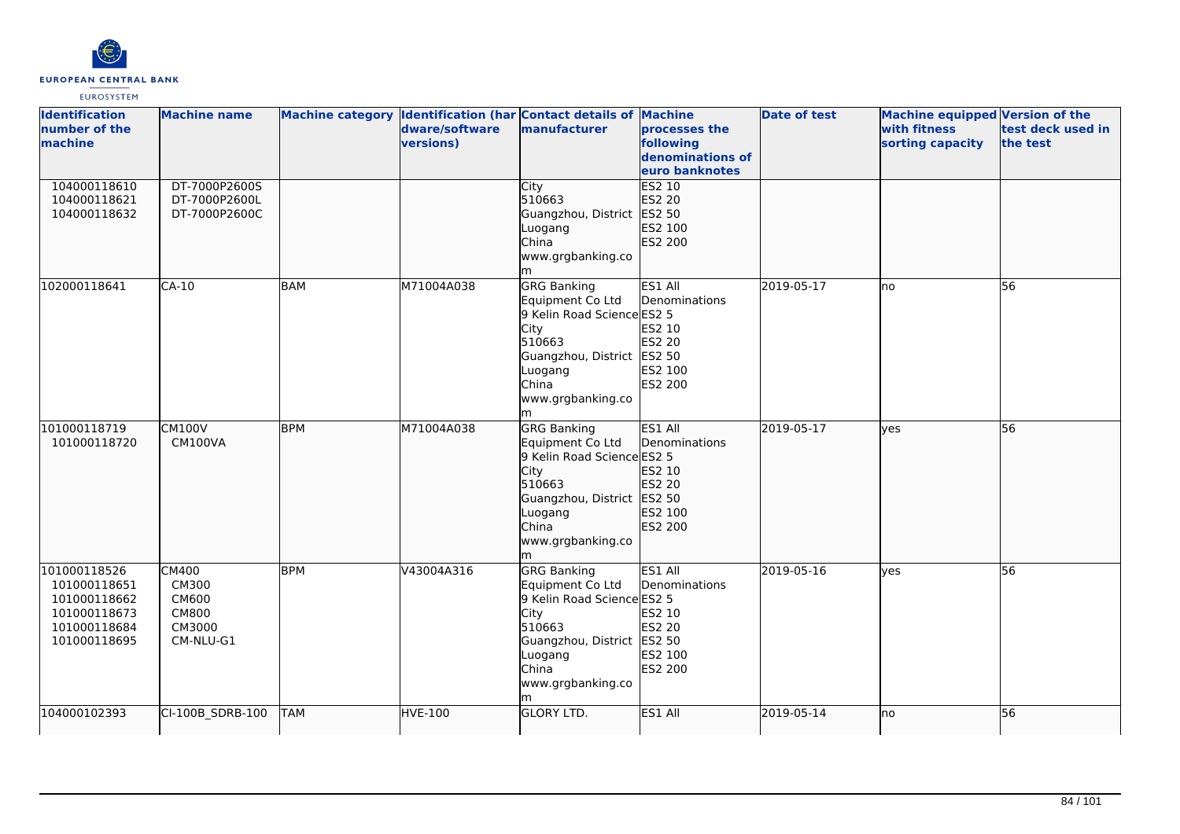| Identification number of the machine | Machine name | Machine category | Identification (hardware/software versions) | Contact details of manufacturer | Machine processes the following denominations of euro banknotes | Date of test | Machine equipped with fitness sorting capacity | Version of the test deck used in the test |
|---|---|---|---|---|---|---|---|---|
| 104000118610<br>104000118621<br>104000118632 | DT-7000P2600S<br>DT-7000P2600L<br>DT-7000P2600C | | | City<br>510663<br>Guangzhou, District Luogang<br>China<br>www.grgbanking.com | ES2 10<br>ES2 20<br>ES2 50<br>ES2 100<br>ES2 200 | | | |
| 102000118641 | CA-10 | BAM | M71004A038 | GRG Banking Equipment Co Ltd<br>9 Kelin Road Science City<br>510663<br>Guangzhou, District Luogang<br>China<br>www.grgbanking.com | ES1 All Denominations<br>ES2 5<br>ES2 10<br>ES2 20<br>ES2 50<br>ES2 100<br>ES2 200 | 2019-05-17 | no | 56 |
| 101000118719<br>101000118720 | CM100V<br>CM100VA | BPM | M71004A038 | GRG Banking Equipment Co Ltd<br>9 Kelin Road Science City<br>510663<br>Guangzhou, District Luogang<br>China<br>www.grgbanking.com | ES1 All Denominations<br>ES2 5<br>ES2 10<br>ES2 20<br>ES2 50<br>ES2 100<br>ES2 200 | 2019-05-17 | yes | 56 |
| 101000118526<br>101000118651<br>101000118662<br>101000118673<br>101000118684<br>101000118695 | CM400<br>CM300<br>CM600<br>CM800<br>CM3000<br>CM-NLU-G1 | BPM | V43004A316 | GRG Banking Equipment Co Ltd<br>9 Kelin Road Science City<br>510663<br>Guangzhou, District Luogang<br>China<br>www.grgbanking.com | ES1 All Denominations<br>ES2 5<br>ES2 10<br>ES2 20<br>ES2 50<br>ES2 100<br>ES2 200 | 2019-05-16 | yes | 56 |
| 104000102393 | CI-100B_SDRB-100 | TAM | HVE-100 | GLORY LTD. | ES1 All | 2019-05-14 | no | 56 |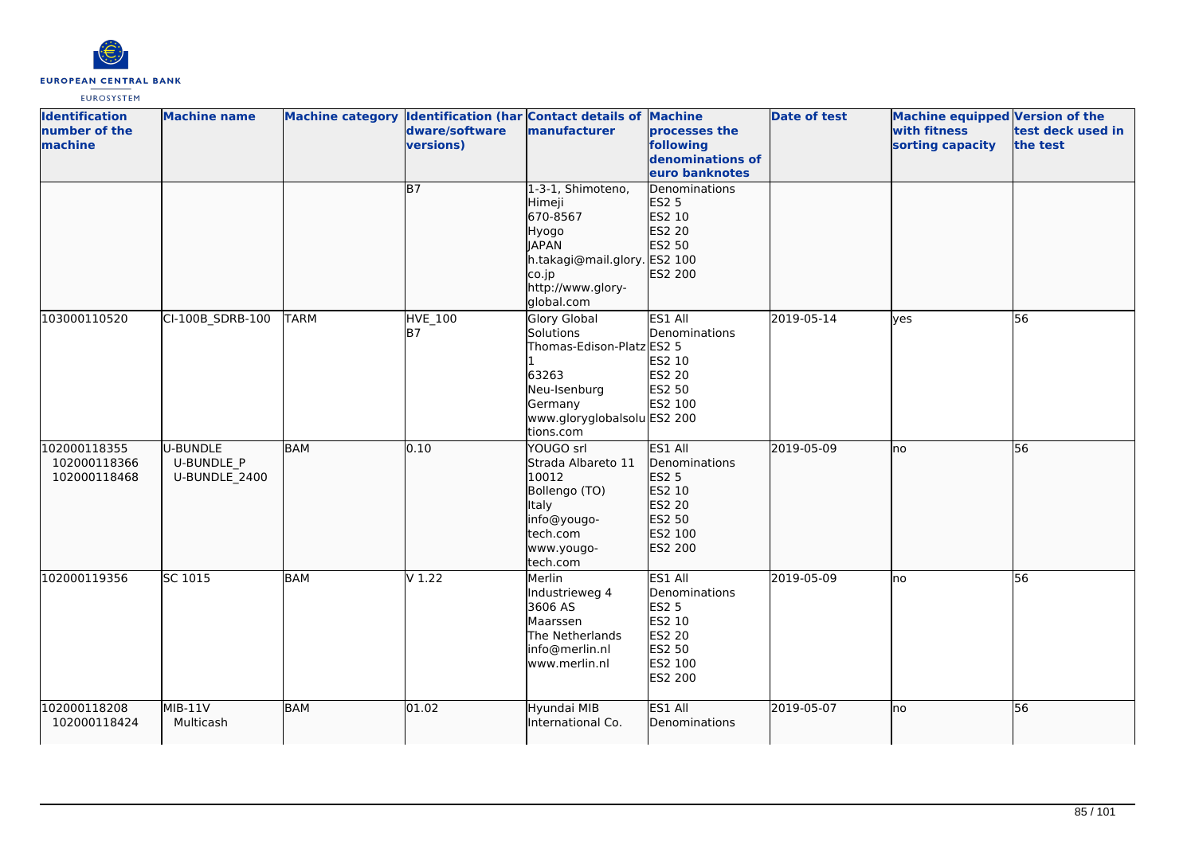| Identification number of the machine | Machine name | Machine category | Identification (hardware/software versions) | Contact details of manufacturer | Machine processes the following denominations of euro banknotes | Date of test | Machine equipped with fitness sorting capacity | Version of the test deck used in the test |
|---|---|---|---|---|---|---|---|---|
| | | | B7 | 1-3-1, Shimoteno, Himeji 670-8567 Hyogo JAPAN h.takagi@mail.glory.co.jp http://www.glory-global.com | Denominations ES2 5 ES2 10 ES2 20 ES2 50 ES2 100 ES2 200 | | | |
| 103000110520 | CI-100B_SDRB-100 | TARM | HVE_100 B7 | Glory Global Solutions Thomas-Edison-Platz 1 63263 Neu-Isenburg Germany www.gloryglobalsolutions.com | ES1 All Denominations ES2 5 ES2 10 ES2 20 ES2 50 ES2 100 ES2 200 | 2019-05-14 | yes | 56 |
| 102000118355 102000118366 102000118468 | U-BUNDLE U-BUNDLE_P U-BUNDLE_2400 | BAM | 0.10 | YOUGO srl Strada Albareto 11 10012 Bollengo (TO) Italy info@yougo-tech.com www.yougo-tech.com | ES1 All Denominations ES2 5 ES2 10 ES2 20 ES2 50 ES2 100 ES2 200 | 2019-05-09 | no | 56 |
| 102000119356 | SC 1015 | BAM | V 1.22 | Merlin Industrieweg 4 3606 AS Maarssen The Netherlands info@merlin.nl www.merlin.nl | ES1 All Denominations ES2 5 ES2 10 ES2 20 ES2 50 ES2 100 ES2 200 | 2019-05-09 | no | 56 |
| 102000118208 102000118424 | MIB-11V Multicash | BAM | 01.02 | Hyundai MIB International Co. | ES1 All Denominations | 2019-05-07 | no | 56 |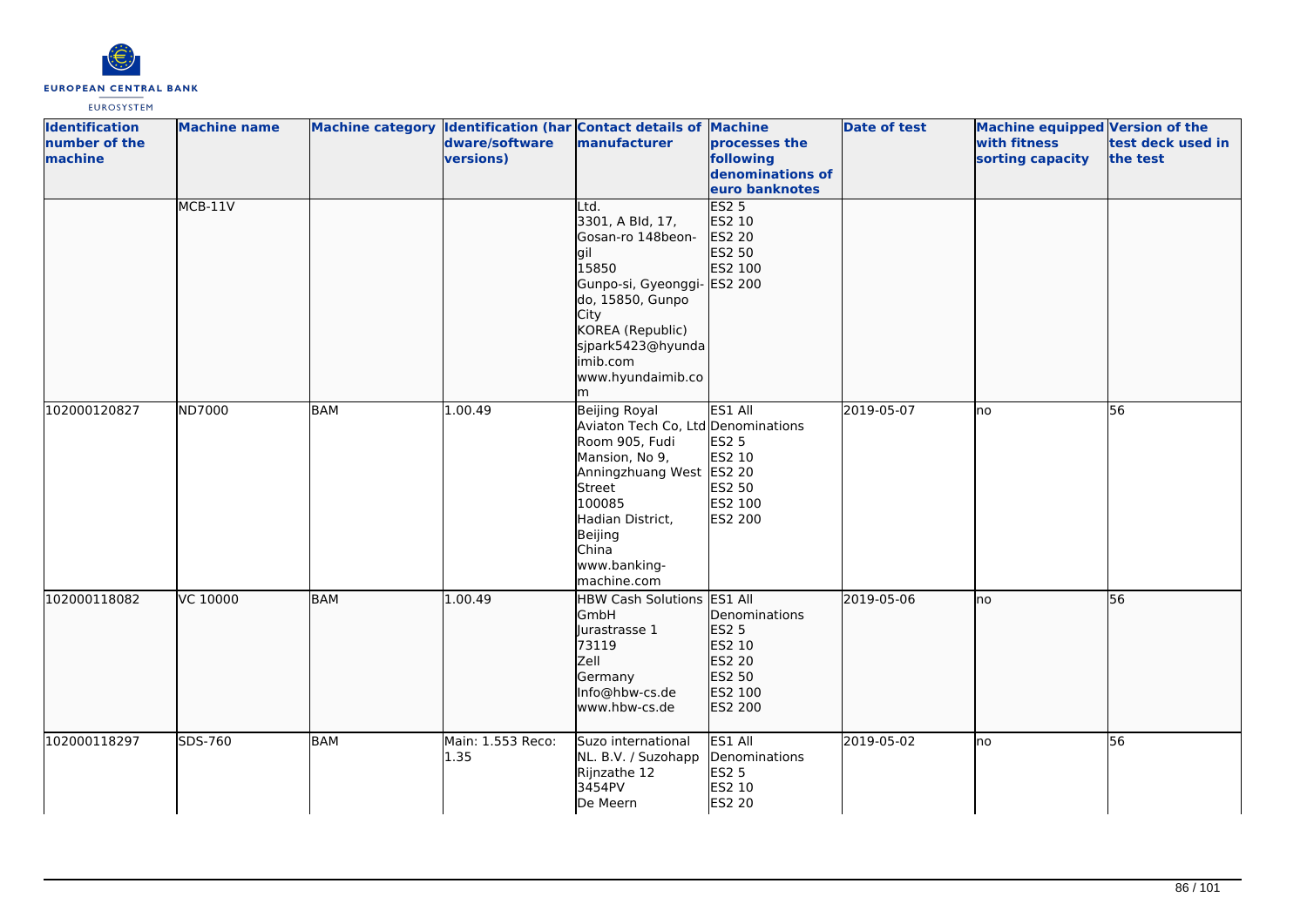| Identification number of the machine | Machine name | Machine category | Identification (hardware/software versions) | Contact details of manufacturer | Machine processes the following denominations of euro banknotes | Date of test | Machine equipped with fitness sorting capacity | Version of the test deck used in the test |
|---|---|---|---|---|---|---|---|---|
| | MCB-11V | | | Ltd.<br>3301, A Bld, 17,<br>Gosan-ro 148beon-gil<br>15850<br>Gunpo-si, Gyeonggi-do, 15850, Gunpo City<br>KOREA (Republic)<br>sjpark5423@hyundaimib.com<br>www.hyundaimib.com | ES2 5<br>ES2 10<br>ES2 20<br>ES2 50<br>ES2 100<br>ES2 200 | | | |
| 102000120827 | ND7000 | BAM | 1.00.49 | Beijing Royal Aviaton Tech Co, Ltd<br>Room 905, Fudi Mansion, No 9, Anningzhuang West Street<br>100085<br>Hadian District, Beijing<br>China<br>www.banking-machine.com | ES1 All Denominations<br>ES2 5<br>ES2 10<br>ES2 20<br>ES2 50<br>ES2 100<br>ES2 200 | 2019-05-07 | no | 56 |
| 102000118082 | VC 10000 | BAM | 1.00.49 | HBW Cash Solutions GmbH<br>Jurastrasse 1<br>73119<br>Zell<br>Germany<br>Info@hbw-cs.de<br>www.hbw-cs.de | ES1 All Denominations<br>ES2 5<br>ES2 10<br>ES2 20<br>ES2 50<br>ES2 100<br>ES2 200 | 2019-05-06 | no | 56 |
| 102000118297 | SDS-760 | BAM | Main: 1.553 Reco: 1.35 | Suzo international NL. B.V. / Suzohapp<br>Rijnzathe 12<br>3454PV<br>De Meern | ES1 All Denominations<br>ES2 5<br>ES2 10<br>ES2 20 | 2019-05-02 | no | 56 |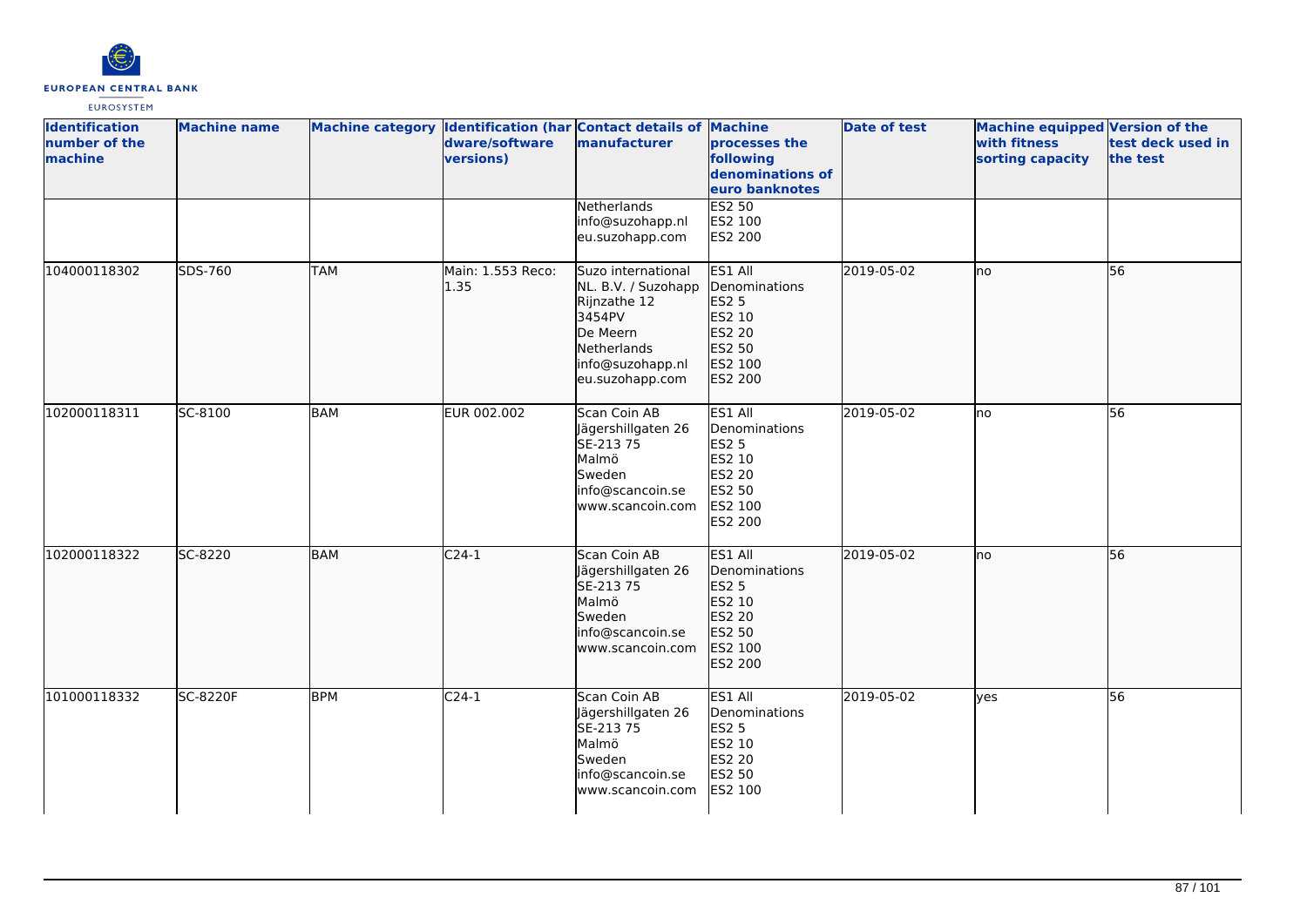| Identification number of the machine | Machine name | Machine category | Identification (hardware/software versions) | Contact details of manufacturer | Machine processes the following denominations of euro banknotes | Date of test | Machine equipped with fitness sorting capacity | Version of the test deck used in the test |
|---|---|---|---|---|---|---|---|---|
| | | | | Netherlands info@suzohapp.nl eu.suzohapp.com | ES2 50 ES2 100 ES2 200 | | | |
| 104000118302 | SDS-760 | TAM | Main: 1.553 Reco: 1.35 | Suzo international NL. B.V. / Suzohapp Rijnzathe 12 3454PV De Meern Netherlands info@suzohapp.nl eu.suzohapp.com | ES1 All Denominations ES2 5 ES2 10 ES2 20 ES2 50 ES2 100 ES2 200 | 2019-05-02 | no | 56 |
| 102000118311 | SC-8100 | BAM | EUR 002.002 | Scan Coin AB Jägershillgaten 26 SE-213 75 Malmö Sweden info@scancoin.se www.scancoin.com | ES1 All Denominations ES2 5 ES2 10 ES2 20 ES2 50 ES2 100 ES2 200 | 2019-05-02 | no | 56 |
| 102000118322 | SC-8220 | BAM | C24-1 | Scan Coin AB Jägershillgaten 26 SE-213 75 Malmö Sweden info@scancoin.se www.scancoin.com | ES1 All Denominations ES2 5 ES2 10 ES2 20 ES2 50 ES2 100 ES2 200 | 2019-05-02 | no | 56 |
| 101000118332 | SC-8220F | BPM | C24-1 | Scan Coin AB Jägershillgaten 26 SE-213 75 Malmö Sweden info@scancoin.se www.scancoin.com | ES1 All Denominations ES2 5 ES2 10 ES2 20 ES2 50 ES2 100 | 2019-05-02 | yes | 56 |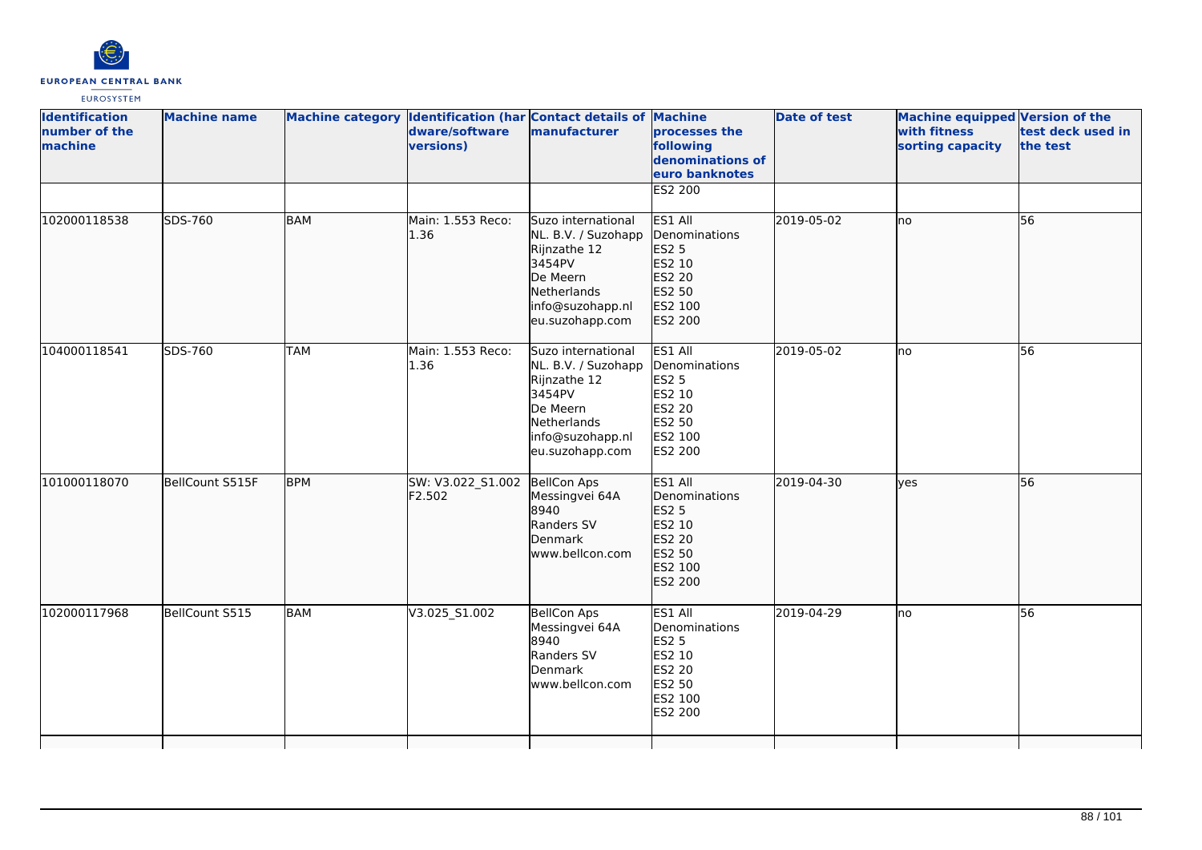| Identification number of the machine | Machine name | Machine category | Identification (hardware/software versions) | Contact details of manufacturer | Machine processes the following denominations of euro banknotes | Date of test | Machine equipped with fitness sorting capacity | Version of the test deck used in the test |
|---|---|---|---|---|---|---|---|---|
| | | | | | ES2 200 | | | |
| 102000118538 | SDS-760 | BAM | Main: 1.553 Reco: 1.36 | Suzo international NL. B.V. / Suzohapp Rijnzathe 12 3454PV De Meern Netherlands info@suzohapp.nl eu.suzohapp.com | ES1 All Denominations ES2 5 ES2 10 ES2 20 ES2 50 ES2 100 ES2 200 | 2019-05-02 | no | 56 |
| 104000118541 | SDS-760 | TAM | Main: 1.553 Reco: 1.36 | Suzo international NL. B.V. / Suzohapp Rijnzathe 12 3454PV De Meern Netherlands info@suzohapp.nl eu.suzohapp.com | ES1 All Denominations ES2 5 ES2 10 ES2 20 ES2 50 ES2 100 ES2 200 | 2019-05-02 | no | 56 |
| 101000118070 | BellCount S515F | BPM | SW: V3.022_S1.002 F2.502 | BellCon Aps Messingvei 64A 8940 Randers SV Denmark www.bellcon.com | ES1 All Denominations ES2 5 ES2 10 ES2 20 ES2 50 ES2 100 ES2 200 | 2019-04-30 | yes | 56 |
| 102000117968 | BellCount S515 | BAM | V3.025_S1.002 | BellCon Aps Messingvei 64A 8940 Randers SV Denmark www.bellcon.com | ES1 All Denominations ES2 5 ES2 10 ES2 20 ES2 50 ES2 100 ES2 200 | 2019-04-29 | no | 56 |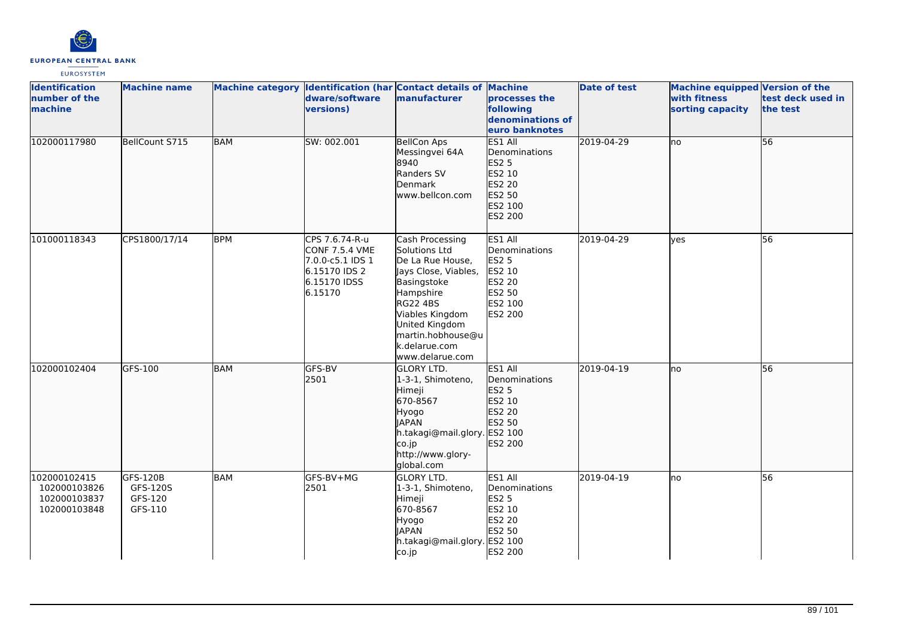| Identification number of the machine | Machine name | Machine category | Identification (hardware/software versions) | Contact details of manufacturer | Machine processes the following denominations of euro banknotes | Date of test | Machine equipped with fitness sorting capacity | Version of the test deck used in the test |
|---|---|---|---|---|---|---|---|---|
| 102000117980 | BellCount S715 | BAM | SW: 002.001 | BellCon Aps<br>Messingvei 64A<br>8940<br>Randers SV<br>Denmark<br>www.bellcon.com | ES1 All Denominations<br>ES2 5<br>ES2 10<br>ES2 20<br>ES2 50<br>ES2 100<br>ES2 200 | 2019-04-29 | no | 56 |
| 101000118343 | CPS1800/17/14 | BPM | CPS 7.6.74-R-u CONF 7.5.4 VME 7.0.0-c5.1 IDS 1 6.15170 IDS 2 6.15170 IDSS 6.15170 | Cash Processing Solutions Ltd<br>De La Rue House, Jays Close, Viables, Basingstoke<br>Hampshire<br>RG22 4BS<br>Viables Kingdom<br>United Kingdom<br>martin.hobhouse@uk.delarue.com<br>www.delarue.com | ES1 All Denominations<br>ES2 5<br>ES2 10<br>ES2 20<br>ES2 50<br>ES2 100<br>ES2 200 | 2019-04-29 | yes | 56 |
| 102000102404 | GFS-100 | BAM | GFS-BV<br>2501 | GLORY LTD.<br>1-3-1, Shimoteno,<br>Himeji<br>670-8567<br>Hyogo<br>JAPAN<br>h.takagi@mail.glory.co.jp<br>http://www.glory-global.com | ES1 All Denominations<br>ES2 5<br>ES2 10<br>ES2 20<br>ES2 50<br>ES2 100<br>ES2 200 | 2019-04-19 | no | 56 |
| 102000102415<br>102000103826<br>102000103837<br>102000103848 | GFS-120B<br>GFS-120S<br>GFS-120<br>GFS-110 | BAM | GFS-BV+MG<br>2501 | GLORY LTD.<br>1-3-1, Shimoteno,<br>Himeji<br>670-8567<br>Hyogo<br>JAPAN<br>h.takagi@mail.glory.co.jp | ES1 All Denominations<br>ES2 5<br>ES2 10<br>ES2 20<br>ES2 50<br>ES2 100<br>ES2 200 | 2019-04-19 | no | 56 |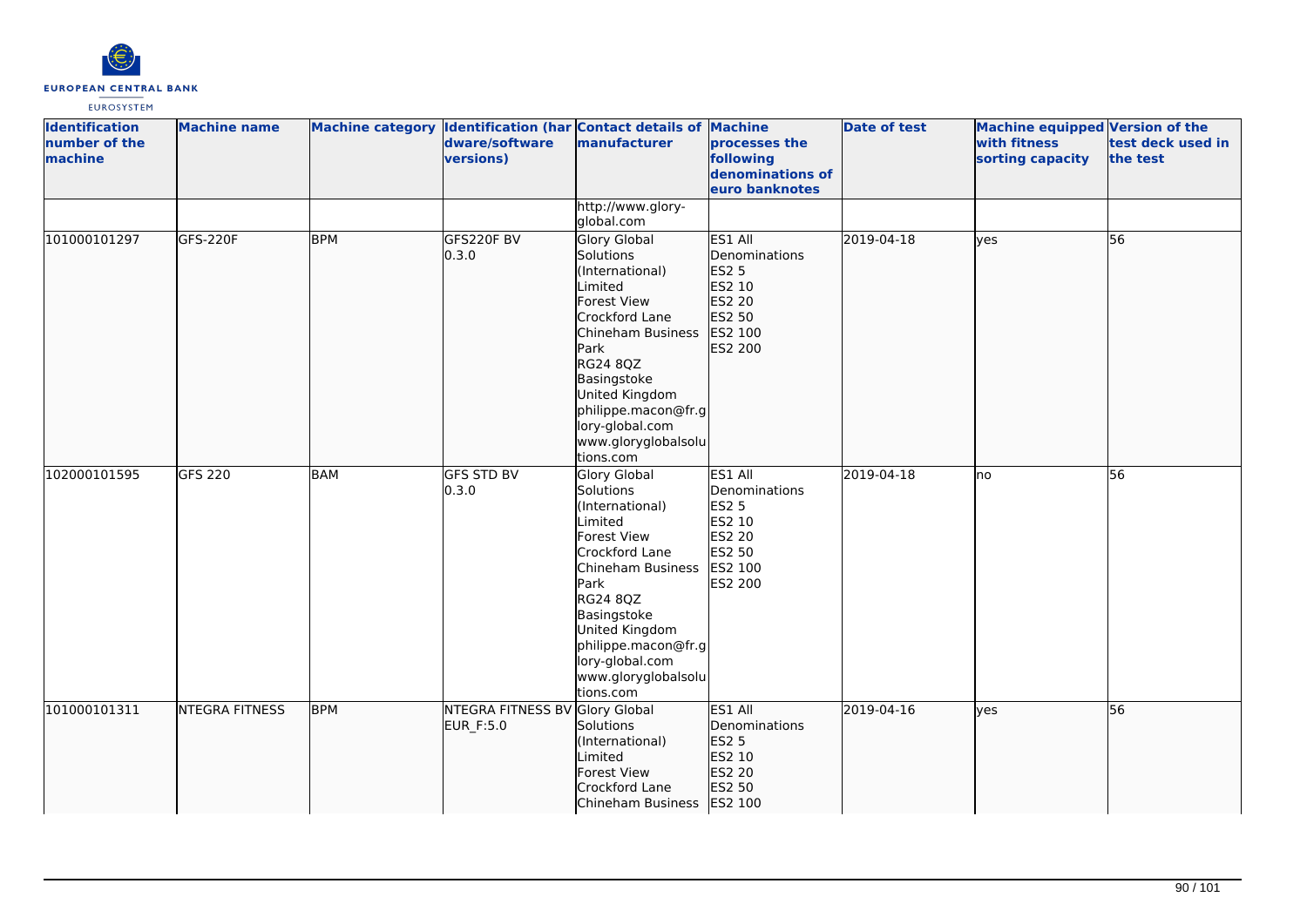| Identification number of the machine | Machine name | Machine category | Identification (hardware/software versions) | Contact details of manufacturer | Machine processes the following denominations of euro banknotes | Date of test | Machine equipped with fitness sorting capacity | Version of the test deck used in the test |
|---|---|---|---|---|---|---|---|---|
| | | | | http://www.glory-global.com | | | | |
| 101000101297 | GFS-220F | BPM | GFS220F BV 0.3.0 | Glory Global Solutions (International) Limited Forest View Crockford Lane Chineham Business Park RG24 8QZ Basingstoke United Kingdom philippe.macon@fr.glory-global.com www.gloryglobalsolutions.com | ES1 All Denominations ES2 5 ES2 10 ES2 20 ES2 50 ES2 100 ES2 200 | 2019-04-18 | yes | 56 |
| 102000101595 | GFS 220 | BAM | GFS STD BV 0.3.0 | Glory Global Solutions (International) Limited Forest View Crockford Lane Chineham Business Park RG24 8QZ Basingstoke United Kingdom philippe.macon@fr.glory-global.com www.gloryglobalsolutions.com | ES1 All Denominations ES2 5 ES2 10 ES2 20 ES2 50 ES2 100 ES2 200 | 2019-04-18 | no | 56 |
| 101000101311 | NTEGRA FITNESS | BPM | NTEGRA FITNESS BV EUR_F:5.0 | Glory Global Solutions (International) Limited Forest View Crockford Lane Chineham Business | ES1 All Denominations ES2 5 ES2 10 ES2 20 ES2 50 ES2 100 | 2019-04-16 | yes | 56 |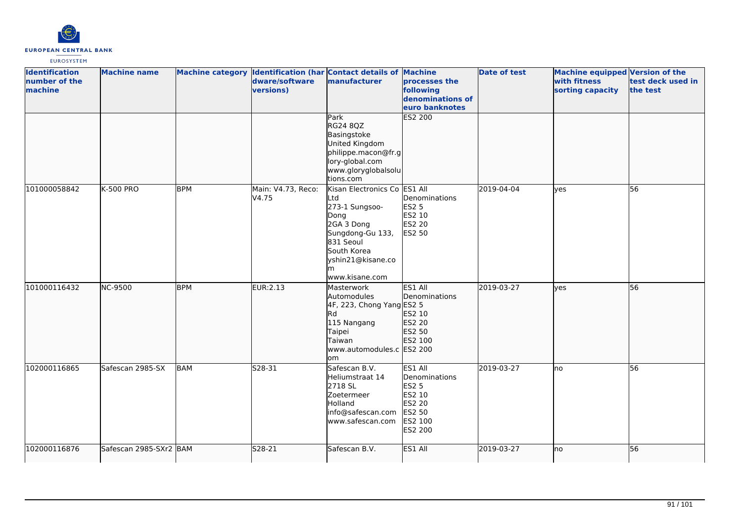| Identification number of the machine | Machine name | Machine category | Identification (hardware/software versions) | Contact details of manufacturer | Machine processes the following denominations of euro banknotes | Date of test | Machine equipped with fitness sorting capacity | Version of the test deck used in the test |
|---|---|---|---|---|---|---|---|---|
| | | | | Park<br>RG24 8QZ<br>Basingstoke<br>United Kingdom<br>philippe.macon@fr.glory-global.com<br>www.gloryglobalsolutions.com | ES2 200 | | | |
| 101000058842 | K-500 PRO | BPM | Main: V4.73, Reco: V4.75 | Kisan Electronics Co Ltd<br>273-1 Sungsoo-Dong<br>2GA 3 Dong<br>Sungdong-Gu 133, 831 Seoul<br>South Korea<br>yshin21@kisane.com<br>www.kisane.com | ES1 All Denominations<br>ES2 5<br>ES2 10<br>ES2 20<br>ES2 50 | 2019-04-04 | yes | 56 |
| 101000116432 | NC-9500 | BPM | EUR:2.13 | Masterwork Automodules<br>4F, 223, Chong Yang Rd<br>115 Nangang<br>Taipei<br>Taiwan<br>www.automodules.com | ES1 All Denominations<br>ES2 5<br>ES2 10<br>ES2 20<br>ES2 50<br>ES2 100<br>ES2 200 | 2019-03-27 | yes | 56 |
| 102000116865 | Safescan 2985-SX | BAM | S28-31 | Safescan B.V.<br>Heliumstraat 14<br>2718 SL<br>Zoetermeer<br>Holland<br>info@safescan.com<br>www.safescan.com | ES1 All Denominations<br>ES2 5<br>ES2 10<br>ES2 20<br>ES2 50<br>ES2 100<br>ES2 200 | 2019-03-27 | no | 56 |
| 102000116876 | Safescan 2985-SXr2 | BAM | S28-21 | Safescan B.V. | ES1 All | 2019-03-27 | no | 56 |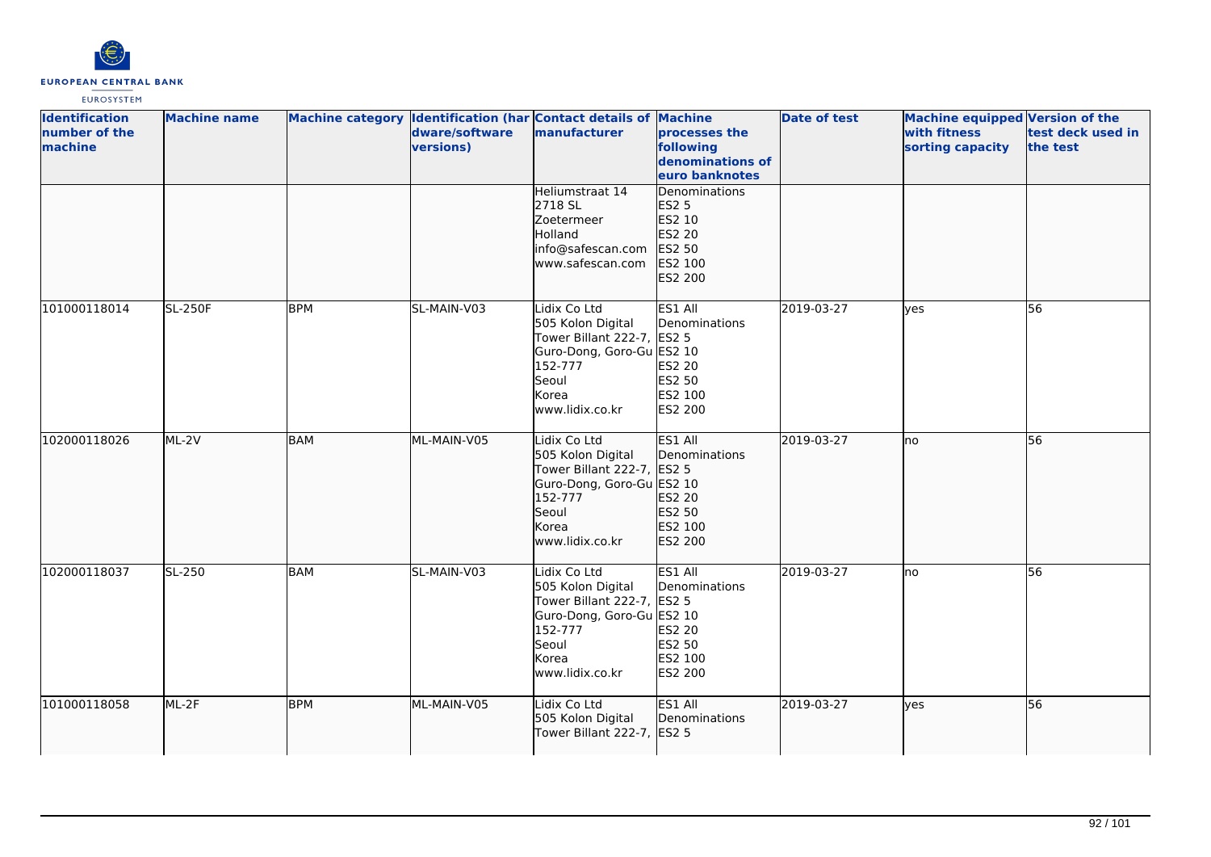| Identification number of the machine | Machine name | Machine category | Identification (hardware/software versions) | Contact details of manufacturer | Machine processes the following denominations of euro banknotes | Date of test | Machine equipped with fitness sorting capacity | Version of the test deck used in the test |
|---|---|---|---|---|---|---|---|---|
| | | | | Heliumstraat 14 2718 SL Zoetermeer Holland info@safescan.com www.safescan.com | Denominations ES2 5 ES2 10 ES2 20 ES2 50 ES2 100 ES2 200 | | | |
| 101000118014 | SL-250F | BPM | SL-MAIN-V03 | Lidix Co Ltd 505 Kolon Digital Tower Billant 222-7, Guro-Dong, Goro-Gu 152-777 Seoul Korea www.lidix.co.kr | ES1 All Denominations ES2 5 ES2 10 ES2 20 ES2 50 ES2 100 ES2 200 | 2019-03-27 | yes | 56 |
| 102000118026 | ML-2V | BAM | ML-MAIN-V05 | Lidix Co Ltd 505 Kolon Digital Tower Billant 222-7, Guro-Dong, Goro-Gu 152-777 Seoul Korea www.lidix.co.kr | ES1 All Denominations ES2 5 ES2 10 ES2 20 ES2 50 ES2 100 ES2 200 | 2019-03-27 | no | 56 |
| 102000118037 | SL-250 | BAM | SL-MAIN-V03 | Lidix Co Ltd 505 Kolon Digital Tower Billant 222-7, Guro-Dong, Goro-Gu 152-777 Seoul Korea www.lidix.co.kr | ES1 All Denominations ES2 5 ES2 10 ES2 20 ES2 50 ES2 100 ES2 200 | 2019-03-27 | no | 56 |
| 101000118058 | ML-2F | BPM | ML-MAIN-V05 | Lidix Co Ltd 505 Kolon Digital Tower Billant 222-7, | ES1 All Denominations ES2 5 | 2019-03-27 | yes | 56 |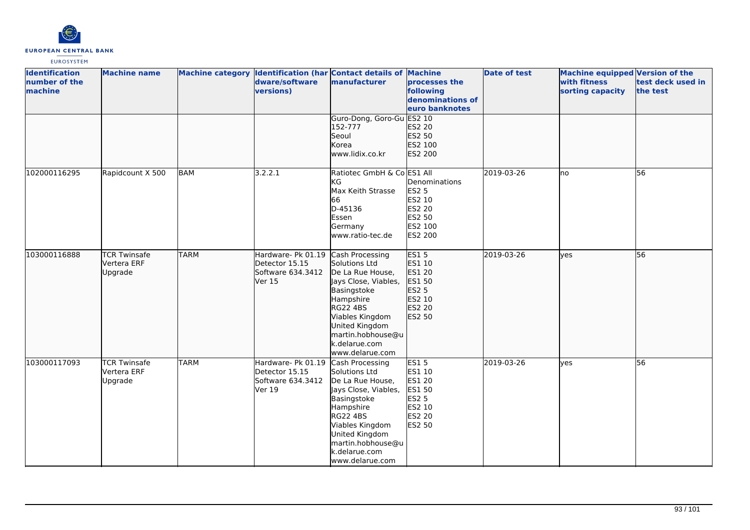| Identification number of the machine | Machine name | Machine category | Identification (hardware/software versions) | Contact details of manufacturer | Machine processes the following denominations of euro banknotes | Date of test | Machine equipped with fitness sorting capacity | Version of the test deck used in the test |
|---|---|---|---|---|---|---|---|---|
| | | | | Guro-Dong, Goro-Gu 152-777 Seoul Korea www.lidix.co.kr | ES2 10 ES2 20 ES2 50 ES2 100 ES2 200 | | | |
| 102000116295 | Rapidcount X 500 | BAM | 3.2.2.1 | Ratiotec GmbH & Co KG Max Keith Strasse 66 D-45136 Essen Germany www.ratio-tec.de | ES1 All Denominations ES2 5 ES2 10 ES2 20 ES2 50 ES2 100 ES2 200 | 2019-03-26 | no | 56 |
| 103000116888 | TCR Twinsafe Vertera ERF Upgrade | TARM | Hardware- Pk 01.19 Detector 15.15 Software 634.3412 Ver 15 | Cash Processing Solutions Ltd De La Rue House, Jays Close, Viables, Basingstoke Hampshire RG22 4BS Viables Kingdom United Kingdom martin.hobhouse@uk.delarue.com www.delarue.com | ES1 5 ES1 10 ES1 20 ES1 50 ES2 5 ES2 10 ES2 20 ES2 50 | 2019-03-26 | yes | 56 |
| 103000117093 | TCR Twinsafe Vertera ERF Upgrade | TARM | Hardware- Pk 01.19 Detector 15.15 Software 634.3412 Ver 19 | Cash Processing Solutions Ltd De La Rue House, Jays Close, Viables, Basingstoke Hampshire RG22 4BS Viables Kingdom United Kingdom martin.hobhouse@uk.delarue.com www.delarue.com | ES1 5 ES1 10 ES1 20 ES1 50 ES2 5 ES2 10 ES2 20 ES2 50 | 2019-03-26 | yes | 56 |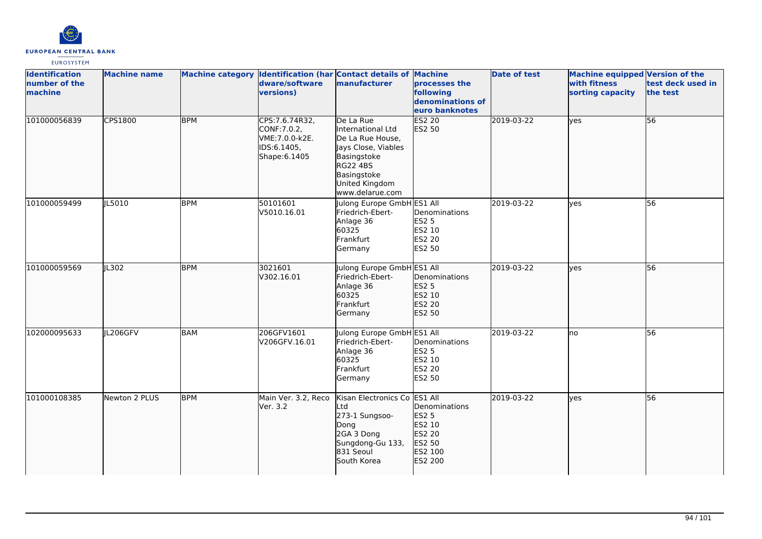| Identification number of the machine | Machine name | Machine category | Identification (hardware/software versions) | Contact details of manufacturer | Machine processes the following denominations of euro banknotes | Date of test | Machine equipped with fitness sorting capacity | Version of the test deck used in the test |
|---|---|---|---|---|---|---|---|---|
| 101000056839 | CPS1800 | BPM | CPS:7.6.74R32, CONF:7.0.2, VME:7.0.0-k2E. IDS:6.1405, Shape:6.1405 | De La Rue International Ltd De La Rue House, Jays Close, Viables Basingstoke RG22 4BS Basingstoke United Kingdom www.delarue.com | ES2 20 ES2 50 | 2019-03-22 | yes | 56 |
| 101000059499 | JL5010 | BPM | 50101601 V5010.16.01 | Julong Europe GmbH Friedrich-Ebert-Anlage 36 60325 Frankfurt Germany | ES1 All Denominations ES2 5 ES2 10 ES2 20 ES2 50 | 2019-03-22 | yes | 56 |
| 101000059569 | JL302 | BPM | 3021601 V302.16.01 | Julong Europe GmbH Friedrich-Ebert-Anlage 36 60325 Frankfurt Germany | ES1 All Denominations ES2 5 ES2 10 ES2 20 ES2 50 | 2019-03-22 | yes | 56 |
| 102000095633 | JL206GFV | BAM | 206GFV1601 V206GFV.16.01 | Julong Europe GmbH Friedrich-Ebert-Anlage 36 60325 Frankfurt Germany | ES1 All Denominations ES2 5 ES2 10 ES2 20 ES2 50 | 2019-03-22 | no | 56 |
| 101000108385 | Newton 2 PLUS | BPM | Main Ver. 3.2, Reco Ver. 3.2 | Kisan Electronics Co Ltd 273-1 Sungsoo-Dong 2GA 3 Dong Sungdong-Gu 133, 831 Seoul South Korea | ES1 All Denominations ES2 5 ES2 10 ES2 20 ES2 50 ES2 100 ES2 200 | 2019-03-22 | yes | 56 |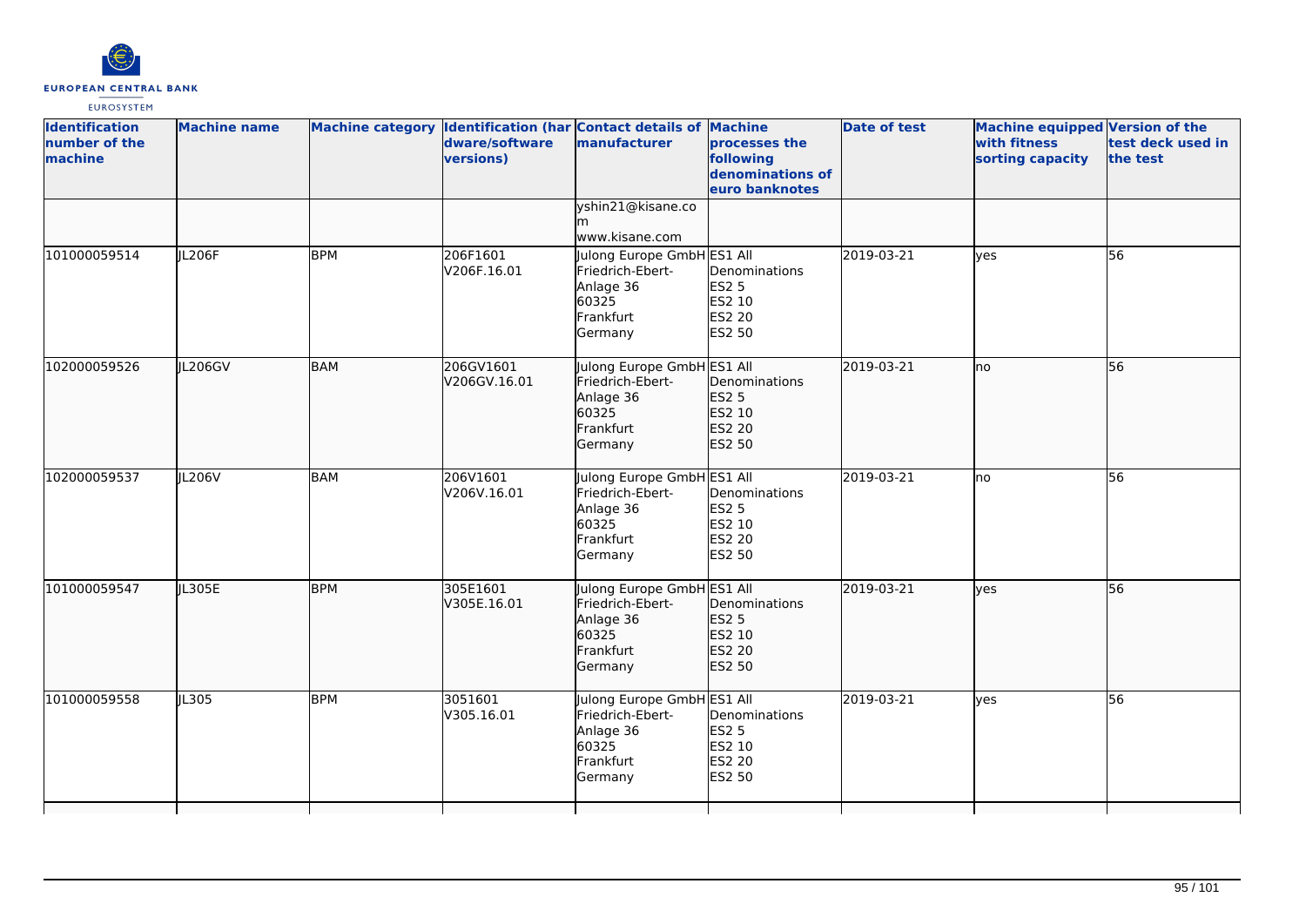| Identification number of the machine | Machine name | Machine category | Identification (hardware/software versions) | Contact details of manufacturer | Machine processes the following denominations of euro banknotes | Date of test | Machine equipped with fitness sorting capacity | Version of the test deck used in the test |
|---|---|---|---|---|---|---|---|---|
| | | | | yshin21@kisane.com www.kisane.com | | | | |
| 101000059514 | JL206F | BPM | 206F1601 V206F.16.01 | Julong Europe GmbH Friedrich-Ebert-Anlage 36 60325 Frankfurt Germany | ES1 All Denominations ES2 5 ES2 10 ES2 20 ES2 50 | 2019-03-21 | yes | 56 |
| 102000059526 | JL206GV | BAM | 206GV1601 V206GV.16.01 | Julong Europe GmbH Friedrich-Ebert-Anlage 36 60325 Frankfurt Germany | ES1 All Denominations ES2 5 ES2 10 ES2 20 ES2 50 | 2019-03-21 | no | 56 |
| 102000059537 | JL206V | BAM | 206V1601 V206V.16.01 | Julong Europe GmbH Friedrich-Ebert-Anlage 36 60325 Frankfurt Germany | ES1 All Denominations ES2 5 ES2 10 ES2 20 ES2 50 | 2019-03-21 | no | 56 |
| 101000059547 | JL305E | BPM | 305E1601 V305E.16.01 | Julong Europe GmbH Friedrich-Ebert-Anlage 36 60325 Frankfurt Germany | ES1 All Denominations ES2 5 ES2 10 ES2 20 ES2 50 | 2019-03-21 | yes | 56 |
| 101000059558 | JL305 | BPM | 3051601 V305.16.01 | Julong Europe GmbH Friedrich-Ebert-Anlage 36 60325 Frankfurt Germany | ES1 All Denominations ES2 5 ES2 10 ES2 20 ES2 50 | 2019-03-21 | yes | 56 |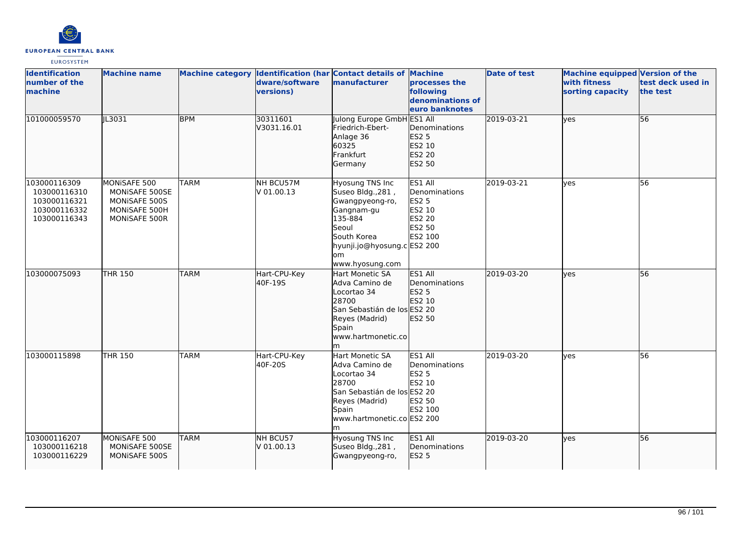| Identification number of the machine | Machine name | Machine category | Identification (hardware/software versions) | Contact details of manufacturer | Machine processes the following denominations of euro banknotes | Date of test | Machine equipped with fitness sorting capacity | Version of the test deck used in the test |
|---|---|---|---|---|---|---|---|---|
| 101000059570 | JL3031 | BPM | 30311601<br>V3031.16.01 | Julong Europe GmbH<br>Friedrich-Ebert-Anlage 36<br>60325<br>Frankfurt<br>Germany | ES1 All Denominations<br>ES2 5<br>ES2 10<br>ES2 20<br>ES2 50 | 2019-03-21 | yes | 56 |
| 103000116309<br>103000116310<br>103000116321<br>103000116332<br>103000116343 | MONiSAFE 500<br>MONiSAFE 500SE<br>MONiSAFE 500S<br>MONiSAFE 500H<br>MONiSAFE 500R | TARM | NH BCU57M<br>V 01.00.13 | Hyosung TNS Inc<br>Suseo Bldg.,281 , Gwangpyeong-ro, Gangnam-gu<br>135-884<br>Seoul<br>South Korea<br>hyunji.jo@hyosung.com<br>www.hyosung.com | ES1 All Denominations<br>ES2 5<br>ES2 10<br>ES2 20<br>ES2 50<br>ES2 100<br>ES2 200 | 2019-03-21 | yes | 56 |
| 103000075093 | THR 150 | TARM | Hart-CPU-Key<br>40F-19S | Hart Monetic SA<br>Adva Camino de Locortao 34<br>28700<br>San Sebastián de los Reyes (Madrid)<br>Spain<br>www.hartmonetic.com | ES1 All Denominations<br>ES2 5<br>ES2 10<br>ES2 20<br>ES2 50 | 2019-03-20 | yes | 56 |
| 103000115898 | THR 150 | TARM | Hart-CPU-Key<br>40F-20S | Hart Monetic SA<br>Adva Camino de Locortao 34<br>28700<br>San Sebastián de los Reyes (Madrid)<br>Spain<br>www.hartmonetic.com | ES1 All Denominations<br>ES2 5<br>ES2 10<br>ES2 20<br>ES2 50<br>ES2 100<br>ES2 200 | 2019-03-20 | yes | 56 |
| 103000116207<br>103000116218<br>103000116229 | MONiSAFE 500<br>MONiSAFE 500SE<br>MONiSAFE 500S | TARM | NH BCU57<br>V 01.00.13 | Hyosung TNS Inc<br>Suseo Bldg.,281 , Gwangpyeong-ro, | ES1 All Denominations<br>ES2 5 | 2019-03-20 | yes | 56 |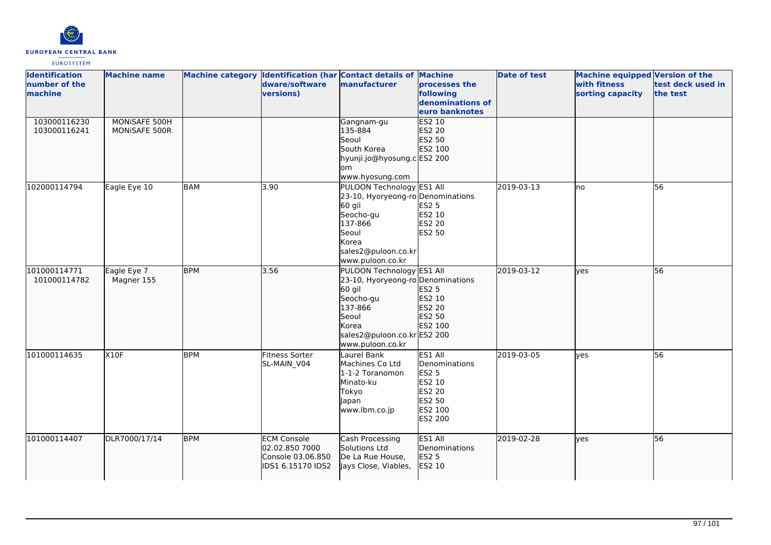| Identification number of the machine | Machine name | Machine category | Identification (hardware/software versions) | Contact details of manufacturer | Machine processes the following denominations of euro banknotes | Date of test | Machine equipped with fitness sorting capacity | Version of the test deck used in the test |
|---|---|---|---|---|---|---|---|---|
| 103000116230<br>103000116241 | MONiSAFE 500H<br>MONiSAFE 500R | | | Gangnam-gu<br>135-884<br>Seoul<br>South Korea<br>hyunji.jo@hyosung.com<br>www.hyosung.com | ES2 10<br>ES2 20<br>ES2 50<br>ES2 100<br>ES2 200 | | | |
| 102000114794 | Eagle Eye 10 | BAM | 3.90 | PULOON Technology<br>23-10, Hyoryeong-ro 60 gil<br>Seocho-gu<br>137-866<br>Seoul<br>Korea<br>sales2@puloon.co.kr<br>www.puloon.co.kr | ES1 All Denominations<br>ES2 5<br>ES2 10<br>ES2 20<br>ES2 50 | 2019-03-13 | no | 56 |
| 101000114771<br>101000114782 | Eagle Eye 7<br>Magner 155 | BPM | 3.56 | PULOON Technology<br>23-10, Hyoryeong-ro 60 gil<br>Seocho-gu<br>137-866<br>Seoul<br>Korea<br>sales2@puloon.co.kr<br>www.puloon.co.kr | ES1 All Denominations<br>ES2 5<br>ES2 10<br>ES2 20<br>ES2 50<br>ES2 100<br>ES2 200 | 2019-03-12 | yes | 56 |
| 101000114635 | X10F | BPM | Fitness Sorter<br>SL-MAIN_V04 | Laurel Bank Machines Co Ltd<br>1-1-2 Toranomon<br>Minato-ku<br>Tokyo<br>Japan<br>www.lbm.co.jp | ES1 All Denominations<br>ES2 5<br>ES2 10<br>ES2 20<br>ES2 50<br>ES2 100<br>ES2 200 | 2019-03-05 | yes | 56 |
| 101000114407 | DLR7000/17/14 | BPM | ECM Console 02.02.850 7000 Console 03.06.850 IDS1 6.15170 IDS2 | Cash Processing Solutions Ltd<br>De La Rue House, Jays Close, Viables, | ES1 All Denominations<br>ES2 5<br>ES2 10 | 2019-02-28 | yes | 56 |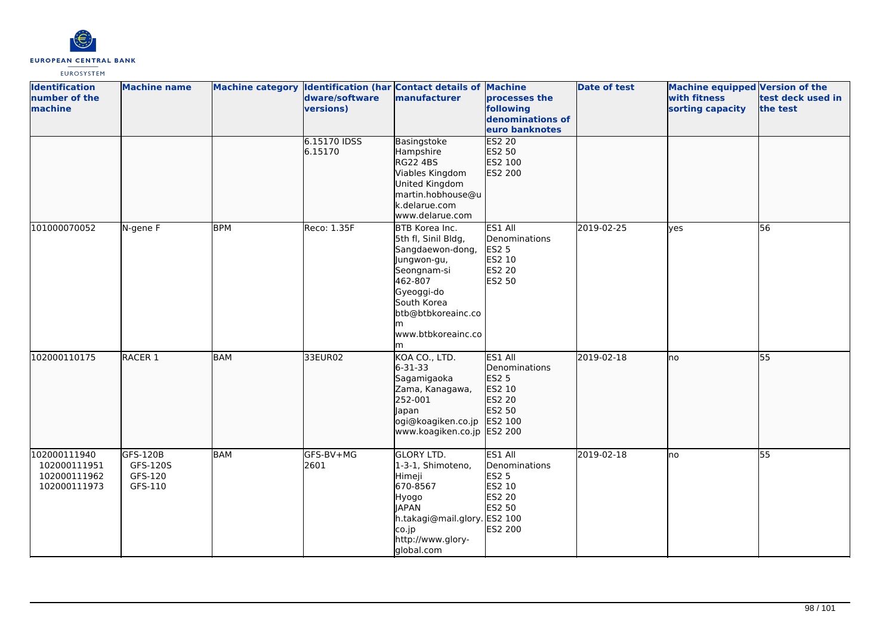| Identification number of the machine | Machine name | Machine category | Identification (hardware/software versions) | Contact details of manufacturer | Machine processes the following denominations of euro banknotes | Date of test | Machine equipped with fitness sorting capacity | Version of the test deck used in the test |
|---|---|---|---|---|---|---|---|---|
| | | | 6.15170 IDSS 6.15170 | Basingstoke Hampshire RG22 4BS Viables Kingdom United Kingdom martin.hobhouse@uk.delarue.com www.delarue.com | ES2 20 ES2 50 ES2 100 ES2 200 | | | |
| 101000070052 | N-gene F | BPM | Reco: 1.35F | BTB Korea Inc. 5th fl, Sinil Bldg, Sangdaewon-dong, Jungwon-gu, Seongnam-si 462-807 Gyeoggi-do South Korea btb@btbkoreainc.com www.btbkoreainc.com | ES1 All Denominations ES2 5 ES2 10 ES2 20 ES2 50 | 2019-02-25 | yes | 56 |
| 102000110175 | RACER 1 | BAM | 33EUR02 | KOA CO., LTD. 6-31-33 Sagamigaoka Zama, Kanagawa, 252-001 Japan ogi@koagiken.co.jp www.koagiken.co.jp | ES1 All Denominations ES2 5 ES2 10 ES2 20 ES2 50 ES2 100 ES2 200 | 2019-02-18 | no | 55 |
| 102000111940 102000111951 102000111962 102000111973 | GFS-120B GFS-120S GFS-120 GFS-110 | BAM | GFS-BV+MG 2601 | GLORY LTD. 1-3-1, Shimoteno, Himeji 670-8567 Hyogo JAPAN h.takagi@mail.glory.co.jp http://www.glory-global.com | ES1 All Denominations ES2 5 ES2 10 ES2 20 ES2 50 ES2 100 ES2 200 | 2019-02-18 | no | 55 |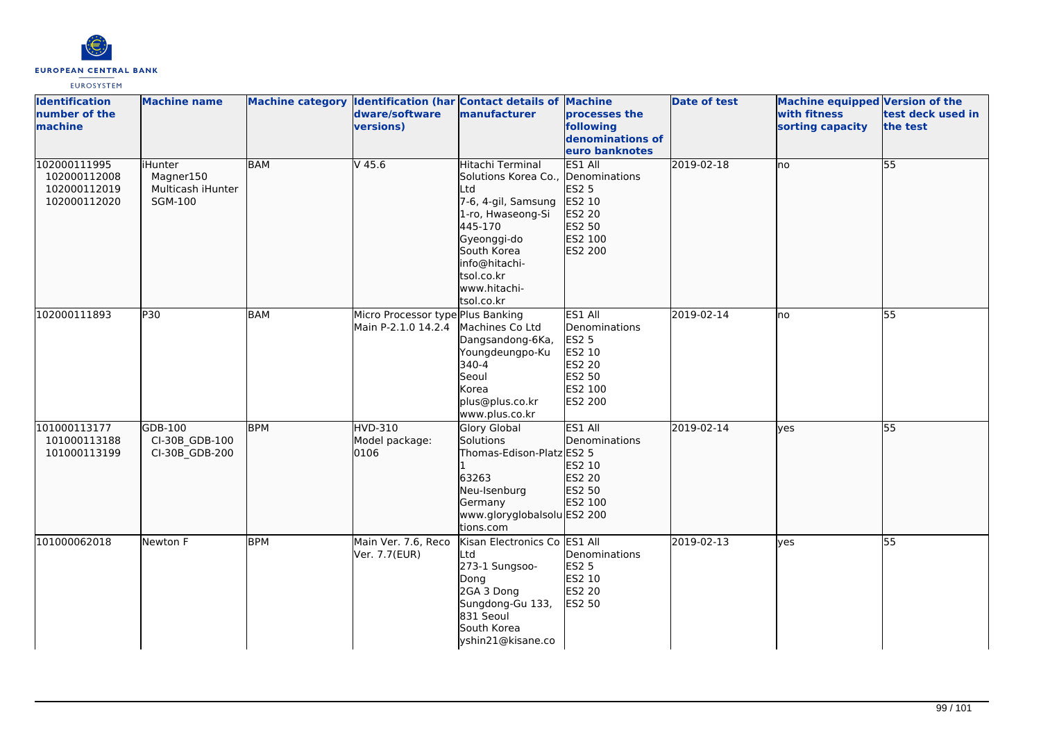| Identification number of the machine | Machine name | Machine category | Identification (hardware/software versions) | Contact details of manufacturer | Machine processes the following denominations of euro banknotes | Date of test | Machine equipped with fitness sorting capacity | Version of the test deck used in the test |
|---|---|---|---|---|---|---|---|---|
| 102000111995<br>102000112008<br>102000112019<br>102000112020 | iHunter<br>Magner150<br>Multicash iHunter<br>SGM-100 | BAM | V 45.6 | Hitachi Terminal Solutions Korea Co., Ltd<br>7-6, 4-gil, Samsung 1-ro, Hwaseong-Si<br>445-170<br>Gyeonggi-do<br>South Korea<br>info@hitachi-tsol.co.kr<br>www.hitachi-tsol.co.kr | ES1 All Denominations<br>ES2 5<br>ES2 10<br>ES2 20<br>ES2 50<br>ES2 100<br>ES2 200 | 2019-02-18 | no | 55 |
| 102000111893 | P30 | BAM | Micro Processor type Main P-2.1.0 14.2.4 | Plus Banking Machines Co Ltd<br>Dangsandong-6Ka, Youngdeungpo-Ku<br>340-4<br>Seoul<br>Korea<br>plus@plus.co.kr<br>www.plus.co.kr | ES1 All Denominations<br>ES2 5<br>ES2 10<br>ES2 20<br>ES2 50<br>ES2 100<br>ES2 200 | 2019-02-14 | no | 55 |
| 101000113177<br>101000113188<br>101000113199 | GDB-100<br>CI-30B_GDB-100<br>CI-30B_GDB-200 | BPM | HVD-310<br>Model package: 0106 | Glory Global Solutions<br>Thomas-Edison-Platz 1<br>63263<br>Neu-Isenburg<br>Germany<br>www.gloryglobalsolutions.com | ES1 All Denominations<br>ES2 5<br>ES2 10<br>ES2 20<br>ES2 50<br>ES2 100<br>ES2 200 | 2019-02-14 | yes | 55 |
| 101000062018 | Newton F | BPM | Main Ver. 7.6, Reco Ver. 7.7(EUR) | Kisan Electronics Co Ltd<br>273-1 Sungsoo-Dong<br>2GA 3 Dong<br>Sungdong-Gu 133, 831 Seoul<br>South Korea<br>yshin21@kisane.co | ES1 All Denominations<br>ES2 5<br>ES2 10<br>ES2 20<br>ES2 50 | 2019-02-13 | yes | 55 |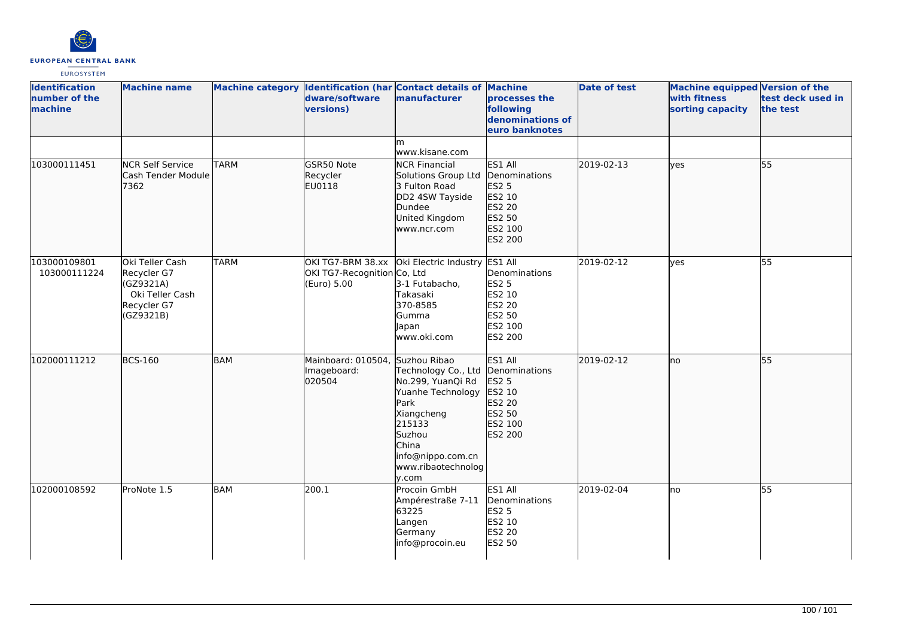| Identification number of the machine | Machine name | Machine category | Identification (hardware/software versions) | Contact details of manufacturer | Machine processes the following denominations of euro banknotes | Date of test | Machine equipped with fitness sorting capacity | Version of the test deck used in the test |
|---|---|---|---|---|---|---|---|---|
| | | | | m www.kisane.com | | | | |
| 103000111451 | NCR Self Service Cash Tender Module 7362 | TARM | GSR50 Note Recycler EU0118 | NCR Financial Solutions Group Ltd 3 Fulton Road DD2 4SW Tayside Dundee United Kingdom www.ncr.com | ES1 All Denominations ES2 5 ES2 10 ES2 20 ES2 50 ES2 100 ES2 200 | 2019-02-13 | yes | 55 |
| 103000109801 103000111224 | Oki Teller Cash Recycler G7 (GZ9321A) Oki Teller Cash Recycler G7 (GZ9321B) | TARM | OKI TG7-BRM 38.xx OKI TG7-Recognition (Euro) 5.00 | Oki Electric Industry Co, Ltd 3-1 Futabacho, Takasaki 370-8585 Gumma Japan www.oki.com | ES1 All Denominations ES2 5 ES2 10 ES2 20 ES2 50 ES2 100 ES2 200 | 2019-02-12 | yes | 55 |
| 102000111212 | BCS-160 | BAM | Mainboard: 010504, Imageboard: 020504 | Suzhou Ribao Technology Co., Ltd No.299, YuanQi Rd Yuanhe Technology Park Xiangcheng 215133 Suzhou China info@nippo.com.cn www.ribaotechnology.com | ES1 All Denominations ES2 5 ES2 10 ES2 20 ES2 50 ES2 100 ES2 200 | 2019-02-12 | no | 55 |
| 102000108592 | ProNote 1.5 | BAM | 200.1 | Procoin GmbH Ampérestraße 7-11 63225 Langen Germany info@procoin.eu | ES1 All Denominations ES2 5 ES2 10 ES2 20 ES2 50 | 2019-02-04 | no | 55 |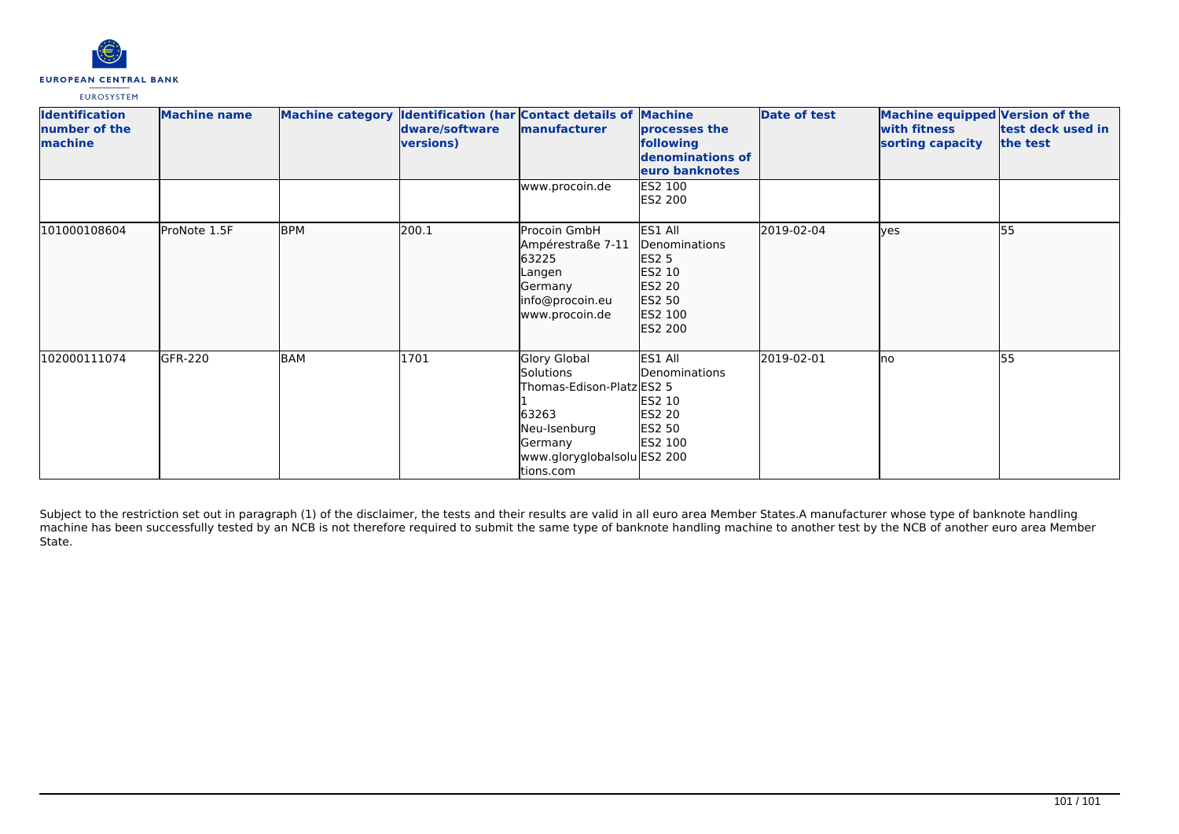| Identification number of the machine | Machine name | Machine category | Identification (hardware/software versions) | Contact details of manufacturer | Machine processes the following denominations of euro banknotes | Date of test | Machine equipped with fitness sorting capacity | Version of the test deck used in the test |
|---|---|---|---|---|---|---|---|---|
| | | | | www.procoin.de | ES2 100<br>ES2 200 | | | |
| 101000108604 | ProNote 1.5F | BPM | 200.1 | Procoin GmbH<br>Ampérestraße 7-11<br>63225<br>Langen<br>Germany<br>info@procoin.eu<br>www.procoin.de | ES1 All Denominations<br>ES2 5<br>ES2 10<br>ES2 20<br>ES2 50<br>ES2 100<br>ES2 200 | 2019-02-04 | yes | 55 |
| 102000111074 | GFR-220 | BAM | 1701 | Glory Global Solutions<br>Thomas-Edison-Platz 1<br>63263<br>Neu-Isenburg<br>Germany<br>www.gloryglobalsolutions.com | ES1 All Denominations<br>ES2 5<br>ES2 10<br>ES2 20<br>ES2 50<br>ES2 100<br>ES2 200 | 2019-02-01 | no | 55 |

Subject to the restriction set out in paragraph (1) of the disclaimer, the tests and their results are valid in all euro area Member States.A manufacturer whose type of banknote handling machine has been successfully tested by an NCB is not therefore required to submit the same type of banknote handling machine to another test by the NCB of another euro area Member State.